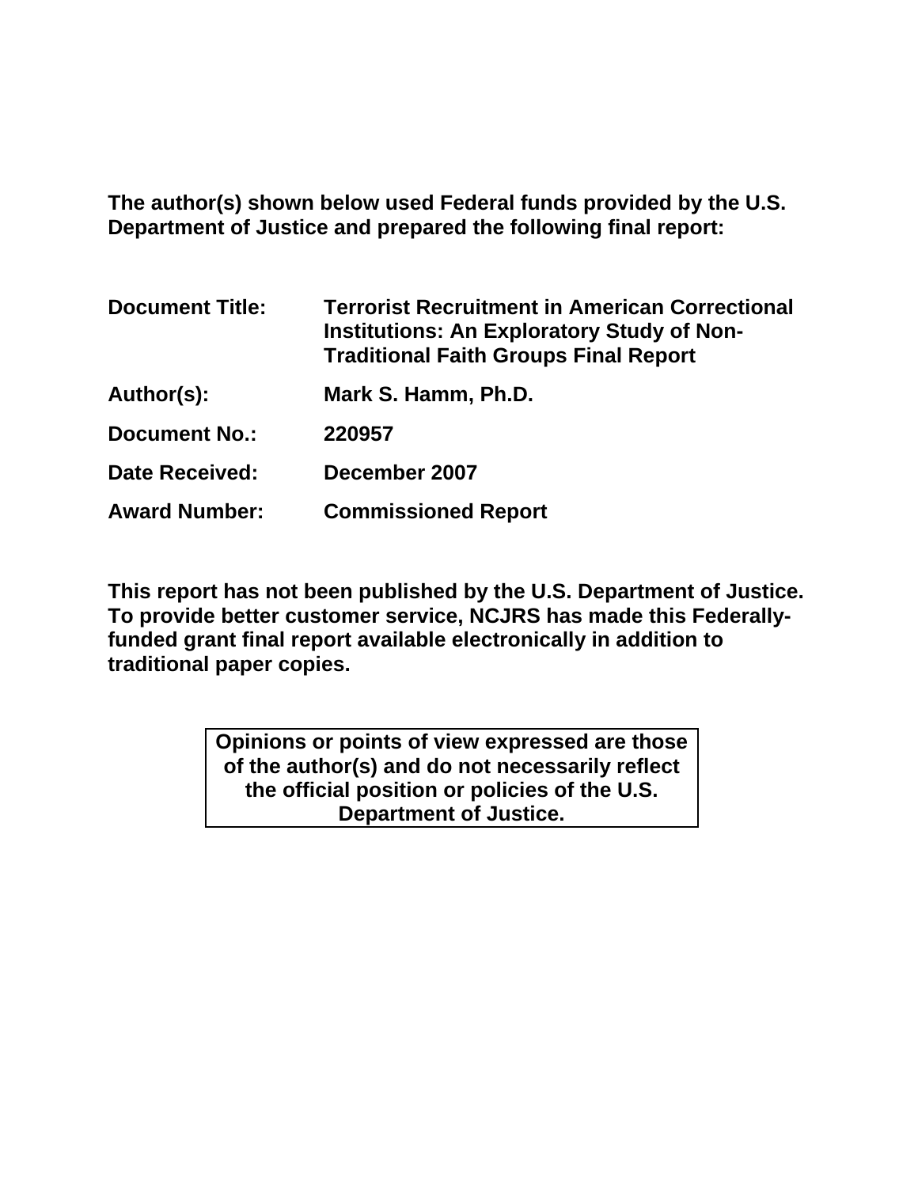**The author(s) shown below used Federal funds provided by the U.S. Department of Justice and prepared the following final report:**

| | |
|---|---|
| **Document Title:** | **Terrorist Recruitment in American Correctional Institutions: An Exploratory Study of Non-Traditional Faith Groups Final Report** |
| **Author(s):** | **Mark S. Hamm, Ph.D.** |
| **Document No.:** | **220957** |
| **Date Received:** | **December 2007** |
| **Award Number:** | **Commissioned Report** |

**This report has not been published by the U.S. Department of Justice. To provide better customer service, NCJRS has made this Federally-funded grant final report available electronically in addition to traditional paper copies.**

**Opinions or points of view expressed are those of the author(s) and do not necessarily reflect the official position or policies of the U.S. Department of Justice.**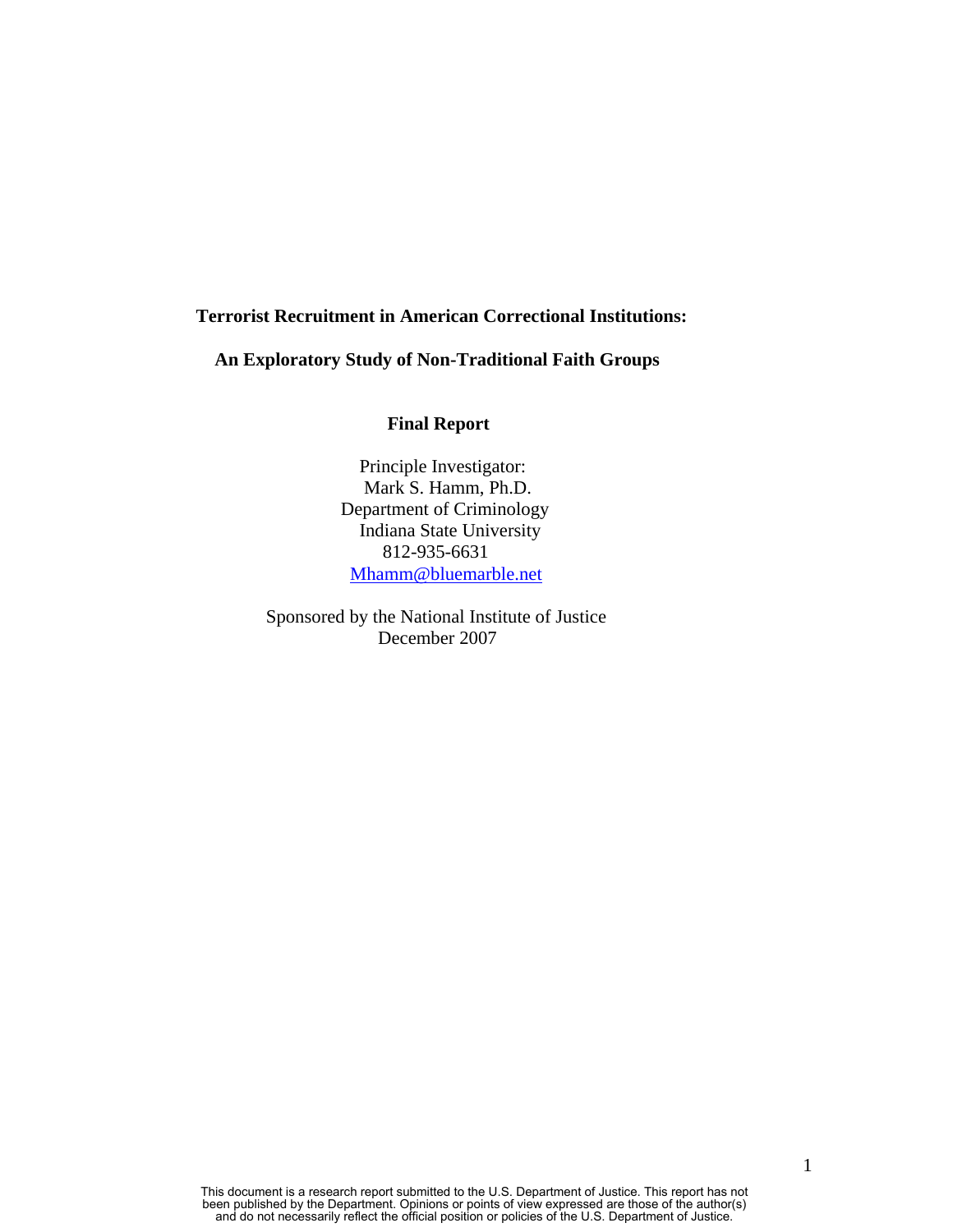**Terrorist Recruitment in American Correctional Institutions:**

**An Exploratory Study of Non-Traditional Faith Groups**

**Final Report**

Principle Investigator:
Mark S. Hamm, Ph.D.
Department of Criminology
Indiana State University
812-935-6631
Mhamm@bluemarble.net

Sponsored by the National Institute of Justice
December 2007

This document is a research report submitted to the U.S. Department of Justice. This report has not been published by the Department. Opinions or points of view expressed are those of the author(s) and do not necessarily reflect the official position or policies of the U.S. Department of Justice.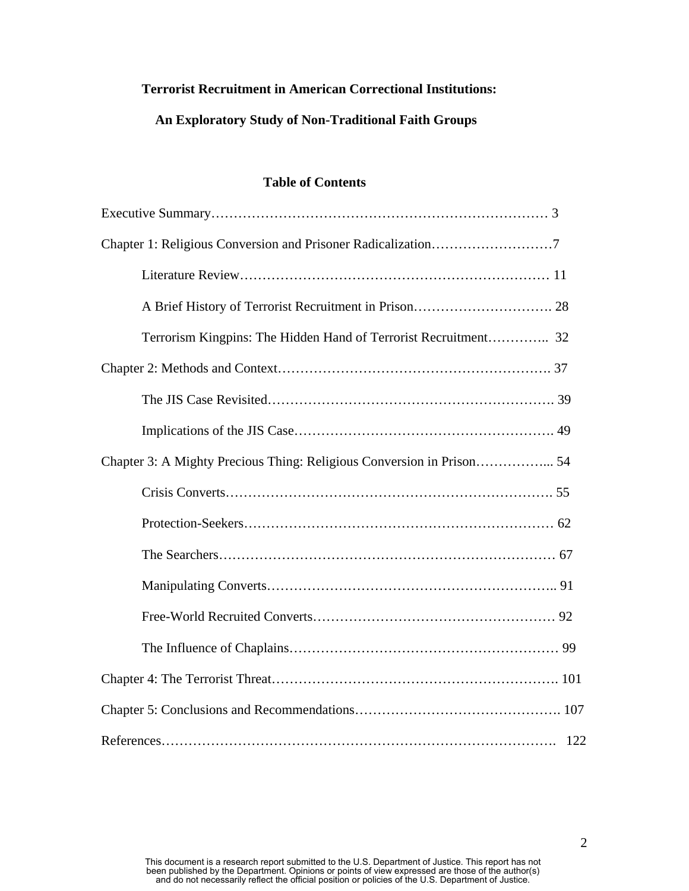**Terrorist Recruitment in American Correctional Institutions:**

**An Exploratory Study of Non-Traditional Faith Groups**

**Table of Contents**

Executive Summary………………………………………………………………… 3

Chapter 1: Religious Conversion and Prisoner Radicalization………………………7

- Literature Review…………………………………………………………… 11
- A Brief History of Terrorist Recruitment in Prison…………………………. 28
- Terrorism Kingpins: The Hidden Hand of Terrorist Recruitment………….. 32

Chapter 2: Methods and Context……………………………………………………. 37

- The JIS Case Revisited……………………………………………………. 39
- Implications of the JIS Case………………………………………………. 49

Chapter 3: A Mighty Precious Thing: Religious Conversion in Prison……………... 54

- Crisis Converts……………………………………………………………. 55
- Protection-Seekers………………………………………………………… 62
- The Searchers……………………………………………………………… 67
- Manipulating Converts…………………………………………………….. 91
- Free-World Recruited Converts…………………………………………… 92
- The Influence of Chaplains………………………………………………… 99

Chapter 4: The Terrorist Threat……………………………………………………. 101

Chapter 5: Conclusions and Recommendations………………………………………. 107

References…………………………………………………………………………. 122

This document is a research report submitted to the U.S. Department of Justice. This report has not been published by the Department. Opinions or points of view expressed are those of the author(s) and do not necessarily reflect the official position or policies of the U.S. Department of Justice.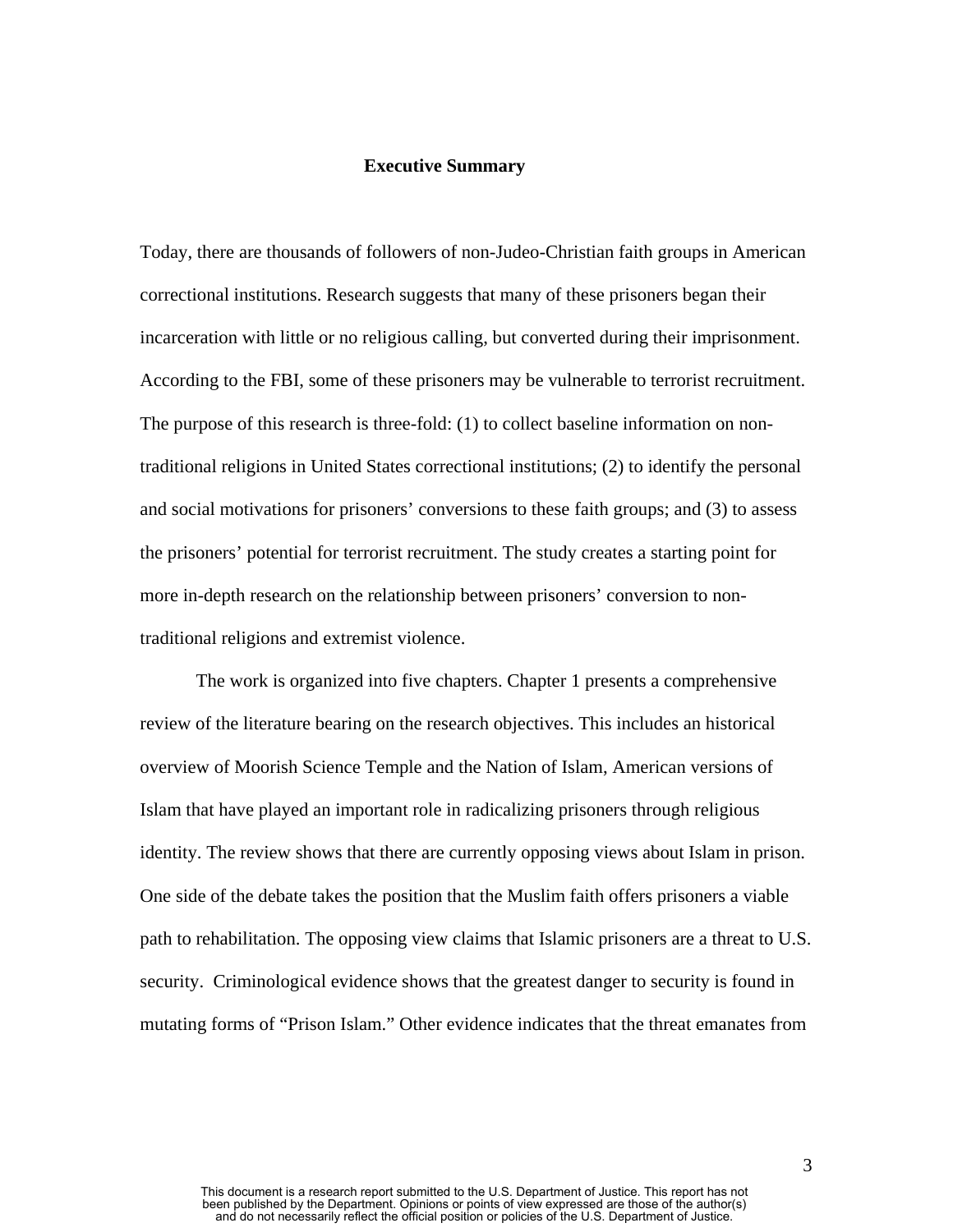## Executive Summary

Today, there are thousands of followers of non-Judeo-Christian faith groups in American correctional institutions. Research suggests that many of these prisoners began their incarceration with little or no religious calling, but converted during their imprisonment. According to the FBI, some of these prisoners may be vulnerable to terrorist recruitment. The purpose of this research is three-fold: (1) to collect baseline information on non-traditional religions in United States correctional institutions; (2) to identify the personal and social motivations for prisoners' conversions to these faith groups; and (3) to assess the prisoners' potential for terrorist recruitment. The study creates a starting point for more in-depth research on the relationship between prisoners' conversion to non-traditional religions and extremist violence.

The work is organized into five chapters. Chapter 1 presents a comprehensive review of the literature bearing on the research objectives. This includes an historical overview of Moorish Science Temple and the Nation of Islam, American versions of Islam that have played an important role in radicalizing prisoners through religious identity. The review shows that there are currently opposing views about Islam in prison. One side of the debate takes the position that the Muslim faith offers prisoners a viable path to rehabilitation. The opposing view claims that Islamic prisoners are a threat to U.S. security. Criminological evidence shows that the greatest danger to security is found in mutating forms of "Prison Islam." Other evidence indicates that the threat emanates from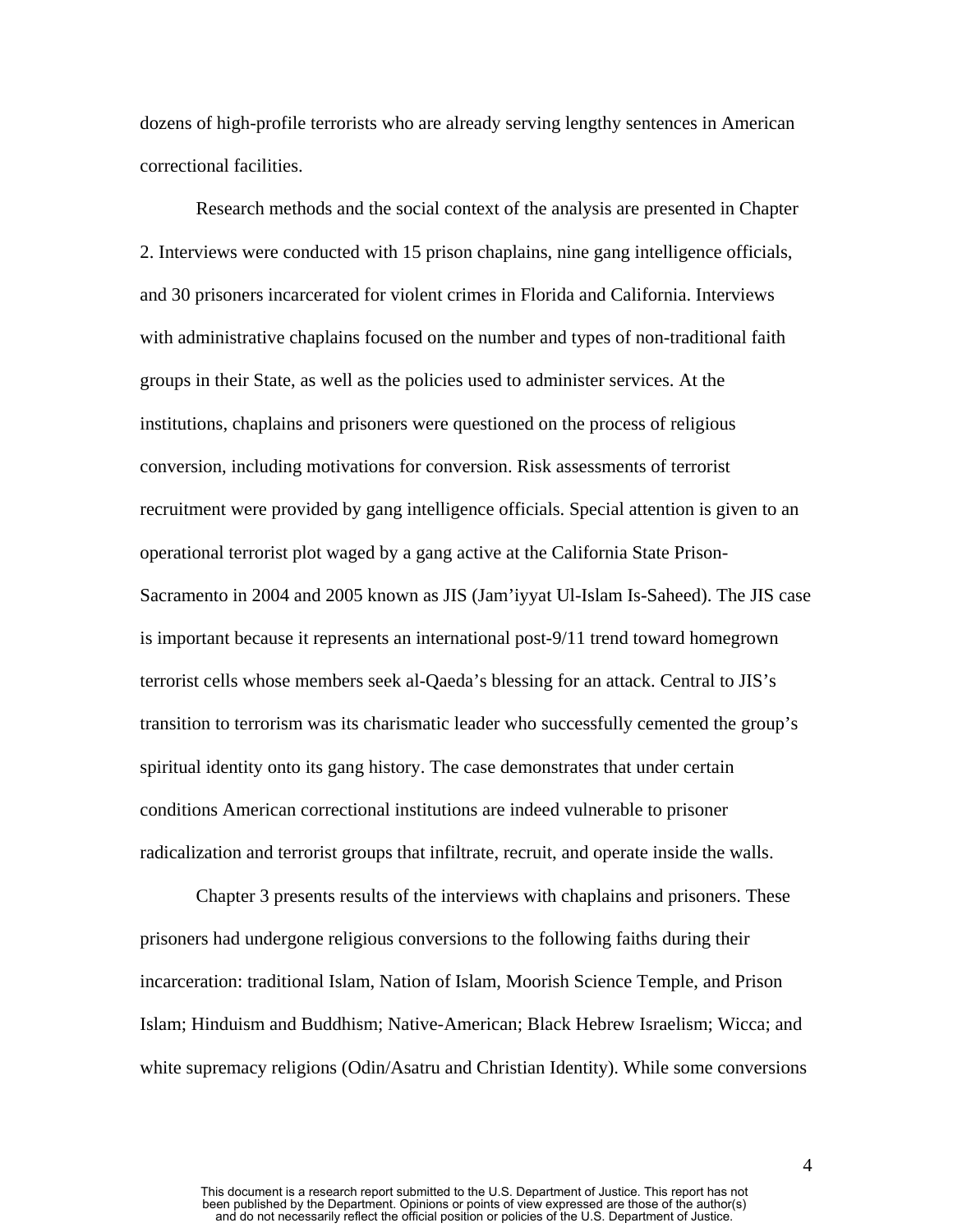dozens of high-profile terrorists who are already serving lengthy sentences in American correctional facilities.

Research methods and the social context of the analysis are presented in Chapter 2. Interviews were conducted with 15 prison chaplains, nine gang intelligence officials, and 30 prisoners incarcerated for violent crimes in Florida and California. Interviews with administrative chaplains focused on the number and types of non-traditional faith groups in their State, as well as the policies used to administer services. At the institutions, chaplains and prisoners were questioned on the process of religious conversion, including motivations for conversion. Risk assessments of terrorist recruitment were provided by gang intelligence officials. Special attention is given to an operational terrorist plot waged by a gang active at the California State Prison-Sacramento in 2004 and 2005 known as JIS (Jam'iyyat Ul-Islam Is-Saheed). The JIS case is important because it represents an international post-9/11 trend toward homegrown terrorist cells whose members seek al-Qaeda's blessing for an attack. Central to JIS's transition to terrorism was its charismatic leader who successfully cemented the group's spiritual identity onto its gang history. The case demonstrates that under certain conditions American correctional institutions are indeed vulnerable to prisoner radicalization and terrorist groups that infiltrate, recruit, and operate inside the walls.

Chapter 3 presents results of the interviews with chaplains and prisoners. These prisoners had undergone religious conversions to the following faiths during their incarceration: traditional Islam, Nation of Islam, Moorish Science Temple, and Prison Islam; Hinduism and Buddhism; Native-American; Black Hebrew Israelism; Wicca; and white supremacy religions (Odin/Asatru and Christian Identity). While some conversions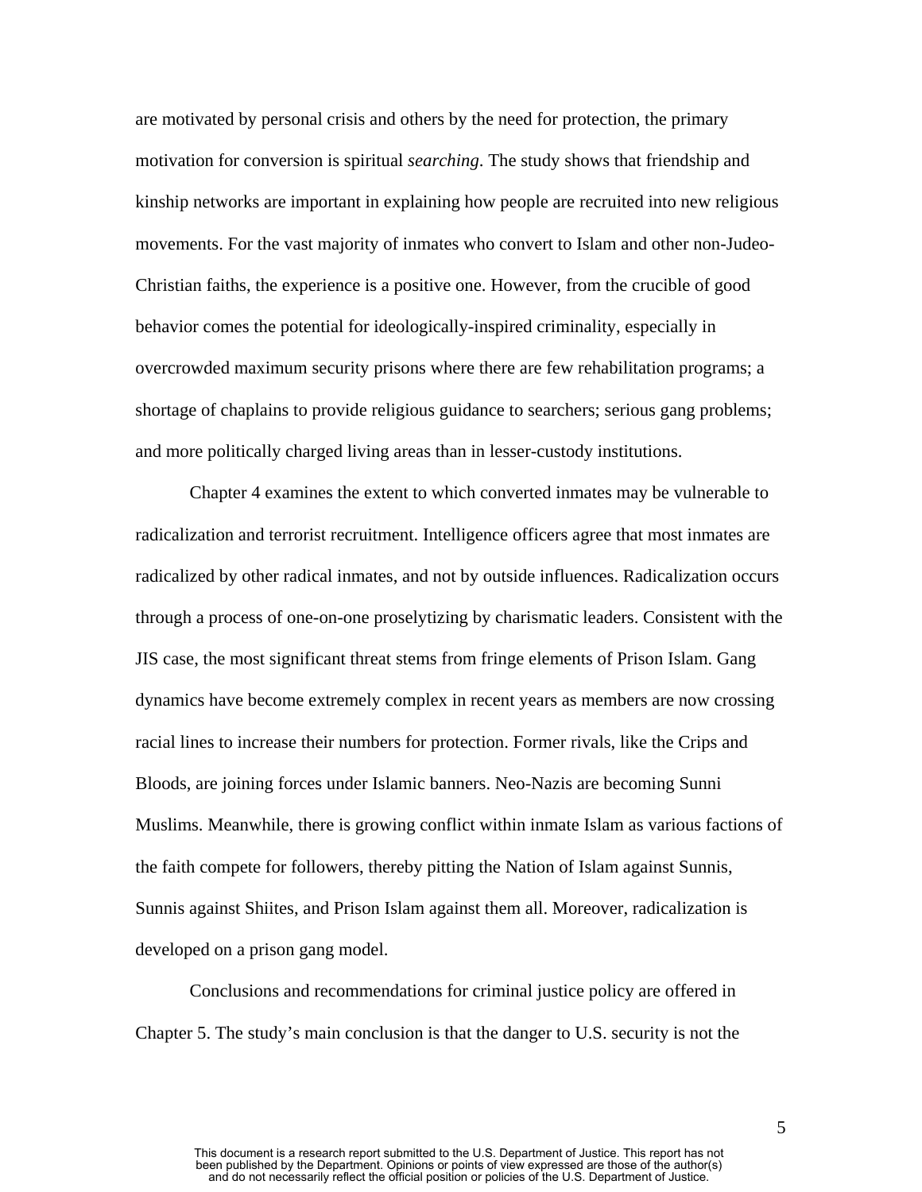are motivated by personal crisis and others by the need for protection, the primary motivation for conversion is spiritual *searching*. The study shows that friendship and kinship networks are important in explaining how people are recruited into new religious movements. For the vast majority of inmates who convert to Islam and other non-Judeo-Christian faiths, the experience is a positive one. However, from the crucible of good behavior comes the potential for ideologically-inspired criminality, especially in overcrowded maximum security prisons where there are few rehabilitation programs; a shortage of chaplains to provide religious guidance to searchers; serious gang problems; and more politically charged living areas than in lesser-custody institutions.

Chapter 4 examines the extent to which converted inmates may be vulnerable to radicalization and terrorist recruitment. Intelligence officers agree that most inmates are radicalized by other radical inmates, and not by outside influences. Radicalization occurs through a process of one-on-one proselytizing by charismatic leaders. Consistent with the JIS case, the most significant threat stems from fringe elements of Prison Islam. Gang dynamics have become extremely complex in recent years as members are now crossing racial lines to increase their numbers for protection. Former rivals, like the Crips and Bloods, are joining forces under Islamic banners. Neo-Nazis are becoming Sunni Muslims. Meanwhile, there is growing conflict within inmate Islam as various factions of the faith compete for followers, thereby pitting the Nation of Islam against Sunnis, Sunnis against Shiites, and Prison Islam against them all. Moreover, radicalization is developed on a prison gang model.

Conclusions and recommendations for criminal justice policy are offered in Chapter 5. The study's main conclusion is that the danger to U.S. security is not the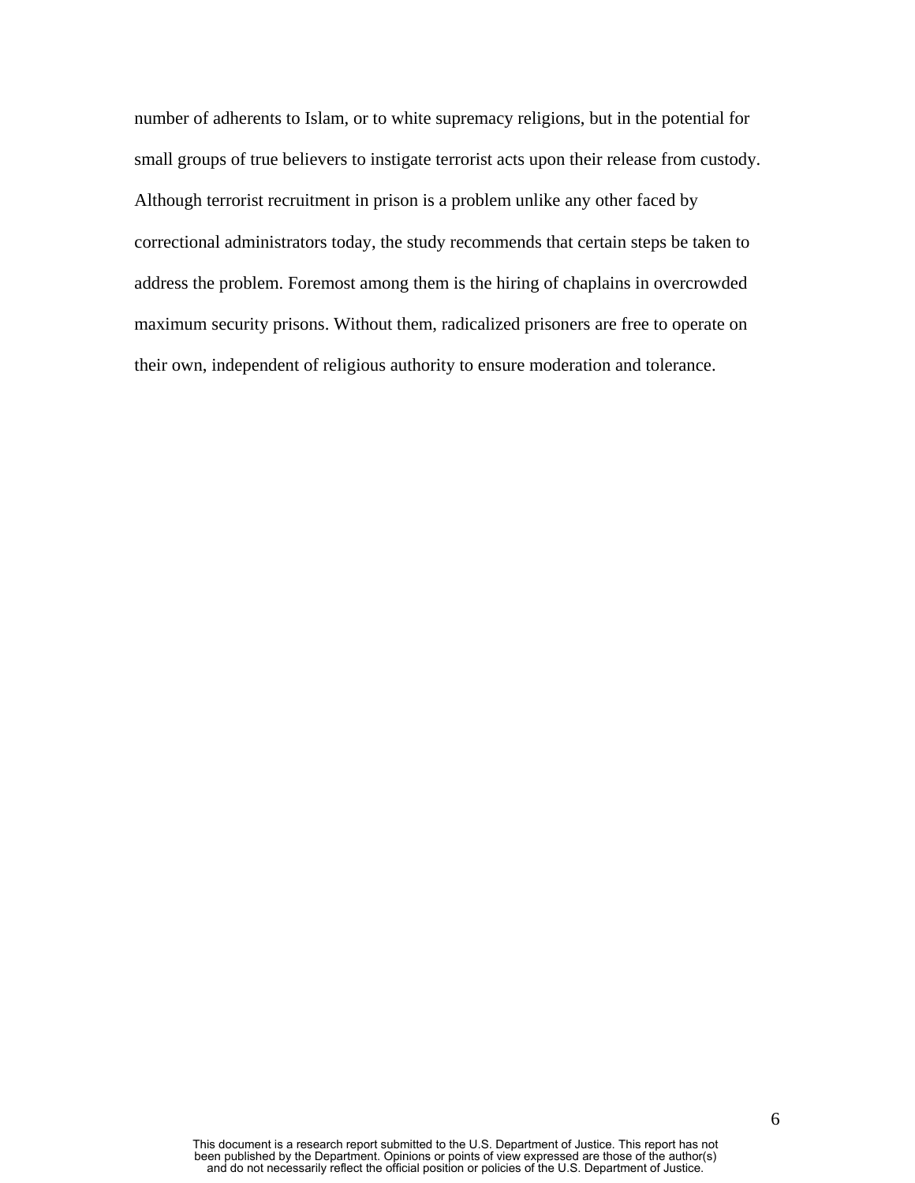number of adherents to Islam, or to white supremacy religions, but in the potential for small groups of true believers to instigate terrorist acts upon their release from custody. Although terrorist recruitment in prison is a problem unlike any other faced by correctional administrators today, the study recommends that certain steps be taken to address the problem. Foremost among them is the hiring of chaplains in overcrowded maximum security prisons. Without them, radicalized prisoners are free to operate on their own, independent of religious authority to ensure moderation and tolerance.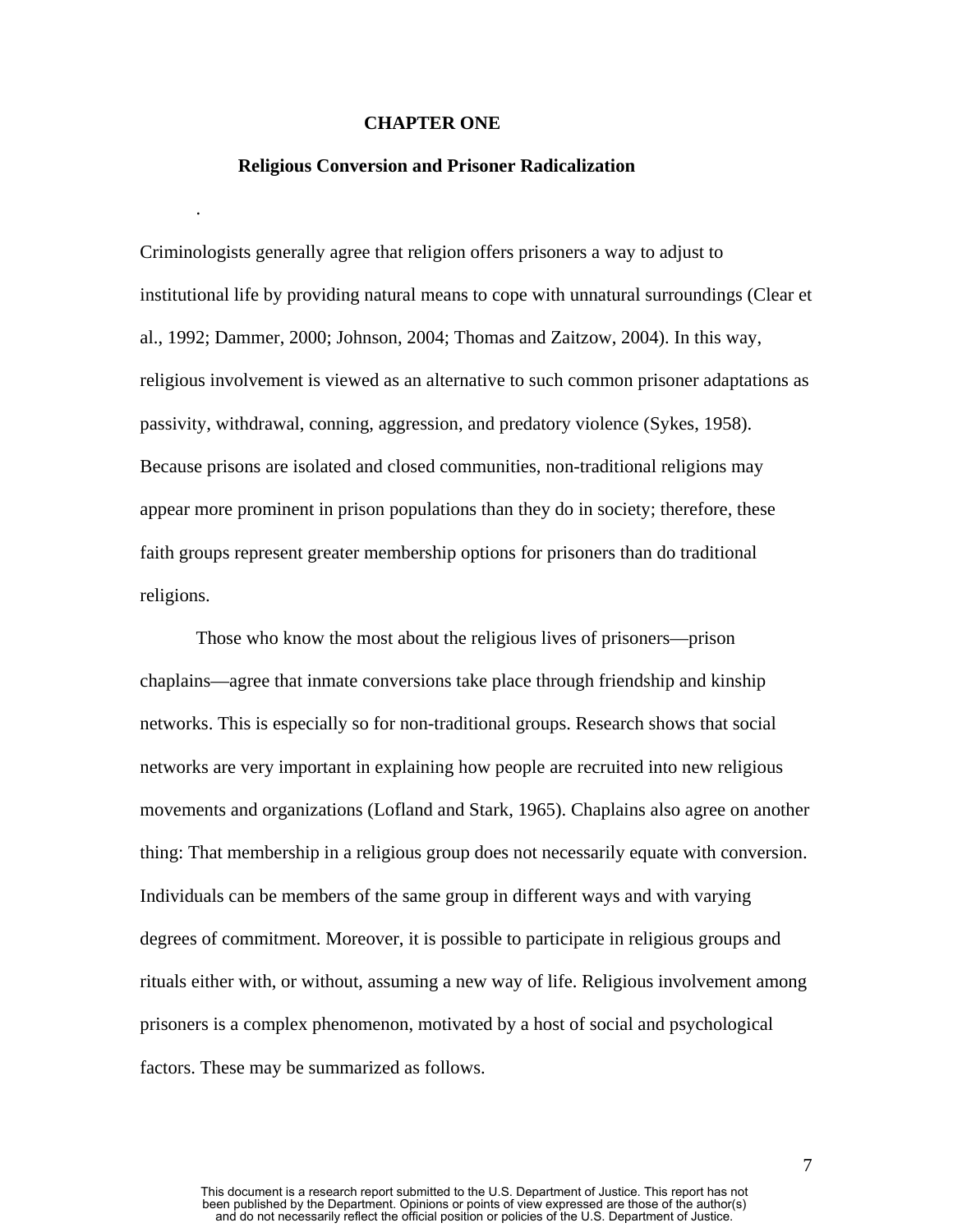# CHAPTER ONE

## Religious Conversion and Prisoner Radicalization

.

Criminologists generally agree that religion offers prisoners a way to adjust to institutional life by providing natural means to cope with unnatural surroundings (Clear et al., 1992; Dammer, 2000; Johnson, 2004; Thomas and Zaitzow, 2004). In this way, religious involvement is viewed as an alternative to such common prisoner adaptations as passivity, withdrawal, conning, aggression, and predatory violence (Sykes, 1958). Because prisons are isolated and closed communities, non-traditional religions may appear more prominent in prison populations than they do in society; therefore, these faith groups represent greater membership options for prisoners than do traditional religions.

Those who know the most about the religious lives of prisoners—prison chaplains—agree that inmate conversions take place through friendship and kinship networks. This is especially so for non-traditional groups. Research shows that social networks are very important in explaining how people are recruited into new religious movements and organizations (Lofland and Stark, 1965). Chaplains also agree on another thing: That membership in a religious group does not necessarily equate with conversion. Individuals can be members of the same group in different ways and with varying degrees of commitment. Moreover, it is possible to participate in religious groups and rituals either with, or without, assuming a new way of life. Religious involvement among prisoners is a complex phenomenon, motivated by a host of social and psychological factors. These may be summarized as follows.

This document is a research report submitted to the U.S. Department of Justice. This report has not been published by the Department. Opinions or points of view expressed are those of the author(s) and do not necessarily reflect the official position or policies of the U.S. Department of Justice.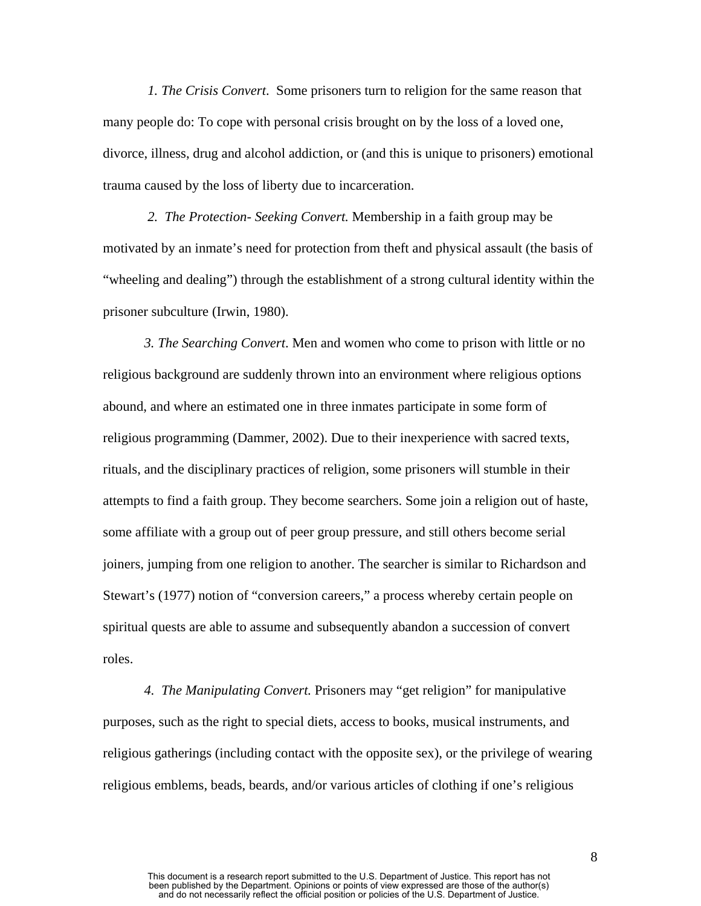*1. The Crisis Convert*. Some prisoners turn to religion for the same reason that many people do: To cope with personal crisis brought on by the loss of a loved one, divorce, illness, drug and alcohol addiction, or (and this is unique to prisoners) emotional trauma caused by the loss of liberty due to incarceration.

*2. The Protection- Seeking Convert.* Membership in a faith group may be motivated by an inmate's need for protection from theft and physical assault (the basis of "wheeling and dealing") through the establishment of a strong cultural identity within the prisoner subculture (Irwin, 1980).

*3. The Searching Convert*. Men and women who come to prison with little or no religious background are suddenly thrown into an environment where religious options abound, and where an estimated one in three inmates participate in some form of religious programming (Dammer, 2002). Due to their inexperience with sacred texts, rituals, and the disciplinary practices of religion, some prisoners will stumble in their attempts to find a faith group. They become searchers. Some join a religion out of haste, some affiliate with a group out of peer group pressure, and still others become serial joiners, jumping from one religion to another. The searcher is similar to Richardson and Stewart's (1977) notion of "conversion careers," a process whereby certain people on spiritual quests are able to assume and subsequently abandon a succession of convert roles.

*4. The Manipulating Convert.* Prisoners may "get religion" for manipulative purposes, such as the right to special diets, access to books, musical instruments, and religious gatherings (including contact with the opposite sex), or the privilege of wearing religious emblems, beads, beards, and/or various articles of clothing if one's religious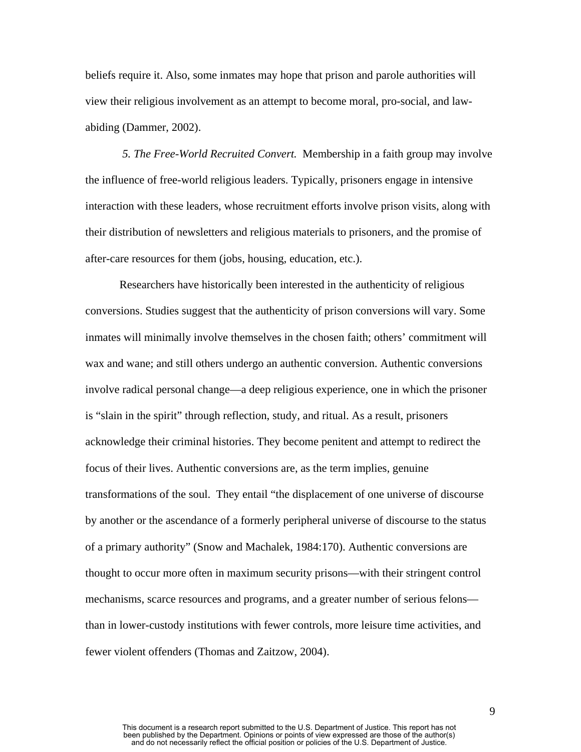beliefs require it. Also, some inmates may hope that prison and parole authorities will view their religious involvement as an attempt to become moral, pro-social, and law-abiding (Dammer, 2002).

*5. The Free-World Recruited Convert.* Membership in a faith group may involve the influence of free-world religious leaders. Typically, prisoners engage in intensive interaction with these leaders, whose recruitment efforts involve prison visits, along with their distribution of newsletters and religious materials to prisoners, and the promise of after-care resources for them (jobs, housing, education, etc.).

Researchers have historically been interested in the authenticity of religious conversions. Studies suggest that the authenticity of prison conversions will vary. Some inmates will minimally involve themselves in the chosen faith; others' commitment will wax and wane; and still others undergo an authentic conversion. Authentic conversions involve radical personal change—a deep religious experience, one in which the prisoner is "slain in the spirit" through reflection, study, and ritual. As a result, prisoners acknowledge their criminal histories. They become penitent and attempt to redirect the focus of their lives. Authentic conversions are, as the term implies, genuine transformations of the soul. They entail "the displacement of one universe of discourse by another or the ascendance of a formerly peripheral universe of discourse to the status of a primary authority" (Snow and Machalek, 1984:170). Authentic conversions are thought to occur more often in maximum security prisons—with their stringent control mechanisms, scarce resources and programs, and a greater number of serious felons—than in lower-custody institutions with fewer controls, more leisure time activities, and fewer violent offenders (Thomas and Zaitzow, 2004).

This document is a research report submitted to the U.S. Department of Justice. This report has not been published by the Department. Opinions or points of view expressed are those of the author(s) and do not necessarily reflect the official position or policies of the U.S. Department of Justice.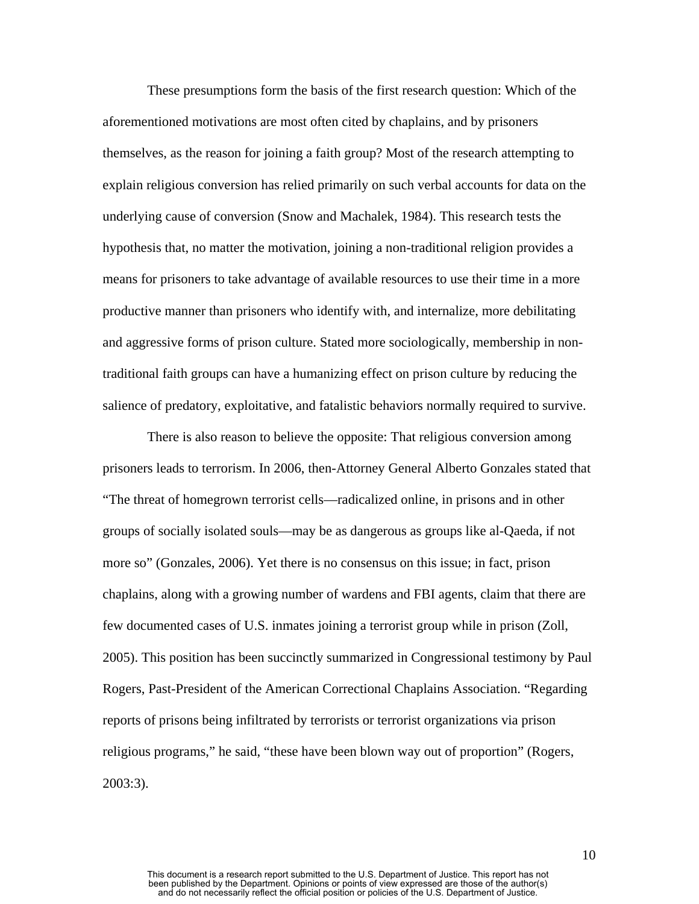These presumptions form the basis of the first research question: Which of the aforementioned motivations are most often cited by chaplains, and by prisoners themselves, as the reason for joining a faith group? Most of the research attempting to explain religious conversion has relied primarily on such verbal accounts for data on the underlying cause of conversion (Snow and Machalek, 1984). This research tests the hypothesis that, no matter the motivation, joining a non-traditional religion provides a means for prisoners to take advantage of available resources to use their time in a more productive manner than prisoners who identify with, and internalize, more debilitating and aggressive forms of prison culture. Stated more sociologically, membership in non-traditional faith groups can have a humanizing effect on prison culture by reducing the salience of predatory, exploitative, and fatalistic behaviors normally required to survive.

There is also reason to believe the opposite: That religious conversion among prisoners leads to terrorism. In 2006, then-Attorney General Alberto Gonzales stated that "The threat of homegrown terrorist cells—radicalized online, in prisons and in other groups of socially isolated souls—may be as dangerous as groups like al-Qaeda, if not more so" (Gonzales, 2006). Yet there is no consensus on this issue; in fact, prison chaplains, along with a growing number of wardens and FBI agents, claim that there are few documented cases of U.S. inmates joining a terrorist group while in prison (Zoll, 2005). This position has been succinctly summarized in Congressional testimony by Paul Rogers, Past-President of the American Correctional Chaplains Association. "Regarding reports of prisons being infiltrated by terrorists or terrorist organizations via prison religious programs," he said, "these have been blown way out of proportion" (Rogers, 2003:3).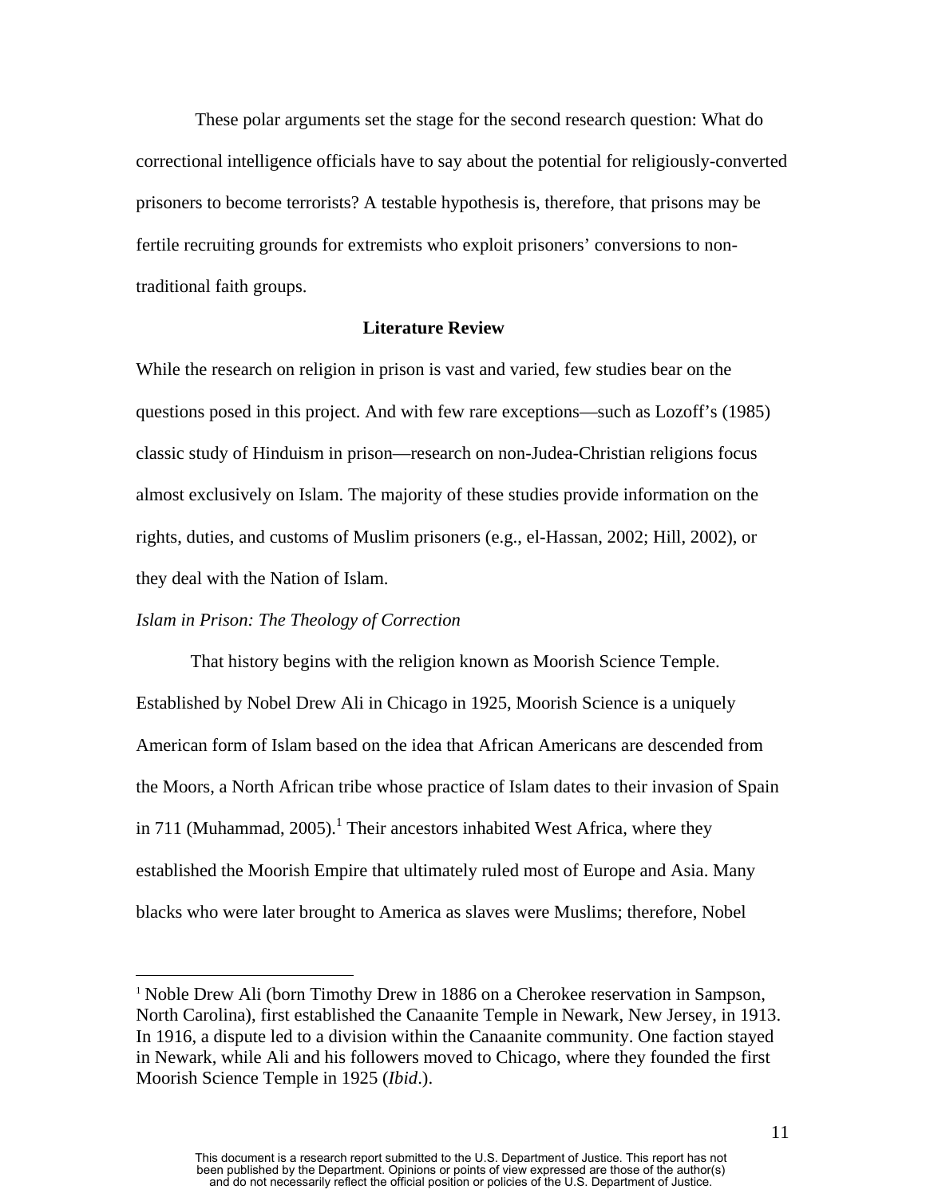These polar arguments set the stage for the second research question: What do correctional intelligence officials have to say about the potential for religiously-converted prisoners to become terrorists? A testable hypothesis is, therefore, that prisons may be fertile recruiting grounds for extremists who exploit prisoners' conversions to non-traditional faith groups.

## Literature Review

While the research on religion in prison is vast and varied, few studies bear on the questions posed in this project. And with few rare exceptions—such as Lozoff's (1985) classic study of Hinduism in prison—research on non-Judea-Christian religions focus almost exclusively on Islam. The majority of these studies provide information on the rights, duties, and customs of Muslim prisoners (e.g., el-Hassan, 2002; Hill, 2002), or they deal with the Nation of Islam.

*Islam in Prison: The Theology of Correction*

That history begins with the religion known as Moorish Science Temple. Established by Nobel Drew Ali in Chicago in 1925, Moorish Science is a uniquely American form of Islam based on the idea that African Americans are descended from the Moors, a North African tribe whose practice of Islam dates to their invasion of Spain in 711 (Muhammad, 2005).[1] Their ancestors inhabited West Africa, where they established the Moorish Empire that ultimately ruled most of Europe and Asia. Many blacks who were later brought to America as slaves were Muslims; therefore, Nobel

---

[1] Noble Drew Ali (born Timothy Drew in 1886 on a Cherokee reservation in Sampson, North Carolina), first established the Canaanite Temple in Newark, New Jersey, in 1913. In 1916, a dispute led to a division within the Canaanite community. One faction stayed in Newark, while Ali and his followers moved to Chicago, where they founded the first Moorish Science Temple in 1925 (*Ibid*.).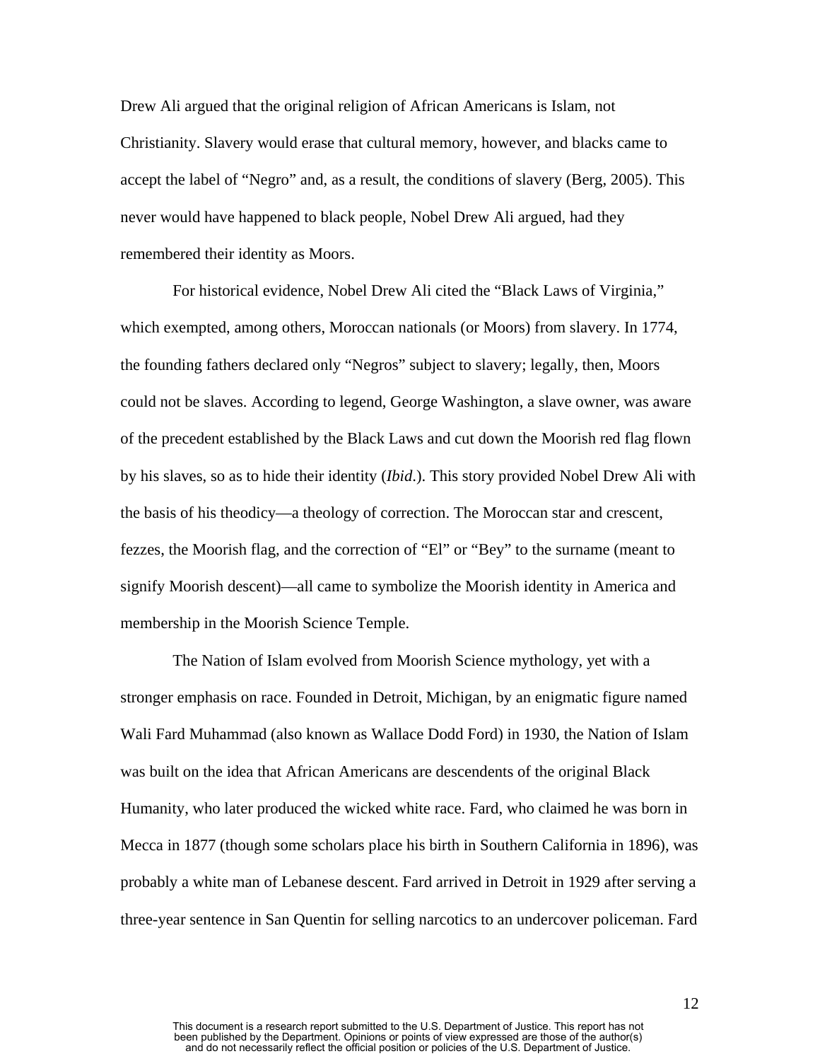Drew Ali argued that the original religion of African Americans is Islam, not Christianity. Slavery would erase that cultural memory, however, and blacks came to accept the label of "Negro" and, as a result, the conditions of slavery (Berg, 2005). This never would have happened to black people, Nobel Drew Ali argued, had they remembered their identity as Moors.

For historical evidence, Nobel Drew Ali cited the "Black Laws of Virginia," which exempted, among others, Moroccan nationals (or Moors) from slavery. In 1774, the founding fathers declared only "Negros" subject to slavery; legally, then, Moors could not be slaves. According to legend, George Washington, a slave owner, was aware of the precedent established by the Black Laws and cut down the Moorish red flag flown by his slaves, so as to hide their identity (*Ibid.*). This story provided Nobel Drew Ali with the basis of his theodicy—a theology of correction. The Moroccan star and crescent, fezzes, the Moorish flag, and the correction of "El" or "Bey" to the surname (meant to signify Moorish descent)—all came to symbolize the Moorish identity in America and membership in the Moorish Science Temple.

The Nation of Islam evolved from Moorish Science mythology, yet with a stronger emphasis on race. Founded in Detroit, Michigan, by an enigmatic figure named Wali Fard Muhammad (also known as Wallace Dodd Ford) in 1930, the Nation of Islam was built on the idea that African Americans are descendents of the original Black Humanity, who later produced the wicked white race. Fard, who claimed he was born in Mecca in 1877 (though some scholars place his birth in Southern California in 1896), was probably a white man of Lebanese descent. Fard arrived in Detroit in 1929 after serving a three-year sentence in San Quentin for selling narcotics to an undercover policeman. Fard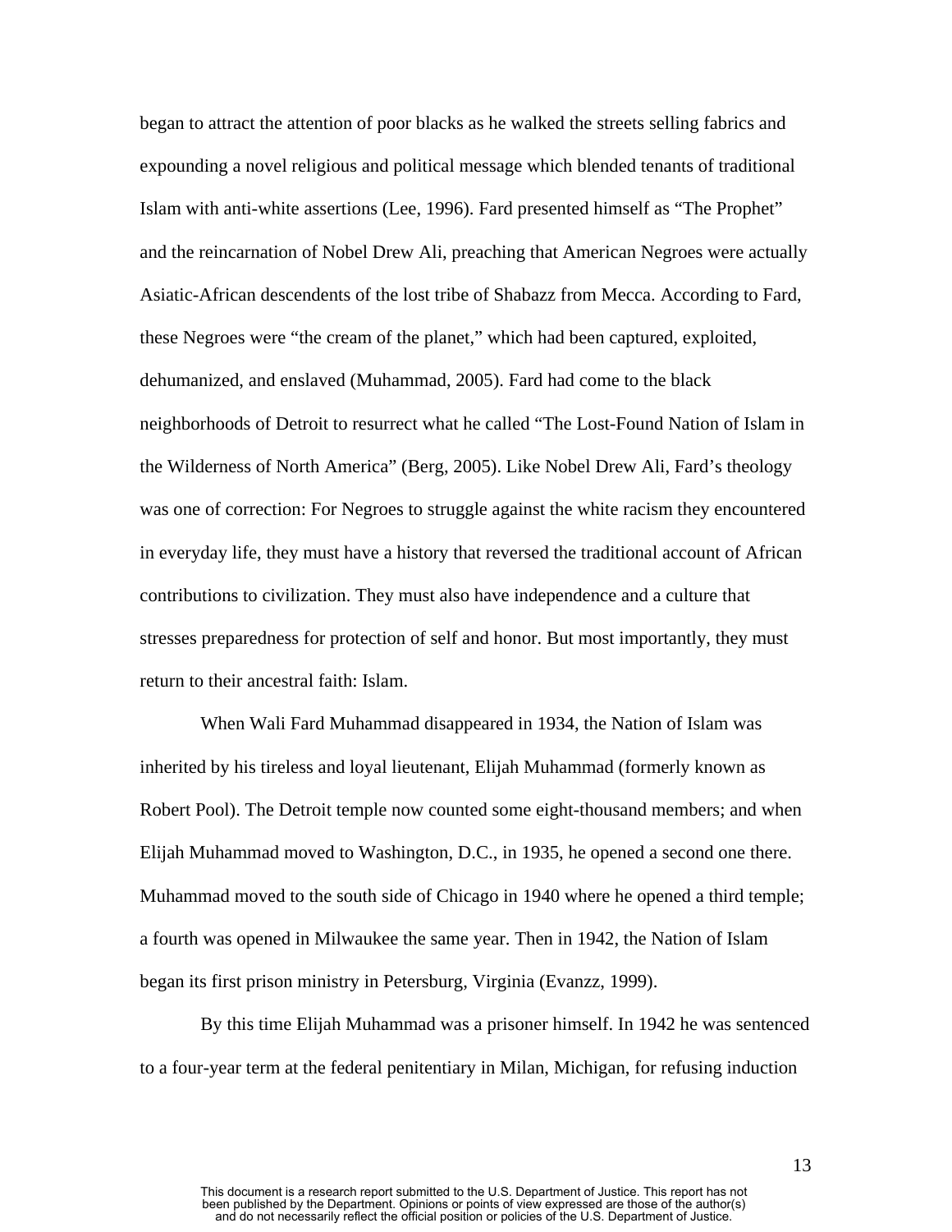began to attract the attention of poor blacks as he walked the streets selling fabrics and expounding a novel religious and political message which blended tenants of traditional Islam with anti-white assertions (Lee, 1996). Fard presented himself as “The Prophet” and the reincarnation of Nobel Drew Ali, preaching that American Negroes were actually Asiatic-African descendents of the lost tribe of Shabazz from Mecca. According to Fard, these Negroes were “the cream of the planet,” which had been captured, exploited, dehumanized, and enslaved (Muhammad, 2005). Fard had come to the black neighborhoods of Detroit to resurrect what he called “The Lost-Found Nation of Islam in the Wilderness of North America” (Berg, 2005). Like Nobel Drew Ali, Fard’s theology was one of correction: For Negroes to struggle against the white racism they encountered in everyday life, they must have a history that reversed the traditional account of African contributions to civilization. They must also have independence and a culture that stresses preparedness for protection of self and honor. But most importantly, they must return to their ancestral faith: Islam.

When Wali Fard Muhammad disappeared in 1934, the Nation of Islam was inherited by his tireless and loyal lieutenant, Elijah Muhammad (formerly known as Robert Pool). The Detroit temple now counted some eight-thousand members; and when Elijah Muhammad moved to Washington, D.C., in 1935, he opened a second one there. Muhammad moved to the south side of Chicago in 1940 where he opened a third temple; a fourth was opened in Milwaukee the same year. Then in 1942, the Nation of Islam began its first prison ministry in Petersburg, Virginia (Evanzz, 1999).

By this time Elijah Muhammad was a prisoner himself. In 1942 he was sentenced to a four-year term at the federal penitentiary in Milan, Michigan, for refusing induction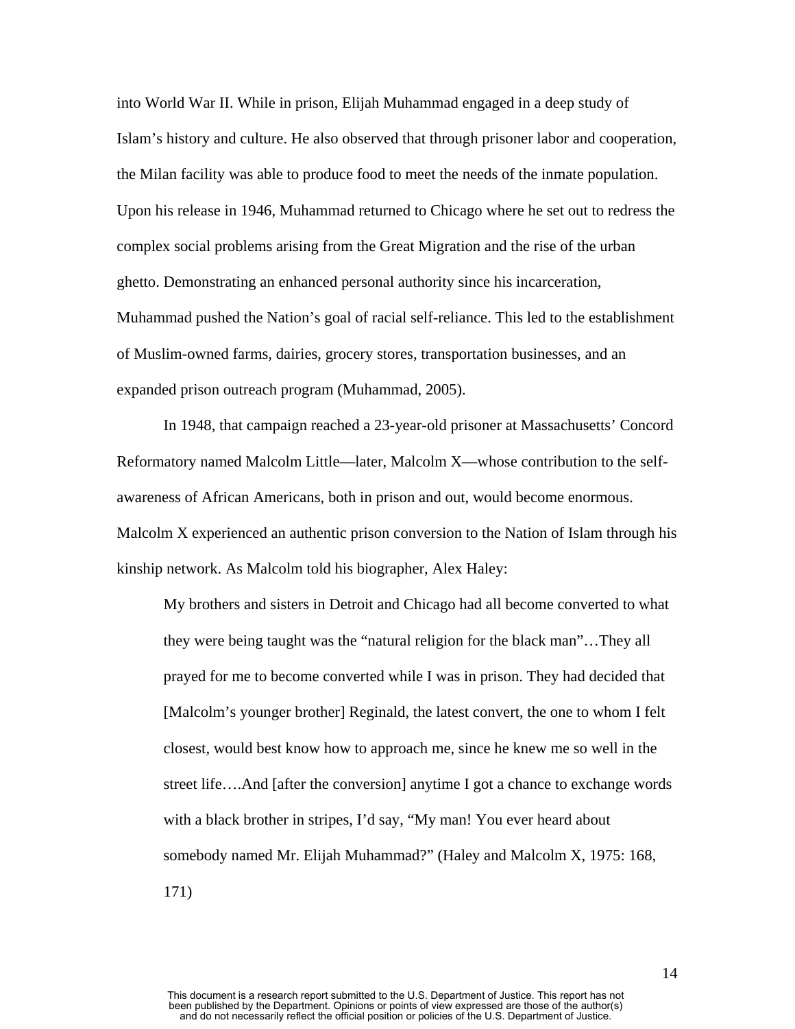into World War II. While in prison, Elijah Muhammad engaged in a deep study of Islam's history and culture. He also observed that through prisoner labor and cooperation, the Milan facility was able to produce food to meet the needs of the inmate population. Upon his release in 1946, Muhammad returned to Chicago where he set out to redress the complex social problems arising from the Great Migration and the rise of the urban ghetto. Demonstrating an enhanced personal authority since his incarceration, Muhammad pushed the Nation's goal of racial self-reliance. This led to the establishment of Muslim-owned farms, dairies, grocery stores, transportation businesses, and an expanded prison outreach program (Muhammad, 2005).

In 1948, that campaign reached a 23-year-old prisoner at Massachusetts' Concord Reformatory named Malcolm Little—later, Malcolm X—whose contribution to the self-awareness of African Americans, both in prison and out, would become enormous. Malcolm X experienced an authentic prison conversion to the Nation of Islam through his kinship network. As Malcolm told his biographer, Alex Haley:

> My brothers and sisters in Detroit and Chicago had all become converted to what they were being taught was the "natural religion for the black man"…They all prayed for me to become converted while I was in prison. They had decided that [Malcolm's younger brother] Reginald, the latest convert, the one to whom I felt closest, would best know how to approach me, since he knew me so well in the street life….And [after the conversion] anytime I got a chance to exchange words with a black brother in stripes, I'd say, "My man! You ever heard about somebody named Mr. Elijah Muhammad?" (Haley and Malcolm X, 1975: 168, 171)

This document is a research report submitted to the U.S. Department of Justice. This report has not been published by the Department. Opinions or points of view expressed are those of the author(s) and do not necessarily reflect the official position or policies of the U.S. Department of Justice.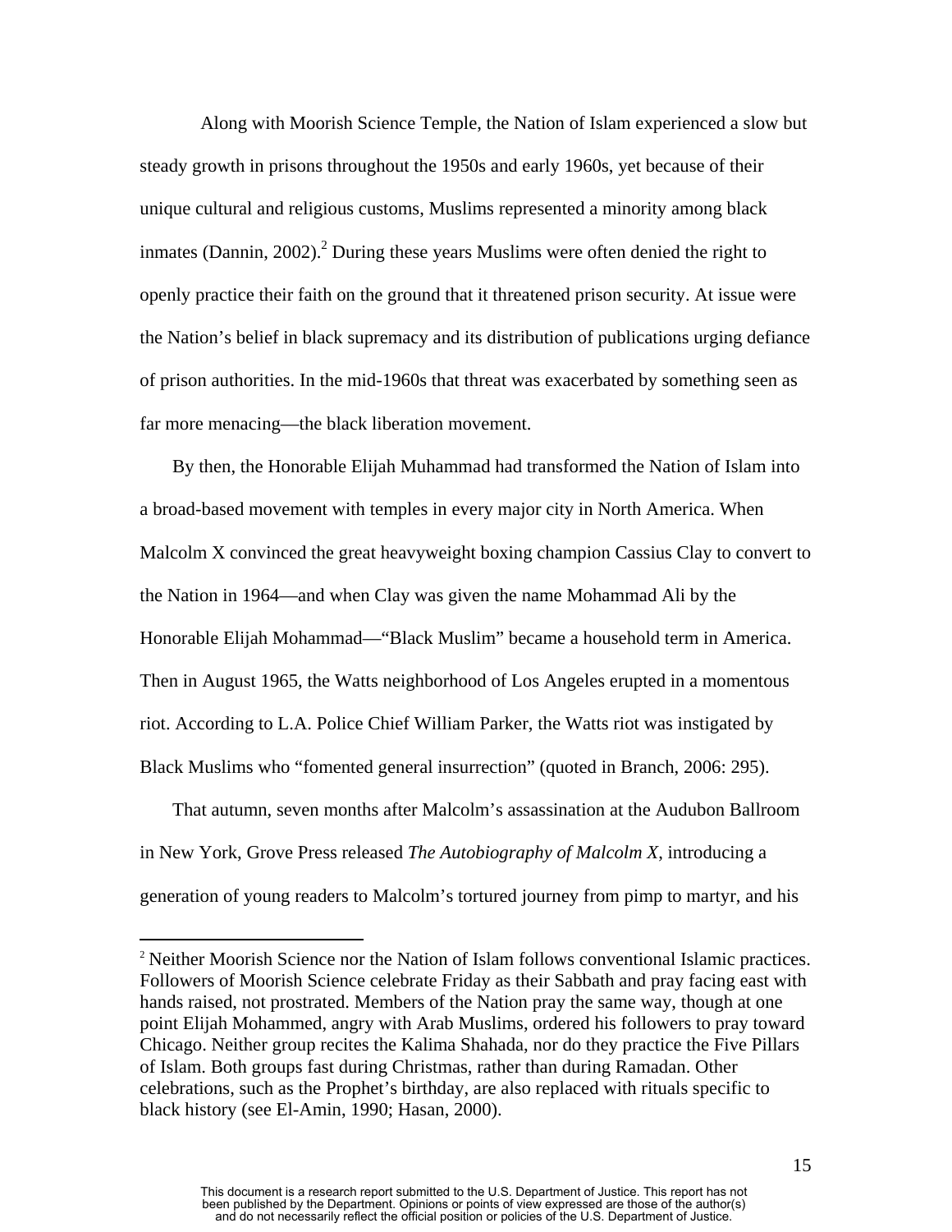Along with Moorish Science Temple, the Nation of Islam experienced a slow but steady growth in prisons throughout the 1950s and early 1960s, yet because of their unique cultural and religious customs, Muslims represented a minority among black inmates (Dannin, 2002).[2] During these years Muslims were often denied the right to openly practice their faith on the ground that it threatened prison security. At issue were the Nation's belief in black supremacy and its distribution of publications urging defiance of prison authorities. In the mid-1960s that threat was exacerbated by something seen as far more menacing—the black liberation movement.

By then, the Honorable Elijah Muhammad had transformed the Nation of Islam into a broad-based movement with temples in every major city in North America. When Malcolm X convinced the great heavyweight boxing champion Cassius Clay to convert to the Nation in 1964—and when Clay was given the name Mohammad Ali by the Honorable Elijah Mohammad—"Black Muslim" became a household term in America. Then in August 1965, the Watts neighborhood of Los Angeles erupted in a momentous riot. According to L.A. Police Chief William Parker, the Watts riot was instigated by Black Muslims who "fomented general insurrection" (quoted in Branch, 2006: 295).

That autumn, seven months after Malcolm's assassination at the Audubon Ballroom in New York, Grove Press released *The Autobiography of Malcolm X*, introducing a generation of young readers to Malcolm's tortured journey from pimp to martyr, and his

[2] Neither Moorish Science nor the Nation of Islam follows conventional Islamic practices. Followers of Moorish Science celebrate Friday as their Sabbath and pray facing east with hands raised, not prostrated. Members of the Nation pray the same way, though at one point Elijah Mohammed, angry with Arab Muslims, ordered his followers to pray toward Chicago. Neither group recites the Kalima Shahada, nor do they practice the Five Pillars of Islam. Both groups fast during Christmas, rather than during Ramadan. Other celebrations, such as the Prophet's birthday, are also replaced with rituals specific to black history (see El-Amin, 1990; Hasan, 2000).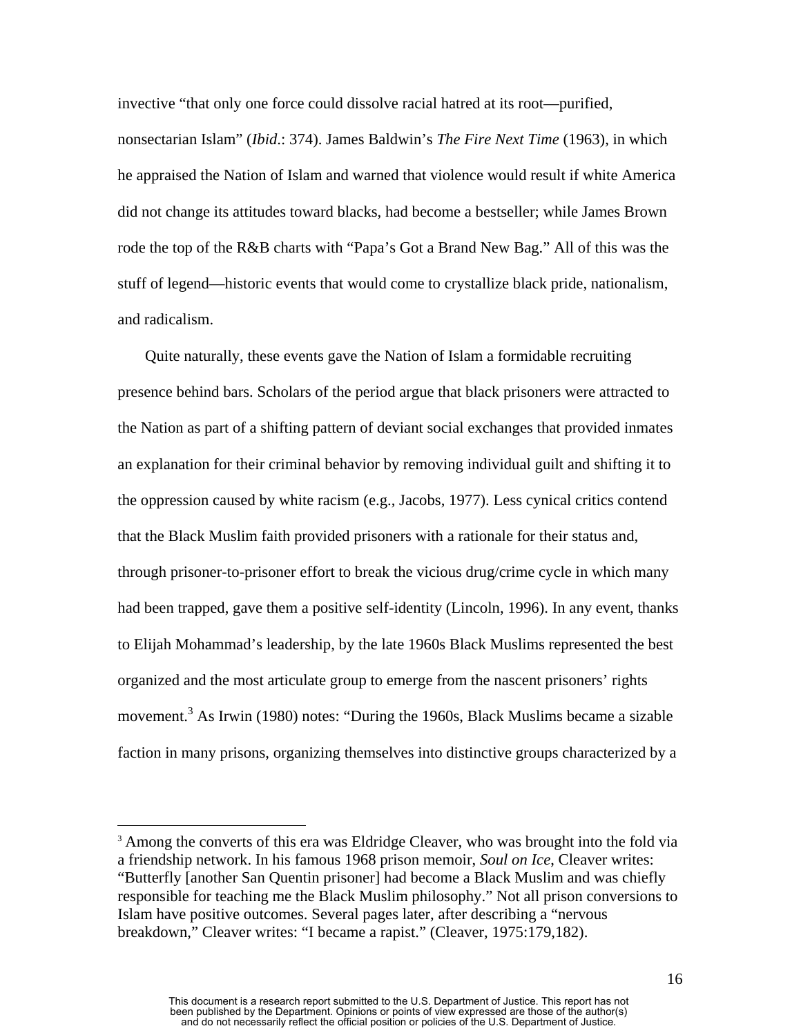invective “that only one force could dissolve racial hatred at its root—purified, nonsectarian Islam” (*Ibid*.: 374). James Baldwin’s *The Fire Next Time* (1963), in which he appraised the Nation of Islam and warned that violence would result if white America did not change its attitudes toward blacks, had become a bestseller; while James Brown rode the top of the R&B charts with “Papa’s Got a Brand New Bag.” All of this was the stuff of legend—historic events that would come to crystallize black pride, nationalism, and radicalism.

Quite naturally, these events gave the Nation of Islam a formidable recruiting presence behind bars. Scholars of the period argue that black prisoners were attracted to the Nation as part of a shifting pattern of deviant social exchanges that provided inmates an explanation for their criminal behavior by removing individual guilt and shifting it to the oppression caused by white racism (e.g., Jacobs, 1977). Less cynical critics contend that the Black Muslim faith provided prisoners with a rationale for their status and, through prisoner-to-prisoner effort to break the vicious drug/crime cycle in which many had been trapped, gave them a positive self-identity (Lincoln, 1996). In any event, thanks to Elijah Mohammad’s leadership, by the late 1960s Black Muslims represented the best organized and the most articulate group to emerge from the nascent prisoners’ rights movement.[3] As Irwin (1980) notes: “During the 1960s, Black Muslims became a sizable faction in many prisons, organizing themselves into distinctive groups characterized by a

[3] Among the converts of this era was Eldridge Cleaver, who was brought into the fold via a friendship network. In his famous 1968 prison memoir, *Soul on Ice*, Cleaver writes: “Butterfly [another San Quentin prisoner] had become a Black Muslim and was chiefly responsible for teaching me the Black Muslim philosophy.” Not all prison conversions to Islam have positive outcomes. Several pages later, after describing a “nervous breakdown,” Cleaver writes: “I became a rapist.” (Cleaver, 1975:179,182).

This document is a research report submitted to the U.S. Department of Justice. This report has not been published by the Department. Opinions or points of view expressed are those of the author(s) and do not necessarily reflect the official position or policies of the U.S. Department of Justice.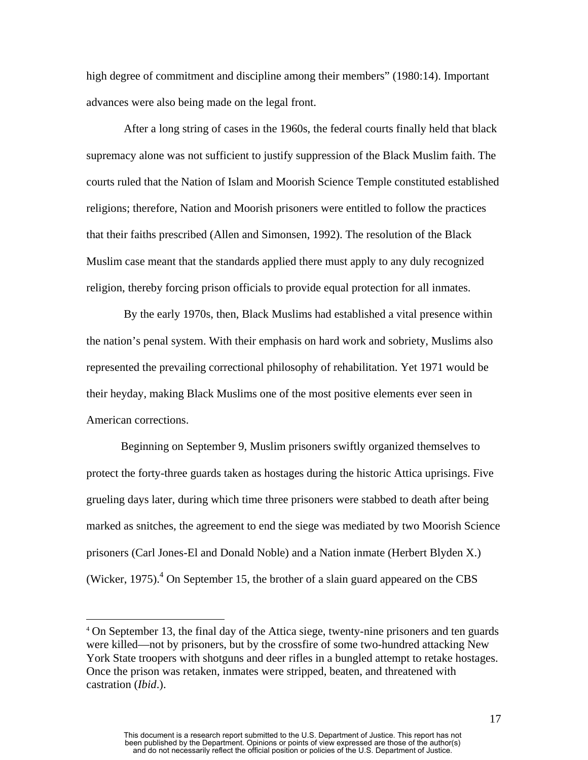high degree of commitment and discipline among their members" (1980:14). Important advances were also being made on the legal front.

After a long string of cases in the 1960s, the federal courts finally held that black supremacy alone was not sufficient to justify suppression of the Black Muslim faith. The courts ruled that the Nation of Islam and Moorish Science Temple constituted established religions; therefore, Nation and Moorish prisoners were entitled to follow the practices that their faiths prescribed (Allen and Simonsen, 1992). The resolution of the Black Muslim case meant that the standards applied there must apply to any duly recognized religion, thereby forcing prison officials to provide equal protection for all inmates.

By the early 1970s, then, Black Muslims had established a vital presence within the nation's penal system. With their emphasis on hard work and sobriety, Muslims also represented the prevailing correctional philosophy of rehabilitation. Yet 1971 would be their heyday, making Black Muslims one of the most positive elements ever seen in American corrections.

Beginning on September 9, Muslim prisoners swiftly organized themselves to protect the forty-three guards taken as hostages during the historic Attica uprisings. Five grueling days later, during which time three prisoners were stabbed to death after being marked as snitches, the agreement to end the siege was mediated by two Moorish Science prisoners (Carl Jones-El and Donald Noble) and a Nation inmate (Herbert Blyden X.) (Wicker, 1975).[4] On September 15, the brother of a slain guard appeared on the CBS

---

[4] On September 13, the final day of the Attica siege, twenty-nine prisoners and ten guards were killed—not by prisoners, but by the crossfire of some two-hundred attacking New York State troopers with shotguns and deer rifles in a bungled attempt to retake hostages. Once the prison was retaken, inmates were stripped, beaten, and threatened with castration (*Ibid*.).

This document is a research report submitted to the U.S. Department of Justice. This report has not been published by the Department. Opinions or points of view expressed are those of the author(s) and do not necessarily reflect the official position or policies of the U.S. Department of Justice.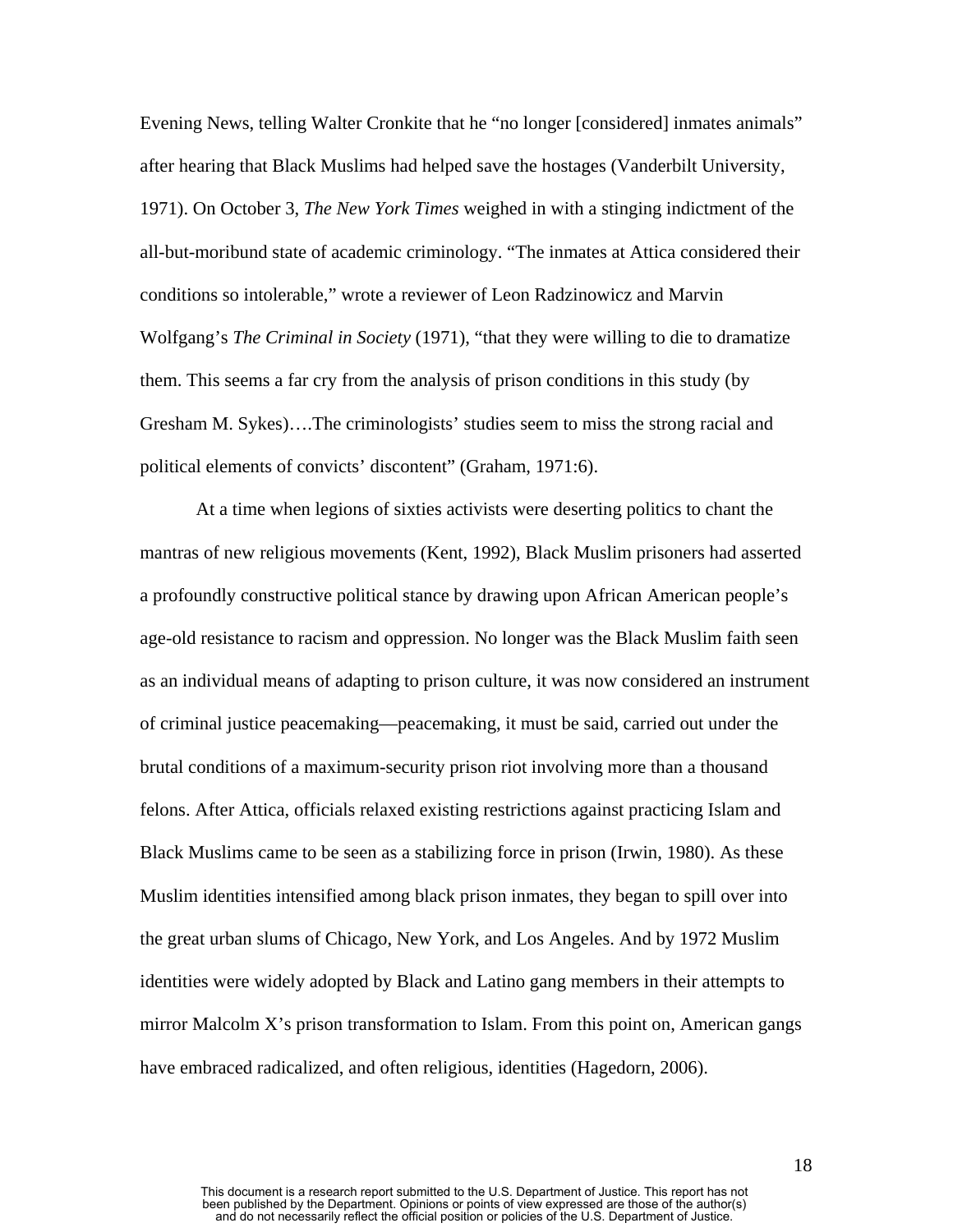Evening News, telling Walter Cronkite that he "no longer [considered] inmates animals" after hearing that Black Muslims had helped save the hostages (Vanderbilt University, 1971). On October 3, *The New York Times* weighed in with a stinging indictment of the all-but-moribund state of academic criminology. "The inmates at Attica considered their conditions so intolerable," wrote a reviewer of Leon Radzinowicz and Marvin Wolfgang's *The Criminal in Society* (1971), "that they were willing to die to dramatize them. This seems a far cry from the analysis of prison conditions in this study (by Gresham M. Sykes)….The criminologists' studies seem to miss the strong racial and political elements of convicts' discontent" (Graham, 1971:6).

At a time when legions of sixties activists were deserting politics to chant the mantras of new religious movements (Kent, 1992), Black Muslim prisoners had asserted a profoundly constructive political stance by drawing upon African American people's age-old resistance to racism and oppression. No longer was the Black Muslim faith seen as an individual means of adapting to prison culture, it was now considered an instrument of criminal justice peacemaking—peacemaking, it must be said, carried out under the brutal conditions of a maximum-security prison riot involving more than a thousand felons. After Attica, officials relaxed existing restrictions against practicing Islam and Black Muslims came to be seen as a stabilizing force in prison (Irwin, 1980). As these Muslim identities intensified among black prison inmates, they began to spill over into the great urban slums of Chicago, New York, and Los Angeles. And by 1972 Muslim identities were widely adopted by Black and Latino gang members in their attempts to mirror Malcolm X's prison transformation to Islam. From this point on, American gangs have embraced radicalized, and often religious, identities (Hagedorn, 2006).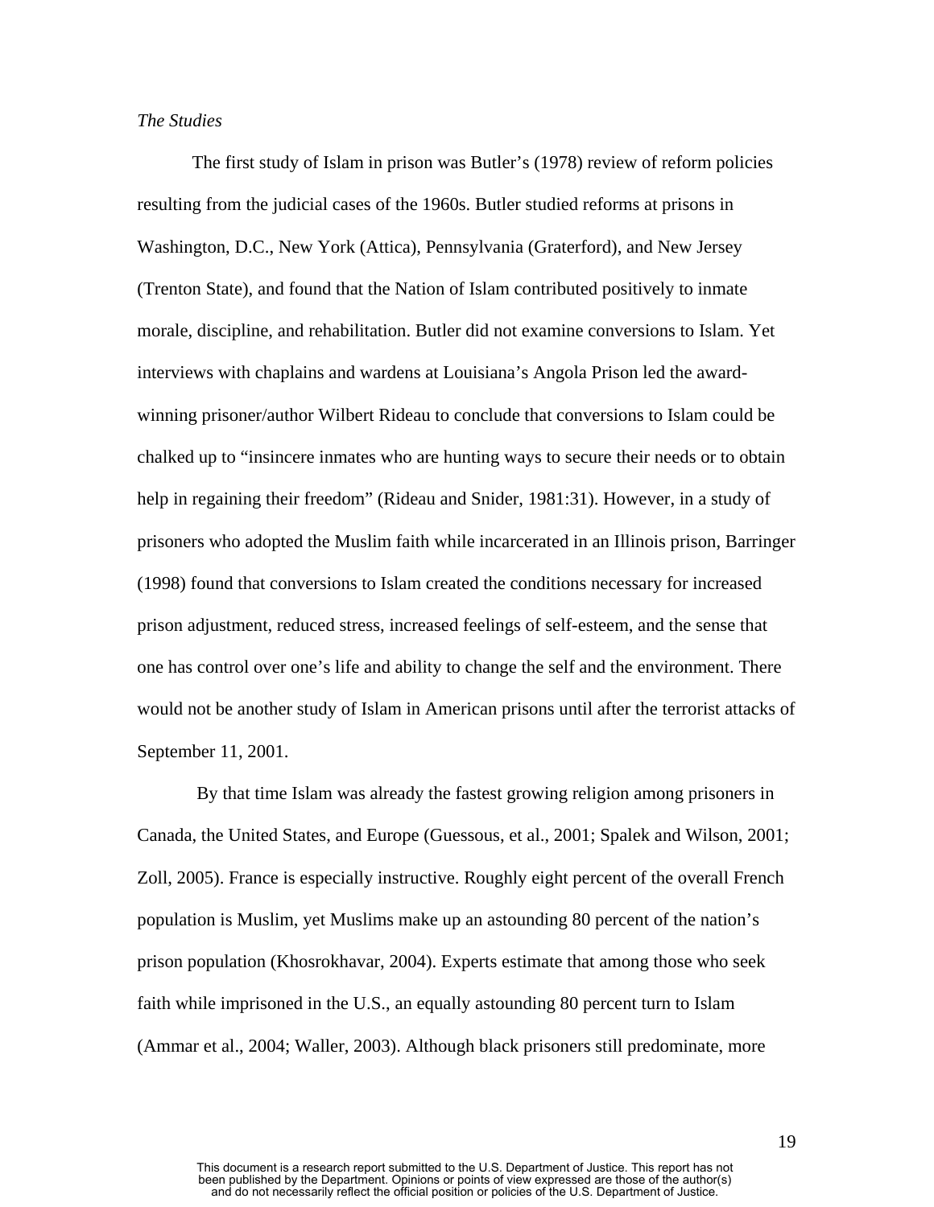*The Studies*

The first study of Islam in prison was Butler's (1978) review of reform policies resulting from the judicial cases of the 1960s. Butler studied reforms at prisons in Washington, D.C., New York (Attica), Pennsylvania (Graterford), and New Jersey (Trenton State), and found that the Nation of Islam contributed positively to inmate morale, discipline, and rehabilitation. Butler did not examine conversions to Islam. Yet interviews with chaplains and wardens at Louisiana's Angola Prison led the award-winning prisoner/author Wilbert Rideau to conclude that conversions to Islam could be chalked up to "insincere inmates who are hunting ways to secure their needs or to obtain help in regaining their freedom" (Rideau and Snider, 1981:31). However, in a study of prisoners who adopted the Muslim faith while incarcerated in an Illinois prison, Barringer (1998) found that conversions to Islam created the conditions necessary for increased prison adjustment, reduced stress, increased feelings of self-esteem, and the sense that one has control over one's life and ability to change the self and the environment. There would not be another study of Islam in American prisons until after the terrorist attacks of September 11, 2001.

By that time Islam was already the fastest growing religion among prisoners in Canada, the United States, and Europe (Guessous, et al., 2001; Spalek and Wilson, 2001; Zoll, 2005). France is especially instructive. Roughly eight percent of the overall French population is Muslim, yet Muslims make up an astounding 80 percent of the nation's prison population (Khosrokhavar, 2004). Experts estimate that among those who seek faith while imprisoned in the U.S., an equally astounding 80 percent turn to Islam (Ammar et al., 2004; Waller, 2003). Although black prisoners still predominate, more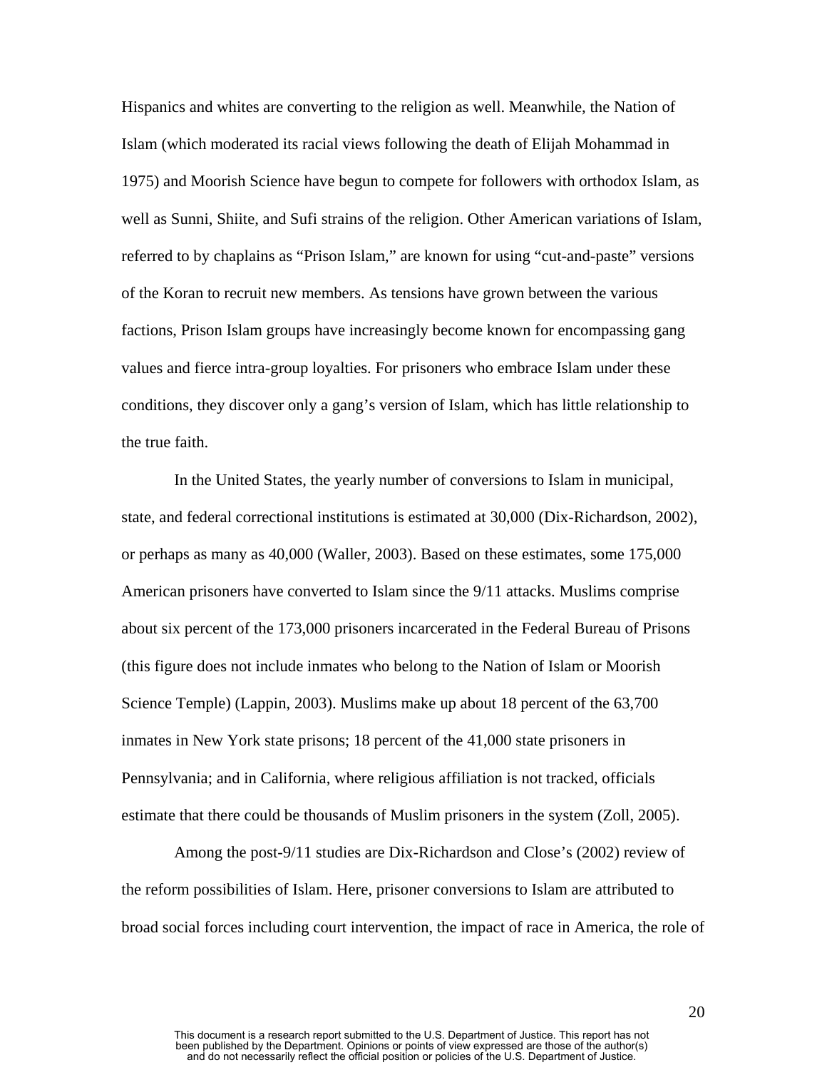Hispanics and whites are converting to the religion as well. Meanwhile, the Nation of Islam (which moderated its racial views following the death of Elijah Mohammad in 1975) and Moorish Science have begun to compete for followers with orthodox Islam, as well as Sunni, Shiite, and Sufi strains of the religion. Other American variations of Islam, referred to by chaplains as "Prison Islam," are known for using "cut-and-paste" versions of the Koran to recruit new members. As tensions have grown between the various factions, Prison Islam groups have increasingly become known for encompassing gang values and fierce intra-group loyalties. For prisoners who embrace Islam under these conditions, they discover only a gang's version of Islam, which has little relationship to the true faith.

In the United States, the yearly number of conversions to Islam in municipal, state, and federal correctional institutions is estimated at 30,000 (Dix-Richardson, 2002), or perhaps as many as 40,000 (Waller, 2003). Based on these estimates, some 175,000 American prisoners have converted to Islam since the 9/11 attacks. Muslims comprise about six percent of the 173,000 prisoners incarcerated in the Federal Bureau of Prisons (this figure does not include inmates who belong to the Nation of Islam or Moorish Science Temple) (Lappin, 2003). Muslims make up about 18 percent of the 63,700 inmates in New York state prisons; 18 percent of the 41,000 state prisoners in Pennsylvania; and in California, where religious affiliation is not tracked, officials estimate that there could be thousands of Muslim prisoners in the system (Zoll, 2005).

Among the post-9/11 studies are Dix-Richardson and Close's (2002) review of the reform possibilities of Islam. Here, prisoner conversions to Islam are attributed to broad social forces including court intervention, the impact of race in America, the role of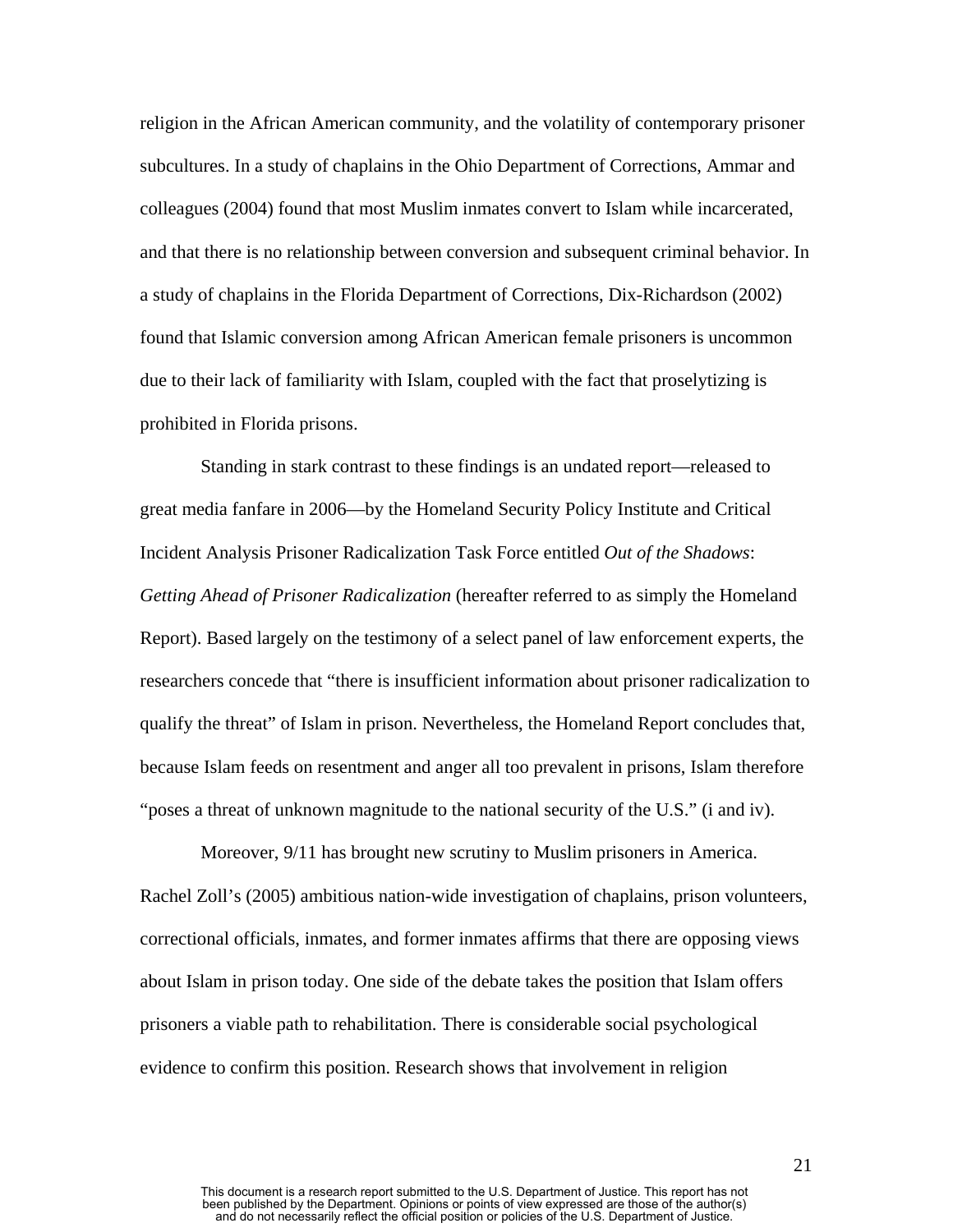religion in the African American community, and the volatility of contemporary prisoner subcultures. In a study of chaplains in the Ohio Department of Corrections, Ammar and colleagues (2004) found that most Muslim inmates convert to Islam while incarcerated, and that there is no relationship between conversion and subsequent criminal behavior. In a study of chaplains in the Florida Department of Corrections, Dix-Richardson (2002) found that Islamic conversion among African American female prisoners is uncommon due to their lack of familiarity with Islam, coupled with the fact that proselytizing is prohibited in Florida prisons.

Standing in stark contrast to these findings is an undated report—released to great media fanfare in 2006—by the Homeland Security Policy Institute and Critical Incident Analysis Prisoner Radicalization Task Force entitled *Out of the Shadows*: *Getting Ahead of Prisoner Radicalization* (hereafter referred to as simply the Homeland Report). Based largely on the testimony of a select panel of law enforcement experts, the researchers concede that "there is insufficient information about prisoner radicalization to qualify the threat" of Islam in prison. Nevertheless, the Homeland Report concludes that, because Islam feeds on resentment and anger all too prevalent in prisons, Islam therefore "poses a threat of unknown magnitude to the national security of the U.S." (i and iv).

Moreover, 9/11 has brought new scrutiny to Muslim prisoners in America. Rachel Zoll's (2005) ambitious nation-wide investigation of chaplains, prison volunteers, correctional officials, inmates, and former inmates affirms that there are opposing views about Islam in prison today. One side of the debate takes the position that Islam offers prisoners a viable path to rehabilitation. There is considerable social psychological evidence to confirm this position. Research shows that involvement in religion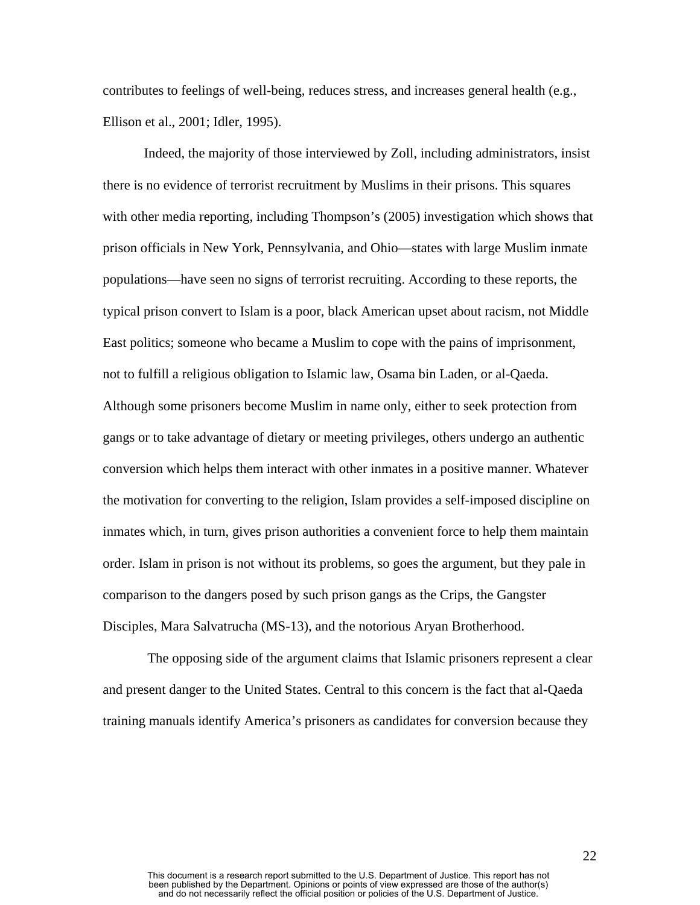contributes to feelings of well-being, reduces stress, and increases general health (e.g., Ellison et al., 2001; Idler, 1995).

Indeed, the majority of those interviewed by Zoll, including administrators, insist there is no evidence of terrorist recruitment by Muslims in their prisons. This squares with other media reporting, including Thompson's (2005) investigation which shows that prison officials in New York, Pennsylvania, and Ohio—states with large Muslim inmate populations—have seen no signs of terrorist recruiting. According to these reports, the typical prison convert to Islam is a poor, black American upset about racism, not Middle East politics; someone who became a Muslim to cope with the pains of imprisonment, not to fulfill a religious obligation to Islamic law, Osama bin Laden, or al-Qaeda. Although some prisoners become Muslim in name only, either to seek protection from gangs or to take advantage of dietary or meeting privileges, others undergo an authentic conversion which helps them interact with other inmates in a positive manner. Whatever the motivation for converting to the religion, Islam provides a self-imposed discipline on inmates which, in turn, gives prison authorities a convenient force to help them maintain order. Islam in prison is not without its problems, so goes the argument, but they pale in comparison to the dangers posed by such prison gangs as the Crips, the Gangster Disciples, Mara Salvatrucha (MS-13), and the notorious Aryan Brotherhood.

The opposing side of the argument claims that Islamic prisoners represent a clear and present danger to the United States. Central to this concern is the fact that al-Qaeda training manuals identify America's prisoners as candidates for conversion because they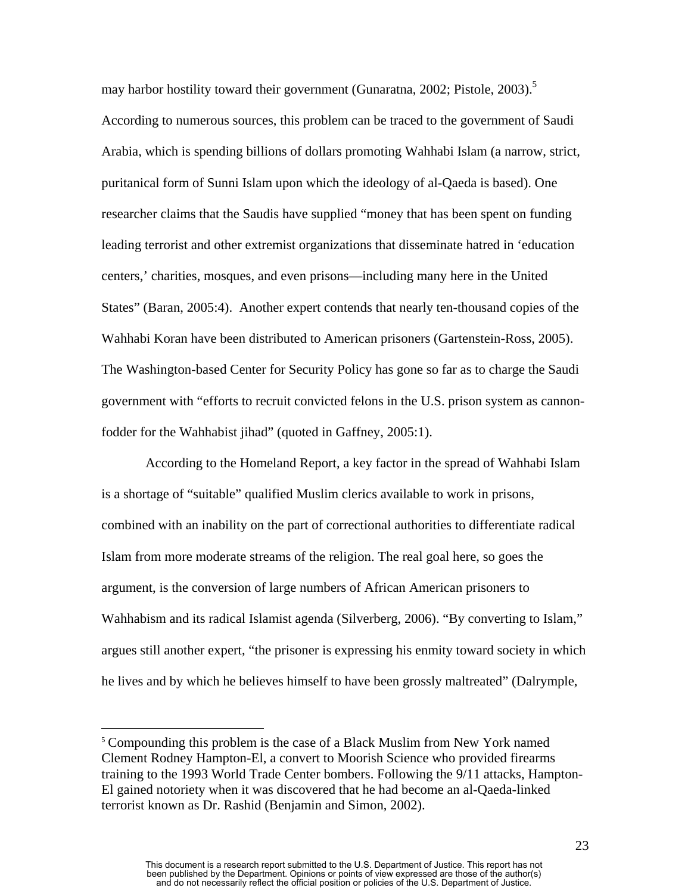may harbor hostility toward their government (Gunaratna, 2002; Pistole, 2003).[5] According to numerous sources, this problem can be traced to the government of Saudi Arabia, which is spending billions of dollars promoting Wahhabi Islam (a narrow, strict, puritanical form of Sunni Islam upon which the ideology of al-Qaeda is based). One researcher claims that the Saudis have supplied "money that has been spent on funding leading terrorist and other extremist organizations that disseminate hatred in 'education centers,' charities, mosques, and even prisons—including many here in the United States" (Baran, 2005:4). Another expert contends that nearly ten-thousand copies of the Wahhabi Koran have been distributed to American prisoners (Gartenstein-Ross, 2005). The Washington-based Center for Security Policy has gone so far as to charge the Saudi government with "efforts to recruit convicted felons in the U.S. prison system as cannon-fodder for the Wahhabist jihad" (quoted in Gaffney, 2005:1).

According to the Homeland Report, a key factor in the spread of Wahhabi Islam is a shortage of "suitable" qualified Muslim clerics available to work in prisons, combined with an inability on the part of correctional authorities to differentiate radical Islam from more moderate streams of the religion. The real goal here, so goes the argument, is the conversion of large numbers of African American prisoners to Wahhabism and its radical Islamist agenda (Silverberg, 2006). "By converting to Islam," argues still another expert, "the prisoner is expressing his enmity toward society in which he lives and by which he believes himself to have been grossly maltreated" (Dalrymple,

---

[5] Compounding this problem is the case of a Black Muslim from New York named Clement Rodney Hampton-El, a convert to Moorish Science who provided firearms training to the 1993 World Trade Center bombers. Following the 9/11 attacks, Hampton-El gained notoriety when it was discovered that he had become an al-Qaeda-linked terrorist known as Dr. Rashid (Benjamin and Simon, 2002).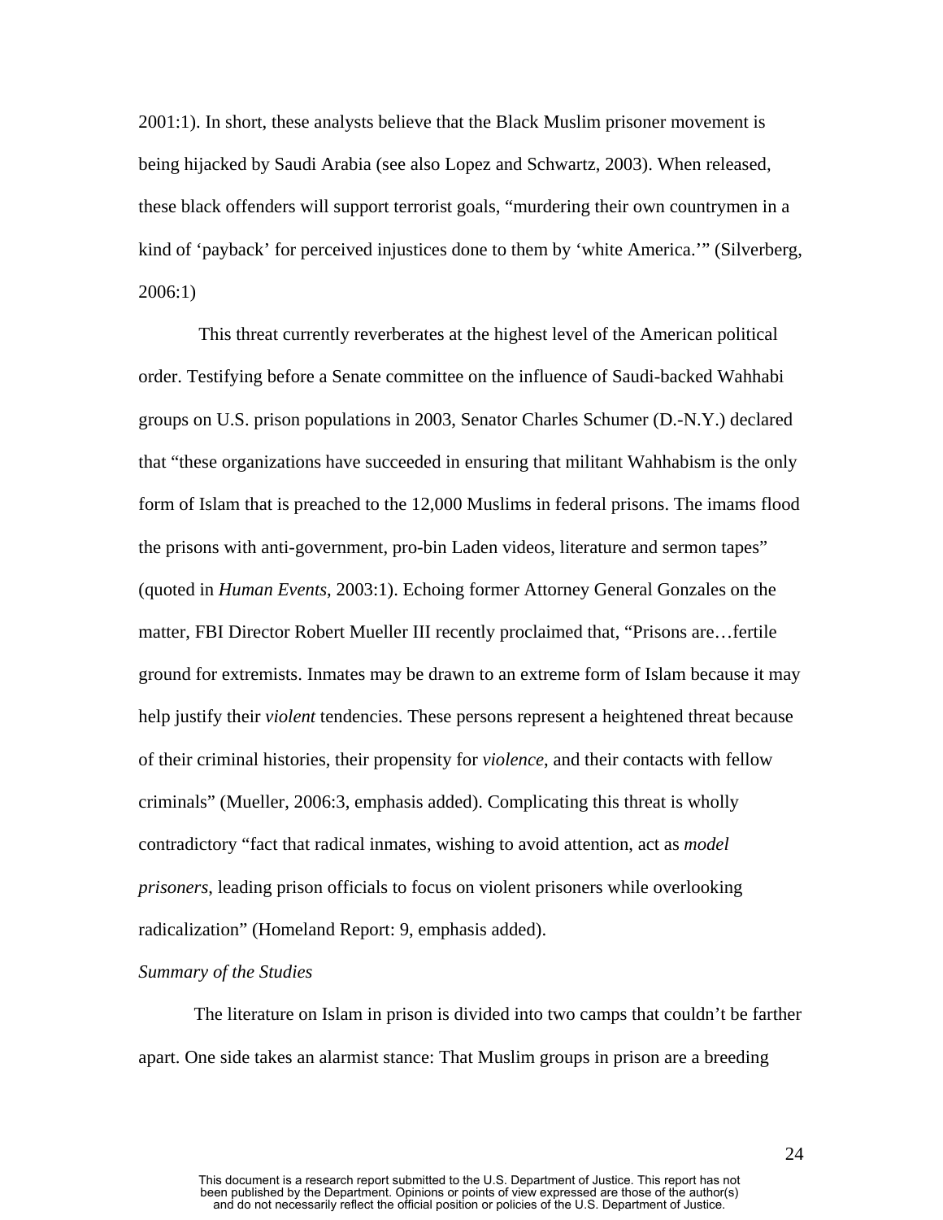2001:1). In short, these analysts believe that the Black Muslim prisoner movement is being hijacked by Saudi Arabia (see also Lopez and Schwartz, 2003). When released, these black offenders will support terrorist goals, "murdering their own countrymen in a kind of 'payback' for perceived injustices done to them by 'white America.'" (Silverberg, 2006:1)

This threat currently reverberates at the highest level of the American political order. Testifying before a Senate committee on the influence of Saudi-backed Wahhabi groups on U.S. prison populations in 2003, Senator Charles Schumer (D.-N.Y.) declared that "these organizations have succeeded in ensuring that militant Wahhabism is the only form of Islam that is preached to the 12,000 Muslims in federal prisons. The imams flood the prisons with anti-government, pro-bin Laden videos, literature and sermon tapes" (quoted in *Human Events*, 2003:1). Echoing former Attorney General Gonzales on the matter, FBI Director Robert Mueller III recently proclaimed that, "Prisons are…fertile ground for extremists. Inmates may be drawn to an extreme form of Islam because it may help justify their *violent* tendencies. These persons represent a heightened threat because of their criminal histories, their propensity for *violence*, and their contacts with fellow criminals" (Mueller, 2006:3, emphasis added). Complicating this threat is wholly contradictory "fact that radical inmates, wishing to avoid attention, act as *model prisoners*, leading prison officials to focus on violent prisoners while overlooking radicalization" (Homeland Report: 9, emphasis added).

*Summary of the Studies*

The literature on Islam in prison is divided into two camps that couldn't be farther apart. One side takes an alarmist stance: That Muslim groups in prison are a breeding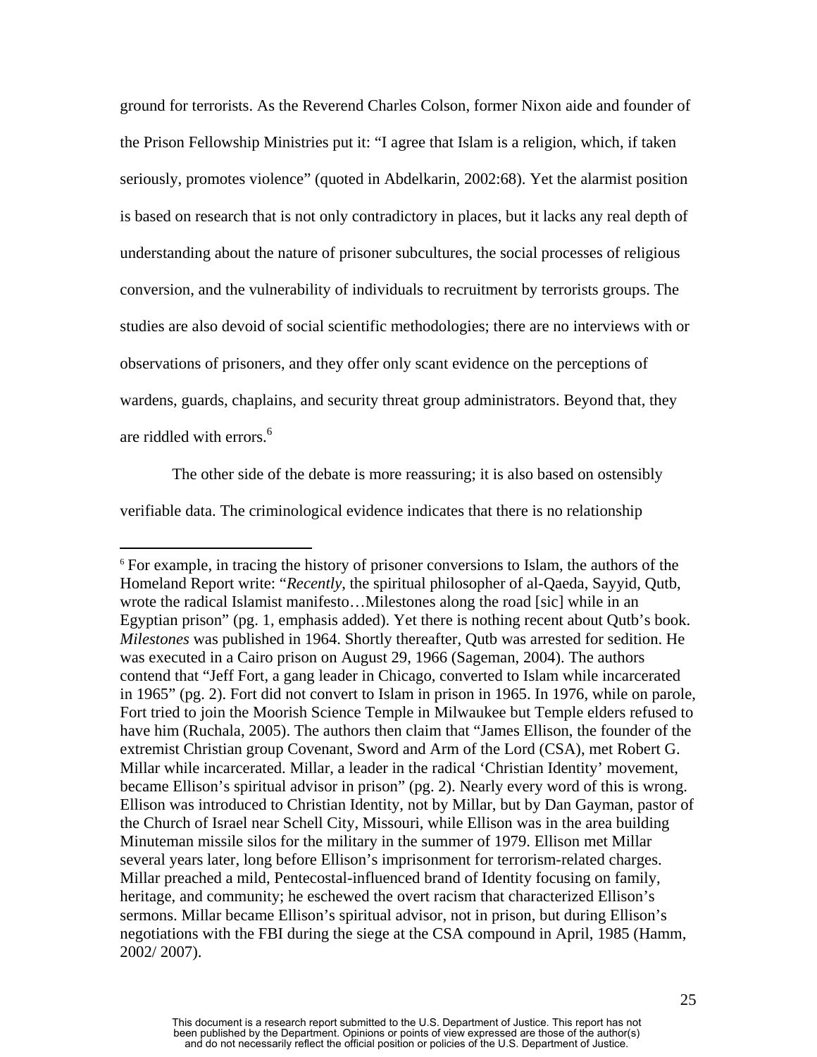ground for terrorists. As the Reverend Charles Colson, former Nixon aide and founder of the Prison Fellowship Ministries put it: "I agree that Islam is a religion, which, if taken seriously, promotes violence" (quoted in Abdelkarin, 2002:68). Yet the alarmist position is based on research that is not only contradictory in places, but it lacks any real depth of understanding about the nature of prisoner subcultures, the social processes of religious conversion, and the vulnerability of individuals to recruitment by terrorists groups. The studies are also devoid of social scientific methodologies; there are no interviews with or observations of prisoners, and they offer only scant evidence on the perceptions of wardens, guards, chaplains, and security threat group administrators. Beyond that, they are riddled with errors.[6]

The other side of the debate is more reassuring; it is also based on ostensibly verifiable data. The criminological evidence indicates that there is no relationship

---

[6] For example, in tracing the history of prisoner conversions to Islam, the authors of the Homeland Report write: "*Recently*, the spiritual philosopher of al-Qaeda, Sayyid, Qutb, wrote the radical Islamist manifesto…Milestones along the road [sic] while in an Egyptian prison" (pg. 1, emphasis added). Yet there is nothing recent about Qutb's book. *Milestones* was published in 1964. Shortly thereafter, Qutb was arrested for sedition. He was executed in a Cairo prison on August 29, 1966 (Sageman, 2004). The authors contend that "Jeff Fort, a gang leader in Chicago, converted to Islam while incarcerated in 1965" (pg. 2). Fort did not convert to Islam in prison in 1965. In 1976, while on parole, Fort tried to join the Moorish Science Temple in Milwaukee but Temple elders refused to have him (Ruchala, 2005). The authors then claim that "James Ellison, the founder of the extremist Christian group Covenant, Sword and Arm of the Lord (CSA), met Robert G. Millar while incarcerated. Millar, a leader in the radical 'Christian Identity' movement, became Ellison's spiritual advisor in prison" (pg. 2). Nearly every word of this is wrong. Ellison was introduced to Christian Identity, not by Millar, but by Dan Gayman, pastor of the Church of Israel near Schell City, Missouri, while Ellison was in the area building Minuteman missile silos for the military in the summer of 1979. Ellison met Millar several years later, long before Ellison's imprisonment for terrorism-related charges. Millar preached a mild, Pentecostal-influenced brand of Identity focusing on family, heritage, and community; he eschewed the overt racism that characterized Ellison's sermons. Millar became Ellison's spiritual advisor, not in prison, but during Ellison's negotiations with the FBI during the siege at the CSA compound in April, 1985 (Hamm, 2002/ 2007).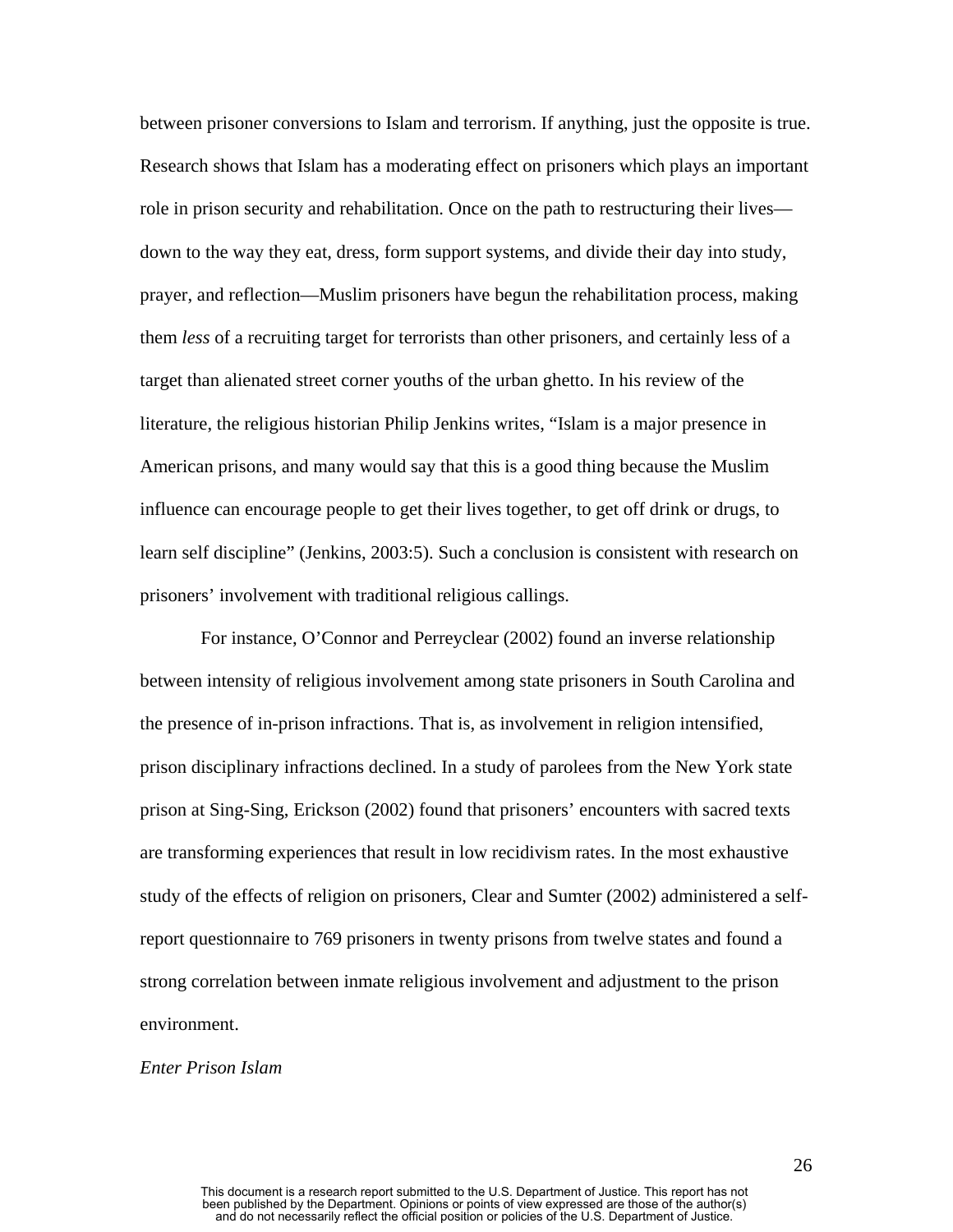between prisoner conversions to Islam and terrorism. If anything, just the opposite is true. Research shows that Islam has a moderating effect on prisoners which plays an important role in prison security and rehabilitation. Once on the path to restructuring their lives—down to the way they eat, dress, form support systems, and divide their day into study, prayer, and reflection—Muslim prisoners have begun the rehabilitation process, making them *less* of a recruiting target for terrorists than other prisoners, and certainly less of a target than alienated street corner youths of the urban ghetto. In his review of the literature, the religious historian Philip Jenkins writes, "Islam is a major presence in American prisons, and many would say that this is a good thing because the Muslim influence can encourage people to get their lives together, to get off drink or drugs, to learn self discipline" (Jenkins, 2003:5). Such a conclusion is consistent with research on prisoners' involvement with traditional religious callings.

For instance, O'Connor and Perreyclear (2002) found an inverse relationship between intensity of religious involvement among state prisoners in South Carolina and the presence of in-prison infractions. That is, as involvement in religion intensified, prison disciplinary infractions declined. In a study of parolees from the New York state prison at Sing-Sing, Erickson (2002) found that prisoners' encounters with sacred texts are transforming experiences that result in low recidivism rates. In the most exhaustive study of the effects of religion on prisoners, Clear and Sumter (2002) administered a self-report questionnaire to 769 prisoners in twenty prisons from twelve states and found a strong correlation between inmate religious involvement and adjustment to the prison environment.

*Enter Prison Islam*

This document is a research report submitted to the U.S. Department of Justice. This report has not been published by the Department. Opinions or points of view expressed are those of the author(s) and do not necessarily reflect the official position or policies of the U.S. Department of Justice.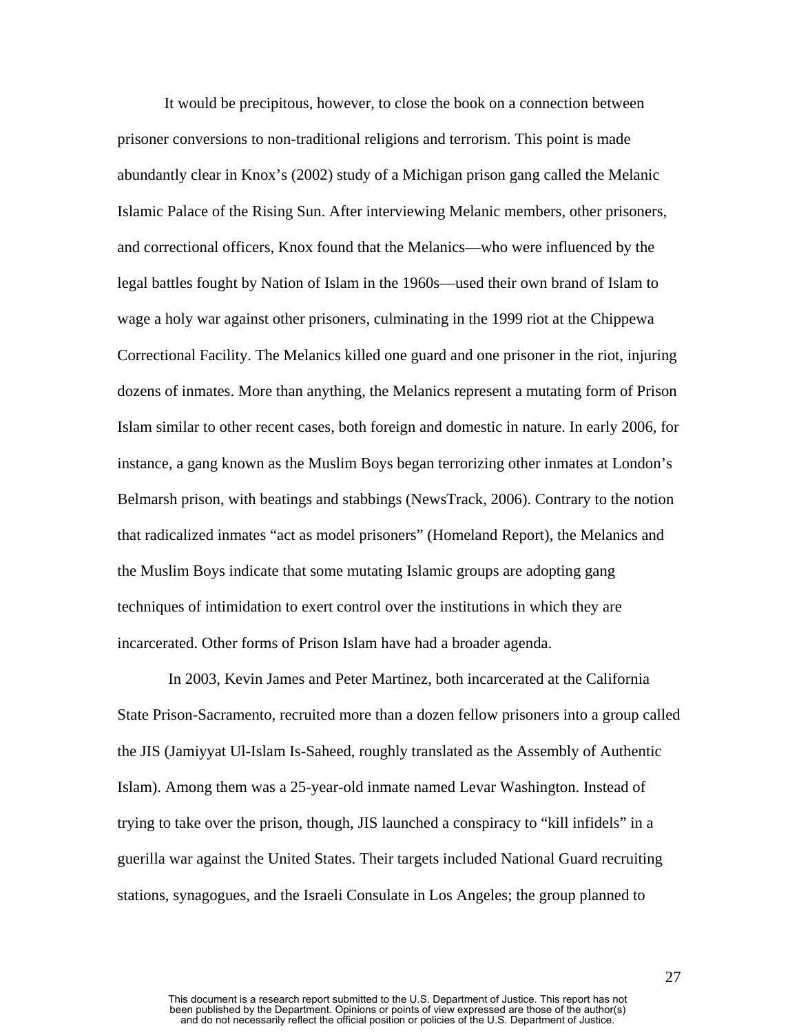It would be precipitous, however, to close the book on a connection between prisoner conversions to non-traditional religions and terrorism. This point is made abundantly clear in Knox's (2002) study of a Michigan prison gang called the Melanic Islamic Palace of the Rising Sun. After interviewing Melanic members, other prisoners, and correctional officers, Knox found that the Melanics—who were influenced by the legal battles fought by Nation of Islam in the 1960s—used their own brand of Islam to wage a holy war against other prisoners, culminating in the 1999 riot at the Chippewa Correctional Facility. The Melanics killed one guard and one prisoner in the riot, injuring dozens of inmates. More than anything, the Melanics represent a mutating form of Prison Islam similar to other recent cases, both foreign and domestic in nature. In early 2006, for instance, a gang known as the Muslim Boys began terrorizing other inmates at London's Belmarsh prison, with beatings and stabbings (NewsTrack, 2006). Contrary to the notion that radicalized inmates "act as model prisoners" (Homeland Report), the Melanics and the Muslim Boys indicate that some mutating Islamic groups are adopting gang techniques of intimidation to exert control over the institutions in which they are incarcerated. Other forms of Prison Islam have had a broader agenda.

In 2003, Kevin James and Peter Martinez, both incarcerated at the California State Prison-Sacramento, recruited more than a dozen fellow prisoners into a group called the JIS (Jamiyyat Ul-Islam Is-Saheed, roughly translated as the Assembly of Authentic Islam). Among them was a 25-year-old inmate named Levar Washington. Instead of trying to take over the prison, though, JIS launched a conspiracy to "kill infidels" in a guerilla war against the United States. Their targets included National Guard recruiting stations, synagogues, and the Israeli Consulate in Los Angeles; the group planned to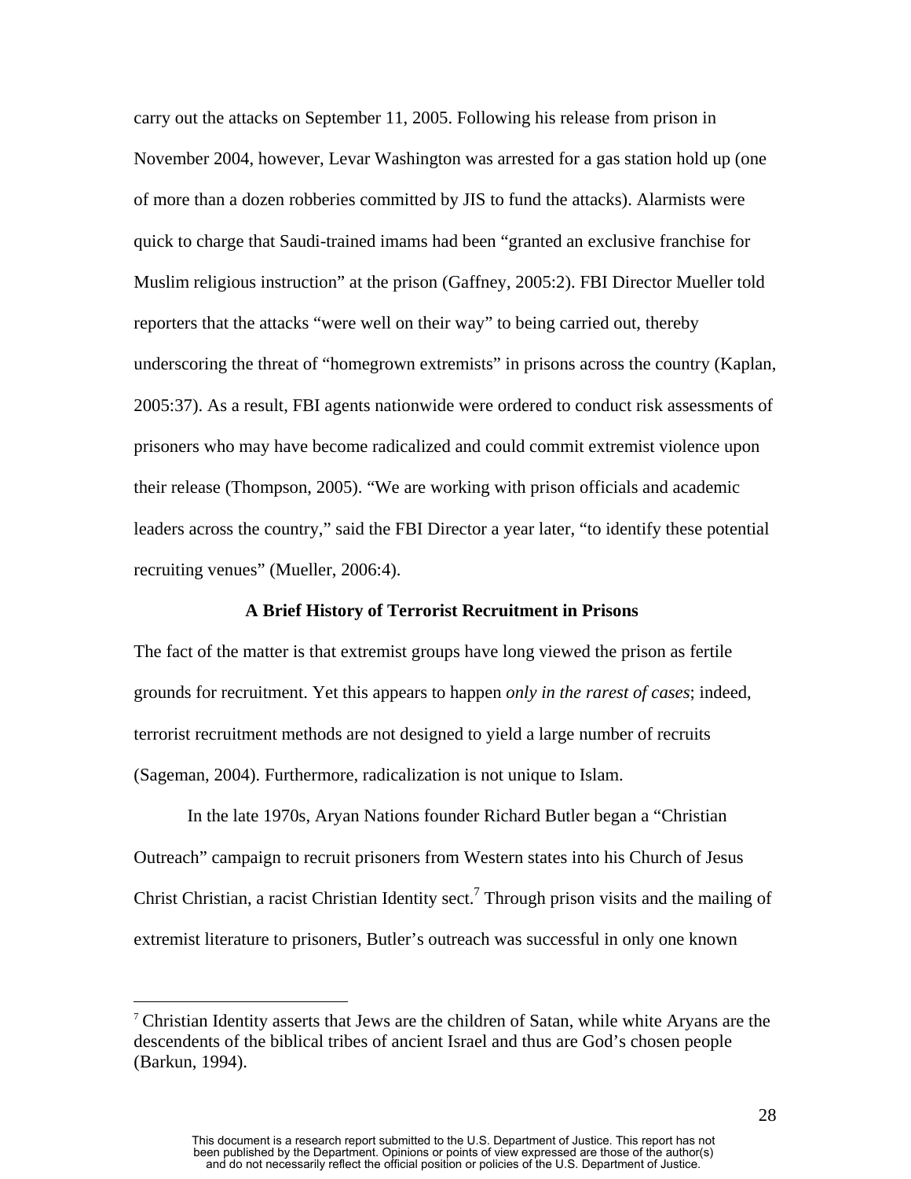carry out the attacks on September 11, 2005. Following his release from prison in November 2004, however, Levar Washington was arrested for a gas station hold up (one of more than a dozen robberies committed by JIS to fund the attacks). Alarmists were quick to charge that Saudi-trained imams had been "granted an exclusive franchise for Muslim religious instruction" at the prison (Gaffney, 2005:2). FBI Director Mueller told reporters that the attacks "were well on their way" to being carried out, thereby underscoring the threat of "homegrown extremists" in prisons across the country (Kaplan, 2005:37). As a result, FBI agents nationwide were ordered to conduct risk assessments of prisoners who may have become radicalized and could commit extremist violence upon their release (Thompson, 2005). "We are working with prison officials and academic leaders across the country," said the FBI Director a year later, "to identify these potential recruiting venues" (Mueller, 2006:4).

## A Brief History of Terrorist Recruitment in Prisons

The fact of the matter is that extremist groups have long viewed the prison as fertile grounds for recruitment. Yet this appears to happen *only in the rarest of cases*; indeed, terrorist recruitment methods are not designed to yield a large number of recruits (Sageman, 2004). Furthermore, radicalization is not unique to Islam.

In the late 1970s, Aryan Nations founder Richard Butler began a "Christian Outreach" campaign to recruit prisoners from Western states into his Church of Jesus Christ Christian, a racist Christian Identity sect.[7] Through prison visits and the mailing of extremist literature to prisoners, Butler's outreach was successful in only one known

[7] Christian Identity asserts that Jews are the children of Satan, while white Aryans are the descendents of the biblical tribes of ancient Israel and thus are God's chosen people (Barkun, 1994).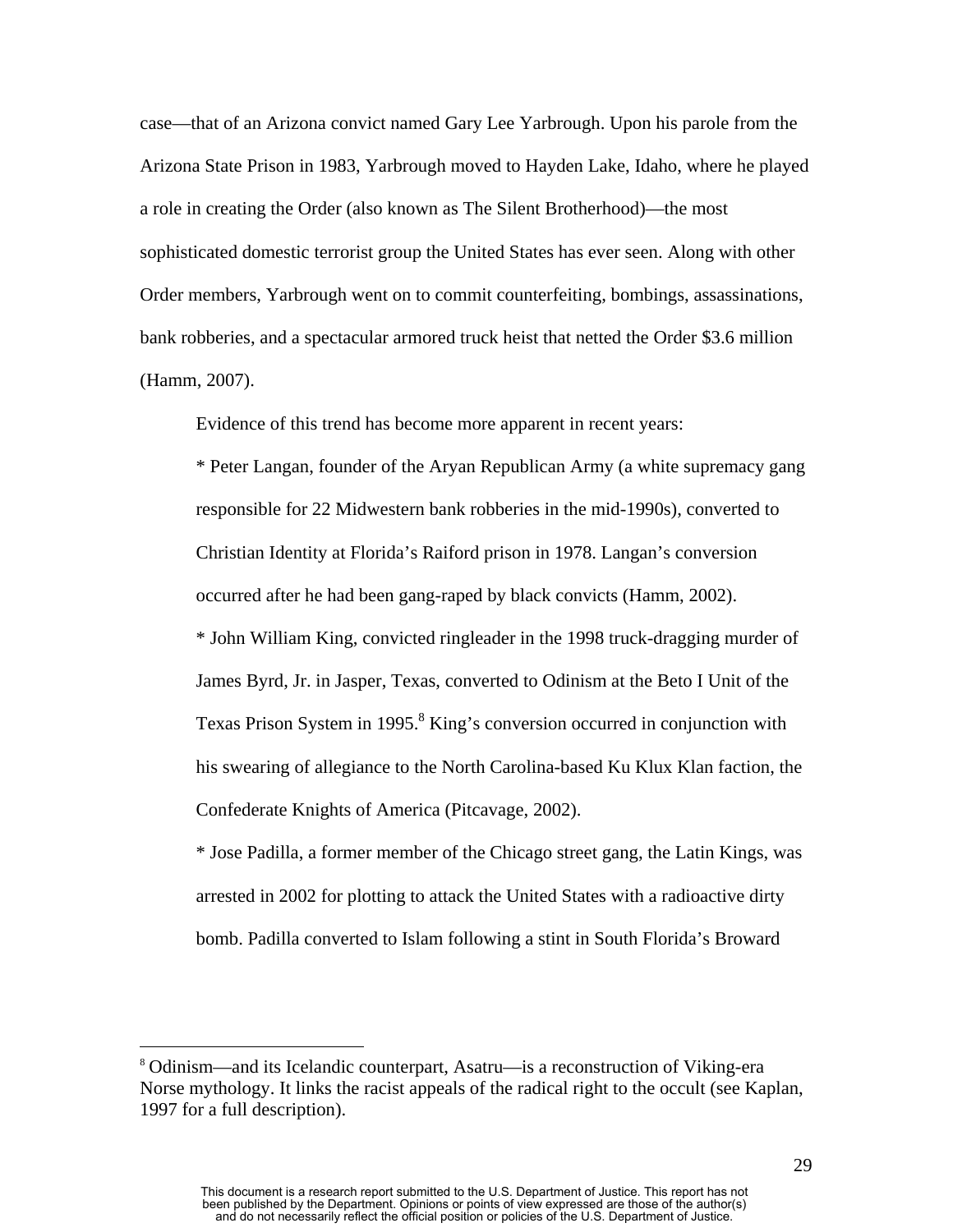case—that of an Arizona convict named Gary Lee Yarbrough. Upon his parole from the Arizona State Prison in 1983, Yarbrough moved to Hayden Lake, Idaho, where he played a role in creating the Order (also known as The Silent Brotherhood)—the most sophisticated domestic terrorist group the United States has ever seen. Along with other Order members, Yarbrough went on to commit counterfeiting, bombings, assassinations, bank robberies, and a spectacular armored truck heist that netted the Order $3.6 million (Hamm, 2007).

Evidence of this trend has become more apparent in recent years:

* Peter Langan, founder of the Aryan Republican Army (a white supremacy gang responsible for 22 Midwestern bank robberies in the mid-1990s), converted to Christian Identity at Florida's Raiford prison in 1978. Langan's conversion occurred after he had been gang-raped by black convicts (Hamm, 2002).

* John William King, convicted ringleader in the 1998 truck-dragging murder of James Byrd, Jr. in Jasper, Texas, converted to Odinism at the Beto I Unit of the Texas Prison System in 1995.[8] King's conversion occurred in conjunction with his swearing of allegiance to the North Carolina-based Ku Klux Klan faction, the Confederate Knights of America (Pitcavage, 2002).

* Jose Padilla, a former member of the Chicago street gang, the Latin Kings, was arrested in 2002 for plotting to attack the United States with a radioactive dirty bomb. Padilla converted to Islam following a stint in South Florida's Broward

[8] Odinism—and its Icelandic counterpart, Asatru—is a reconstruction of Viking-era Norse mythology. It links the racist appeals of the radical right to the occult (see Kaplan, 1997 for a full description).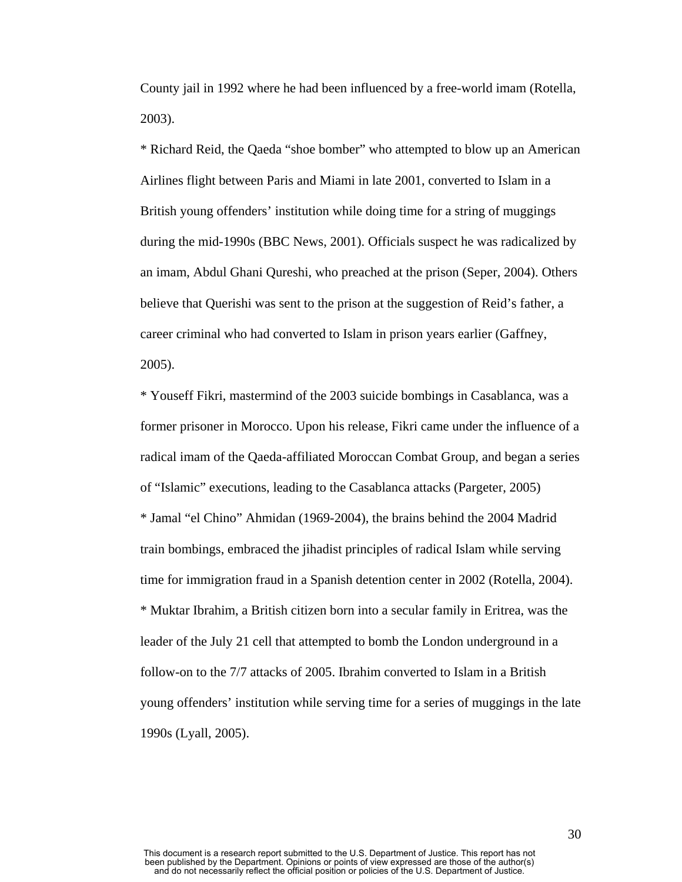County jail in 1992 where he had been influenced by a free-world imam (Rotella, 2003).

* Richard Reid, the Qaeda “shoe bomber” who attempted to blow up an American Airlines flight between Paris and Miami in late 2001, converted to Islam in a British young offenders’ institution while doing time for a string of muggings during the mid-1990s (BBC News, 2001). Officials suspect he was radicalized by an imam, Abdul Ghani Qureshi, who preached at the prison (Seper, 2004). Others believe that Querishi was sent to the prison at the suggestion of Reid’s father, a career criminal who had converted to Islam in prison years earlier (Gaffney, 2005).

* Youseff Fikri, mastermind of the 2003 suicide bombings in Casablanca, was a former prisoner in Morocco. Upon his release, Fikri came under the influence of a radical imam of the Qaeda-affiliated Moroccan Combat Group, and began a series of “Islamic” executions, leading to the Casablanca attacks (Pargeter, 2005)

* Jamal “el Chino” Ahmidan (1969-2004), the brains behind the 2004 Madrid train bombings, embraced the jihadist principles of radical Islam while serving time for immigration fraud in a Spanish detention center in 2002 (Rotella, 2004).

* Muktar Ibrahim, a British citizen born into a secular family in Eritrea, was the leader of the July 21 cell that attempted to bomb the London underground in a follow-on to the 7/7 attacks of 2005. Ibrahim converted to Islam in a British young offenders’ institution while serving time for a series of muggings in the late 1990s (Lyall, 2005).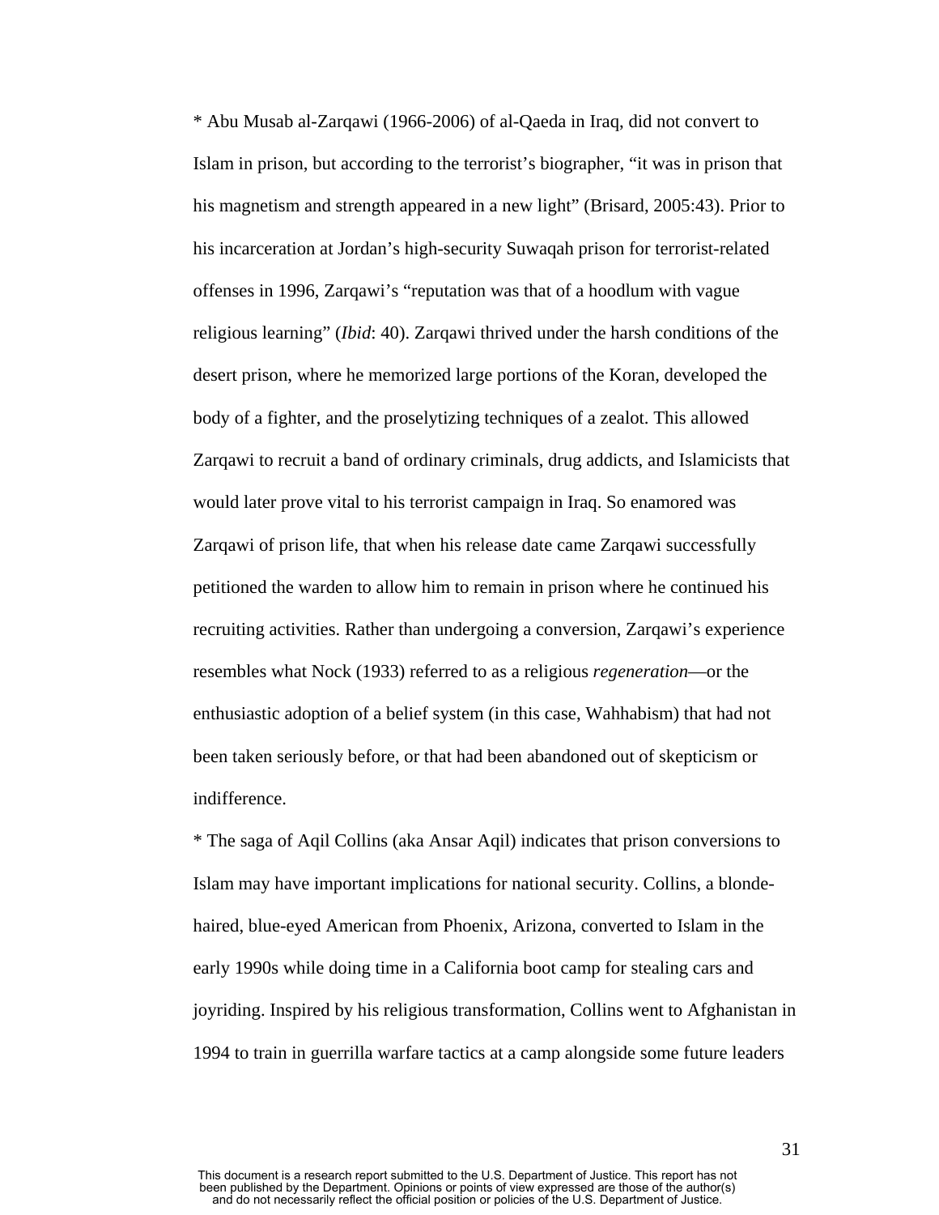* Abu Musab al-Zarqawi (1966-2006) of al-Qaeda in Iraq, did not convert to Islam in prison, but according to the terrorist's biographer, "it was in prison that his magnetism and strength appeared in a new light" (Brisard, 2005:43). Prior to his incarceration at Jordan's high-security Suwaqah prison for terrorist-related offenses in 1996, Zarqawi's "reputation was that of a hoodlum with vague religious learning" (*Ibid*: 40). Zarqawi thrived under the harsh conditions of the desert prison, where he memorized large portions of the Koran, developed the body of a fighter, and the proselytizing techniques of a zealot. This allowed Zarqawi to recruit a band of ordinary criminals, drug addicts, and Islamicists that would later prove vital to his terrorist campaign in Iraq. So enamored was Zarqawi of prison life, that when his release date came Zarqawi successfully petitioned the warden to allow him to remain in prison where he continued his recruiting activities. Rather than undergoing a conversion, Zarqawi's experience resembles what Nock (1933) referred to as a religious *regeneration*—or the enthusiastic adoption of a belief system (in this case, Wahhabism) that had not been taken seriously before, or that had been abandoned out of skepticism or indifference.

* The saga of Aqil Collins (aka Ansar Aqil) indicates that prison conversions to Islam may have important implications for national security. Collins, a blonde-haired, blue-eyed American from Phoenix, Arizona, converted to Islam in the early 1990s while doing time in a California boot camp for stealing cars and joyriding. Inspired by his religious transformation, Collins went to Afghanistan in 1994 to train in guerrilla warfare tactics at a camp alongside some future leaders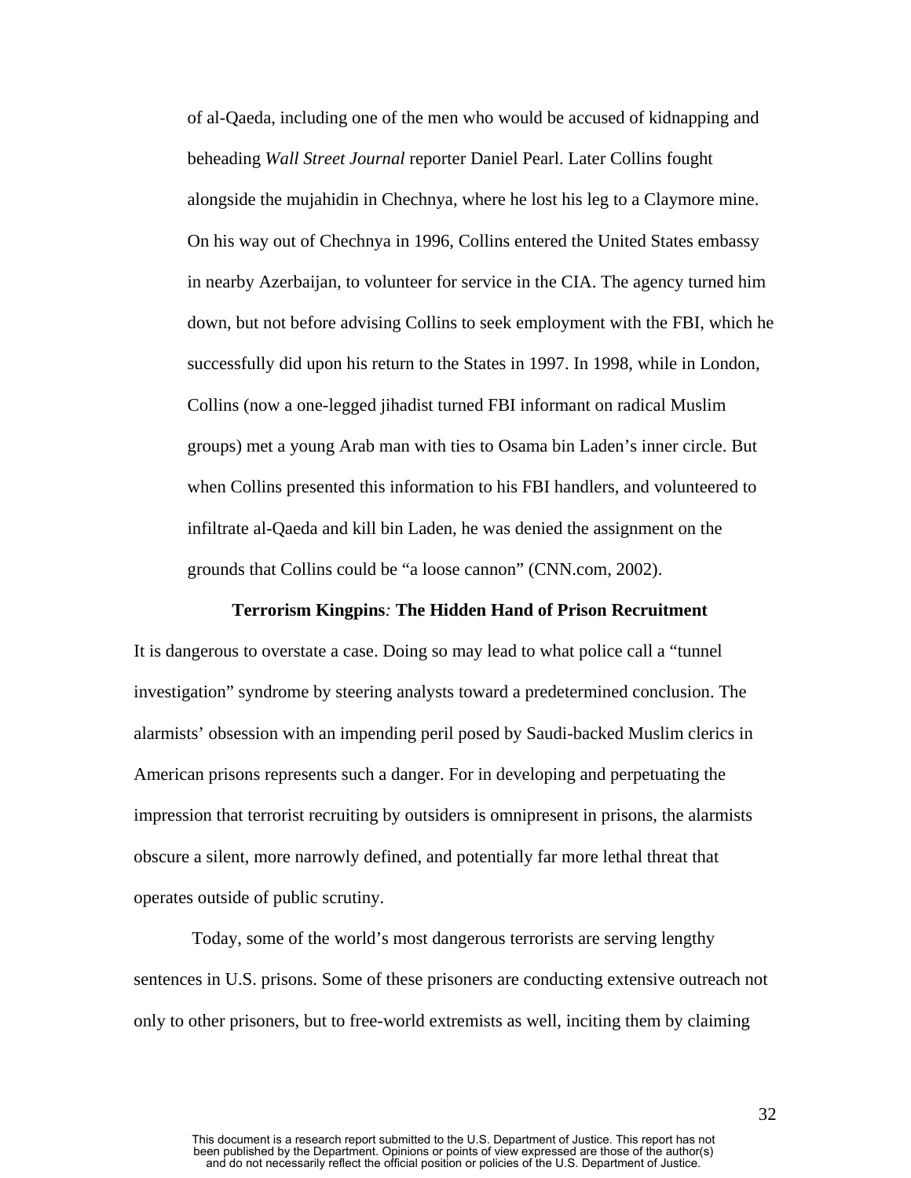of al-Qaeda, including one of the men who would be accused of kidnapping and beheading *Wall Street Journal* reporter Daniel Pearl. Later Collins fought alongside the mujahidin in Chechnya, where he lost his leg to a Claymore mine. On his way out of Chechnya in 1996, Collins entered the United States embassy in nearby Azerbaijan, to volunteer for service in the CIA. The agency turned him down, but not before advising Collins to seek employment with the FBI, which he successfully did upon his return to the States in 1997. In 1998, while in London, Collins (now a one-legged jihadist turned FBI informant on radical Muslim groups) met a young Arab man with ties to Osama bin Laden's inner circle. But when Collins presented this information to his FBI handlers, and volunteered to infiltrate al-Qaeda and kill bin Laden, he was denied the assignment on the grounds that Collins could be "a loose cannon" (CNN.com, 2002).

## Terrorism Kingpins*:* The Hidden Hand of Prison Recruitment

It is dangerous to overstate a case. Doing so may lead to what police call a "tunnel investigation" syndrome by steering analysts toward a predetermined conclusion. The alarmists' obsession with an impending peril posed by Saudi-backed Muslim clerics in American prisons represents such a danger. For in developing and perpetuating the impression that terrorist recruiting by outsiders is omnipresent in prisons, the alarmists obscure a silent, more narrowly defined, and potentially far more lethal threat that operates outside of public scrutiny.

Today, some of the world's most dangerous terrorists are serving lengthy sentences in U.S. prisons. Some of these prisoners are conducting extensive outreach not only to other prisoners, but to free-world extremists as well, inciting them by claiming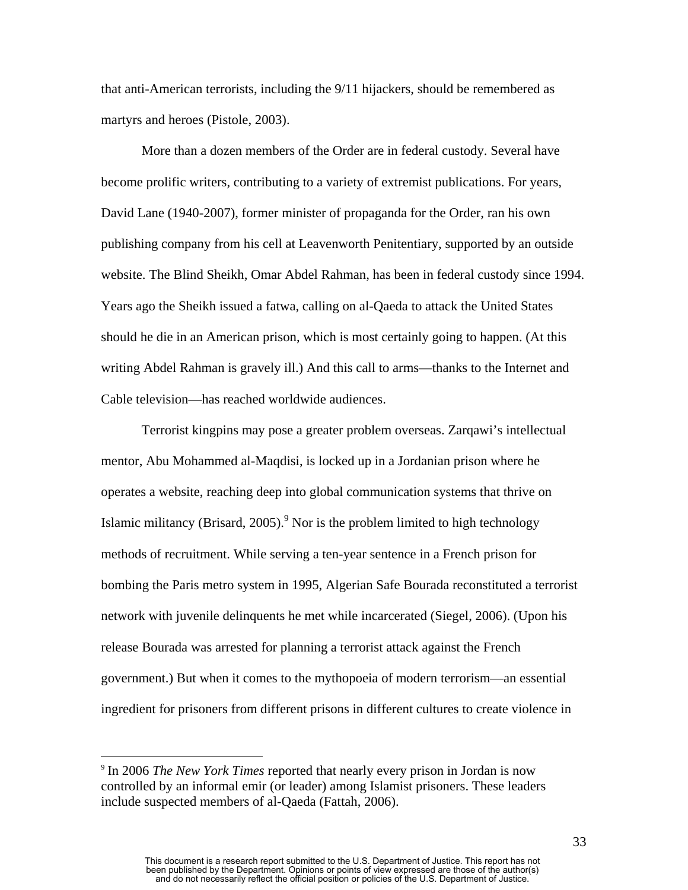that anti-American terrorists, including the 9/11 hijackers, should be remembered as martyrs and heroes (Pistole, 2003).

More than a dozen members of the Order are in federal custody. Several have become prolific writers, contributing to a variety of extremist publications. For years, David Lane (1940-2007), former minister of propaganda for the Order, ran his own publishing company from his cell at Leavenworth Penitentiary, supported by an outside website. The Blind Sheikh, Omar Abdel Rahman, has been in federal custody since 1994. Years ago the Sheikh issued a fatwa, calling on al-Qaeda to attack the United States should he die in an American prison, which is most certainly going to happen. (At this writing Abdel Rahman is gravely ill.) And this call to arms—thanks to the Internet and Cable television—has reached worldwide audiences.

Terrorist kingpins may pose a greater problem overseas. Zarqawi's intellectual mentor, Abu Mohammed al-Maqdisi, is locked up in a Jordanian prison where he operates a website, reaching deep into global communication systems that thrive on Islamic militancy (Brisard, 2005).[9] Nor is the problem limited to high technology methods of recruitment. While serving a ten-year sentence in a French prison for bombing the Paris metro system in 1995, Algerian Safe Bourada reconstituted a terrorist network with juvenile delinquents he met while incarcerated (Siegel, 2006). (Upon his release Bourada was arrested for planning a terrorist attack against the French government.) But when it comes to the mythopoeia of modern terrorism—an essential ingredient for prisoners from different prisons in different cultures to create violence in

[9] In 2006 *The New York Times* reported that nearly every prison in Jordan is now controlled by an informal emir (or leader) among Islamist prisoners. These leaders include suspected members of al-Qaeda (Fattah, 2006).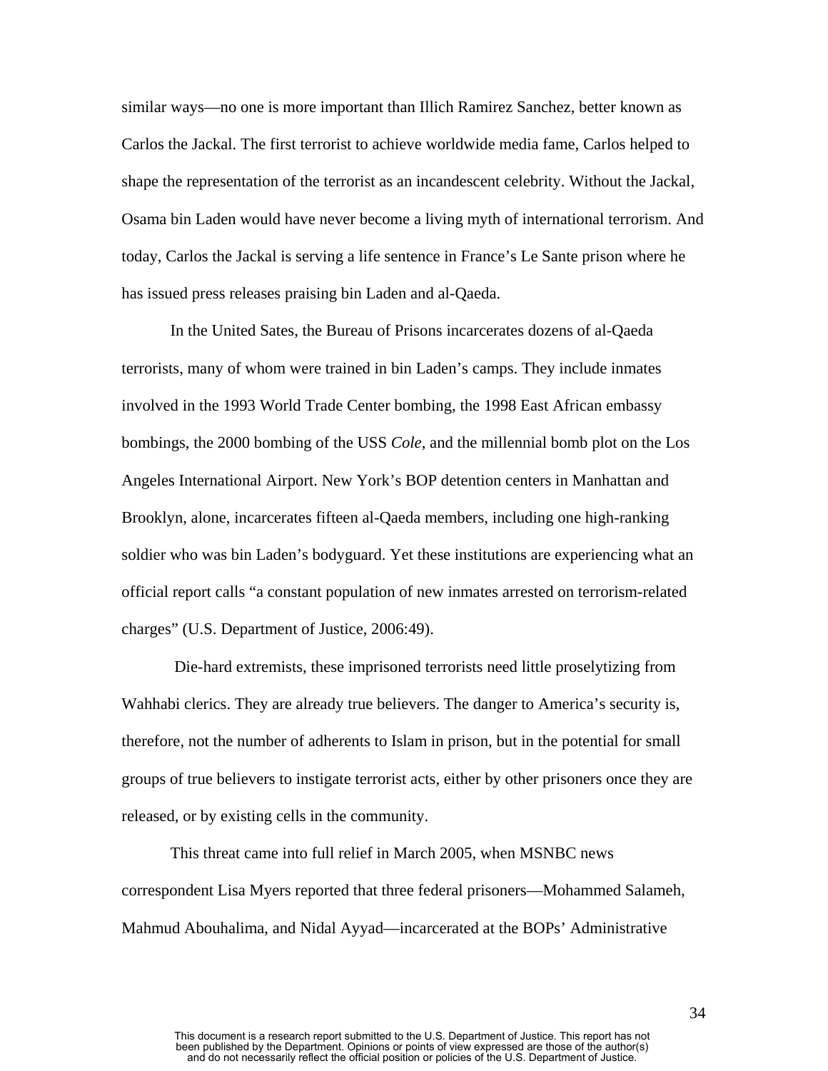similar ways—no one is more important than Illich Ramirez Sanchez, better known as Carlos the Jackal. The first terrorist to achieve worldwide media fame, Carlos helped to shape the representation of the terrorist as an incandescent celebrity. Without the Jackal, Osama bin Laden would have never become a living myth of international terrorism. And today, Carlos the Jackal is serving a life sentence in France's Le Sante prison where he has issued press releases praising bin Laden and al-Qaeda.

In the United Sates, the Bureau of Prisons incarcerates dozens of al-Qaeda terrorists, many of whom were trained in bin Laden's camps. They include inmates involved in the 1993 World Trade Center bombing, the 1998 East African embassy bombings, the 2000 bombing of the USS *Cole*, and the millennial bomb plot on the Los Angeles International Airport. New York's BOP detention centers in Manhattan and Brooklyn, alone, incarcerates fifteen al-Qaeda members, including one high-ranking soldier who was bin Laden's bodyguard. Yet these institutions are experiencing what an official report calls "a constant population of new inmates arrested on terrorism-related charges" (U.S. Department of Justice, 2006:49).

Die-hard extremists, these imprisoned terrorists need little proselytizing from Wahhabi clerics. They are already true believers. The danger to America's security is, therefore, not the number of adherents to Islam in prison, but in the potential for small groups of true believers to instigate terrorist acts, either by other prisoners once they are released, or by existing cells in the community.

This threat came into full relief in March 2005, when MSNBC news correspondent Lisa Myers reported that three federal prisoners—Mohammed Salameh, Mahmud Abouhalima, and Nidal Ayyad—incarcerated at the BOPs' Administrative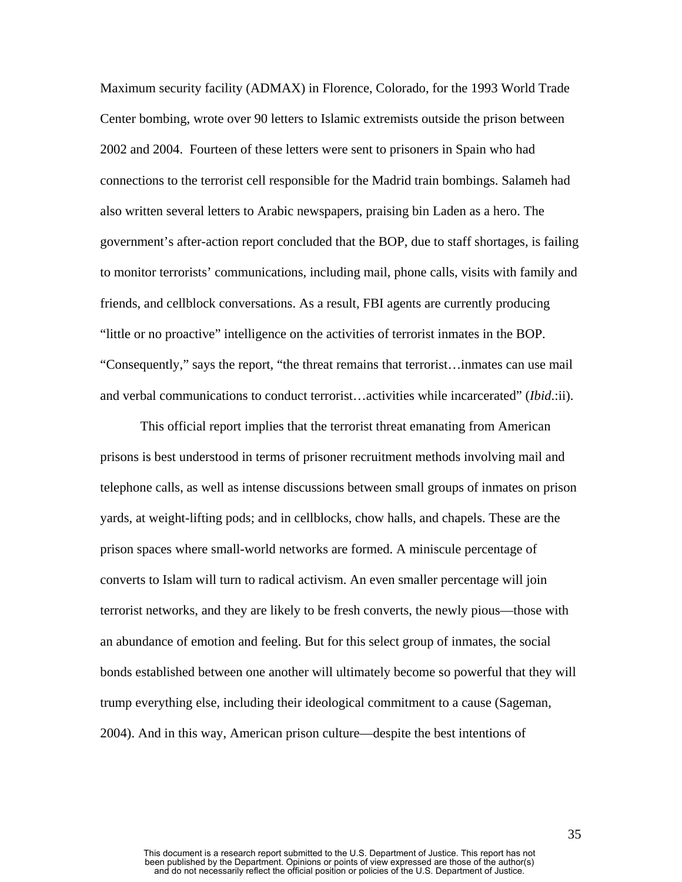Maximum security facility (ADMAX) in Florence, Colorado, for the 1993 World Trade Center bombing, wrote over 90 letters to Islamic extremists outside the prison between 2002 and 2004. Fourteen of these letters were sent to prisoners in Spain who had connections to the terrorist cell responsible for the Madrid train bombings. Salameh had also written several letters to Arabic newspapers, praising bin Laden as a hero. The government's after-action report concluded that the BOP, due to staff shortages, is failing to monitor terrorists' communications, including mail, phone calls, visits with family and friends, and cellblock conversations. As a result, FBI agents are currently producing "little or no proactive" intelligence on the activities of terrorist inmates in the BOP. "Consequently," says the report, "the threat remains that terrorist…inmates can use mail and verbal communications to conduct terrorist…activities while incarcerated" (*Ibid*.:ii).

This official report implies that the terrorist threat emanating from American prisons is best understood in terms of prisoner recruitment methods involving mail and telephone calls, as well as intense discussions between small groups of inmates on prison yards, at weight-lifting pods; and in cellblocks, chow halls, and chapels. These are the prison spaces where small-world networks are formed. A miniscule percentage of converts to Islam will turn to radical activism. An even smaller percentage will join terrorist networks, and they are likely to be fresh converts, the newly pious—those with an abundance of emotion and feeling. But for this select group of inmates, the social bonds established between one another will ultimately become so powerful that they will trump everything else, including their ideological commitment to a cause (Sageman, 2004). And in this way, American prison culture—despite the best intentions of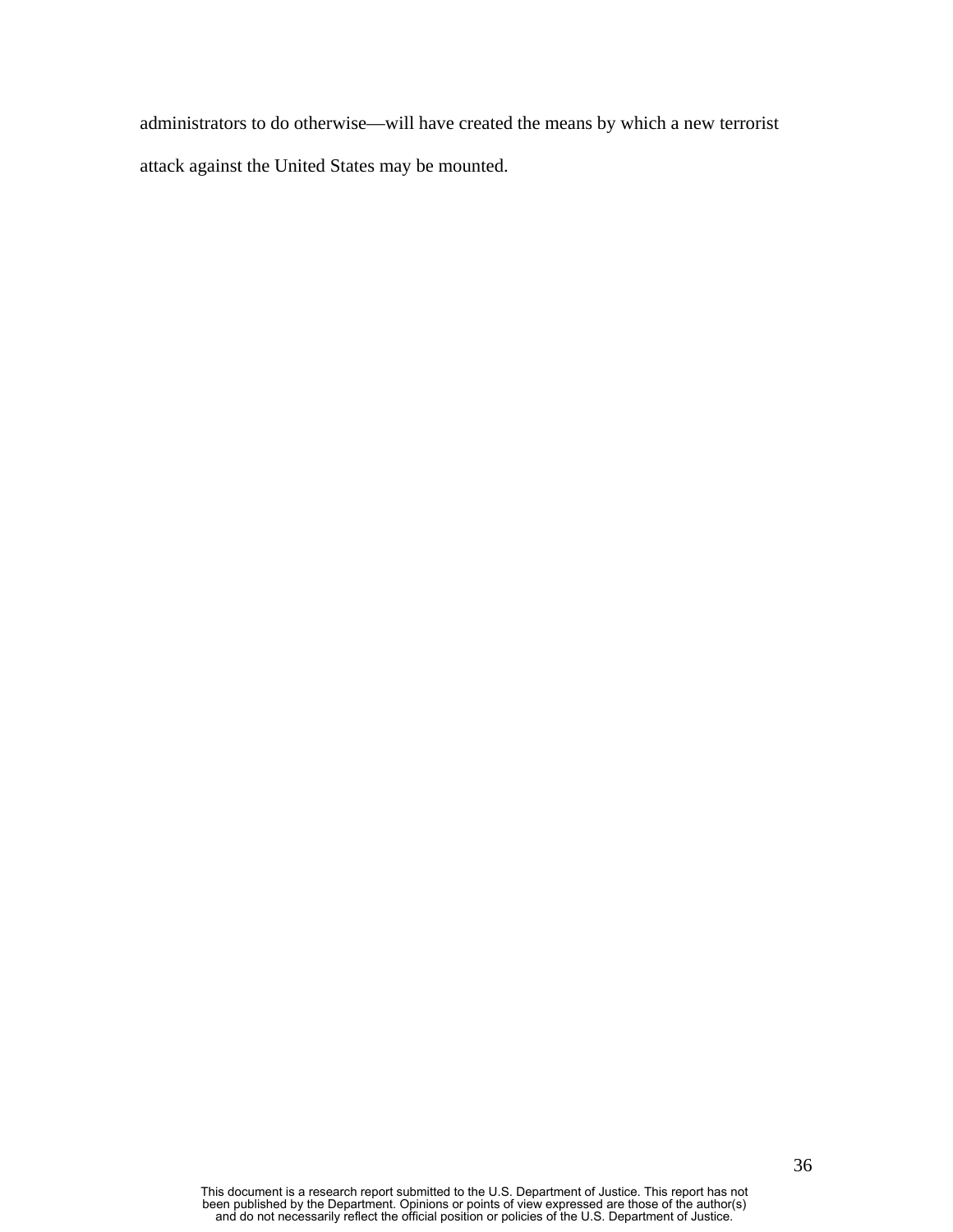administrators to do otherwise—will have created the means by which a new terrorist attack against the United States may be mounted.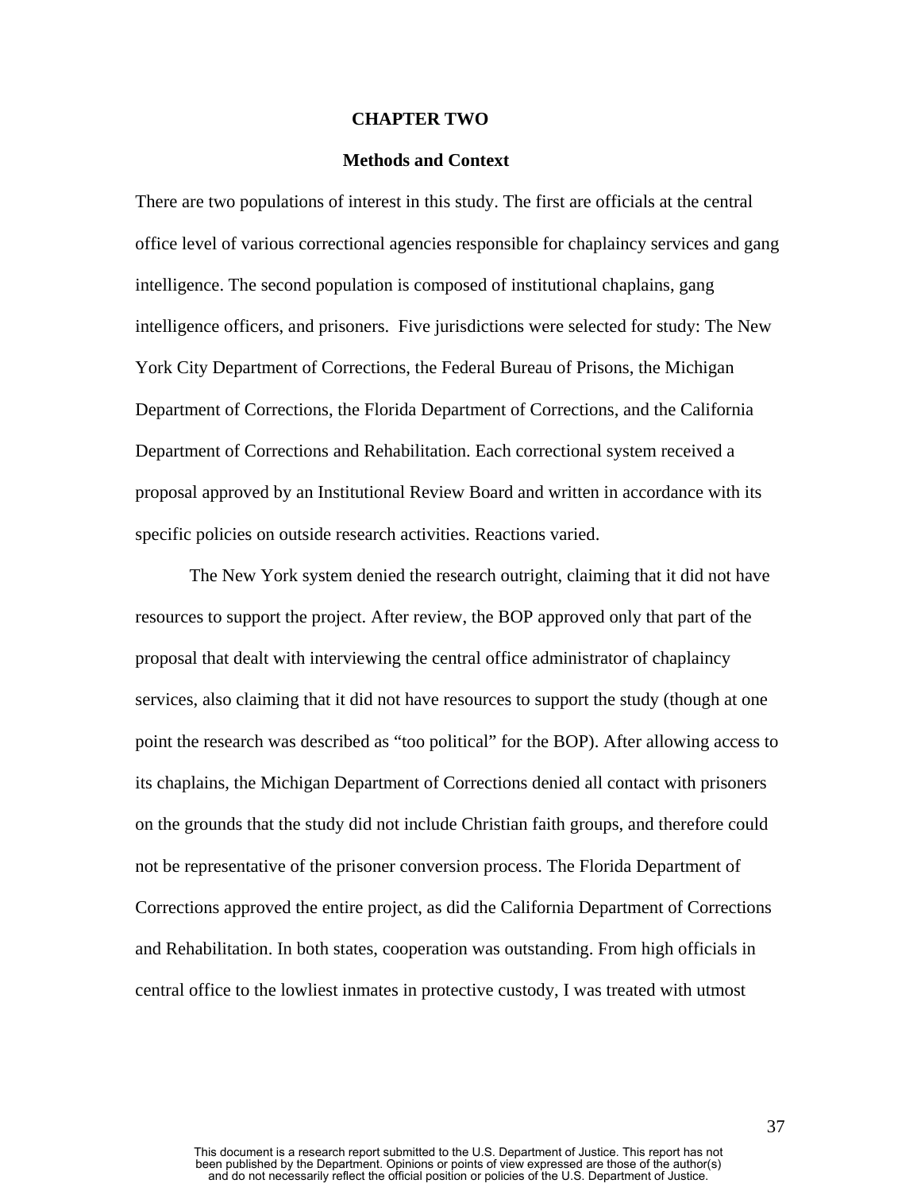# CHAPTER TWO

## Methods and Context

There are two populations of interest in this study. The first are officials at the central office level of various correctional agencies responsible for chaplaincy services and gang intelligence. The second population is composed of institutional chaplains, gang intelligence officers, and prisoners. Five jurisdictions were selected for study: The New York City Department of Corrections, the Federal Bureau of Prisons, the Michigan Department of Corrections, the Florida Department of Corrections, and the California Department of Corrections and Rehabilitation. Each correctional system received a proposal approved by an Institutional Review Board and written in accordance with its specific policies on outside research activities. Reactions varied.

The New York system denied the research outright, claiming that it did not have resources to support the project. After review, the BOP approved only that part of the proposal that dealt with interviewing the central office administrator of chaplaincy services, also claiming that it did not have resources to support the study (though at one point the research was described as "too political" for the BOP). After allowing access to its chaplains, the Michigan Department of Corrections denied all contact with prisoners on the grounds that the study did not include Christian faith groups, and therefore could not be representative of the prisoner conversion process. The Florida Department of Corrections approved the entire project, as did the California Department of Corrections and Rehabilitation. In both states, cooperation was outstanding. From high officials in central office to the lowliest inmates in protective custody, I was treated with utmost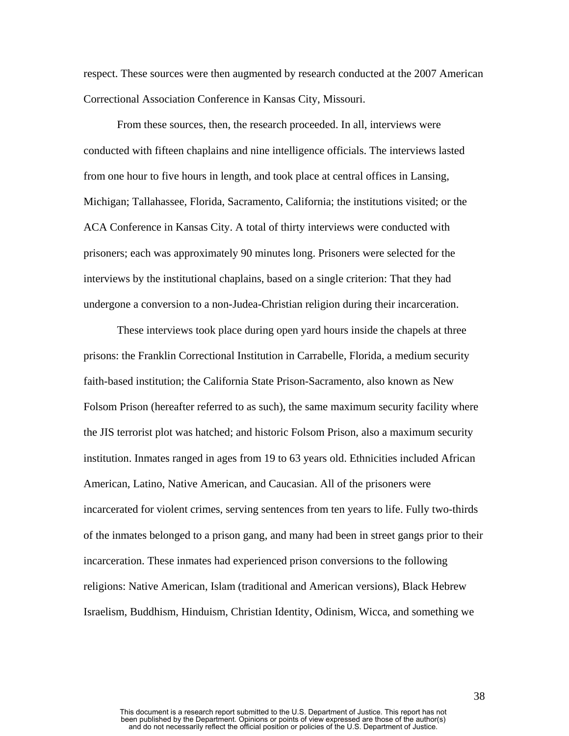respect. These sources were then augmented by research conducted at the 2007 American Correctional Association Conference in Kansas City, Missouri.

From these sources, then, the research proceeded. In all, interviews were conducted with fifteen chaplains and nine intelligence officials. The interviews lasted from one hour to five hours in length, and took place at central offices in Lansing, Michigan; Tallahassee, Florida, Sacramento, California; the institutions visited; or the ACA Conference in Kansas City. A total of thirty interviews were conducted with prisoners; each was approximately 90 minutes long. Prisoners were selected for the interviews by the institutional chaplains, based on a single criterion: That they had undergone a conversion to a non-Judea-Christian religion during their incarceration.

These interviews took place during open yard hours inside the chapels at three prisons: the Franklin Correctional Institution in Carrabelle, Florida, a medium security faith-based institution; the California State Prison-Sacramento, also known as New Folsom Prison (hereafter referred to as such), the same maximum security facility where the JIS terrorist plot was hatched; and historic Folsom Prison, also a maximum security institution. Inmates ranged in ages from 19 to 63 years old. Ethnicities included African American, Latino, Native American, and Caucasian. All of the prisoners were incarcerated for violent crimes, serving sentences from ten years to life. Fully two-thirds of the inmates belonged to a prison gang, and many had been in street gangs prior to their incarceration. These inmates had experienced prison conversions to the following religions: Native American, Islam (traditional and American versions), Black Hebrew Israelism, Buddhism, Hinduism, Christian Identity, Odinism, Wicca, and something we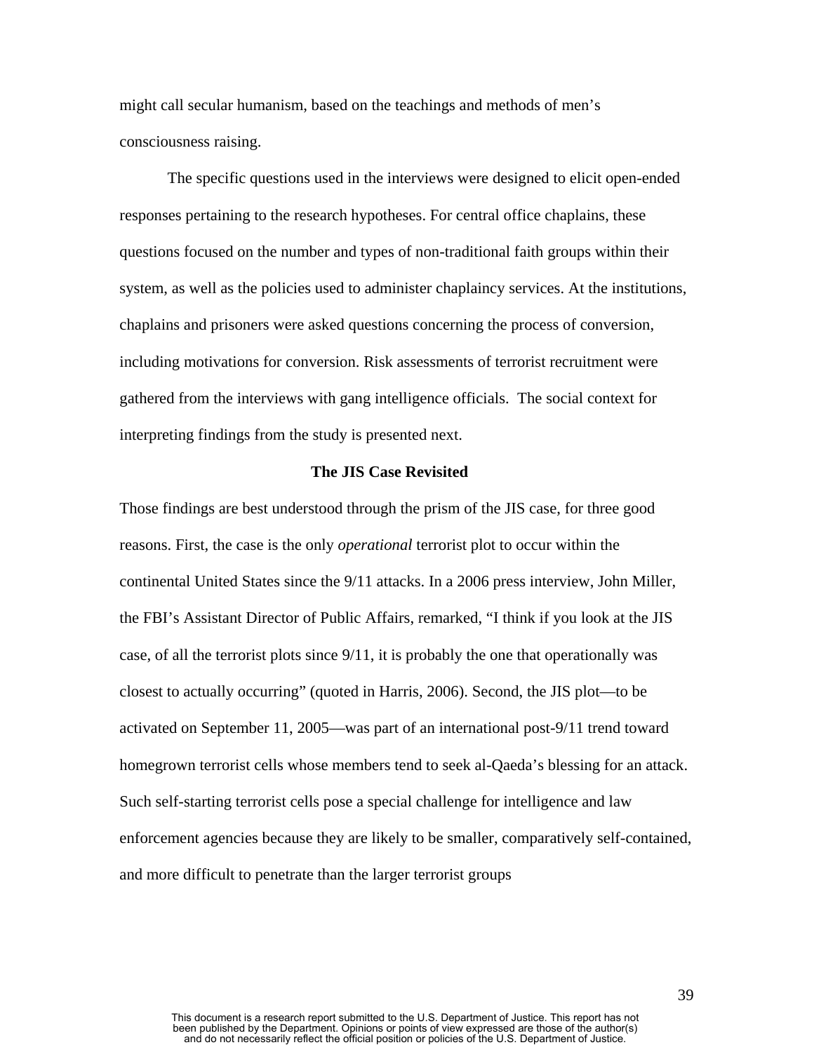might call secular humanism, based on the teachings and methods of men's consciousness raising.

The specific questions used in the interviews were designed to elicit open-ended responses pertaining to the research hypotheses. For central office chaplains, these questions focused on the number and types of non-traditional faith groups within their system, as well as the policies used to administer chaplaincy services. At the institutions, chaplains and prisoners were asked questions concerning the process of conversion, including motivations for conversion. Risk assessments of terrorist recruitment were gathered from the interviews with gang intelligence officials. The social context for interpreting findings from the study is presented next.

**The JIS Case Revisited**

Those findings are best understood through the prism of the JIS case, for three good reasons. First, the case is the only *operational* terrorist plot to occur within the continental United States since the 9/11 attacks. In a 2006 press interview, John Miller, the FBI's Assistant Director of Public Affairs, remarked, "I think if you look at the JIS case, of all the terrorist plots since 9/11, it is probably the one that operationally was closest to actually occurring" (quoted in Harris, 2006). Second, the JIS plot—to be activated on September 11, 2005—was part of an international post-9/11 trend toward homegrown terrorist cells whose members tend to seek al-Qaeda's blessing for an attack. Such self-starting terrorist cells pose a special challenge for intelligence and law enforcement agencies because they are likely to be smaller, comparatively self-contained, and more difficult to penetrate than the larger terrorist groups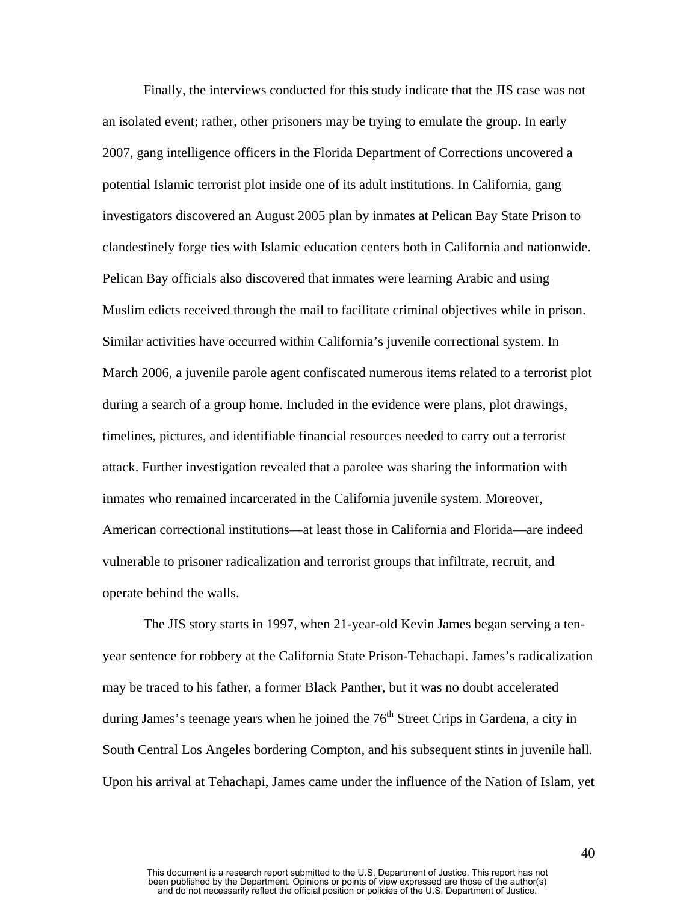Finally, the interviews conducted for this study indicate that the JIS case was not an isolated event; rather, other prisoners may be trying to emulate the group. In early 2007, gang intelligence officers in the Florida Department of Corrections uncovered a potential Islamic terrorist plot inside one of its adult institutions. In California, gang investigators discovered an August 2005 plan by inmates at Pelican Bay State Prison to clandestinely forge ties with Islamic education centers both in California and nationwide. Pelican Bay officials also discovered that inmates were learning Arabic and using Muslim edicts received through the mail to facilitate criminal objectives while in prison. Similar activities have occurred within California's juvenile correctional system. In March 2006, a juvenile parole agent confiscated numerous items related to a terrorist plot during a search of a group home. Included in the evidence were plans, plot drawings, timelines, pictures, and identifiable financial resources needed to carry out a terrorist attack. Further investigation revealed that a parolee was sharing the information with inmates who remained incarcerated in the California juvenile system. Moreover, American correctional institutions—at least those in California and Florida—are indeed vulnerable to prisoner radicalization and terrorist groups that infiltrate, recruit, and operate behind the walls.

The JIS story starts in 1997, when 21-year-old Kevin James began serving a ten-year sentence for robbery at the California State Prison-Tehachapi. James's radicalization may be traced to his father, a former Black Panther, but it was no doubt accelerated during James's teenage years when he joined the 76th Street Crips in Gardena, a city in South Central Los Angeles bordering Compton, and his subsequent stints in juvenile hall. Upon his arrival at Tehachapi, James came under the influence of the Nation of Islam, yet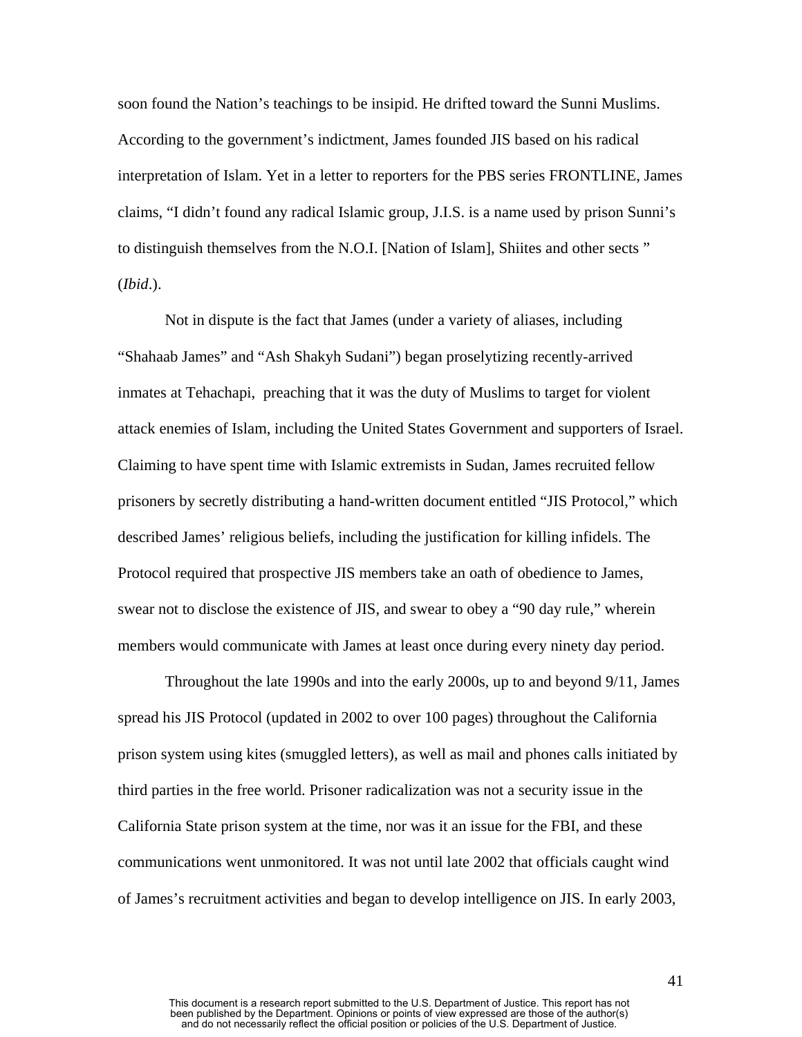soon found the Nation's teachings to be insipid. He drifted toward the Sunni Muslims. According to the government's indictment, James founded JIS based on his radical interpretation of Islam. Yet in a letter to reporters for the PBS series FRONTLINE, James claims, "I didn't found any radical Islamic group, J.I.S. is a name used by prison Sunni's to distinguish themselves from the N.O.I. [Nation of Islam], Shiites and other sects " (*Ibid*.).

Not in dispute is the fact that James (under a variety of aliases, including "Shahaab James" and "Ash Shakyh Sudani") began proselytizing recently-arrived inmates at Tehachapi, preaching that it was the duty of Muslims to target for violent attack enemies of Islam, including the United States Government and supporters of Israel. Claiming to have spent time with Islamic extremists in Sudan, James recruited fellow prisoners by secretly distributing a hand-written document entitled "JIS Protocol," which described James' religious beliefs, including the justification for killing infidels. The Protocol required that prospective JIS members take an oath of obedience to James, swear not to disclose the existence of JIS, and swear to obey a "90 day rule," wherein members would communicate with James at least once during every ninety day period.

Throughout the late 1990s and into the early 2000s, up to and beyond 9/11, James spread his JIS Protocol (updated in 2002 to over 100 pages) throughout the California prison system using kites (smuggled letters), as well as mail and phones calls initiated by third parties in the free world. Prisoner radicalization was not a security issue in the California State prison system at the time, nor was it an issue for the FBI, and these communications went unmonitored. It was not until late 2002 that officials caught wind of James's recruitment activities and began to develop intelligence on JIS. In early 2003,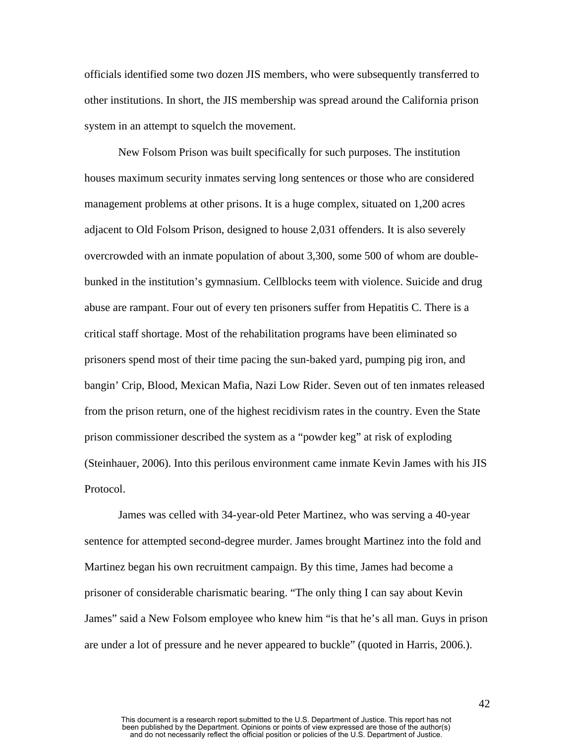officials identified some two dozen JIS members, who were subsequently transferred to other institutions. In short, the JIS membership was spread around the California prison system in an attempt to squelch the movement.

New Folsom Prison was built specifically for such purposes. The institution houses maximum security inmates serving long sentences or those who are considered management problems at other prisons. It is a huge complex, situated on 1,200 acres adjacent to Old Folsom Prison, designed to house 2,031 offenders. It is also severely overcrowded with an inmate population of about 3,300, some 500 of whom are double-bunked in the institution's gymnasium. Cellblocks teem with violence. Suicide and drug abuse are rampant. Four out of every ten prisoners suffer from Hepatitis C. There is a critical staff shortage. Most of the rehabilitation programs have been eliminated so prisoners spend most of their time pacing the sun-baked yard, pumping pig iron, and bangin' Crip, Blood, Mexican Mafia, Nazi Low Rider. Seven out of ten inmates released from the prison return, one of the highest recidivism rates in the country. Even the State prison commissioner described the system as a "powder keg" at risk of exploding (Steinhauer, 2006). Into this perilous environment came inmate Kevin James with his JIS Protocol.

James was celled with 34-year-old Peter Martinez, who was serving a 40-year sentence for attempted second-degree murder. James brought Martinez into the fold and Martinez began his own recruitment campaign. By this time, James had become a prisoner of considerable charismatic bearing. "The only thing I can say about Kevin James" said a New Folsom employee who knew him "is that he's all man. Guys in prison are under a lot of pressure and he never appeared to buckle" (quoted in Harris, 2006.).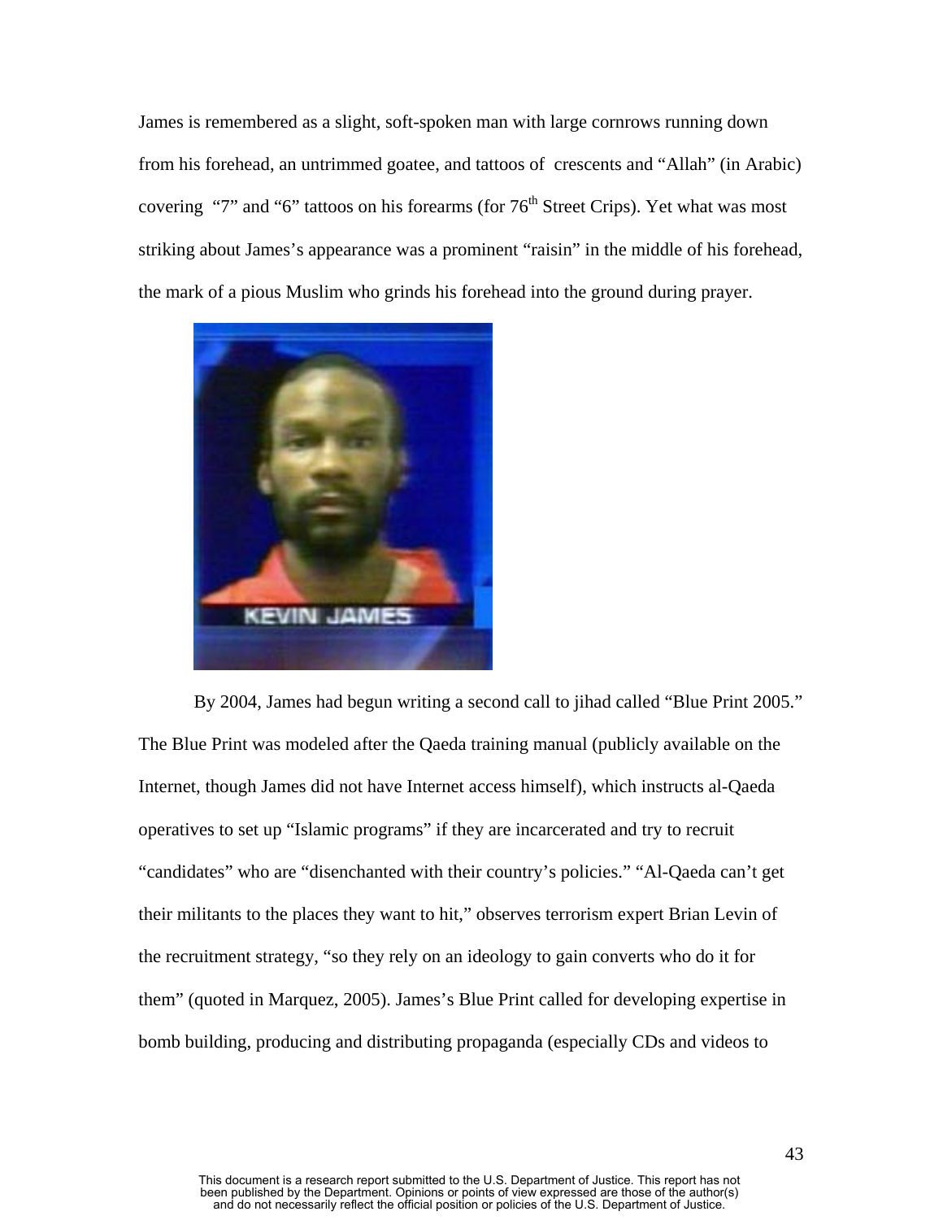James is remembered as a slight, soft-spoken man with large cornrows running down from his forehead, an untrimmed goatee, and tattoos of crescents and "Allah" (in Arabic) covering "7" and "6" tattoos on his forearms (for 76th Street Crips). Yet what was most striking about James's appearance was a prominent "raisin" in the middle of his forehead, the mark of a pious Muslim who grinds his forehead into the ground during prayer.

By 2004, James had begun writing a second call to jihad called "Blue Print 2005." The Blue Print was modeled after the Qaeda training manual (publicly available on the Internet, though James did not have Internet access himself), which instructs al-Qaeda operatives to set up "Islamic programs" if they are incarcerated and try to recruit "candidates" who are "disenchanted with their country's policies." "Al-Qaeda can't get their militants to the places they want to hit," observes terrorism expert Brian Levin of the recruitment strategy, "so they rely on an ideology to gain converts who do it for them" (quoted in Marquez, 2005). James's Blue Print called for developing expertise in bomb building, producing and distributing propaganda (especially CDs and videos to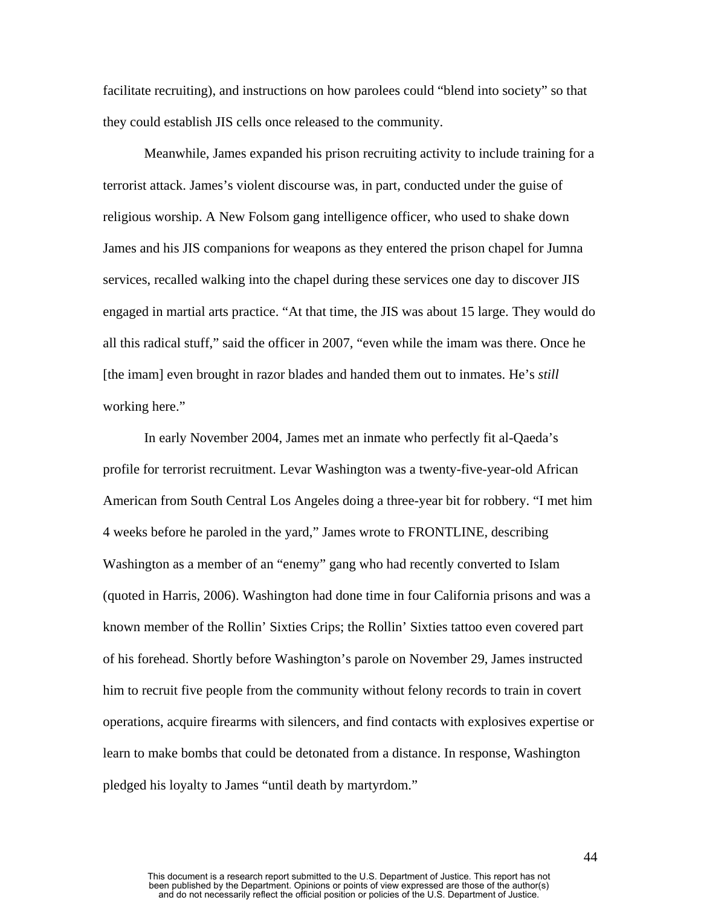facilitate recruiting), and instructions on how parolees could “blend into society” so that they could establish JIS cells once released to the community.

Meanwhile, James expanded his prison recruiting activity to include training for a terrorist attack. James’s violent discourse was, in part, conducted under the guise of religious worship. A New Folsom gang intelligence officer, who used to shake down James and his JIS companions for weapons as they entered the prison chapel for Jumna services, recalled walking into the chapel during these services one day to discover JIS engaged in martial arts practice. “At that time, the JIS was about 15 large. They would do all this radical stuff,” said the officer in 2007, “even while the imam was there. Once he [the imam] even brought in razor blades and handed them out to inmates. He’s *still* working here.”

In early November 2004, James met an inmate who perfectly fit al-Qaeda’s profile for terrorist recruitment. Levar Washington was a twenty-five-year-old African American from South Central Los Angeles doing a three-year bit for robbery. “I met him 4 weeks before he paroled in the yard,” James wrote to FRONTLINE, describing Washington as a member of an “enemy” gang who had recently converted to Islam (quoted in Harris, 2006). Washington had done time in four California prisons and was a known member of the Rollin’ Sixties Crips; the Rollin’ Sixties tattoo even covered part of his forehead. Shortly before Washington’s parole on November 29, James instructed him to recruit five people from the community without felony records to train in covert operations, acquire firearms with silencers, and find contacts with explosives expertise or learn to make bombs that could be detonated from a distance. In response, Washington pledged his loyalty to James “until death by martyrdom.”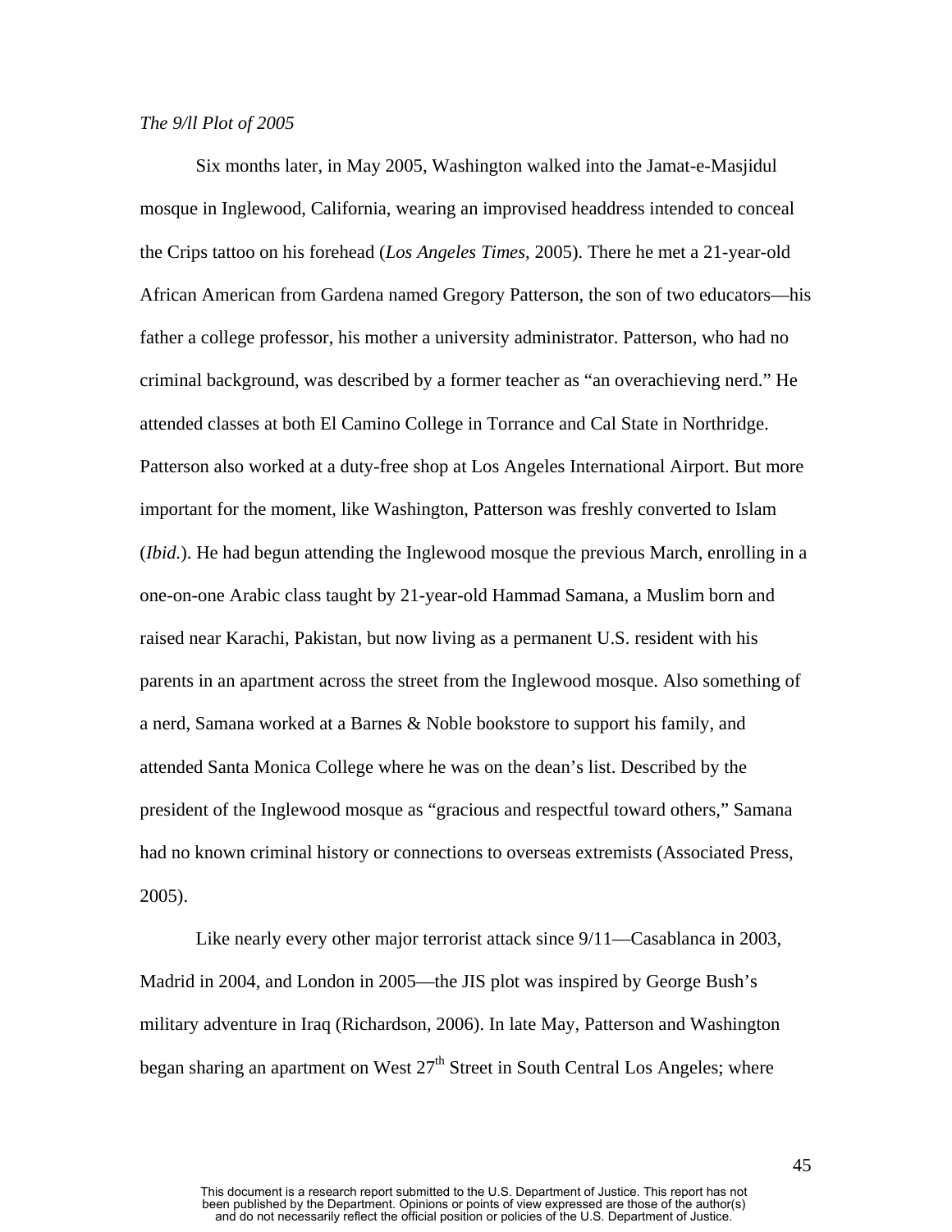*The 9/ll Plot of 2005*

Six months later, in May 2005, Washington walked into the Jamat-e-Masjidul mosque in Inglewood, California, wearing an improvised headdress intended to conceal the Crips tattoo on his forehead (*Los Angeles Times*, 2005). There he met a 21-year-old African American from Gardena named Gregory Patterson, the son of two educators—his father a college professor, his mother a university administrator. Patterson, who had no criminal background, was described by a former teacher as "an overachieving nerd." He attended classes at both El Camino College in Torrance and Cal State in Northridge. Patterson also worked at a duty-free shop at Los Angeles International Airport. But more important for the moment, like Washington, Patterson was freshly converted to Islam (*Ibid.*). He had begun attending the Inglewood mosque the previous March, enrolling in a one-on-one Arabic class taught by 21-year-old Hammad Samana, a Muslim born and raised near Karachi, Pakistan, but now living as a permanent U.S. resident with his parents in an apartment across the street from the Inglewood mosque. Also something of a nerd, Samana worked at a Barnes & Noble bookstore to support his family, and attended Santa Monica College where he was on the dean's list. Described by the president of the Inglewood mosque as "gracious and respectful toward others," Samana had no known criminal history or connections to overseas extremists (Associated Press, 2005).

Like nearly every other major terrorist attack since 9/11—Casablanca in 2003, Madrid in 2004, and London in 2005—the JIS plot was inspired by George Bush's military adventure in Iraq (Richardson, 2006). In late May, Patterson and Washington began sharing an apartment on West 27th Street in South Central Los Angeles; where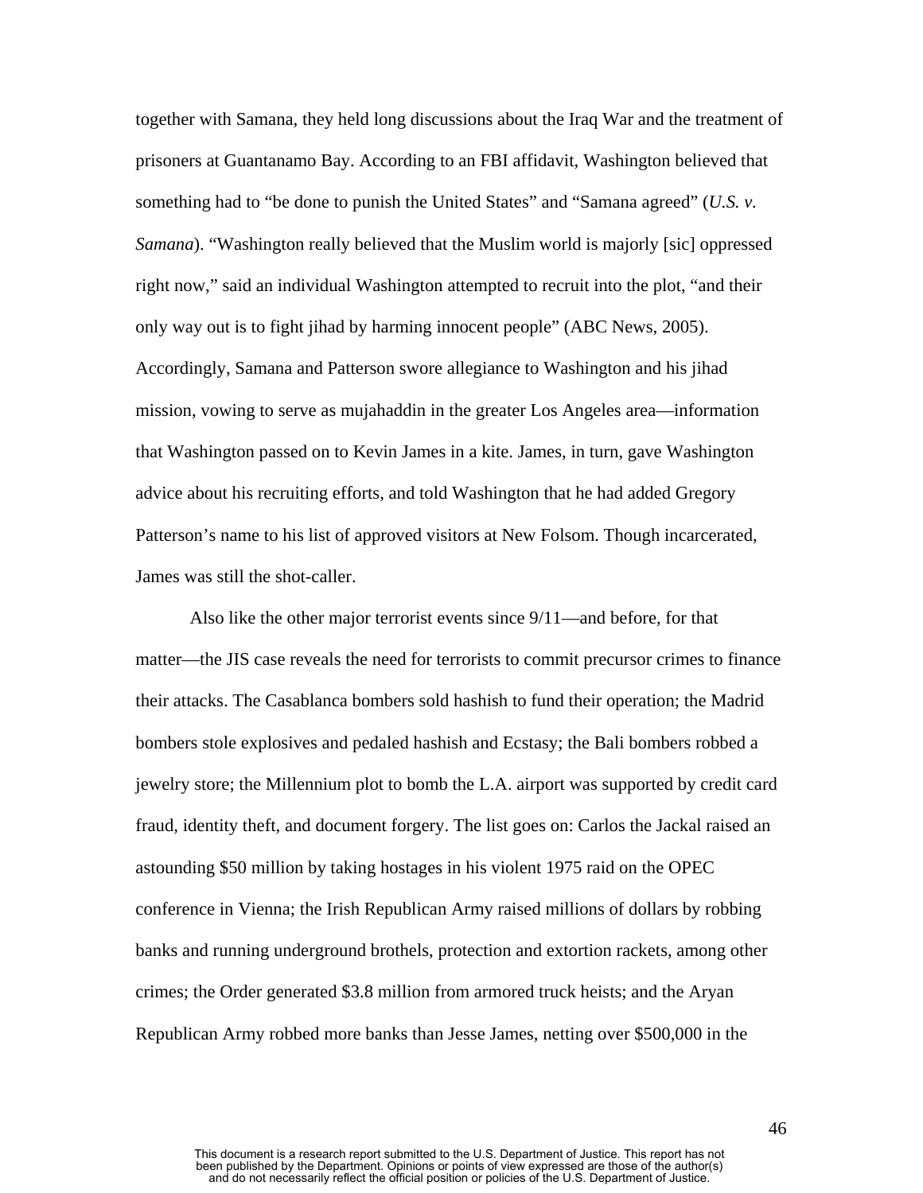together with Samana, they held long discussions about the Iraq War and the treatment of prisoners at Guantanamo Bay. According to an FBI affidavit, Washington believed that something had to "be done to punish the United States" and "Samana agreed" (*U.S. v. Samana*). "Washington really believed that the Muslim world is majorly [sic] oppressed right now," said an individual Washington attempted to recruit into the plot, "and their only way out is to fight jihad by harming innocent people" (ABC News, 2005). Accordingly, Samana and Patterson swore allegiance to Washington and his jihad mission, vowing to serve as mujahaddin in the greater Los Angeles area—information that Washington passed on to Kevin James in a kite. James, in turn, gave Washington advice about his recruiting efforts, and told Washington that he had added Gregory Patterson's name to his list of approved visitors at New Folsom. Though incarcerated, James was still the shot-caller.

Also like the other major terrorist events since 9/11—and before, for that matter—the JIS case reveals the need for terrorists to commit precursor crimes to finance their attacks. The Casablanca bombers sold hashish to fund their operation; the Madrid bombers stole explosives and pedaled hashish and Ecstasy; the Bali bombers robbed a jewelry store; the Millennium plot to bomb the L.A. airport was supported by credit card fraud, identity theft, and document forgery. The list goes on: Carlos the Jackal raised an astounding $50 million by taking hostages in his violent 1975 raid on the OPEC conference in Vienna; the Irish Republican Army raised millions of dollars by robbing banks and running underground brothels, protection and extortion rackets, among other crimes; the Order generated $3.8 million from armored truck heists; and the Aryan Republican Army robbed more banks than Jesse James, netting over $500,000 in the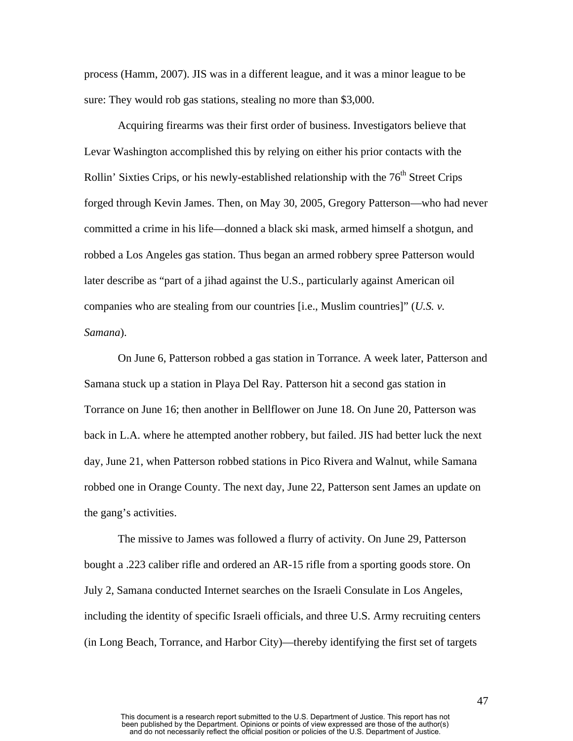process (Hamm, 2007). JIS was in a different league, and it was a minor league to be sure: They would rob gas stations, stealing no more than $3,000.

Acquiring firearms was their first order of business. Investigators believe that Levar Washington accomplished this by relying on either his prior contacts with the Rollin' Sixties Crips, or his newly-established relationship with the 76th Street Crips forged through Kevin James. Then, on May 30, 2005, Gregory Patterson—who had never committed a crime in his life—donned a black ski mask, armed himself a shotgun, and robbed a Los Angeles gas station. Thus began an armed robbery spree Patterson would later describe as "part of a jihad against the U.S., particularly against American oil companies who are stealing from our countries [i.e., Muslim countries]" (*U.S. v. Samana*).

On June 6, Patterson robbed a gas station in Torrance. A week later, Patterson and Samana stuck up a station in Playa Del Ray. Patterson hit a second gas station in Torrance on June 16; then another in Bellflower on June 18. On June 20, Patterson was back in L.A. where he attempted another robbery, but failed. JIS had better luck the next day, June 21, when Patterson robbed stations in Pico Rivera and Walnut, while Samana robbed one in Orange County. The next day, June 22, Patterson sent James an update on the gang's activities.

The missive to James was followed a flurry of activity. On June 29, Patterson bought a .223 caliber rifle and ordered an AR-15 rifle from a sporting goods store. On July 2, Samana conducted Internet searches on the Israeli Consulate in Los Angeles, including the identity of specific Israeli officials, and three U.S. Army recruiting centers (in Long Beach, Torrance, and Harbor City)—thereby identifying the first set of targets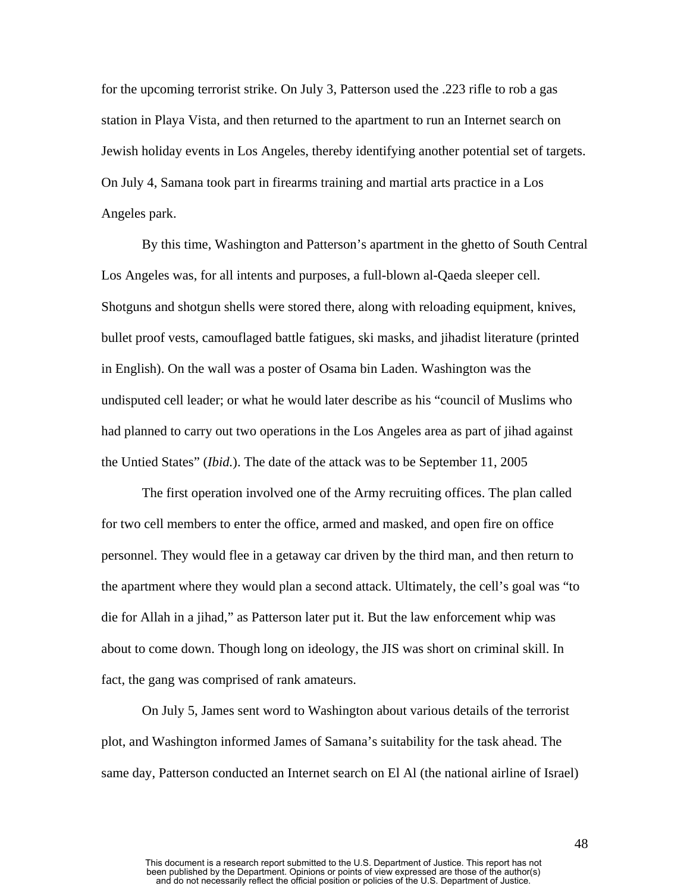for the upcoming terrorist strike. On July 3, Patterson used the .223 rifle to rob a gas station in Playa Vista, and then returned to the apartment to run an Internet search on Jewish holiday events in Los Angeles, thereby identifying another potential set of targets. On July 4, Samana took part in firearms training and martial arts practice in a Los Angeles park.

By this time, Washington and Patterson's apartment in the ghetto of South Central Los Angeles was, for all intents and purposes, a full-blown al-Qaeda sleeper cell. Shotguns and shotgun shells were stored there, along with reloading equipment, knives, bullet proof vests, camouflaged battle fatigues, ski masks, and jihadist literature (printed in English). On the wall was a poster of Osama bin Laden. Washington was the undisputed cell leader; or what he would later describe as his "council of Muslims who had planned to carry out two operations in the Los Angeles area as part of jihad against the Untied States" (*Ibid.*). The date of the attack was to be September 11, 2005

The first operation involved one of the Army recruiting offices. The plan called for two cell members to enter the office, armed and masked, and open fire on office personnel. They would flee in a getaway car driven by the third man, and then return to the apartment where they would plan a second attack. Ultimately, the cell's goal was "to die for Allah in a jihad," as Patterson later put it. But the law enforcement whip was about to come down. Though long on ideology, the JIS was short on criminal skill. In fact, the gang was comprised of rank amateurs.

On July 5, James sent word to Washington about various details of the terrorist plot, and Washington informed James of Samana's suitability for the task ahead. The same day, Patterson conducted an Internet search on El Al (the national airline of Israel)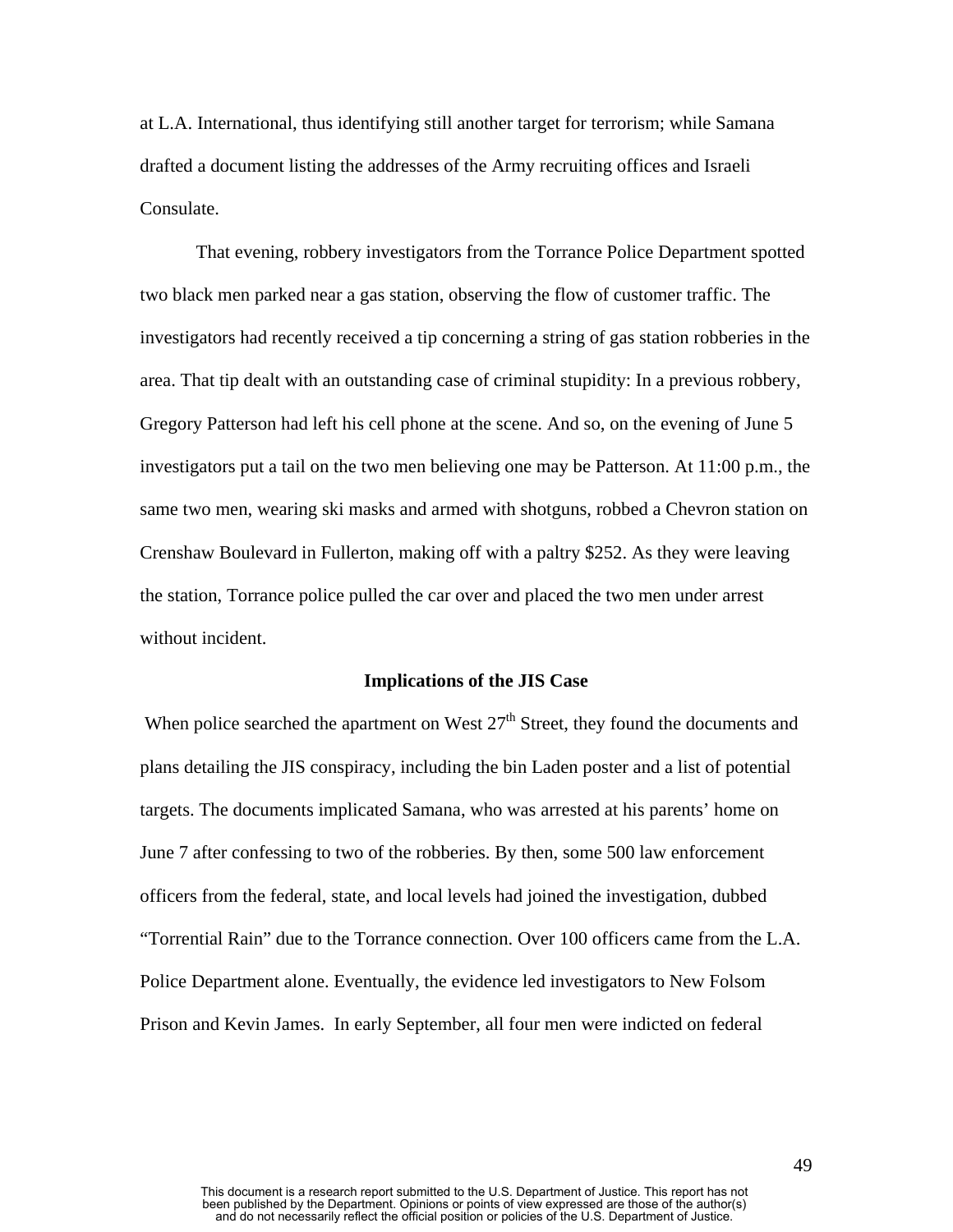at L.A. International, thus identifying still another target for terrorism; while Samana drafted a document listing the addresses of the Army recruiting offices and Israeli Consulate.

That evening, robbery investigators from the Torrance Police Department spotted two black men parked near a gas station, observing the flow of customer traffic. The investigators had recently received a tip concerning a string of gas station robberies in the area. That tip dealt with an outstanding case of criminal stupidity: In a previous robbery, Gregory Patterson had left his cell phone at the scene. And so, on the evening of June 5 investigators put a tail on the two men believing one may be Patterson. At 11:00 p.m., the same two men, wearing ski masks and armed with shotguns, robbed a Chevron station on Crenshaw Boulevard in Fullerton, making off with a paltry $252. As they were leaving the station, Torrance police pulled the car over and placed the two men under arrest without incident.

### Implications of the JIS Case

When police searched the apartment on West 27th Street, they found the documents and plans detailing the JIS conspiracy, including the bin Laden poster and a list of potential targets. The documents implicated Samana, who was arrested at his parents' home on June 7 after confessing to two of the robberies. By then, some 500 law enforcement officers from the federal, state, and local levels had joined the investigation, dubbed "Torrential Rain" due to the Torrance connection. Over 100 officers came from the L.A. Police Department alone. Eventually, the evidence led investigators to New Folsom Prison and Kevin James. In early September, all four men were indicted on federal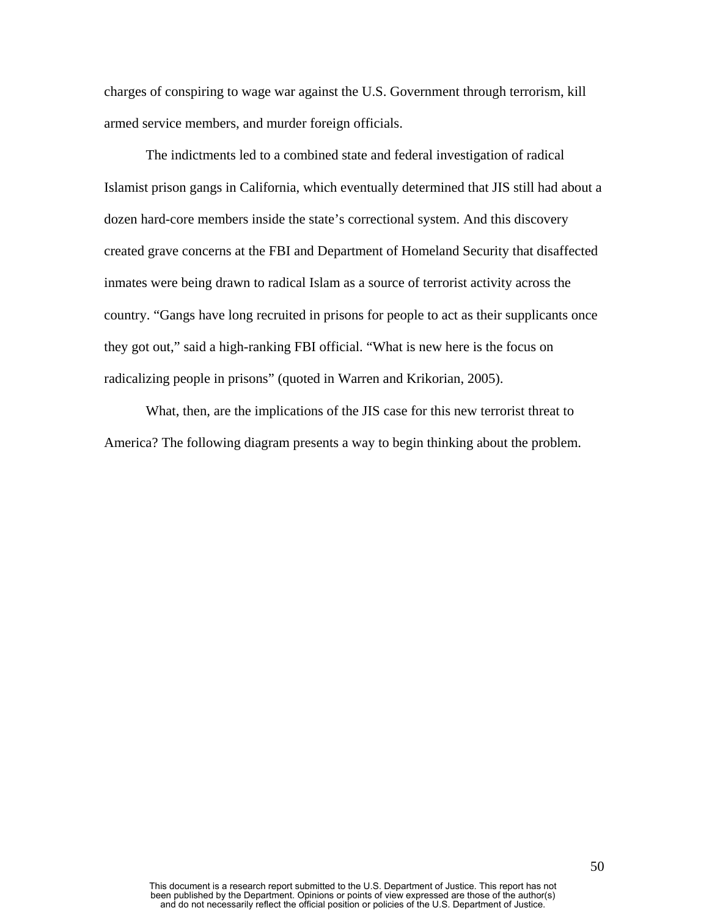charges of conspiring to wage war against the U.S. Government through terrorism, kill armed service members, and murder foreign officials.

The indictments led to a combined state and federal investigation of radical Islamist prison gangs in California, which eventually determined that JIS still had about a dozen hard-core members inside the state's correctional system. And this discovery created grave concerns at the FBI and Department of Homeland Security that disaffected inmates were being drawn to radical Islam as a source of terrorist activity across the country. "Gangs have long recruited in prisons for people to act as their supplicants once they got out," said a high-ranking FBI official. "What is new here is the focus on radicalizing people in prisons" (quoted in Warren and Krikorian, 2005).

What, then, are the implications of the JIS case for this new terrorist threat to America? The following diagram presents a way to begin thinking about the problem.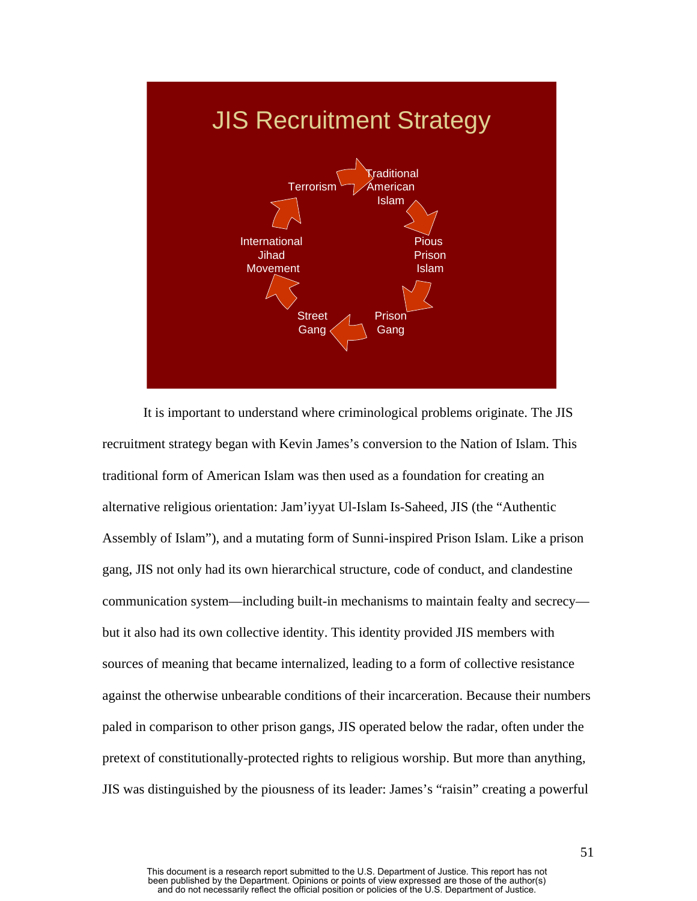## JIS Recruitment Strategy

Traditional American Islam → Pious Prison Islam → Prison Gang → Street Gang → International Jihad Movement → Terrorism → Traditional American Islam

It is important to understand where criminological problems originate. The JIS recruitment strategy began with Kevin James's conversion to the Nation of Islam. This traditional form of American Islam was then used as a foundation for creating an alternative religious orientation: Jam'iyyat Ul-Islam Is-Saheed, JIS (the "Authentic Assembly of Islam"), and a mutating form of Sunni-inspired Prison Islam. Like a prison gang, JIS not only had its own hierarchical structure, code of conduct, and clandestine communication system—including built-in mechanisms to maintain fealty and secrecy—but it also had its own collective identity. This identity provided JIS members with sources of meaning that became internalized, leading to a form of collective resistance against the otherwise unbearable conditions of their incarceration. Because their numbers paled in comparison to other prison gangs, JIS operated below the radar, often under the pretext of constitutionally-protected rights to religious worship. But more than anything, JIS was distinguished by the piousness of its leader: James's "raisin" creating a powerful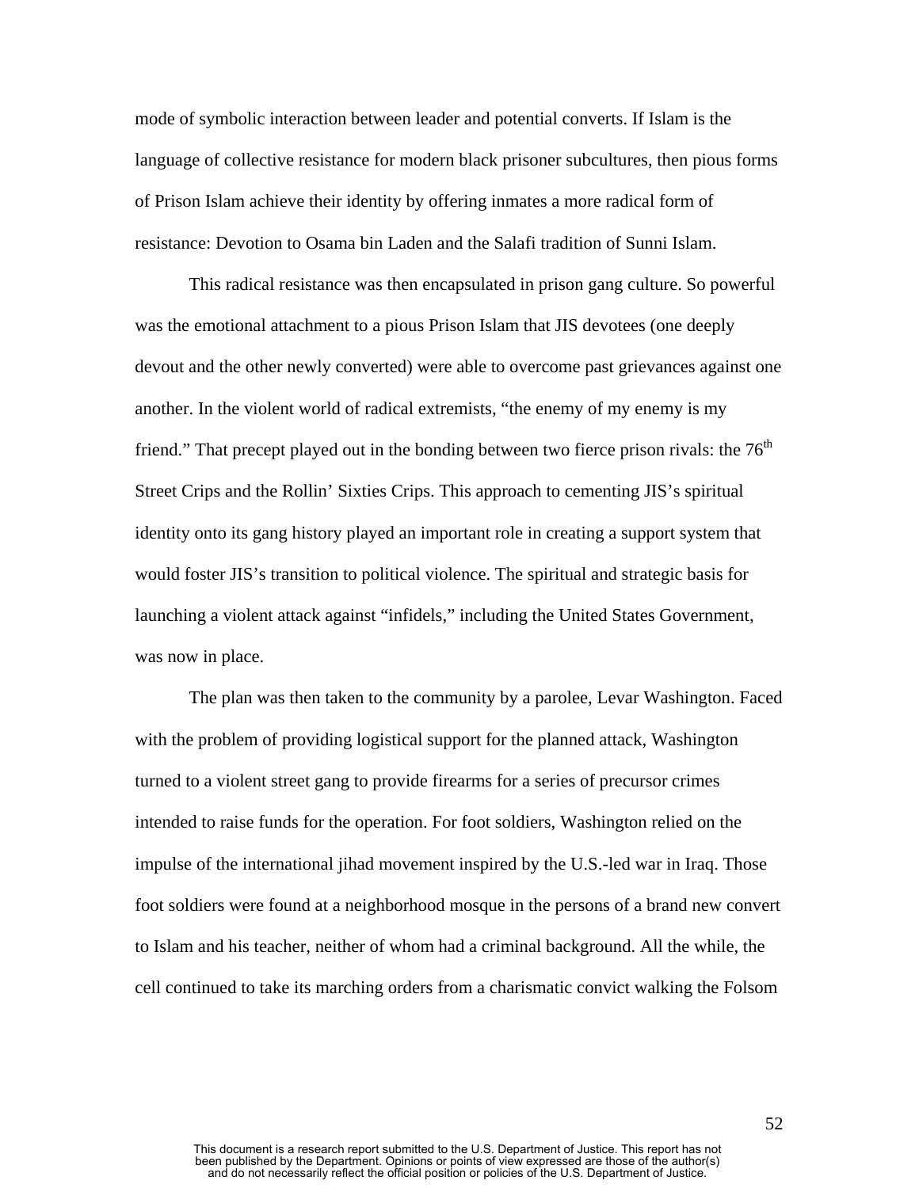mode of symbolic interaction between leader and potential converts. If Islam is the language of collective resistance for modern black prisoner subcultures, then pious forms of Prison Islam achieve their identity by offering inmates a more radical form of resistance: Devotion to Osama bin Laden and the Salafi tradition of Sunni Islam.

This radical resistance was then encapsulated in prison gang culture. So powerful was the emotional attachment to a pious Prison Islam that JIS devotees (one deeply devout and the other newly converted) were able to overcome past grievances against one another. In the violent world of radical extremists, "the enemy of my enemy is my friend." That precept played out in the bonding between two fierce prison rivals: the 76th Street Crips and the Rollin' Sixties Crips. This approach to cementing JIS's spiritual identity onto its gang history played an important role in creating a support system that would foster JIS's transition to political violence. The spiritual and strategic basis for launching a violent attack against "infidels," including the United States Government, was now in place.

The plan was then taken to the community by a parolee, Levar Washington. Faced with the problem of providing logistical support for the planned attack, Washington turned to a violent street gang to provide firearms for a series of precursor crimes intended to raise funds for the operation. For foot soldiers, Washington relied on the impulse of the international jihad movement inspired by the U.S.-led war in Iraq. Those foot soldiers were found at a neighborhood mosque in the persons of a brand new convert to Islam and his teacher, neither of whom had a criminal background. All the while, the cell continued to take its marching orders from a charismatic convict walking the Folsom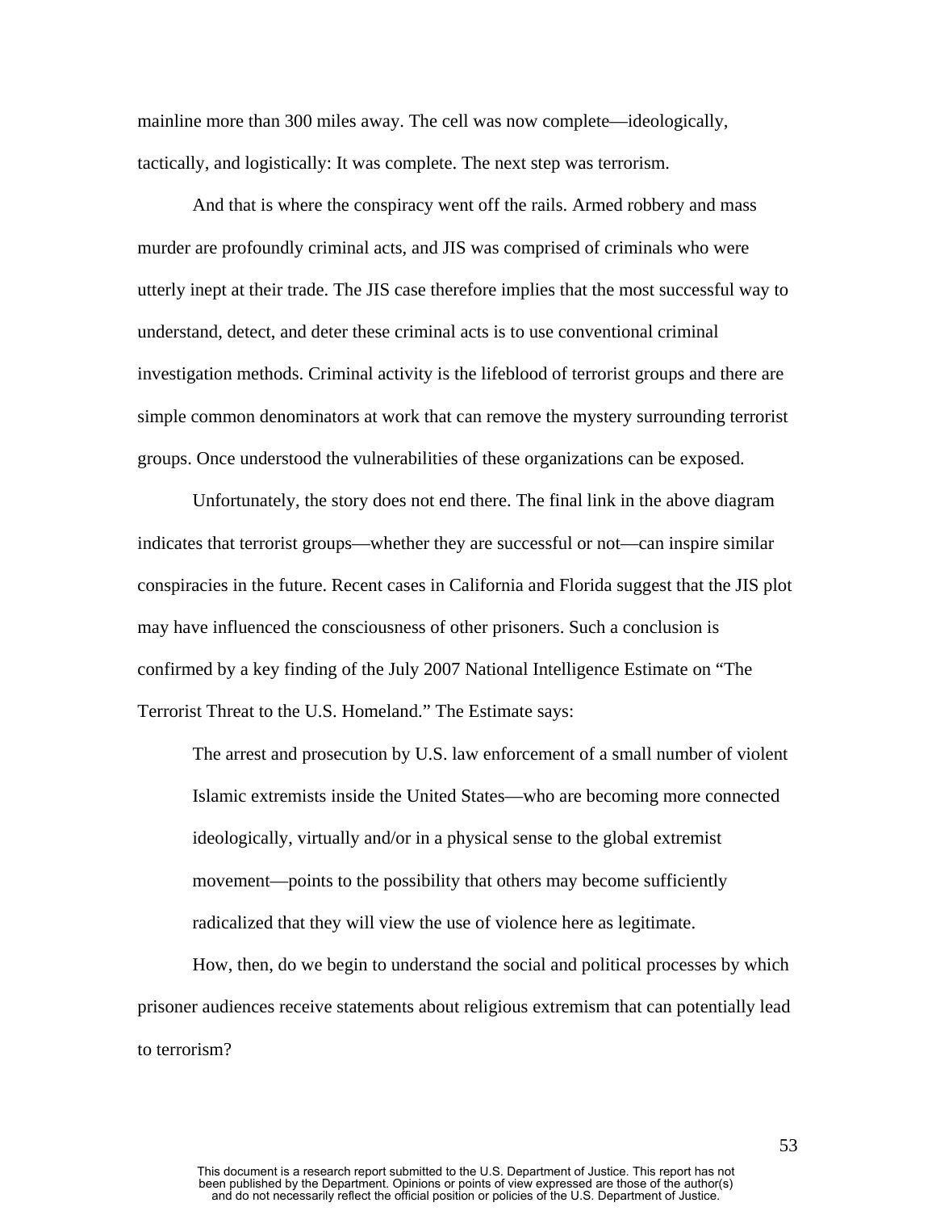mainline more than 300 miles away. The cell was now complete—ideologically, tactically, and logistically: It was complete. The next step was terrorism.

And that is where the conspiracy went off the rails. Armed robbery and mass murder are profoundly criminal acts, and JIS was comprised of criminals who were utterly inept at their trade. The JIS case therefore implies that the most successful way to understand, detect, and deter these criminal acts is to use conventional criminal investigation methods. Criminal activity is the lifeblood of terrorist groups and there are simple common denominators at work that can remove the mystery surrounding terrorist groups. Once understood the vulnerabilities of these organizations can be exposed.

Unfortunately, the story does not end there. The final link in the above diagram indicates that terrorist groups—whether they are successful or not—can inspire similar conspiracies in the future. Recent cases in California and Florida suggest that the JIS plot may have influenced the consciousness of other prisoners. Such a conclusion is confirmed by a key finding of the July 2007 National Intelligence Estimate on "The Terrorist Threat to the U.S. Homeland." The Estimate says:

> The arrest and prosecution by U.S. law enforcement of a small number of violent Islamic extremists inside the United States—who are becoming more connected ideologically, virtually and/or in a physical sense to the global extremist movement—points to the possibility that others may become sufficiently radicalized that they will view the use of violence here as legitimate.

How, then, do we begin to understand the social and political processes by which prisoner audiences receive statements about religious extremism that can potentially lead to terrorism?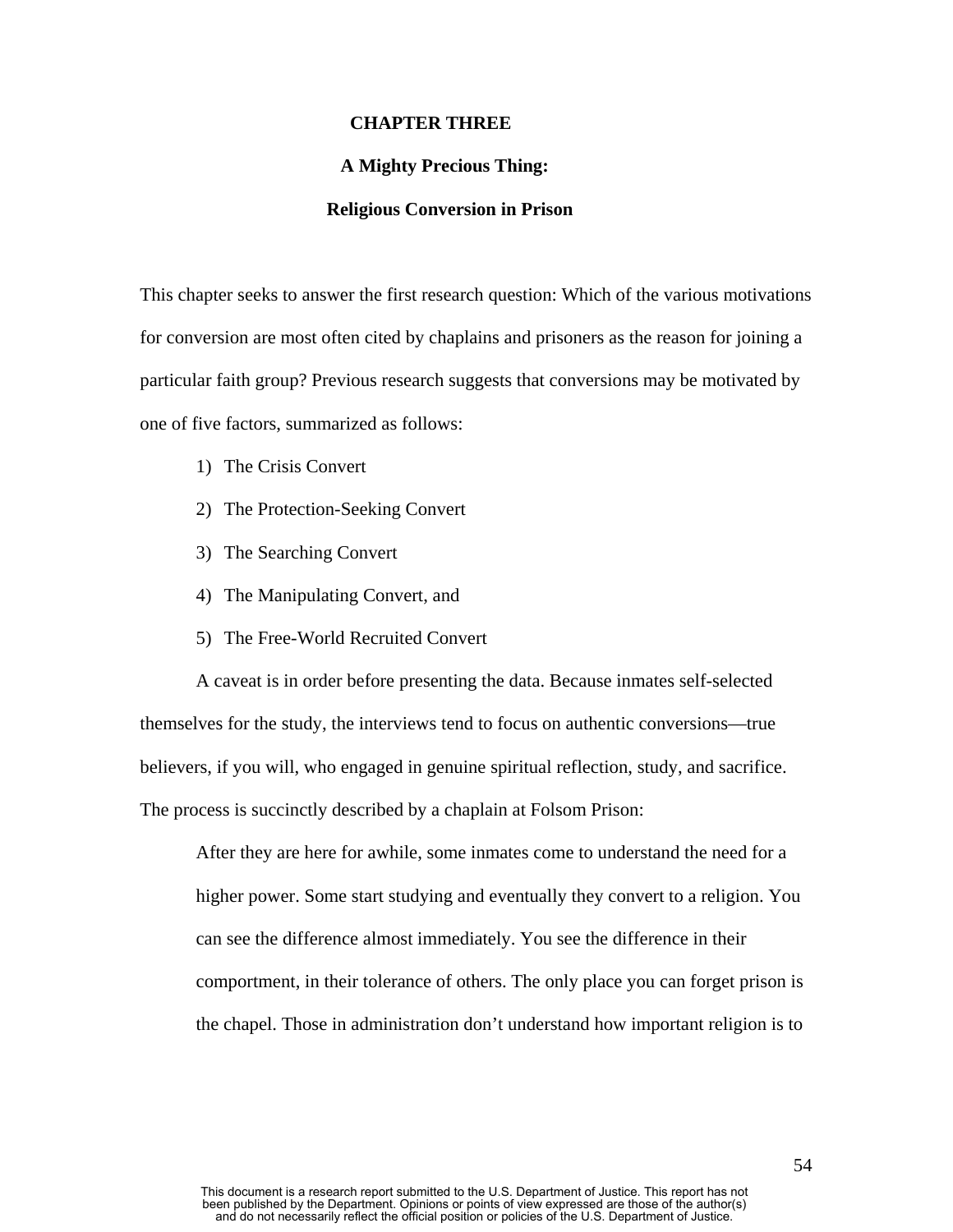# CHAPTER THREE

## A Mighty Precious Thing:

## Religious Conversion in Prison

This chapter seeks to answer the first research question: Which of the various motivations for conversion are most often cited by chaplains and prisoners as the reason for joining a particular faith group? Previous research suggests that conversions may be motivated by one of five factors, summarized as follows:

1) The Crisis Convert
2) The Protection-Seeking Convert
3) The Searching Convert
4) The Manipulating Convert, and
5) The Free-World Recruited Convert

A caveat is in order before presenting the data. Because inmates self-selected themselves for the study, the interviews tend to focus on authentic conversions—true believers, if you will, who engaged in genuine spiritual reflection, study, and sacrifice. The process is succinctly described by a chaplain at Folsom Prison:

> After they are here for awhile, some inmates come to understand the need for a higher power. Some start studying and eventually they convert to a religion. You can see the difference almost immediately. You see the difference in their comportment, in their tolerance of others. The only place you can forget prison is the chapel. Those in administration don't understand how important religion is to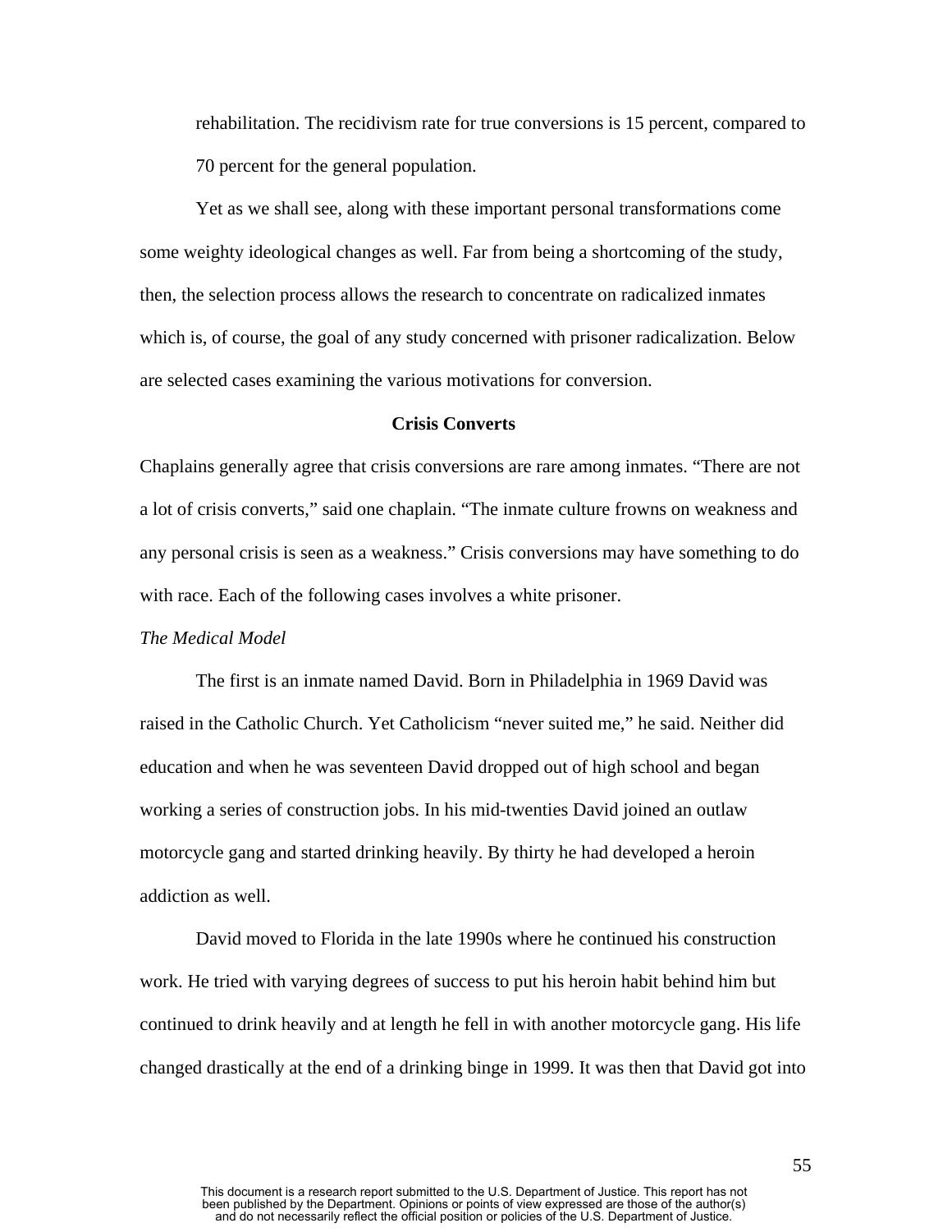rehabilitation. The recidivism rate for true conversions is 15 percent, compared to 70 percent for the general population.

Yet as we shall see, along with these important personal transformations come some weighty ideological changes as well. Far from being a shortcoming of the study, then, the selection process allows the research to concentrate on radicalized inmates which is, of course, the goal of any study concerned with prisoner radicalization. Below are selected cases examining the various motivations for conversion.

**Crisis Converts**

Chaplains generally agree that crisis conversions are rare among inmates. "There are not a lot of crisis converts," said one chaplain. "The inmate culture frowns on weakness and any personal crisis is seen as a weakness." Crisis conversions may have something to do with race. Each of the following cases involves a white prisoner.

*The Medical Model*

The first is an inmate named David. Born in Philadelphia in 1969 David was raised in the Catholic Church. Yet Catholicism "never suited me," he said. Neither did education and when he was seventeen David dropped out of high school and began working a series of construction jobs. In his mid-twenties David joined an outlaw motorcycle gang and started drinking heavily. By thirty he had developed a heroin addiction as well.

David moved to Florida in the late 1990s where he continued his construction work. He tried with varying degrees of success to put his heroin habit behind him but continued to drink heavily and at length he fell in with another motorcycle gang. His life changed drastically at the end of a drinking binge in 1999. It was then that David got into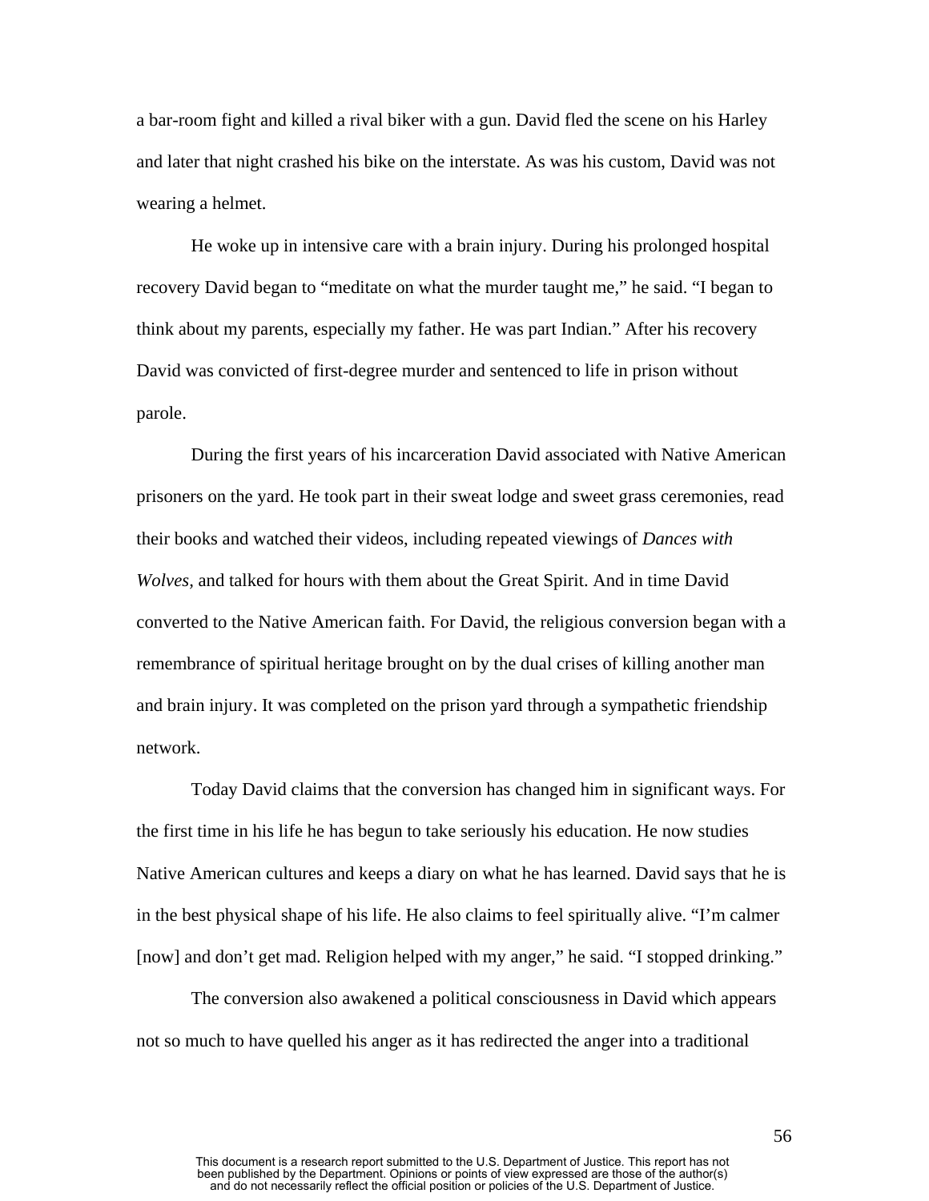a bar-room fight and killed a rival biker with a gun. David fled the scene on his Harley and later that night crashed his bike on the interstate. As was his custom, David was not wearing a helmet.

He woke up in intensive care with a brain injury. During his prolonged hospital recovery David began to "meditate on what the murder taught me," he said. "I began to think about my parents, especially my father. He was part Indian." After his recovery David was convicted of first-degree murder and sentenced to life in prison without parole.

During the first years of his incarceration David associated with Native American prisoners on the yard. He took part in their sweat lodge and sweet grass ceremonies, read their books and watched their videos, including repeated viewings of *Dances with Wolves,* and talked for hours with them about the Great Spirit. And in time David converted to the Native American faith. For David, the religious conversion began with a remembrance of spiritual heritage brought on by the dual crises of killing another man and brain injury. It was completed on the prison yard through a sympathetic friendship network.

Today David claims that the conversion has changed him in significant ways. For the first time in his life he has begun to take seriously his education. He now studies Native American cultures and keeps a diary on what he has learned. David says that he is in the best physical shape of his life. He also claims to feel spiritually alive. "I'm calmer [now] and don't get mad. Religion helped with my anger," he said. "I stopped drinking."

The conversion also awakened a political consciousness in David which appears not so much to have quelled his anger as it has redirected the anger into a traditional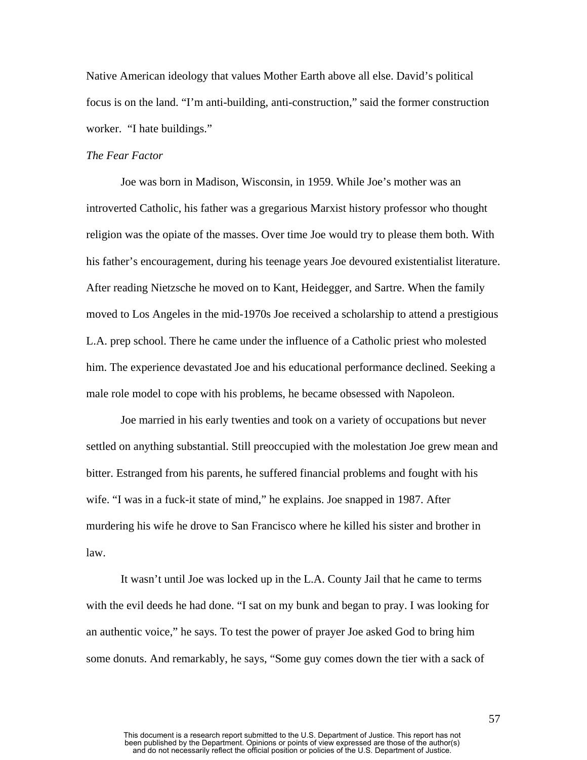Native American ideology that values Mother Earth above all else. David's political focus is on the land. "I'm anti-building, anti-construction," said the former construction worker. "I hate buildings."

*The Fear Factor*

Joe was born in Madison, Wisconsin, in 1959. While Joe's mother was an introverted Catholic, his father was a gregarious Marxist history professor who thought religion was the opiate of the masses. Over time Joe would try to please them both. With his father's encouragement, during his teenage years Joe devoured existentialist literature. After reading Nietzsche he moved on to Kant, Heidegger, and Sartre. When the family moved to Los Angeles in the mid-1970s Joe received a scholarship to attend a prestigious L.A. prep school. There he came under the influence of a Catholic priest who molested him. The experience devastated Joe and his educational performance declined. Seeking a male role model to cope with his problems, he became obsessed with Napoleon.

Joe married in his early twenties and took on a variety of occupations but never settled on anything substantial. Still preoccupied with the molestation Joe grew mean and bitter. Estranged from his parents, he suffered financial problems and fought with his wife. "I was in a fuck-it state of mind," he explains. Joe snapped in 1987. After murdering his wife he drove to San Francisco where he killed his sister and brother in law.

It wasn't until Joe was locked up in the L.A. County Jail that he came to terms with the evil deeds he had done. "I sat on my bunk and began to pray. I was looking for an authentic voice," he says. To test the power of prayer Joe asked God to bring him some donuts. And remarkably, he says, "Some guy comes down the tier with a sack of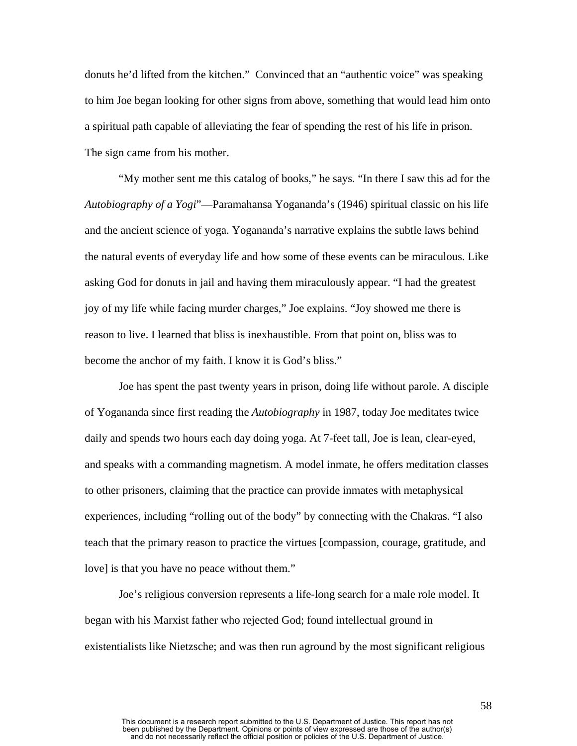donuts he'd lifted from the kitchen." Convinced that an "authentic voice" was speaking to him Joe began looking for other signs from above, something that would lead him onto a spiritual path capable of alleviating the fear of spending the rest of his life in prison. The sign came from his mother.

"My mother sent me this catalog of books," he says. "In there I saw this ad for the *Autobiography of a Yogi*"—Paramahansa Yogananda's (1946) spiritual classic on his life and the ancient science of yoga. Yogananda's narrative explains the subtle laws behind the natural events of everyday life and how some of these events can be miraculous. Like asking God for donuts in jail and having them miraculously appear. "I had the greatest joy of my life while facing murder charges," Joe explains. "Joy showed me there is reason to live. I learned that bliss is inexhaustible. From that point on, bliss was to become the anchor of my faith. I know it is God's bliss."

Joe has spent the past twenty years in prison, doing life without parole. A disciple of Yogananda since first reading the *Autobiography* in 1987, today Joe meditates twice daily and spends two hours each day doing yoga. At 7-feet tall, Joe is lean, clear-eyed, and speaks with a commanding magnetism. A model inmate, he offers meditation classes to other prisoners, claiming that the practice can provide inmates with metaphysical experiences, including "rolling out of the body" by connecting with the Chakras. "I also teach that the primary reason to practice the virtues [compassion, courage, gratitude, and love] is that you have no peace without them."

Joe's religious conversion represents a life-long search for a male role model. It began with his Marxist father who rejected God; found intellectual ground in existentialists like Nietzsche; and was then run aground by the most significant religious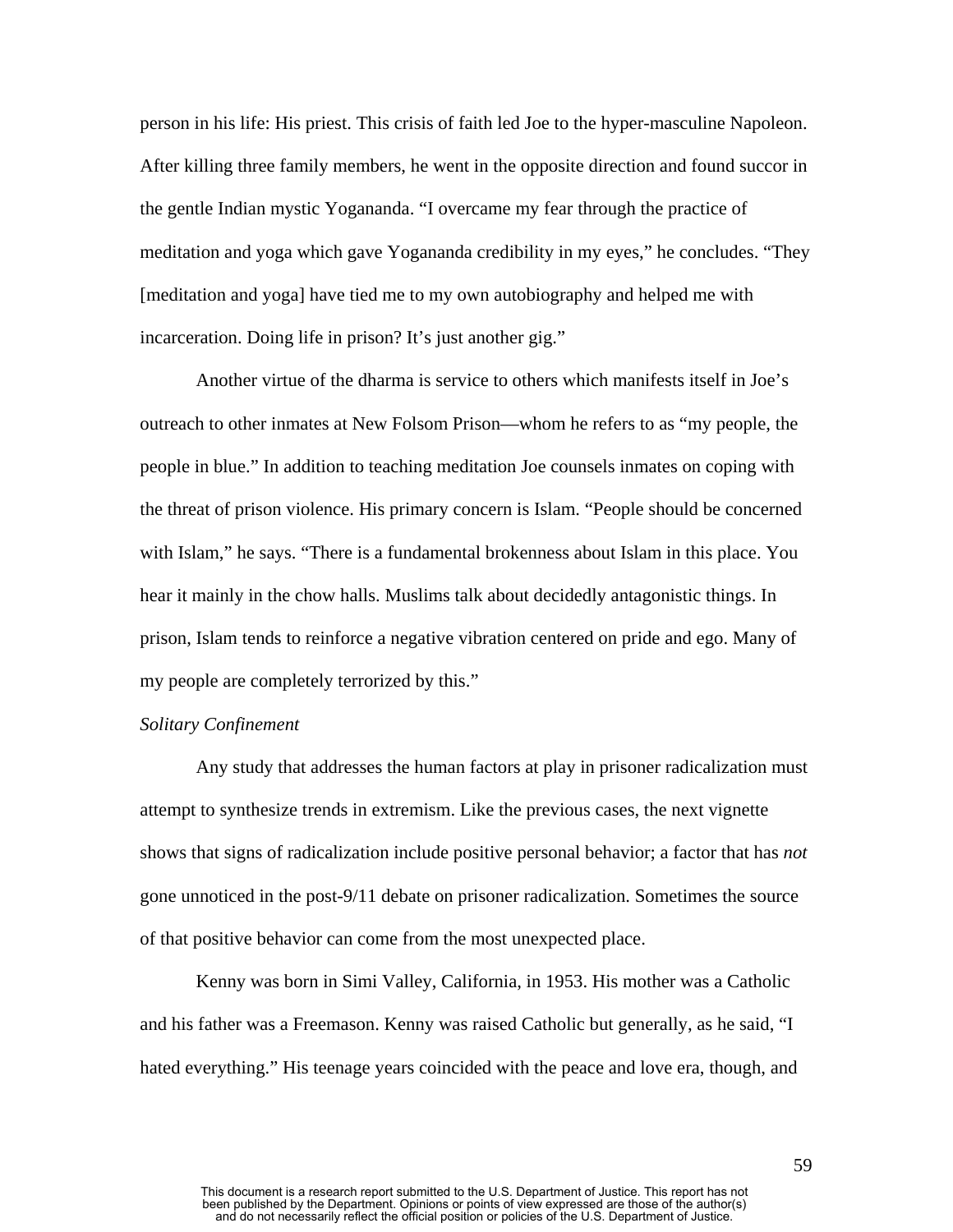person in his life: His priest. This crisis of faith led Joe to the hyper-masculine Napoleon. After killing three family members, he went in the opposite direction and found succor in the gentle Indian mystic Yogananda. "I overcame my fear through the practice of meditation and yoga which gave Yogananda credibility in my eyes," he concludes. "They [meditation and yoga] have tied me to my own autobiography and helped me with incarceration. Doing life in prison? It's just another gig."

Another virtue of the dharma is service to others which manifests itself in Joe's outreach to other inmates at New Folsom Prison—whom he refers to as "my people, the people in blue." In addition to teaching meditation Joe counsels inmates on coping with the threat of prison violence. His primary concern is Islam. "People should be concerned with Islam," he says. "There is a fundamental brokenness about Islam in this place. You hear it mainly in the chow halls. Muslims talk about decidedly antagonistic things. In prison, Islam tends to reinforce a negative vibration centered on pride and ego. Many of my people are completely terrorized by this."

*Solitary Confinement*

Any study that addresses the human factors at play in prisoner radicalization must attempt to synthesize trends in extremism. Like the previous cases, the next vignette shows that signs of radicalization include positive personal behavior; a factor that has *not* gone unnoticed in the post-9/11 debate on prisoner radicalization. Sometimes the source of that positive behavior can come from the most unexpected place.

Kenny was born in Simi Valley, California, in 1953. His mother was a Catholic and his father was a Freemason. Kenny was raised Catholic but generally, as he said, "I hated everything." His teenage years coincided with the peace and love era, though, and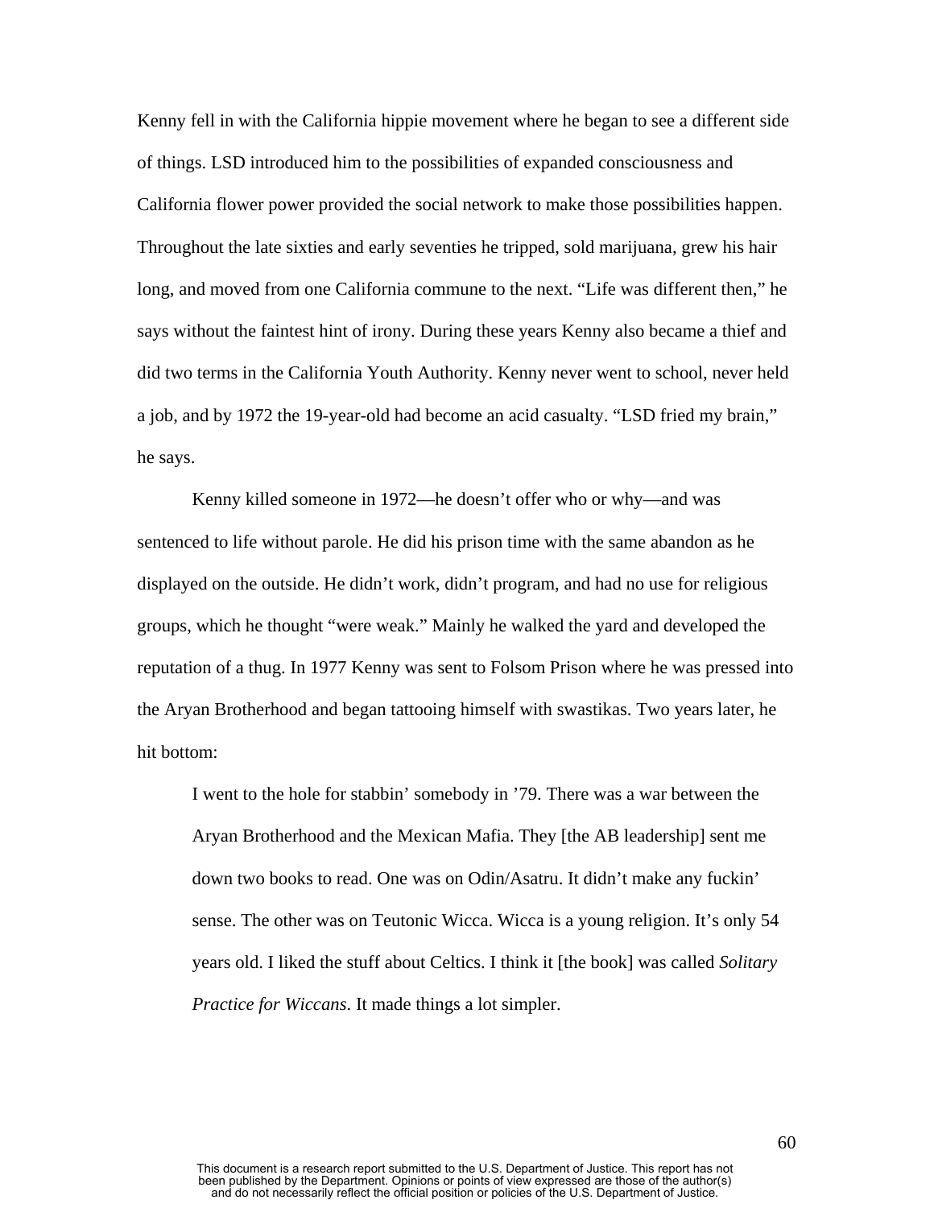Kenny fell in with the California hippie movement where he began to see a different side of things. LSD introduced him to the possibilities of expanded consciousness and California flower power provided the social network to make those possibilities happen. Throughout the late sixties and early seventies he tripped, sold marijuana, grew his hair long, and moved from one California commune to the next. “Life was different then,” he says without the faintest hint of irony. During these years Kenny also became a thief and did two terms in the California Youth Authority. Kenny never went to school, never held a job, and by 1972 the 19-year-old had become an acid casualty. “LSD fried my brain,” he says.

Kenny killed someone in 1972—he doesn’t offer who or why—and was sentenced to life without parole. He did his prison time with the same abandon as he displayed on the outside. He didn’t work, didn’t program, and had no use for religious groups, which he thought “were weak.” Mainly he walked the yard and developed the reputation of a thug. In 1977 Kenny was sent to Folsom Prison where he was pressed into the Aryan Brotherhood and began tattooing himself with swastikas. Two years later, he hit bottom:

> I went to the hole for stabbin’ somebody in ’79. There was a war between the Aryan Brotherhood and the Mexican Mafia. They [the AB leadership] sent me down two books to read. One was on Odin/Asatru. It didn’t make any fuckin’ sense. The other was on Teutonic Wicca. Wicca is a young religion. It’s only 54 years old. I liked the stuff about Celtics. I think it [the book] was called *Solitary Practice for Wiccans*. It made things a lot simpler.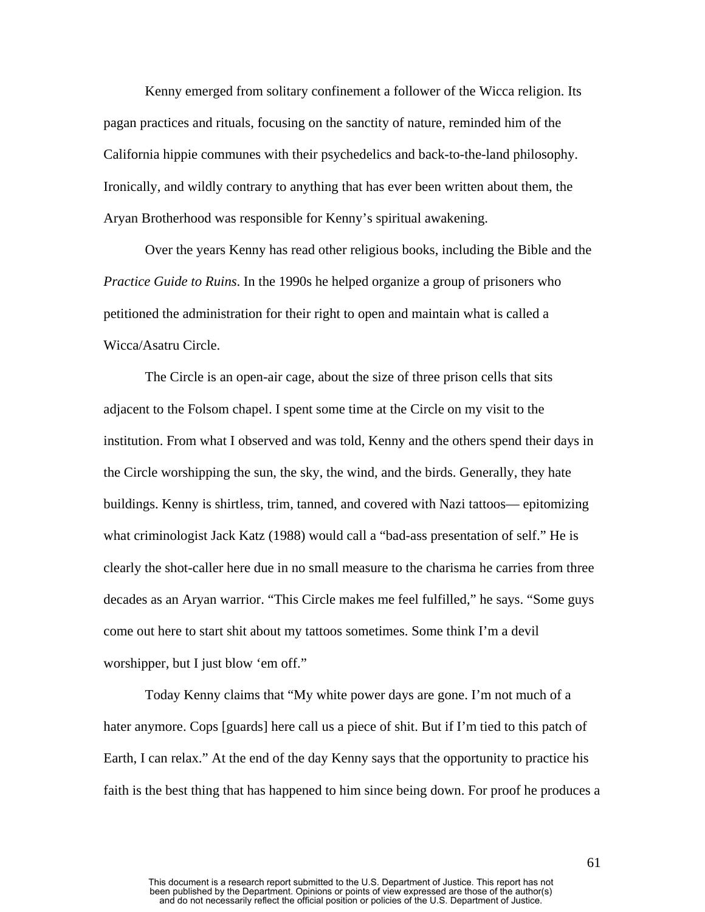Kenny emerged from solitary confinement a follower of the Wicca religion. Its pagan practices and rituals, focusing on the sanctity of nature, reminded him of the California hippie communes with their psychedelics and back-to-the-land philosophy. Ironically, and wildly contrary to anything that has ever been written about them, the Aryan Brotherhood was responsible for Kenny's spiritual awakening.

Over the years Kenny has read other religious books, including the Bible and the *Practice Guide to Ruins*. In the 1990s he helped organize a group of prisoners who petitioned the administration for their right to open and maintain what is called a Wicca/Asatru Circle.

The Circle is an open-air cage, about the size of three prison cells that sits adjacent to the Folsom chapel. I spent some time at the Circle on my visit to the institution. From what I observed and was told, Kenny and the others spend their days in the Circle worshipping the sun, the sky, the wind, and the birds. Generally, they hate buildings. Kenny is shirtless, trim, tanned, and covered with Nazi tattoos— epitomizing what criminologist Jack Katz (1988) would call a "bad-ass presentation of self." He is clearly the shot-caller here due in no small measure to the charisma he carries from three decades as an Aryan warrior. "This Circle makes me feel fulfilled," he says. "Some guys come out here to start shit about my tattoos sometimes. Some think I'm a devil worshipper, but I just blow 'em off."

Today Kenny claims that "My white power days are gone. I'm not much of a hater anymore. Cops [guards] here call us a piece of shit. But if I'm tied to this patch of Earth, I can relax." At the end of the day Kenny says that the opportunity to practice his faith is the best thing that has happened to him since being down. For proof he produces a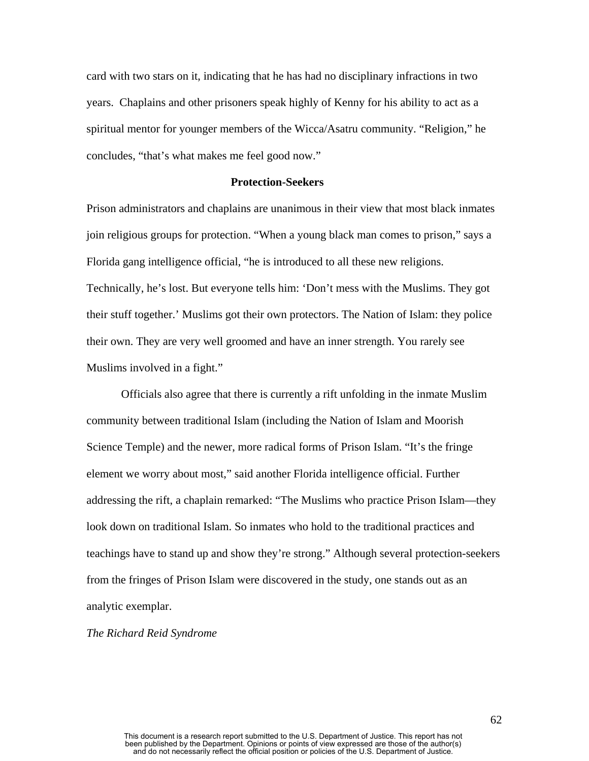card with two stars on it, indicating that he has had no disciplinary infractions in two years. Chaplains and other prisoners speak highly of Kenny for his ability to act as a spiritual mentor for younger members of the Wicca/Asatru community. "Religion," he concludes, "that's what makes me feel good now."

**Protection-Seekers**

Prison administrators and chaplains are unanimous in their view that most black inmates join religious groups for protection. "When a young black man comes to prison," says a Florida gang intelligence official, "he is introduced to all these new religions. Technically, he's lost. But everyone tells him: 'Don't mess with the Muslims. They got their stuff together.' Muslims got their own protectors. The Nation of Islam: they police their own. They are very well groomed and have an inner strength. You rarely see Muslims involved in a fight."

Officials also agree that there is currently a rift unfolding in the inmate Muslim community between traditional Islam (including the Nation of Islam and Moorish Science Temple) and the newer, more radical forms of Prison Islam. "It's the fringe element we worry about most," said another Florida intelligence official. Further addressing the rift, a chaplain remarked: "The Muslims who practice Prison Islam—they look down on traditional Islam. So inmates who hold to the traditional practices and teachings have to stand up and show they're strong." Although several protection-seekers from the fringes of Prison Islam were discovered in the study, one stands out as an analytic exemplar.

*The Richard Reid Syndrome*

This document is a research report submitted to the U.S. Department of Justice. This report has not been published by the Department. Opinions or points of view expressed are those of the author(s) and do not necessarily reflect the official position or policies of the U.S. Department of Justice.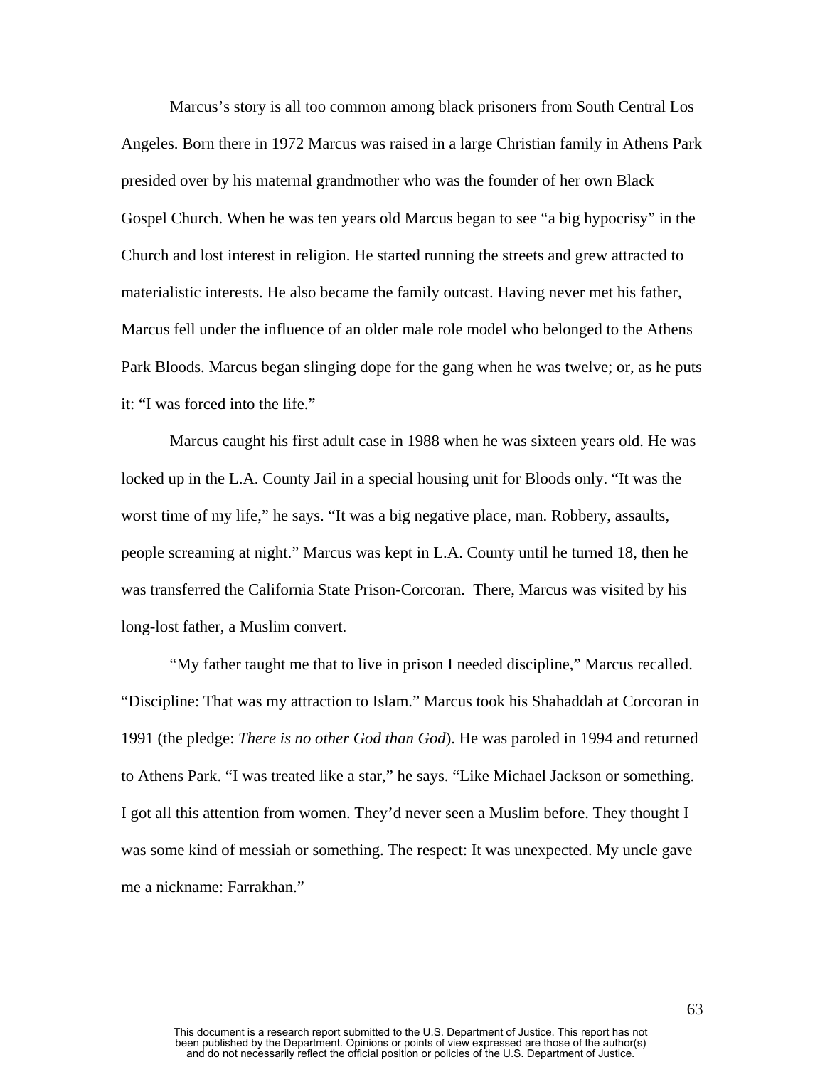Marcus's story is all too common among black prisoners from South Central Los Angeles. Born there in 1972 Marcus was raised in a large Christian family in Athens Park presided over by his maternal grandmother who was the founder of her own Black Gospel Church. When he was ten years old Marcus began to see "a big hypocrisy" in the Church and lost interest in religion. He started running the streets and grew attracted to materialistic interests. He also became the family outcast. Having never met his father, Marcus fell under the influence of an older male role model who belonged to the Athens Park Bloods. Marcus began slinging dope for the gang when he was twelve; or, as he puts it: "I was forced into the life."

Marcus caught his first adult case in 1988 when he was sixteen years old. He was locked up in the L.A. County Jail in a special housing unit for Bloods only. "It was the worst time of my life," he says. "It was a big negative place, man. Robbery, assaults, people screaming at night." Marcus was kept in L.A. County until he turned 18, then he was transferred the California State Prison-Corcoran. There, Marcus was visited by his long-lost father, a Muslim convert.

"My father taught me that to live in prison I needed discipline," Marcus recalled. "Discipline: That was my attraction to Islam." Marcus took his Shahaddah at Corcoran in 1991 (the pledge: *There is no other God than God*). He was paroled in 1994 and returned to Athens Park. "I was treated like a star," he says. "Like Michael Jackson or something. I got all this attention from women. They'd never seen a Muslim before. They thought I was some kind of messiah or something. The respect: It was unexpected. My uncle gave me a nickname: Farrakhan."

This document is a research report submitted to the U.S. Department of Justice. This report has not been published by the Department. Opinions or points of view expressed are those of the author(s) and do not necessarily reflect the official position or policies of the U.S. Department of Justice.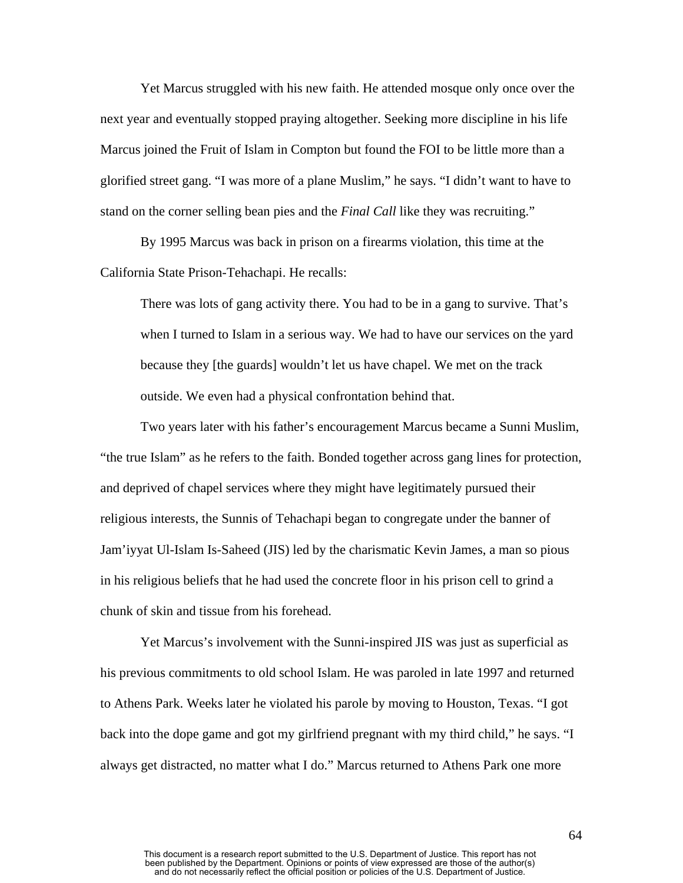Yet Marcus struggled with his new faith. He attended mosque only once over the next year and eventually stopped praying altogether. Seeking more discipline in his life Marcus joined the Fruit of Islam in Compton but found the FOI to be little more than a glorified street gang. "I was more of a plane Muslim," he says. "I didn't want to have to stand on the corner selling bean pies and the *Final Call* like they was recruiting."

By 1995 Marcus was back in prison on a firearms violation, this time at the California State Prison-Tehachapi. He recalls:

> There was lots of gang activity there. You had to be in a gang to survive. That's when I turned to Islam in a serious way. We had to have our services on the yard because they [the guards] wouldn't let us have chapel. We met on the track outside. We even had a physical confrontation behind that.

Two years later with his father's encouragement Marcus became a Sunni Muslim, "the true Islam" as he refers to the faith. Bonded together across gang lines for protection, and deprived of chapel services where they might have legitimately pursued their religious interests, the Sunnis of Tehachapi began to congregate under the banner of Jam'iyyat Ul-Islam Is-Saheed (JIS) led by the charismatic Kevin James, a man so pious in his religious beliefs that he had used the concrete floor in his prison cell to grind a chunk of skin and tissue from his forehead.

Yet Marcus's involvement with the Sunni-inspired JIS was just as superficial as his previous commitments to old school Islam. He was paroled in late 1997 and returned to Athens Park. Weeks later he violated his parole by moving to Houston, Texas. "I got back into the dope game and got my girlfriend pregnant with my third child," he says. "I always get distracted, no matter what I do." Marcus returned to Athens Park one more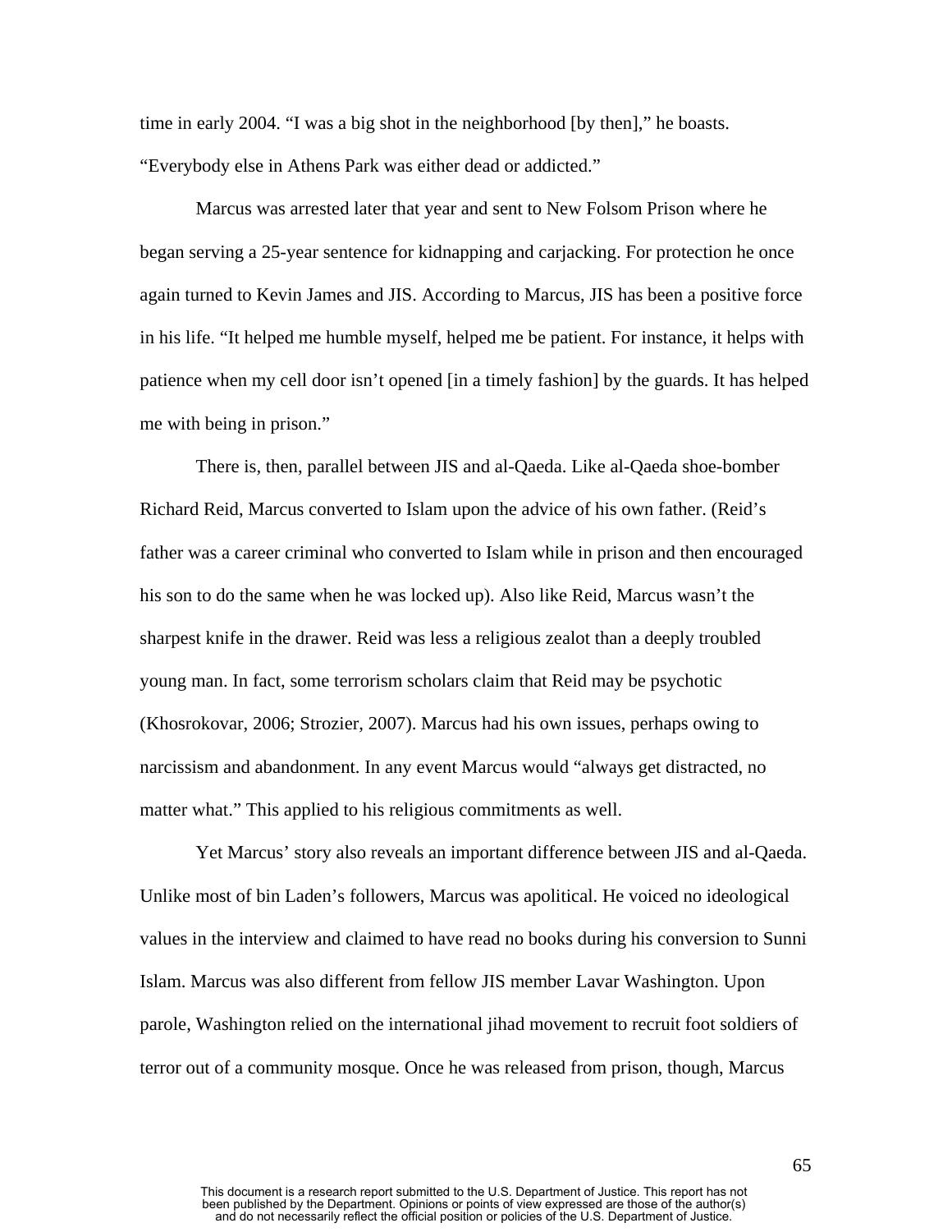time in early 2004. "I was a big shot in the neighborhood [by then]," he boasts. "Everybody else in Athens Park was either dead or addicted."

Marcus was arrested later that year and sent to New Folsom Prison where he began serving a 25-year sentence for kidnapping and carjacking. For protection he once again turned to Kevin James and JIS. According to Marcus, JIS has been a positive force in his life. "It helped me humble myself, helped me be patient. For instance, it helps with patience when my cell door isn't opened [in a timely fashion] by the guards. It has helped me with being in prison."

There is, then, parallel between JIS and al-Qaeda. Like al-Qaeda shoe-bomber Richard Reid, Marcus converted to Islam upon the advice of his own father. (Reid's father was a career criminal who converted to Islam while in prison and then encouraged his son to do the same when he was locked up). Also like Reid, Marcus wasn't the sharpest knife in the drawer. Reid was less a religious zealot than a deeply troubled young man. In fact, some terrorism scholars claim that Reid may be psychotic (Khosrokovar, 2006; Strozier, 2007). Marcus had his own issues, perhaps owing to narcissism and abandonment. In any event Marcus would "always get distracted, no matter what." This applied to his religious commitments as well.

Yet Marcus' story also reveals an important difference between JIS and al-Qaeda. Unlike most of bin Laden's followers, Marcus was apolitical. He voiced no ideological values in the interview and claimed to have read no books during his conversion to Sunni Islam. Marcus was also different from fellow JIS member Lavar Washington. Upon parole, Washington relied on the international jihad movement to recruit foot soldiers of terror out of a community mosque. Once he was released from prison, though, Marcus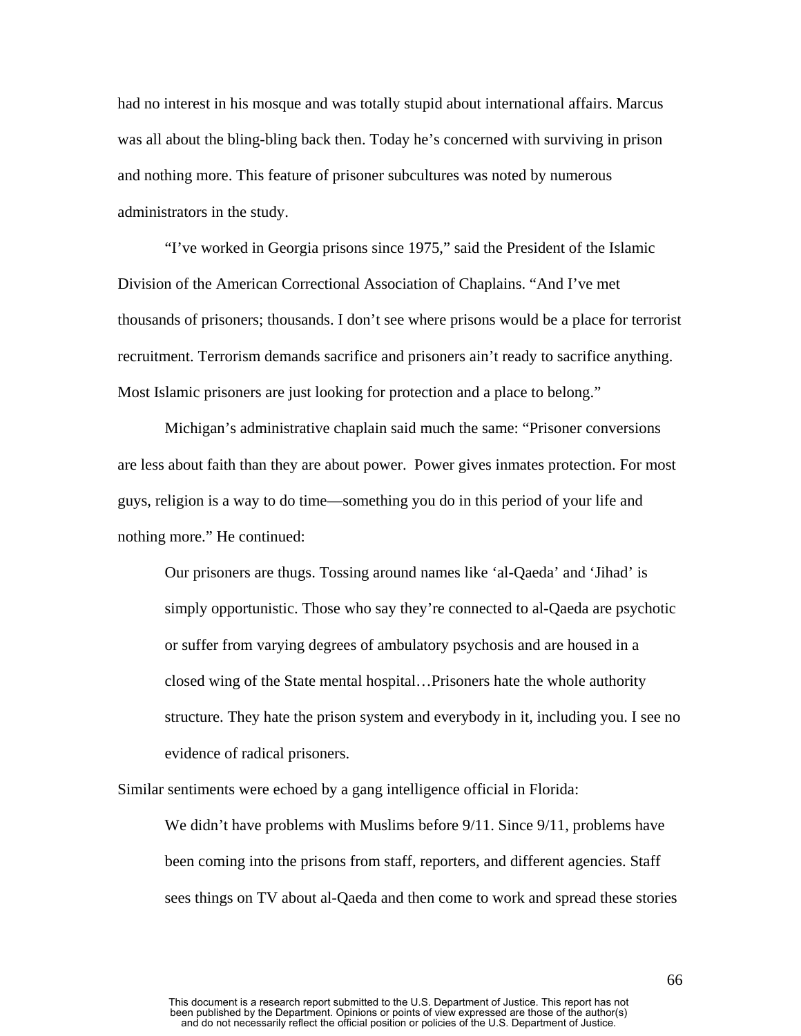had no interest in his mosque and was totally stupid about international affairs. Marcus was all about the bling-bling back then. Today he's concerned with surviving in prison and nothing more. This feature of prisoner subcultures was noted by numerous administrators in the study.

"I've worked in Georgia prisons since 1975," said the President of the Islamic Division of the American Correctional Association of Chaplains. "And I've met thousands of prisoners; thousands. I don't see where prisons would be a place for terrorist recruitment. Terrorism demands sacrifice and prisoners ain't ready to sacrifice anything. Most Islamic prisoners are just looking for protection and a place to belong."

Michigan's administrative chaplain said much the same: "Prisoner conversions are less about faith than they are about power. Power gives inmates protection. For most guys, religion is a way to do time—something you do in this period of your life and nothing more." He continued:

> Our prisoners are thugs. Tossing around names like 'al-Qaeda' and 'Jihad' is simply opportunistic. Those who say they're connected to al-Qaeda are psychotic or suffer from varying degrees of ambulatory psychosis and are housed in a closed wing of the State mental hospital…Prisoners hate the whole authority structure. They hate the prison system and everybody in it, including you. I see no evidence of radical prisoners.

Similar sentiments were echoed by a gang intelligence official in Florida:

> We didn't have problems with Muslims before 9/11. Since 9/11, problems have been coming into the prisons from staff, reporters, and different agencies. Staff sees things on TV about al-Qaeda and then come to work and spread these stories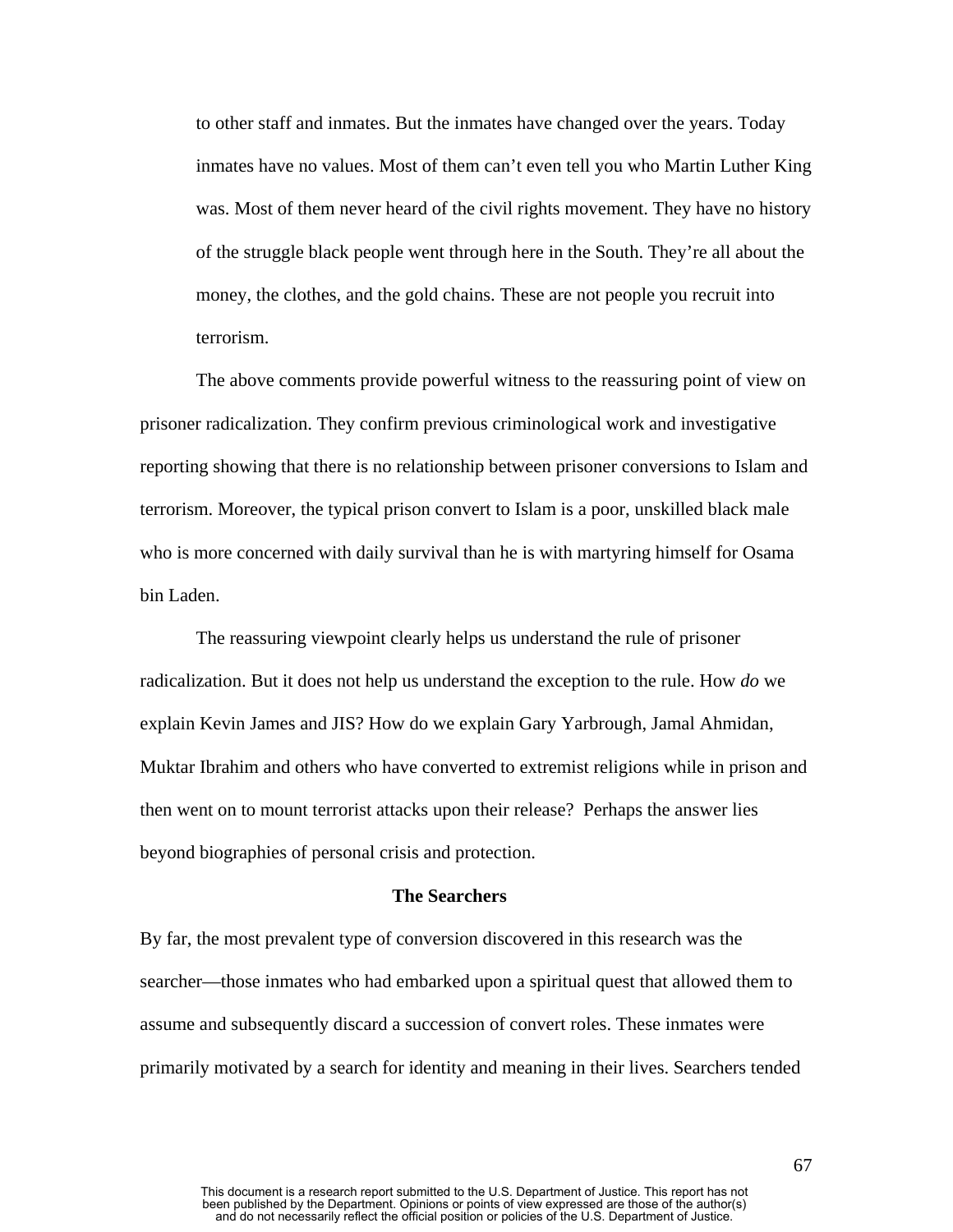> to other staff and inmates. But the inmates have changed over the years. Today inmates have no values. Most of them can't even tell you who Martin Luther King was. Most of them never heard of the civil rights movement. They have no history of the struggle black people went through here in the South. They're all about the money, the clothes, and the gold chains. These are not people you recruit into terrorism.

The above comments provide powerful witness to the reassuring point of view on prisoner radicalization. They confirm previous criminological work and investigative reporting showing that there is no relationship between prisoner conversions to Islam and terrorism. Moreover, the typical prison convert to Islam is a poor, unskilled black male who is more concerned with daily survival than he is with martyring himself for Osama bin Laden.

The reassuring viewpoint clearly helps us understand the rule of prisoner radicalization. But it does not help us understand the exception to the rule. How *do* we explain Kevin James and JIS? How do we explain Gary Yarbrough, Jamal Ahmidan, Muktar Ibrahim and others who have converted to extremist religions while in prison and then went on to mount terrorist attacks upon their release? Perhaps the answer lies beyond biographies of personal crisis and protection.

**The Searchers**

By far, the most prevalent type of conversion discovered in this research was the searcher—those inmates who had embarked upon a spiritual quest that allowed them to assume and subsequently discard a succession of convert roles. These inmates were primarily motivated by a search for identity and meaning in their lives. Searchers tended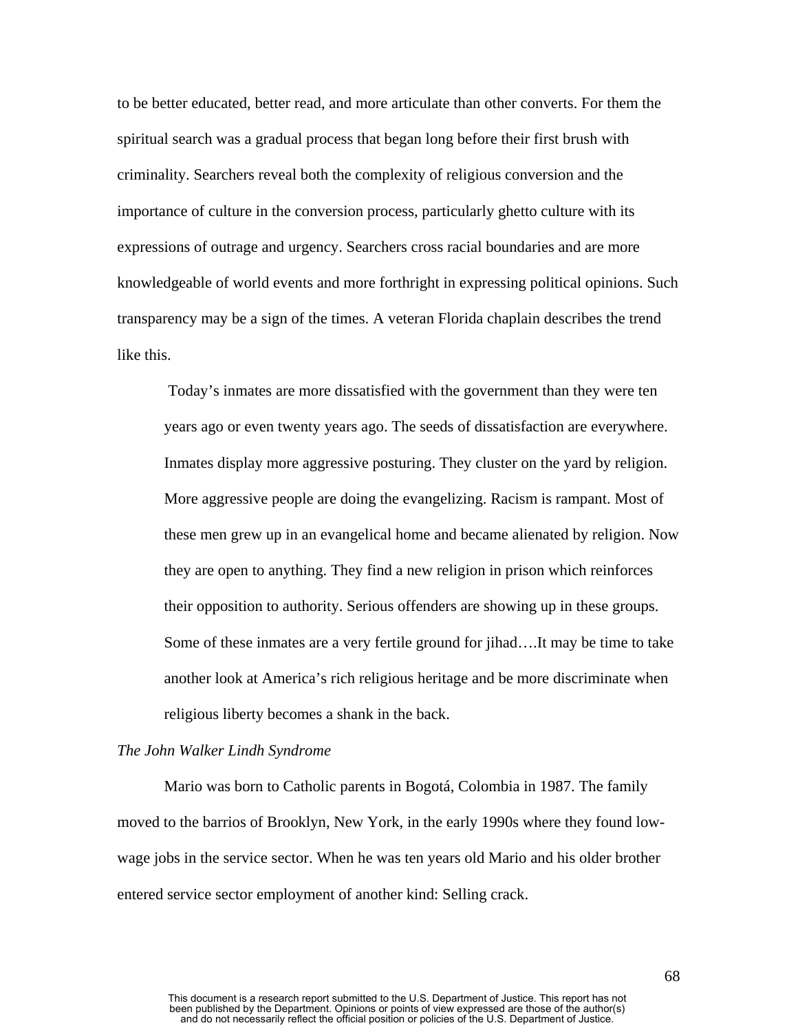to be better educated, better read, and more articulate than other converts. For them the spiritual search was a gradual process that began long before their first brush with criminality. Searchers reveal both the complexity of religious conversion and the importance of culture in the conversion process, particularly ghetto culture with its expressions of outrage and urgency. Searchers cross racial boundaries and are more knowledgeable of world events and more forthright in expressing political opinions. Such transparency may be a sign of the times. A veteran Florida chaplain describes the trend like this.

> Today's inmates are more dissatisfied with the government than they were ten years ago or even twenty years ago. The seeds of dissatisfaction are everywhere. Inmates display more aggressive posturing. They cluster on the yard by religion. More aggressive people are doing the evangelizing. Racism is rampant. Most of these men grew up in an evangelical home and became alienated by religion. Now they are open to anything. They find a new religion in prison which reinforces their opposition to authority. Serious offenders are showing up in these groups. Some of these inmates are a very fertile ground for jihad….It may be time to take another look at America's rich religious heritage and be more discriminate when religious liberty becomes a shank in the back.

*The John Walker Lindh Syndrome*

Mario was born to Catholic parents in Bogotá, Colombia in 1987. The family moved to the barrios of Brooklyn, New York, in the early 1990s where they found low-wage jobs in the service sector. When he was ten years old Mario and his older brother entered service sector employment of another kind: Selling crack.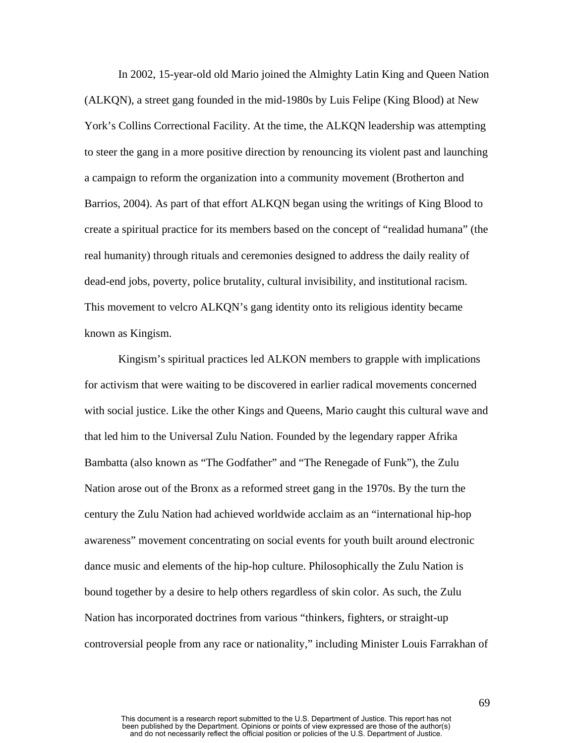In 2002, 15-year-old old Mario joined the Almighty Latin King and Queen Nation (ALKQN), a street gang founded in the mid-1980s by Luis Felipe (King Blood) at New York's Collins Correctional Facility. At the time, the ALKQN leadership was attempting to steer the gang in a more positive direction by renouncing its violent past and launching a campaign to reform the organization into a community movement (Brotherton and Barrios, 2004). As part of that effort ALKQN began using the writings of King Blood to create a spiritual practice for its members based on the concept of "realidad humana" (the real humanity) through rituals and ceremonies designed to address the daily reality of dead-end jobs, poverty, police brutality, cultural invisibility, and institutional racism. This movement to velcro ALKQN's gang identity onto its religious identity became known as Kingism.

Kingism's spiritual practices led ALKON members to grapple with implications for activism that were waiting to be discovered in earlier radical movements concerned with social justice. Like the other Kings and Queens, Mario caught this cultural wave and that led him to the Universal Zulu Nation. Founded by the legendary rapper Afrika Bambatta (also known as "The Godfather" and "The Renegade of Funk"), the Zulu Nation arose out of the Bronx as a reformed street gang in the 1970s. By the turn the century the Zulu Nation had achieved worldwide acclaim as an "international hip-hop awareness" movement concentrating on social events for youth built around electronic dance music and elements of the hip-hop culture. Philosophically the Zulu Nation is bound together by a desire to help others regardless of skin color. As such, the Zulu Nation has incorporated doctrines from various "thinkers, fighters, or straight-up controversial people from any race or nationality," including Minister Louis Farrakhan of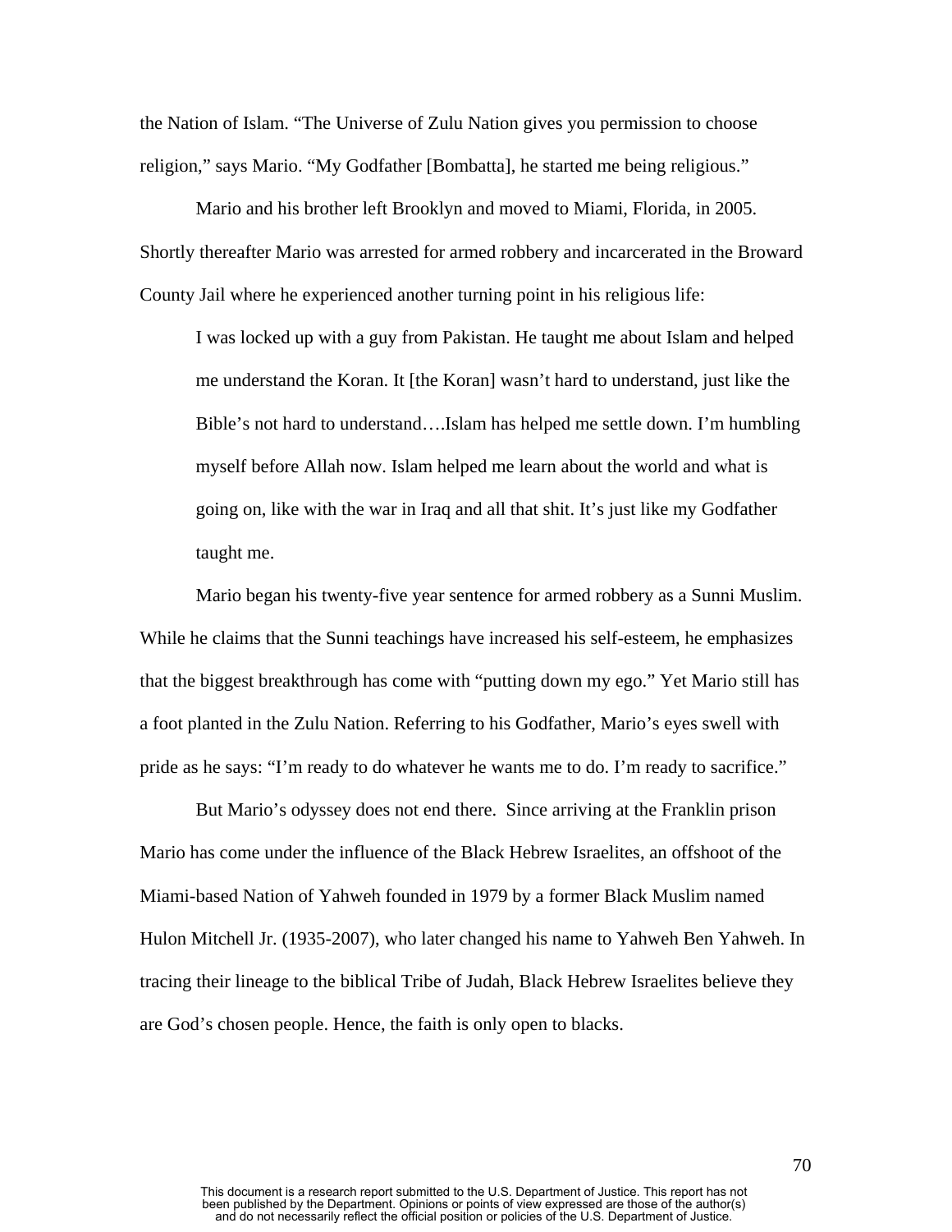the Nation of Islam. "The Universe of Zulu Nation gives you permission to choose religion," says Mario. "My Godfather [Bombatta], he started me being religious."

Mario and his brother left Brooklyn and moved to Miami, Florida, in 2005. Shortly thereafter Mario was arrested for armed robbery and incarcerated in the Broward County Jail where he experienced another turning point in his religious life:

> I was locked up with a guy from Pakistan. He taught me about Islam and helped me understand the Koran. It [the Koran] wasn't hard to understand, just like the Bible's not hard to understand….Islam has helped me settle down. I'm humbling myself before Allah now. Islam helped me learn about the world and what is going on, like with the war in Iraq and all that shit. It's just like my Godfather taught me.

Mario began his twenty-five year sentence for armed robbery as a Sunni Muslim. While he claims that the Sunni teachings have increased his self-esteem, he emphasizes that the biggest breakthrough has come with "putting down my ego." Yet Mario still has a foot planted in the Zulu Nation. Referring to his Godfather, Mario's eyes swell with pride as he says: "I'm ready to do whatever he wants me to do. I'm ready to sacrifice."

But Mario's odyssey does not end there. Since arriving at the Franklin prison Mario has come under the influence of the Black Hebrew Israelites, an offshoot of the Miami-based Nation of Yahweh founded in 1979 by a former Black Muslim named Hulon Mitchell Jr. (1935-2007), who later changed his name to Yahweh Ben Yahweh. In tracing their lineage to the biblical Tribe of Judah, Black Hebrew Israelites believe they are God's chosen people. Hence, the faith is only open to blacks.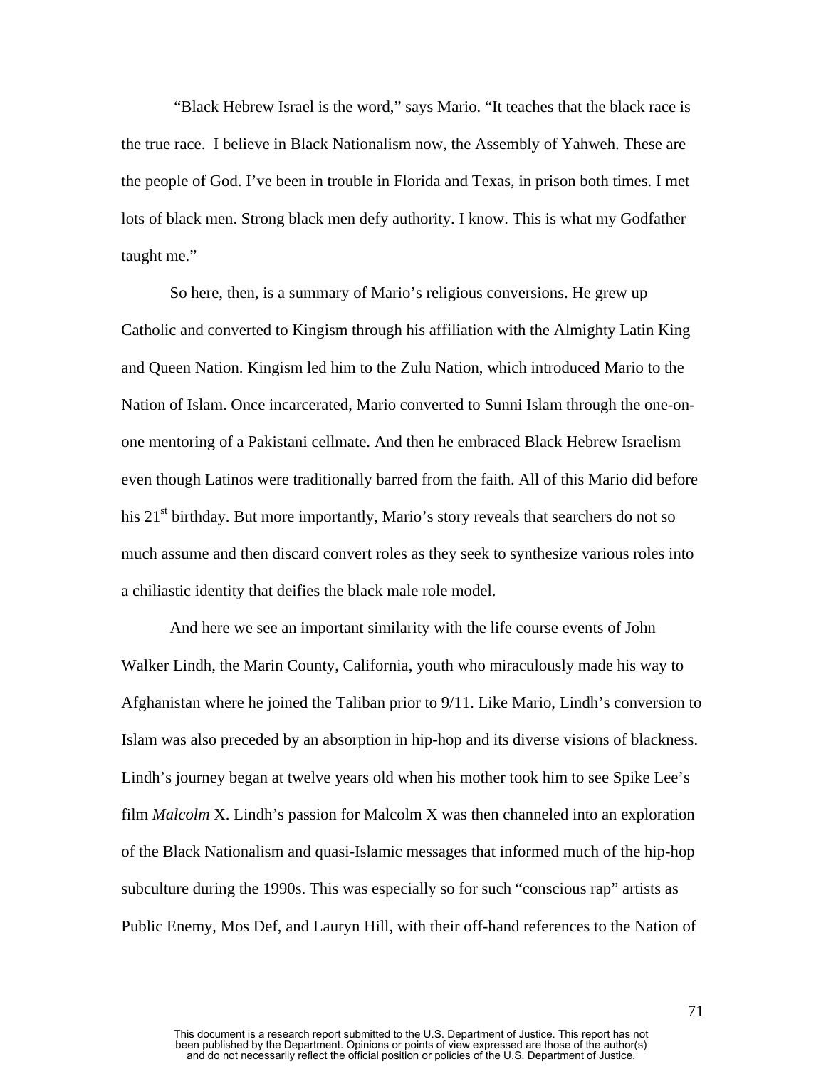"Black Hebrew Israel is the word," says Mario. "It teaches that the black race is the true race. I believe in Black Nationalism now, the Assembly of Yahweh. These are the people of God. I've been in trouble in Florida and Texas, in prison both times. I met lots of black men. Strong black men defy authority. I know. This is what my Godfather taught me."

So here, then, is a summary of Mario's religious conversions. He grew up Catholic and converted to Kingism through his affiliation with the Almighty Latin King and Queen Nation. Kingism led him to the Zulu Nation, which introduced Mario to the Nation of Islam. Once incarcerated, Mario converted to Sunni Islam through the one-on-one mentoring of a Pakistani cellmate. And then he embraced Black Hebrew Israelism even though Latinos were traditionally barred from the faith. All of this Mario did before his 21st birthday. But more importantly, Mario's story reveals that searchers do not so much assume and then discard convert roles as they seek to synthesize various roles into a chiliastic identity that deifies the black male role model.

And here we see an important similarity with the life course events of John Walker Lindh, the Marin County, California, youth who miraculously made his way to Afghanistan where he joined the Taliban prior to 9/11. Like Mario, Lindh's conversion to Islam was also preceded by an absorption in hip-hop and its diverse visions of blackness. Lindh's journey began at twelve years old when his mother took him to see Spike Lee's film *Malcolm* X. Lindh's passion for Malcolm X was then channeled into an exploration of the Black Nationalism and quasi-Islamic messages that informed much of the hip-hop subculture during the 1990s. This was especially so for such "conscious rap" artists as Public Enemy, Mos Def, and Lauryn Hill, with their off-hand references to the Nation of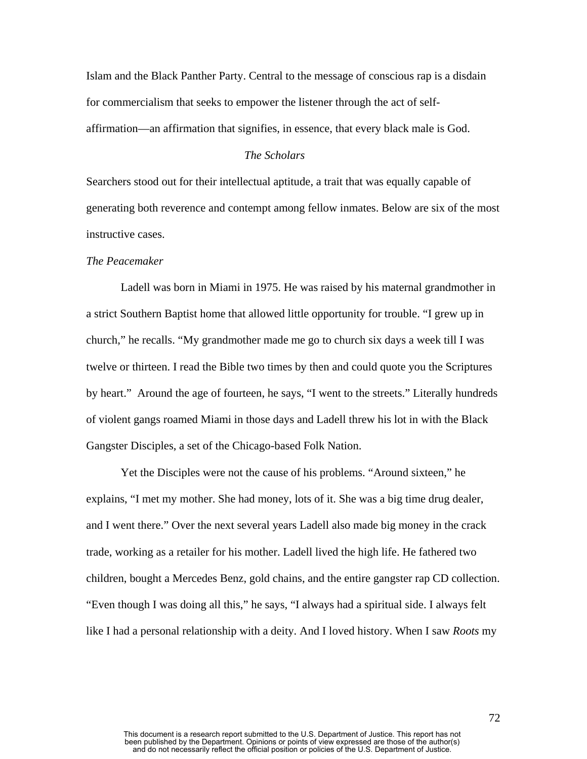Islam and the Black Panther Party. Central to the message of conscious rap is a disdain for commercialism that seeks to empower the listener through the act of self-affirmation—an affirmation that signifies, in essence, that every black male is God.

### *The Scholars*

Searchers stood out for their intellectual aptitude, a trait that was equally capable of generating both reverence and contempt among fellow inmates. Below are six of the most instructive cases.

#### *The Peacemaker*

Ladell was born in Miami in 1975. He was raised by his maternal grandmother in a strict Southern Baptist home that allowed little opportunity for trouble. "I grew up in church," he recalls. "My grandmother made me go to church six days a week till I was twelve or thirteen. I read the Bible two times by then and could quote you the Scriptures by heart." Around the age of fourteen, he says, "I went to the streets." Literally hundreds of violent gangs roamed Miami in those days and Ladell threw his lot in with the Black Gangster Disciples, a set of the Chicago-based Folk Nation.

Yet the Disciples were not the cause of his problems. "Around sixteen," he explains, "I met my mother. She had money, lots of it. She was a big time drug dealer, and I went there." Over the next several years Ladell also made big money in the crack trade, working as a retailer for his mother. Ladell lived the high life. He fathered two children, bought a Mercedes Benz, gold chains, and the entire gangster rap CD collection. "Even though I was doing all this," he says, "I always had a spiritual side. I always felt like I had a personal relationship with a deity. And I loved history. When I saw *Roots* my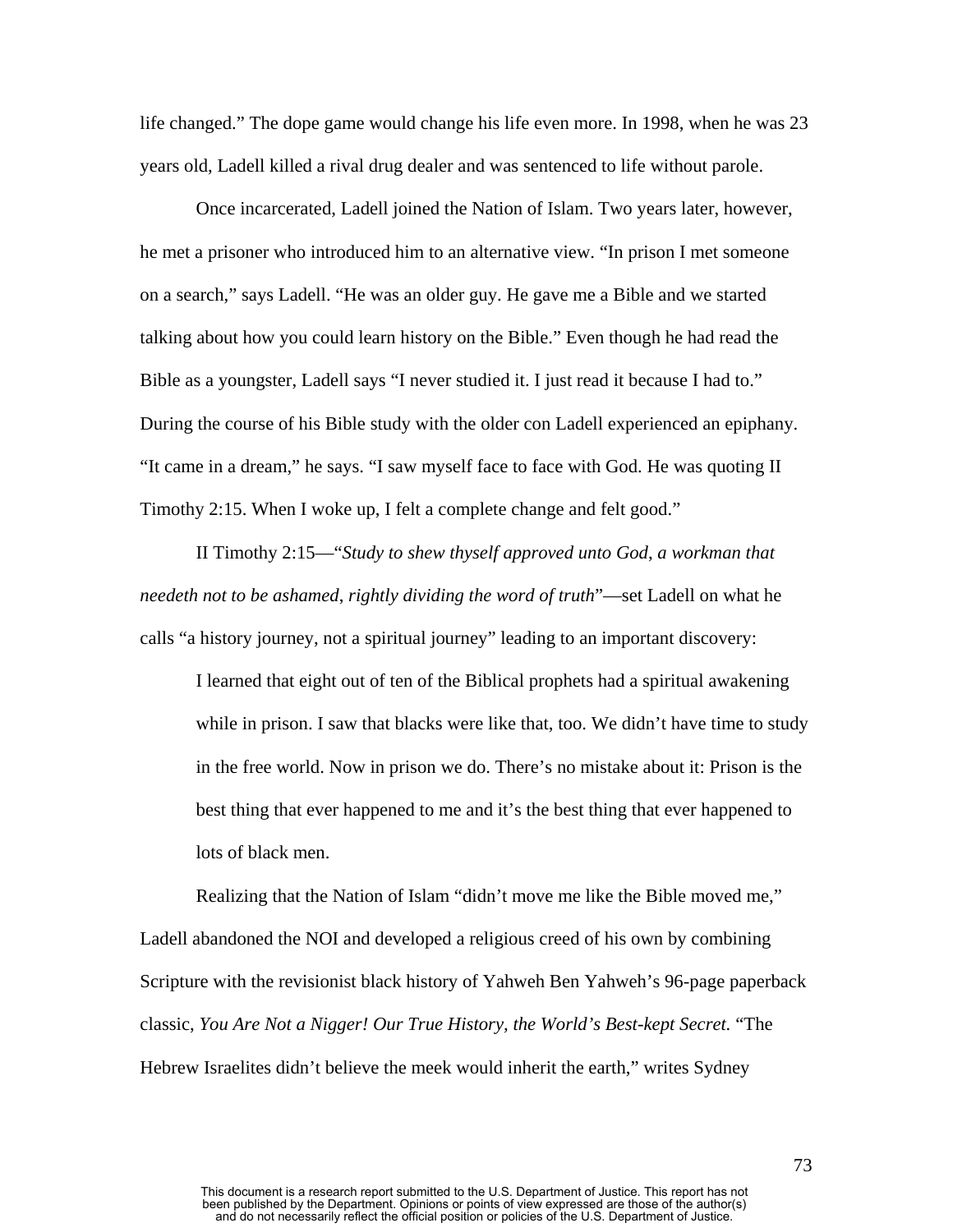life changed." The dope game would change his life even more. In 1998, when he was 23 years old, Ladell killed a rival drug dealer and was sentenced to life without parole.

Once incarcerated, Ladell joined the Nation of Islam. Two years later, however, he met a prisoner who introduced him to an alternative view. "In prison I met someone on a search," says Ladell. "He was an older guy. He gave me a Bible and we started talking about how you could learn history on the Bible." Even though he had read the Bible as a youngster, Ladell says "I never studied it. I just read it because I had to." During the course of his Bible study with the older con Ladell experienced an epiphany. "It came in a dream," he says. "I saw myself face to face with God. He was quoting II Timothy 2:15. When I woke up, I felt a complete change and felt good."

II Timothy 2:15—"*Study to shew thyself approved unto God, a workman that needeth not to be ashamed, rightly dividing the word of truth*"—set Ladell on what he calls "a history journey, not a spiritual journey" leading to an important discovery:

> I learned that eight out of ten of the Biblical prophets had a spiritual awakening while in prison. I saw that blacks were like that, too. We didn't have time to study in the free world. Now in prison we do. There's no mistake about it: Prison is the best thing that ever happened to me and it's the best thing that ever happened to lots of black men.

Realizing that the Nation of Islam "didn't move me like the Bible moved me," Ladell abandoned the NOI and developed a religious creed of his own by combining Scripture with the revisionist black history of Yahweh Ben Yahweh's 96-page paperback classic, *You Are Not a Nigger! Our True History, the World's Best-kept Secret.* "The Hebrew Israelites didn't believe the meek would inherit the earth," writes Sydney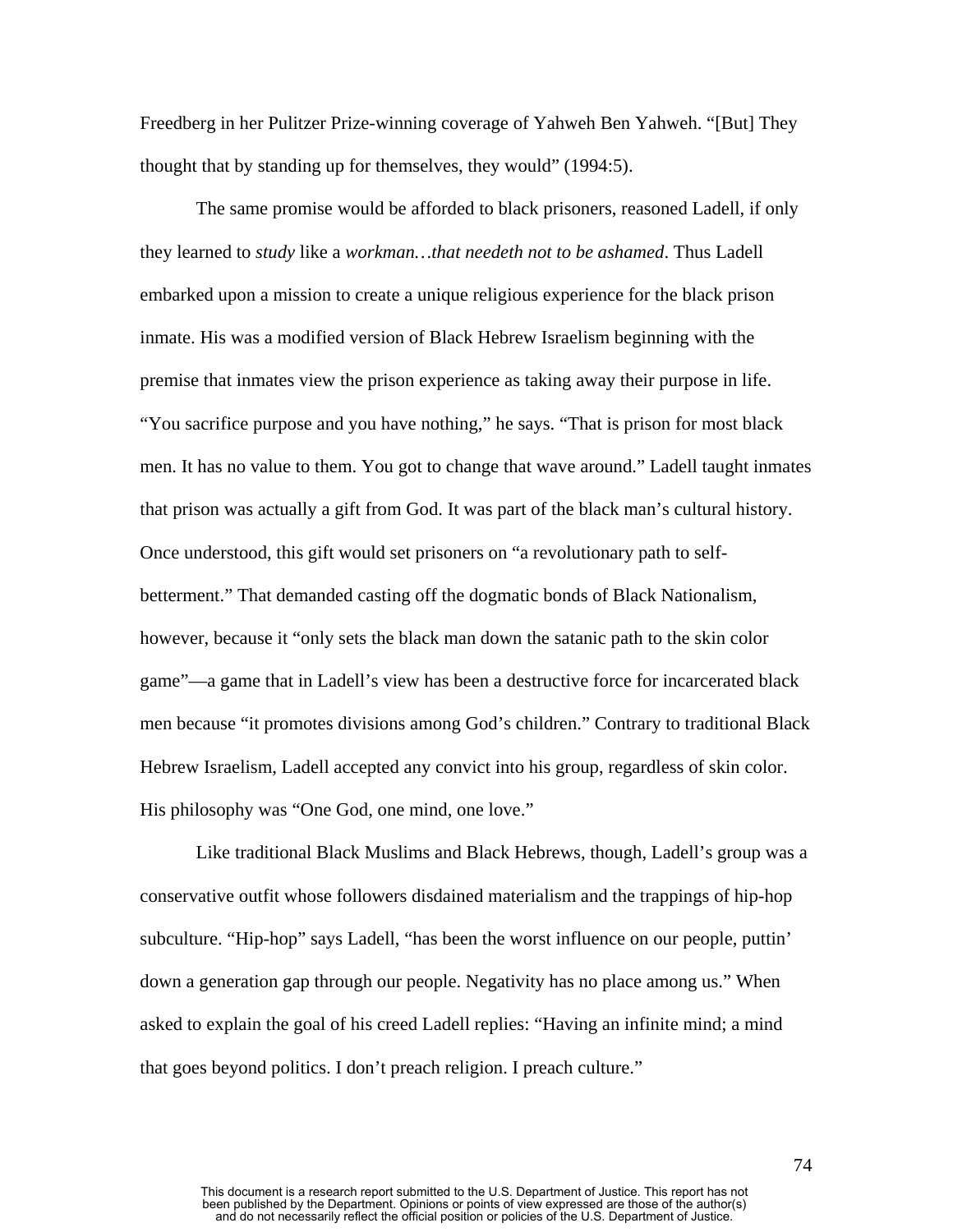Freedberg in her Pulitzer Prize-winning coverage of Yahweh Ben Yahweh. "[But] They thought that by standing up for themselves, they would" (1994:5).

The same promise would be afforded to black prisoners, reasoned Ladell, if only they learned to *study* like a *workman…that needeth not to be ashamed*. Thus Ladell embarked upon a mission to create a unique religious experience for the black prison inmate. His was a modified version of Black Hebrew Israelism beginning with the premise that inmates view the prison experience as taking away their purpose in life. "You sacrifice purpose and you have nothing," he says. "That is prison for most black men. It has no value to them. You got to change that wave around." Ladell taught inmates that prison was actually a gift from God. It was part of the black man's cultural history. Once understood, this gift would set prisoners on "a revolutionary path to self-betterment." That demanded casting off the dogmatic bonds of Black Nationalism, however, because it "only sets the black man down the satanic path to the skin color game"—a game that in Ladell's view has been a destructive force for incarcerated black men because "it promotes divisions among God's children." Contrary to traditional Black Hebrew Israelism, Ladell accepted any convict into his group, regardless of skin color. His philosophy was "One God, one mind, one love."

Like traditional Black Muslims and Black Hebrews, though, Ladell's group was a conservative outfit whose followers disdained materialism and the trappings of hip-hop subculture. "Hip-hop" says Ladell, "has been the worst influence on our people, puttin' down a generation gap through our people. Negativity has no place among us." When asked to explain the goal of his creed Ladell replies: "Having an infinite mind; a mind that goes beyond politics. I don't preach religion. I preach culture."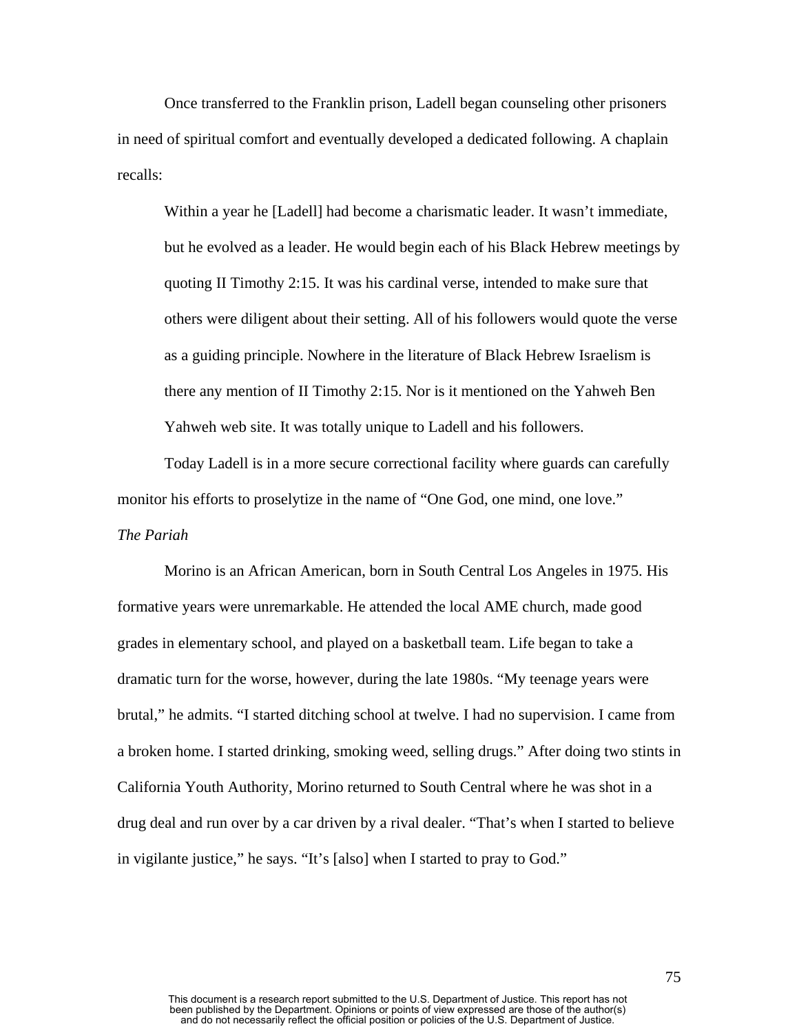Once transferred to the Franklin prison, Ladell began counseling other prisoners in need of spiritual comfort and eventually developed a dedicated following. A chaplain recalls:

> Within a year he [Ladell] had become a charismatic leader. It wasn't immediate, but he evolved as a leader. He would begin each of his Black Hebrew meetings by quoting II Timothy 2:15. It was his cardinal verse, intended to make sure that others were diligent about their setting. All of his followers would quote the verse as a guiding principle. Nowhere in the literature of Black Hebrew Israelism is there any mention of II Timothy 2:15. Nor is it mentioned on the Yahweh Ben Yahweh web site. It was totally unique to Ladell and his followers.

Today Ladell is in a more secure correctional facility where guards can carefully monitor his efforts to proselytize in the name of "One God, one mind, one love."

*The Pariah*

Morino is an African American, born in South Central Los Angeles in 1975. His formative years were unremarkable. He attended the local AME church, made good grades in elementary school, and played on a basketball team. Life began to take a dramatic turn for the worse, however, during the late 1980s. "My teenage years were brutal," he admits. "I started ditching school at twelve. I had no supervision. I came from a broken home. I started drinking, smoking weed, selling drugs." After doing two stints in California Youth Authority, Morino returned to South Central where he was shot in a drug deal and run over by a car driven by a rival dealer. "That's when I started to believe in vigilante justice," he says. "It's [also] when I started to pray to God."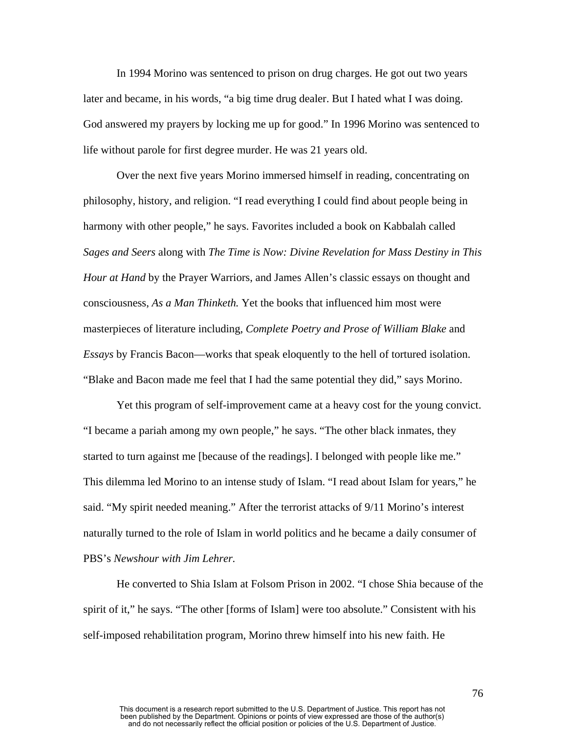In 1994 Morino was sentenced to prison on drug charges. He got out two years later and became, in his words, "a big time drug dealer. But I hated what I was doing. God answered my prayers by locking me up for good." In 1996 Morino was sentenced to life without parole for first degree murder. He was 21 years old.

Over the next five years Morino immersed himself in reading, concentrating on philosophy, history, and religion. "I read everything I could find about people being in harmony with other people," he says. Favorites included a book on Kabbalah called *Sages and Seers* along with *The Time is Now: Divine Revelation for Mass Destiny in This Hour at Hand* by the Prayer Warriors, and James Allen's classic essays on thought and consciousness, *As a Man Thinketh.* Yet the books that influenced him most were masterpieces of literature including, *Complete Poetry and Prose of William Blake* and *Essays* by Francis Bacon—works that speak eloquently to the hell of tortured isolation. "Blake and Bacon made me feel that I had the same potential they did," says Morino.

Yet this program of self-improvement came at a heavy cost for the young convict. "I became a pariah among my own people," he says. "The other black inmates, they started to turn against me [because of the readings]. I belonged with people like me." This dilemma led Morino to an intense study of Islam. "I read about Islam for years," he said. "My spirit needed meaning." After the terrorist attacks of 9/11 Morino's interest naturally turned to the role of Islam in world politics and he became a daily consumer of PBS's *Newshour with Jim Lehrer.*

He converted to Shia Islam at Folsom Prison in 2002. "I chose Shia because of the spirit of it," he says. "The other [forms of Islam] were too absolute." Consistent with his self-imposed rehabilitation program, Morino threw himself into his new faith. He

This document is a research report submitted to the U.S. Department of Justice. This report has not been published by the Department. Opinions or points of view expressed are those of the author(s) and do not necessarily reflect the official position or policies of the U.S. Department of Justice.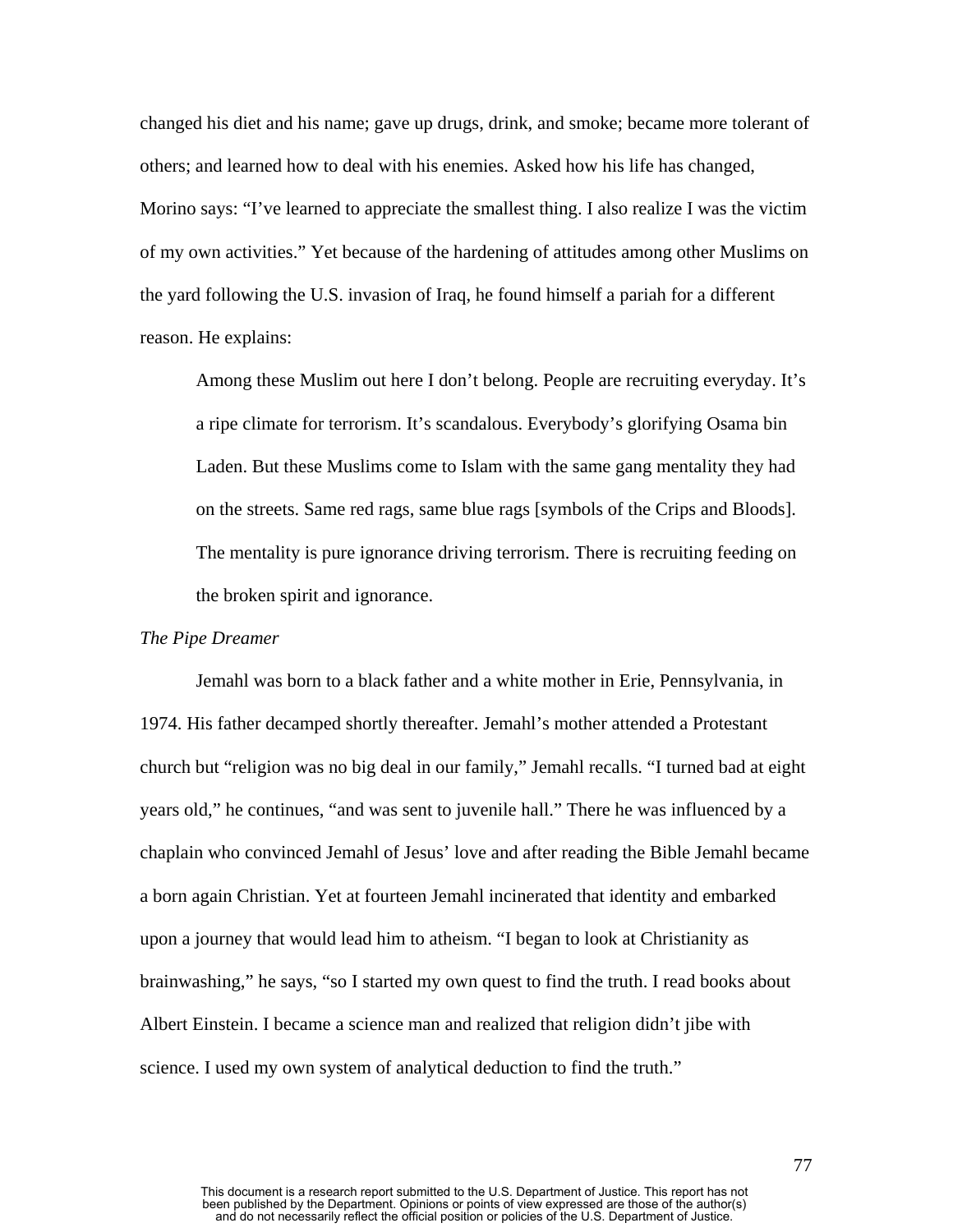changed his diet and his name; gave up drugs, drink, and smoke; became more tolerant of others; and learned how to deal with his enemies. Asked how his life has changed, Morino says: “I’ve learned to appreciate the smallest thing. I also realize I was the victim of my own activities.” Yet because of the hardening of attitudes among other Muslims on the yard following the U.S. invasion of Iraq, he found himself a pariah for a different reason. He explains:

> Among these Muslim out here I don’t belong. People are recruiting everyday. It’s a ripe climate for terrorism. It’s scandalous. Everybody’s glorifying Osama bin Laden. But these Muslims come to Islam with the same gang mentality they had on the streets. Same red rags, same blue rags [symbols of the Crips and Bloods]. The mentality is pure ignorance driving terrorism. There is recruiting feeding on the broken spirit and ignorance.

*The Pipe Dreamer*

Jemahl was born to a black father and a white mother in Erie, Pennsylvania, in 1974. His father decamped shortly thereafter. Jemahl’s mother attended a Protestant church but “religion was no big deal in our family,” Jemahl recalls. “I turned bad at eight years old,” he continues, “and was sent to juvenile hall.” There he was influenced by a chaplain who convinced Jemahl of Jesus’ love and after reading the Bible Jemahl became a born again Christian. Yet at fourteen Jemahl incinerated that identity and embarked upon a journey that would lead him to atheism. “I began to look at Christianity as brainwashing,” he says, “so I started my own quest to find the truth. I read books about Albert Einstein. I became a science man and realized that religion didn’t jibe with science. I used my own system of analytical deduction to find the truth.”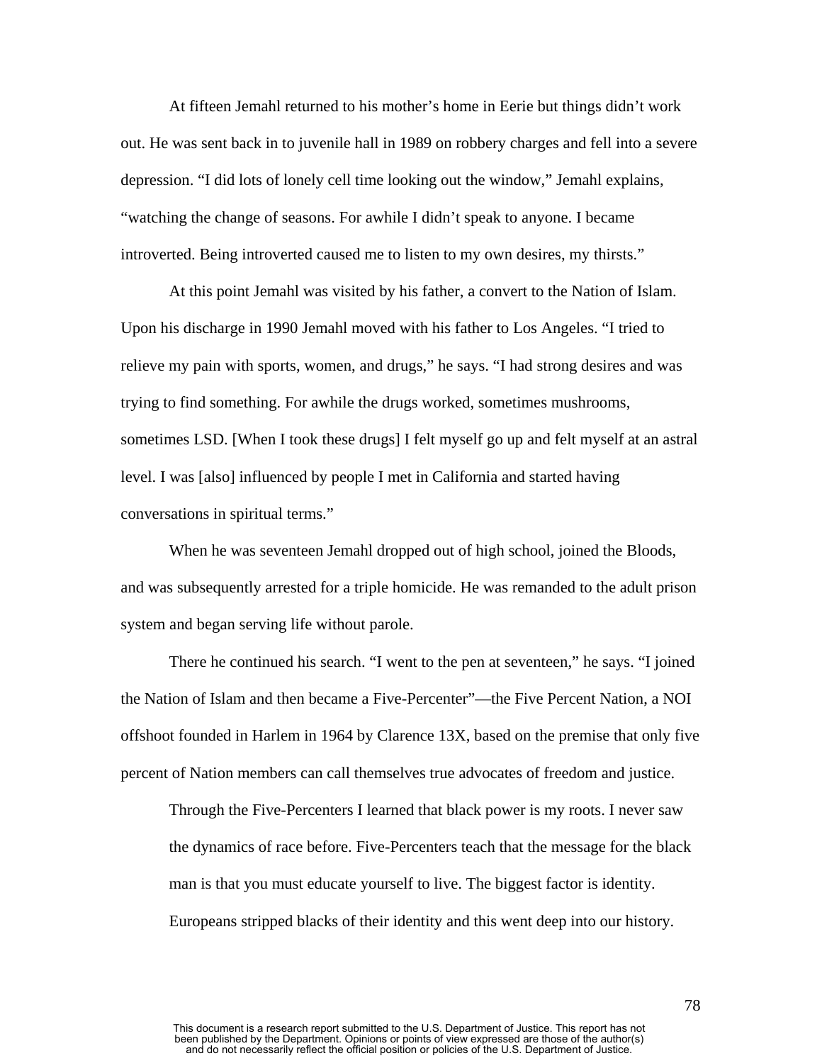At fifteen Jemahl returned to his mother's home in Eerie but things didn't work out. He was sent back in to juvenile hall in 1989 on robbery charges and fell into a severe depression. "I did lots of lonely cell time looking out the window," Jemahl explains, "watching the change of seasons. For awhile I didn't speak to anyone. I became introverted. Being introverted caused me to listen to my own desires, my thirsts."

At this point Jemahl was visited by his father, a convert to the Nation of Islam. Upon his discharge in 1990 Jemahl moved with his father to Los Angeles. "I tried to relieve my pain with sports, women, and drugs," he says. "I had strong desires and was trying to find something. For awhile the drugs worked, sometimes mushrooms, sometimes LSD. [When I took these drugs] I felt myself go up and felt myself at an astral level. I was [also] influenced by people I met in California and started having conversations in spiritual terms."

When he was seventeen Jemahl dropped out of high school, joined the Bloods, and was subsequently arrested for a triple homicide. He was remanded to the adult prison system and began serving life without parole.

There he continued his search. "I went to the pen at seventeen," he says. "I joined the Nation of Islam and then became a Five-Percenter"—the Five Percent Nation, a NOI offshoot founded in Harlem in 1964 by Clarence 13X, based on the premise that only five percent of Nation members can call themselves true advocates of freedom and justice.

> Through the Five-Percenters I learned that black power is my roots. I never saw the dynamics of race before. Five-Percenters teach that the message for the black man is that you must educate yourself to live. The biggest factor is identity. Europeans stripped blacks of their identity and this went deep into our history.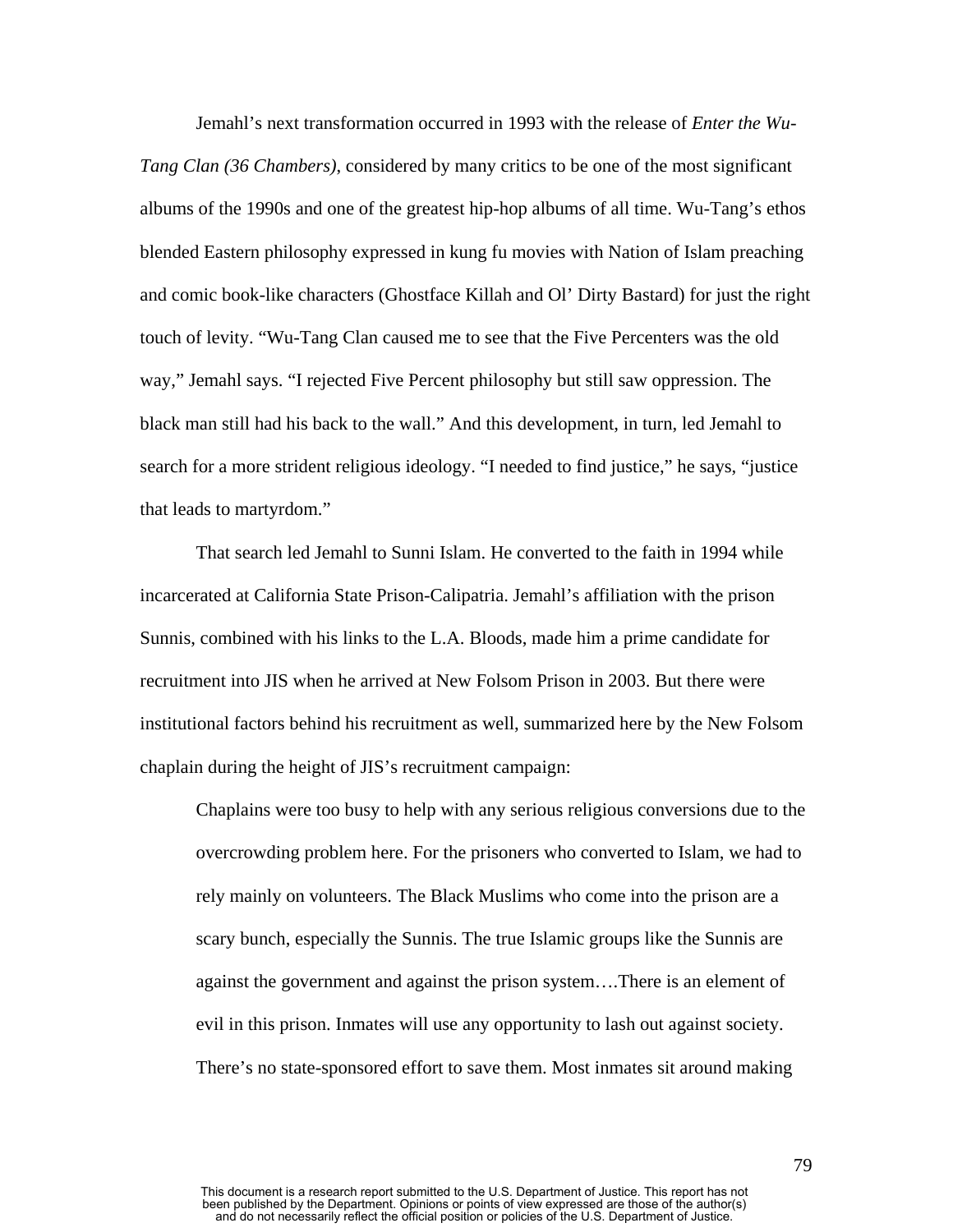Jemahl's next transformation occurred in 1993 with the release of *Enter the Wu-Tang Clan (36 Chambers)*, considered by many critics to be one of the most significant albums of the 1990s and one of the greatest hip-hop albums of all time. Wu-Tang's ethos blended Eastern philosophy expressed in kung fu movies with Nation of Islam preaching and comic book-like characters (Ghostface Killah and Ol' Dirty Bastard) for just the right touch of levity. "Wu-Tang Clan caused me to see that the Five Percenters was the old way," Jemahl says. "I rejected Five Percent philosophy but still saw oppression. The black man still had his back to the wall." And this development, in turn, led Jemahl to search for a more strident religious ideology. "I needed to find justice," he says, "justice that leads to martyrdom."

That search led Jemahl to Sunni Islam. He converted to the faith in 1994 while incarcerated at California State Prison-Calipatria. Jemahl's affiliation with the prison Sunnis, combined with his links to the L.A. Bloods, made him a prime candidate for recruitment into JIS when he arrived at New Folsom Prison in 2003. But there were institutional factors behind his recruitment as well, summarized here by the New Folsom chaplain during the height of JIS's recruitment campaign:

> Chaplains were too busy to help with any serious religious conversions due to the overcrowding problem here. For the prisoners who converted to Islam, we had to rely mainly on volunteers. The Black Muslims who come into the prison are a scary bunch, especially the Sunnis. The true Islamic groups like the Sunnis are against the government and against the prison system….There is an element of evil in this prison. Inmates will use any opportunity to lash out against society. There's no state-sponsored effort to save them. Most inmates sit around making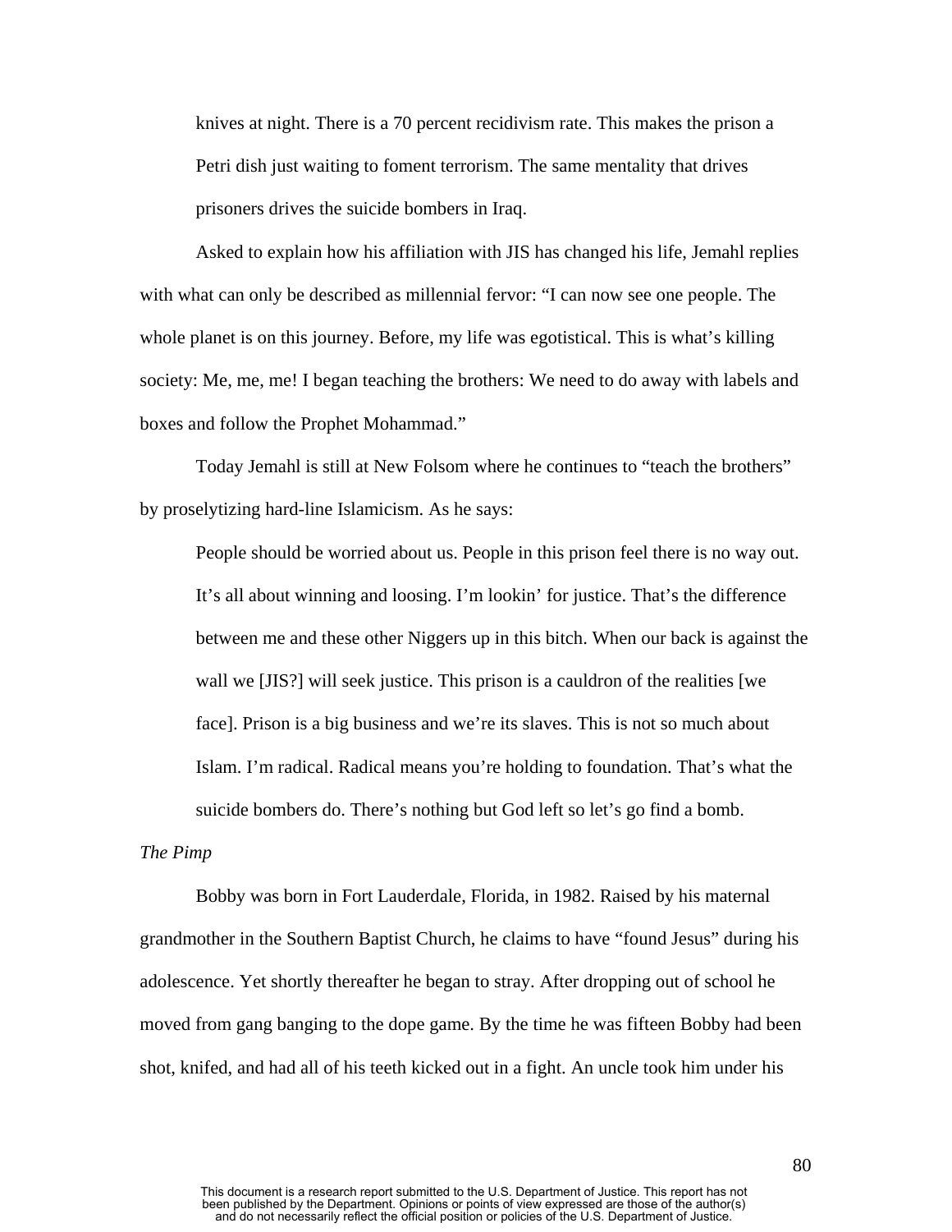knives at night. There is a 70 percent recidivism rate. This makes the prison a Petri dish just waiting to foment terrorism. The same mentality that drives prisoners drives the suicide bombers in Iraq.

Asked to explain how his affiliation with JIS has changed his life, Jemahl replies with what can only be described as millennial fervor: “I can now see one people. The whole planet is on this journey. Before, my life was egotistical. This is what’s killing society: Me, me, me! I began teaching the brothers: We need to do away with labels and boxes and follow the Prophet Mohammad.”

Today Jemahl is still at New Folsom where he continues to “teach the brothers” by proselytizing hard-line Islamicism. As he says:

> People should be worried about us. People in this prison feel there is no way out. It’s all about winning and loosing. I’m lookin’ for justice. That’s the difference between me and these other Niggers up in this bitch. When our back is against the wall we [JIS?] will seek justice. This prison is a cauldron of the realities [we face]. Prison is a big business and we’re its slaves. This is not so much about Islam. I’m radical. Radical means you’re holding to foundation. That’s what the suicide bombers do. There’s nothing but God left so let’s go find a bomb.

*The Pimp*

Bobby was born in Fort Lauderdale, Florida, in 1982. Raised by his maternal grandmother in the Southern Baptist Church, he claims to have “found Jesus” during his adolescence. Yet shortly thereafter he began to stray. After dropping out of school he moved from gang banging to the dope game. By the time he was fifteen Bobby had been shot, knifed, and had all of his teeth kicked out in a fight. An uncle took him under his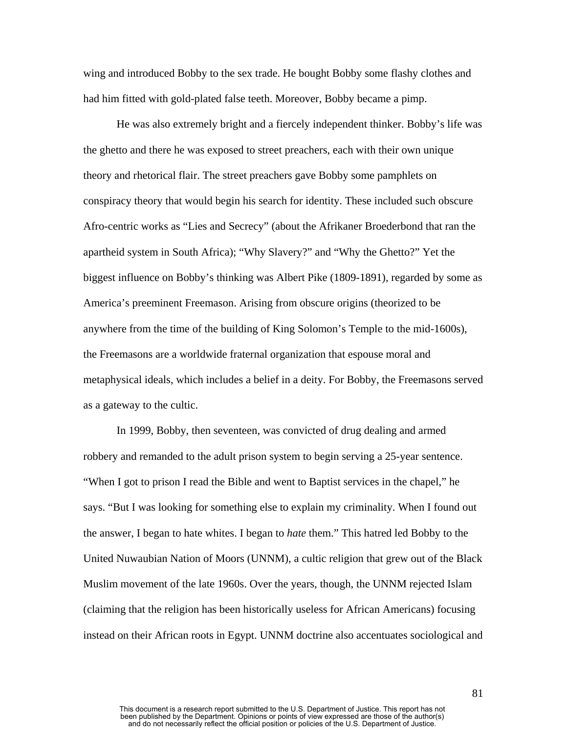wing and introduced Bobby to the sex trade. He bought Bobby some flashy clothes and had him fitted with gold-plated false teeth. Moreover, Bobby became a pimp.

He was also extremely bright and a fiercely independent thinker. Bobby's life was the ghetto and there he was exposed to street preachers, each with their own unique theory and rhetorical flair. The street preachers gave Bobby some pamphlets on conspiracy theory that would begin his search for identity. These included such obscure Afro-centric works as "Lies and Secrecy" (about the Afrikaner Broederbond that ran the apartheid system in South Africa); "Why Slavery?" and "Why the Ghetto?" Yet the biggest influence on Bobby's thinking was Albert Pike (1809-1891), regarded by some as America's preeminent Freemason. Arising from obscure origins (theorized to be anywhere from the time of the building of King Solomon's Temple to the mid-1600s), the Freemasons are a worldwide fraternal organization that espouse moral and metaphysical ideals, which includes a belief in a deity. For Bobby, the Freemasons served as a gateway to the cultic.

In 1999, Bobby, then seventeen, was convicted of drug dealing and armed robbery and remanded to the adult prison system to begin serving a 25-year sentence. "When I got to prison I read the Bible and went to Baptist services in the chapel," he says. "But I was looking for something else to explain my criminality. When I found out the answer, I began to hate whites. I began to *hate* them." This hatred led Bobby to the United Nuwaubian Nation of Moors (UNNM), a cultic religion that grew out of the Black Muslim movement of the late 1960s. Over the years, though, the UNNM rejected Islam (claiming that the religion has been historically useless for African Americans) focusing instead on their African roots in Egypt. UNNM doctrine also accentuates sociological and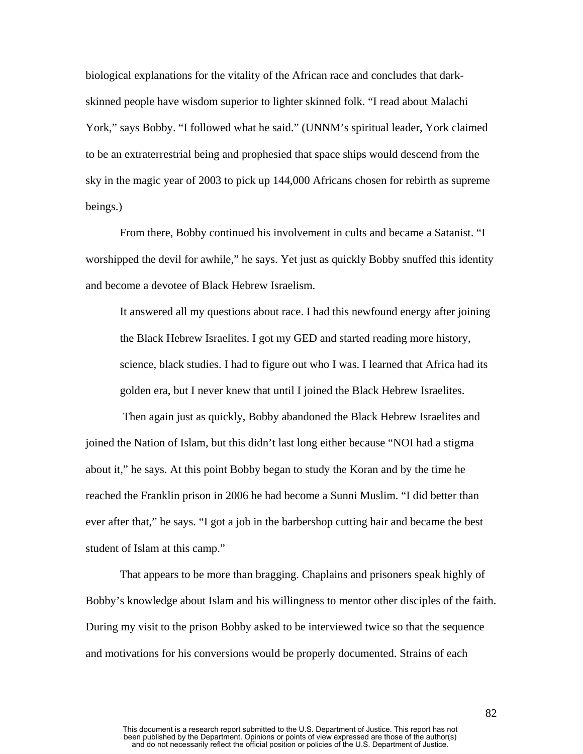biological explanations for the vitality of the African race and concludes that dark-skinned people have wisdom superior to lighter skinned folk. "I read about Malachi York," says Bobby. "I followed what he said." (UNNM's spiritual leader, York claimed to be an extraterrestrial being and prophesied that space ships would descend from the sky in the magic year of 2003 to pick up 144,000 Africans chosen for rebirth as supreme beings.)

From there, Bobby continued his involvement in cults and became a Satanist. "I worshipped the devil for awhile," he says. Yet just as quickly Bobby snuffed this identity and become a devotee of Black Hebrew Israelism.

> It answered all my questions about race. I had this newfound energy after joining the Black Hebrew Israelites. I got my GED and started reading more history, science, black studies. I had to figure out who I was. I learned that Africa had its golden era, but I never knew that until I joined the Black Hebrew Israelites.

Then again just as quickly, Bobby abandoned the Black Hebrew Israelites and joined the Nation of Islam, but this didn't last long either because "NOI had a stigma about it," he says. At this point Bobby began to study the Koran and by the time he reached the Franklin prison in 2006 he had become a Sunni Muslim. "I did better than ever after that," he says. "I got a job in the barbershop cutting hair and became the best student of Islam at this camp."

That appears to be more than bragging. Chaplains and prisoners speak highly of Bobby's knowledge about Islam and his willingness to mentor other disciples of the faith. During my visit to the prison Bobby asked to be interviewed twice so that the sequence and motivations for his conversions would be properly documented. Strains of each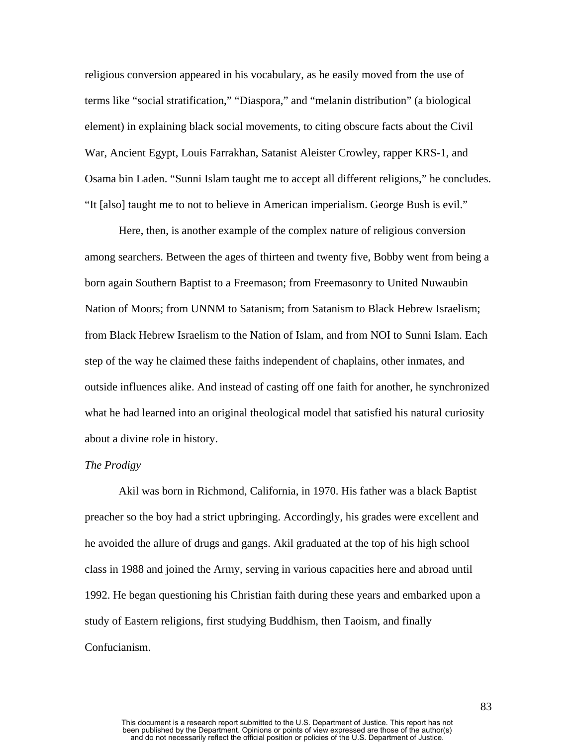religious conversion appeared in his vocabulary, as he easily moved from the use of terms like "social stratification," "Diaspora," and "melanin distribution" (a biological element) in explaining black social movements, to citing obscure facts about the Civil War, Ancient Egypt, Louis Farrakhan, Satanist Aleister Crowley, rapper KRS-1, and Osama bin Laden. "Sunni Islam taught me to accept all different religions," he concludes. "It [also] taught me to not to believe in American imperialism. George Bush is evil."

Here, then, is another example of the complex nature of religious conversion among searchers. Between the ages of thirteen and twenty five, Bobby went from being a born again Southern Baptist to a Freemason; from Freemasonry to United Nuwaubin Nation of Moors; from UNNM to Satanism; from Satanism to Black Hebrew Israelism; from Black Hebrew Israelism to the Nation of Islam, and from NOI to Sunni Islam. Each step of the way he claimed these faiths independent of chaplains, other inmates, and outside influences alike. And instead of casting off one faith for another, he synchronized what he had learned into an original theological model that satisfied his natural curiosity about a divine role in history.

*The Prodigy*

Akil was born in Richmond, California, in 1970. His father was a black Baptist preacher so the boy had a strict upbringing. Accordingly, his grades were excellent and he avoided the allure of drugs and gangs. Akil graduated at the top of his high school class in 1988 and joined the Army, serving in various capacities here and abroad until 1992. He began questioning his Christian faith during these years and embarked upon a study of Eastern religions, first studying Buddhism, then Taoism, and finally Confucianism.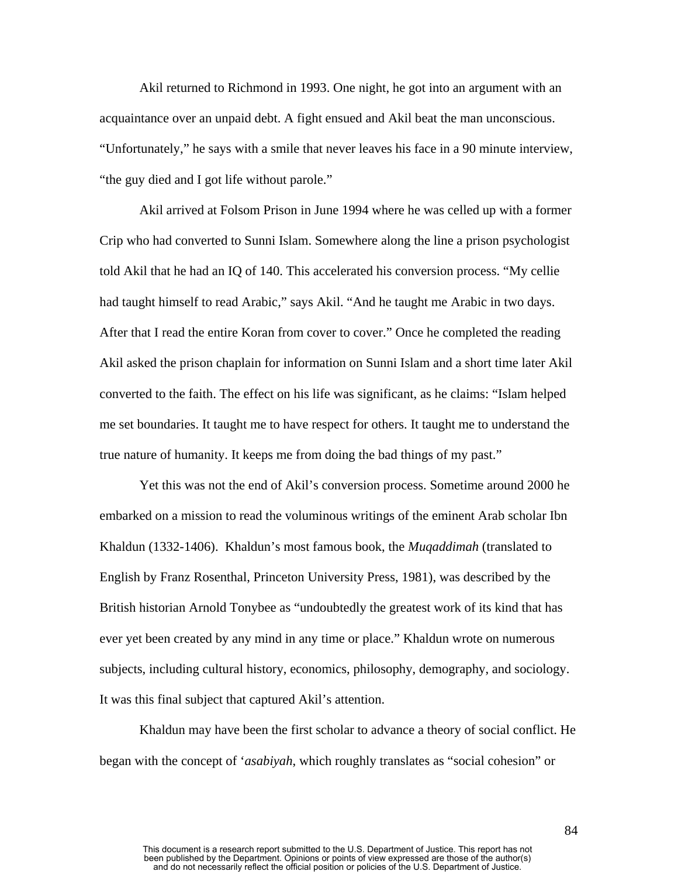Akil returned to Richmond in 1993. One night, he got into an argument with an acquaintance over an unpaid debt. A fight ensued and Akil beat the man unconscious. "Unfortunately," he says with a smile that never leaves his face in a 90 minute interview, "the guy died and I got life without parole."

Akil arrived at Folsom Prison in June 1994 where he was celled up with a former Crip who had converted to Sunni Islam. Somewhere along the line a prison psychologist told Akil that he had an IQ of 140. This accelerated his conversion process. "My cellie had taught himself to read Arabic," says Akil. "And he taught me Arabic in two days. After that I read the entire Koran from cover to cover." Once he completed the reading Akil asked the prison chaplain for information on Sunni Islam and a short time later Akil converted to the faith. The effect on his life was significant, as he claims: "Islam helped me set boundaries. It taught me to have respect for others. It taught me to understand the true nature of humanity. It keeps me from doing the bad things of my past."

Yet this was not the end of Akil's conversion process. Sometime around 2000 he embarked on a mission to read the voluminous writings of the eminent Arab scholar Ibn Khaldun (1332-1406). Khaldun's most famous book, the *Muqaddimah* (translated to English by Franz Rosenthal, Princeton University Press, 1981), was described by the British historian Arnold Tonybee as "undoubtedly the greatest work of its kind that has ever yet been created by any mind in any time or place." Khaldun wrote on numerous subjects, including cultural history, economics, philosophy, demography, and sociology. It was this final subject that captured Akil's attention.

Khaldun may have been the first scholar to advance a theory of social conflict. He began with the concept of '*asabiyah*, which roughly translates as "social cohesion" or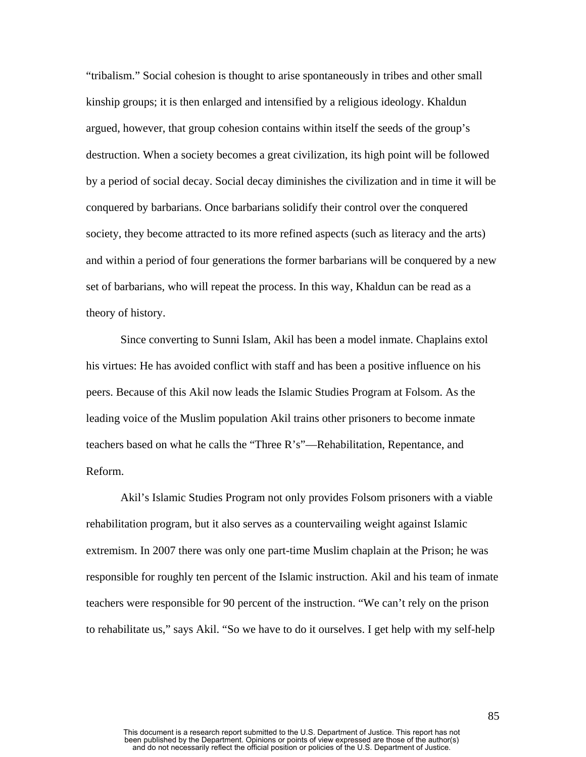"tribalism." Social cohesion is thought to arise spontaneously in tribes and other small kinship groups; it is then enlarged and intensified by a religious ideology. Khaldun argued, however, that group cohesion contains within itself the seeds of the group's destruction. When a society becomes a great civilization, its high point will be followed by a period of social decay. Social decay diminishes the civilization and in time it will be conquered by barbarians. Once barbarians solidify their control over the conquered society, they become attracted to its more refined aspects (such as literacy and the arts) and within a period of four generations the former barbarians will be conquered by a new set of barbarians, who will repeat the process. In this way, Khaldun can be read as a theory of history.

Since converting to Sunni Islam, Akil has been a model inmate. Chaplains extol his virtues: He has avoided conflict with staff and has been a positive influence on his peers. Because of this Akil now leads the Islamic Studies Program at Folsom. As the leading voice of the Muslim population Akil trains other prisoners to become inmate teachers based on what he calls the "Three R's"—Rehabilitation, Repentance, and Reform.

Akil's Islamic Studies Program not only provides Folsom prisoners with a viable rehabilitation program, but it also serves as a countervailing weight against Islamic extremism. In 2007 there was only one part-time Muslim chaplain at the Prison; he was responsible for roughly ten percent of the Islamic instruction. Akil and his team of inmate teachers were responsible for 90 percent of the instruction. "We can't rely on the prison to rehabilitate us," says Akil. "So we have to do it ourselves. I get help with my self-help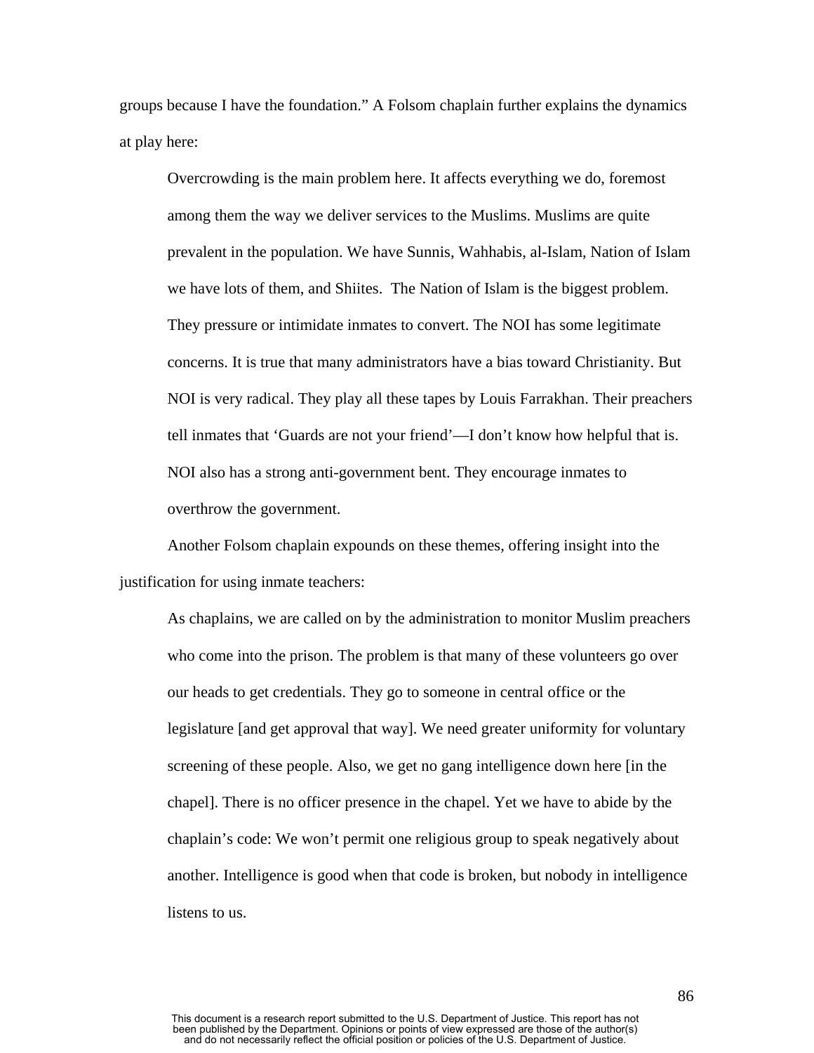groups because I have the foundation." A Folsom chaplain further explains the dynamics at play here:

> Overcrowding is the main problem here. It affects everything we do, foremost among them the way we deliver services to the Muslims. Muslims are quite prevalent in the population. We have Sunnis, Wahhabis, al-Islam, Nation of Islam we have lots of them, and Shiites. The Nation of Islam is the biggest problem. They pressure or intimidate inmates to convert. The NOI has some legitimate concerns. It is true that many administrators have a bias toward Christianity. But NOI is very radical. They play all these tapes by Louis Farrakhan. Their preachers tell inmates that 'Guards are not your friend'—I don't know how helpful that is. NOI also has a strong anti-government bent. They encourage inmates to overthrow the government.

Another Folsom chaplain expounds on these themes, offering insight into the justification for using inmate teachers:

> As chaplains, we are called on by the administration to monitor Muslim preachers who come into the prison. The problem is that many of these volunteers go over our heads to get credentials. They go to someone in central office or the legislature [and get approval that way]. We need greater uniformity for voluntary screening of these people. Also, we get no gang intelligence down here [in the chapel]. There is no officer presence in the chapel. Yet we have to abide by the chaplain's code: We won't permit one religious group to speak negatively about another. Intelligence is good when that code is broken, but nobody in intelligence listens to us.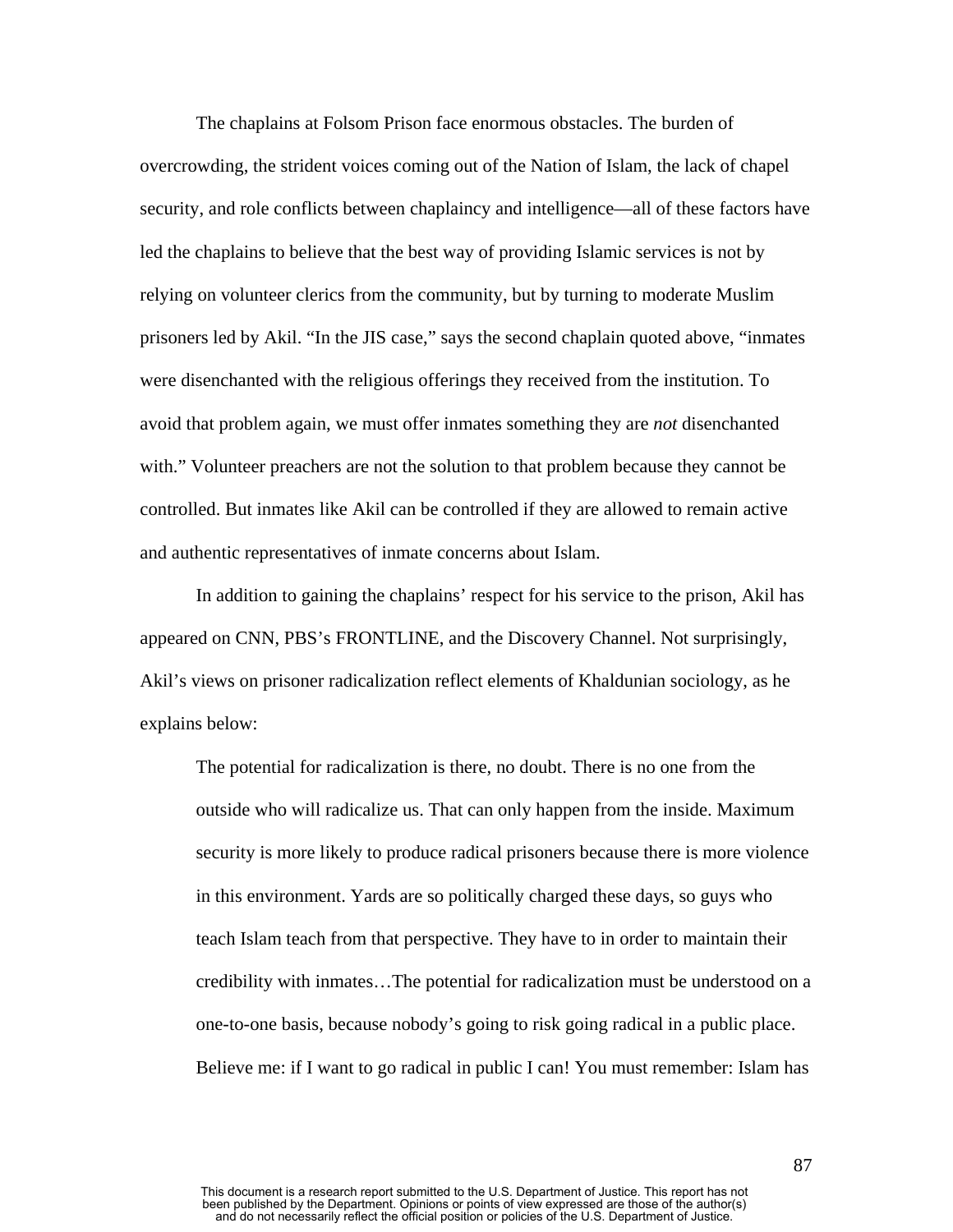The chaplains at Folsom Prison face enormous obstacles. The burden of overcrowding, the strident voices coming out of the Nation of Islam, the lack of chapel security, and role conflicts between chaplaincy and intelligence—all of these factors have led the chaplains to believe that the best way of providing Islamic services is not by relying on volunteer clerics from the community, but by turning to moderate Muslim prisoners led by Akil. "In the JIS case," says the second chaplain quoted above, "inmates were disenchanted with the religious offerings they received from the institution. To avoid that problem again, we must offer inmates something they are *not* disenchanted with." Volunteer preachers are not the solution to that problem because they cannot be controlled. But inmates like Akil can be controlled if they are allowed to remain active and authentic representatives of inmate concerns about Islam.

In addition to gaining the chaplains' respect for his service to the prison, Akil has appeared on CNN, PBS's FRONTLINE, and the Discovery Channel. Not surprisingly, Akil's views on prisoner radicalization reflect elements of Khaldunian sociology, as he explains below:

> The potential for radicalization is there, no doubt. There is no one from the outside who will radicalize us. That can only happen from the inside. Maximum security is more likely to produce radical prisoners because there is more violence in this environment. Yards are so politically charged these days, so guys who teach Islam teach from that perspective. They have to in order to maintain their credibility with inmates…The potential for radicalization must be understood on a one-to-one basis, because nobody's going to risk going radical in a public place. Believe me: if I want to go radical in public I can! You must remember: Islam has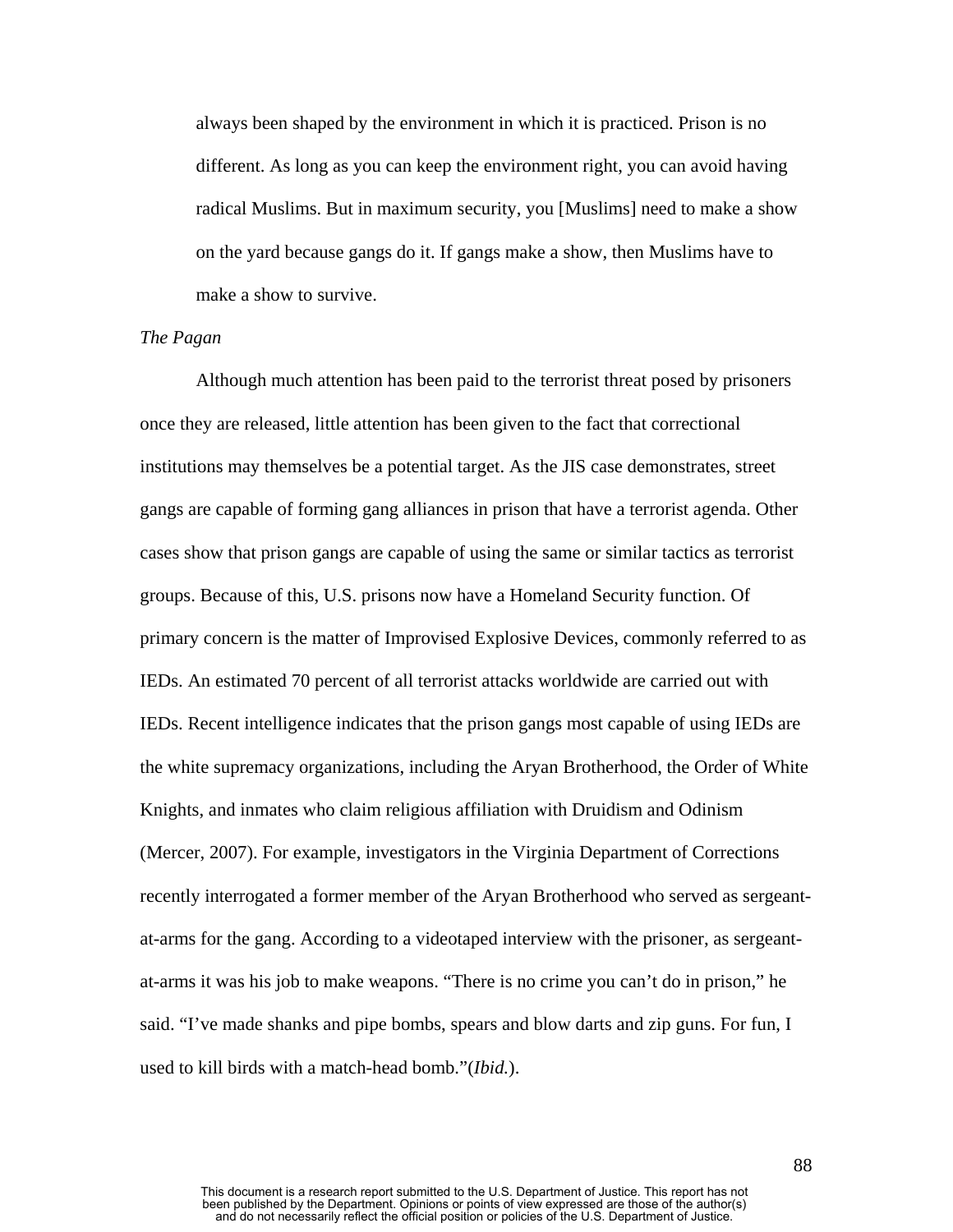always been shaped by the environment in which it is practiced. Prison is no different. As long as you can keep the environment right, you can avoid having radical Muslims. But in maximum security, you [Muslims] need to make a show on the yard because gangs do it. If gangs make a show, then Muslims have to make a show to survive.

*The Pagan*

Although much attention has been paid to the terrorist threat posed by prisoners once they are released, little attention has been given to the fact that correctional institutions may themselves be a potential target. As the JIS case demonstrates, street gangs are capable of forming gang alliances in prison that have a terrorist agenda. Other cases show that prison gangs are capable of using the same or similar tactics as terrorist groups. Because of this, U.S. prisons now have a Homeland Security function. Of primary concern is the matter of Improvised Explosive Devices, commonly referred to as IEDs. An estimated 70 percent of all terrorist attacks worldwide are carried out with IEDs. Recent intelligence indicates that the prison gangs most capable of using IEDs are the white supremacy organizations, including the Aryan Brotherhood, the Order of White Knights, and inmates who claim religious affiliation with Druidism and Odinism (Mercer, 2007). For example, investigators in the Virginia Department of Corrections recently interrogated a former member of the Aryan Brotherhood who served as sergeant-at-arms for the gang. According to a videotaped interview with the prisoner, as sergeant-at-arms it was his job to make weapons. "There is no crime you can't do in prison," he said. "I've made shanks and pipe bombs, spears and blow darts and zip guns. For fun, I used to kill birds with a match-head bomb."(*Ibid.*).

This document is a research report submitted to the U.S. Department of Justice. This report has not been published by the Department. Opinions or points of view expressed are those of the author(s) and do not necessarily reflect the official position or policies of the U.S. Department of Justice.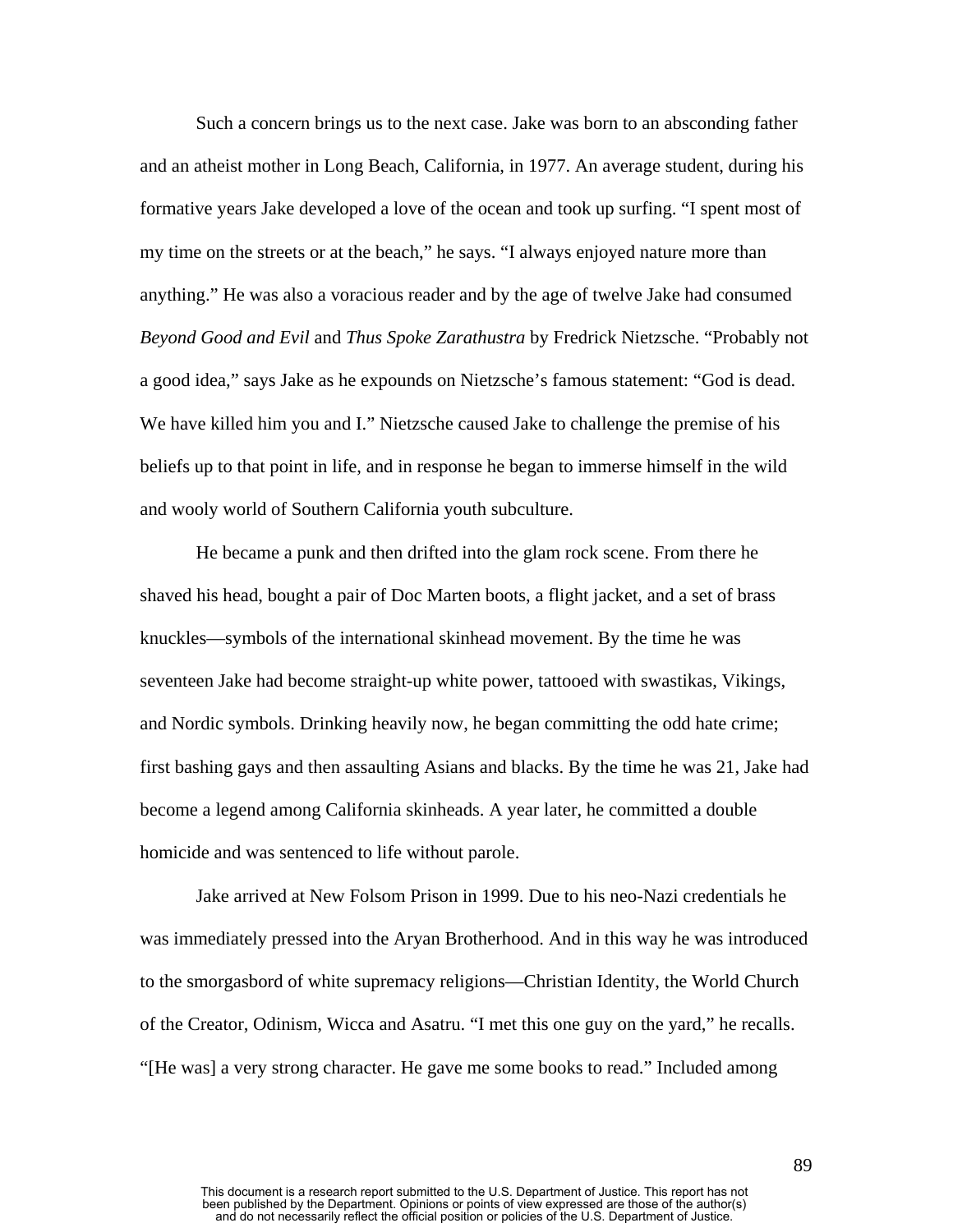Such a concern brings us to the next case. Jake was born to an absconding father and an atheist mother in Long Beach, California, in 1977. An average student, during his formative years Jake developed a love of the ocean and took up surfing. "I spent most of my time on the streets or at the beach," he says. "I always enjoyed nature more than anything." He was also a voracious reader and by the age of twelve Jake had consumed *Beyond Good and Evil* and *Thus Spoke Zarathustra* by Fredrick Nietzsche. "Probably not a good idea," says Jake as he expounds on Nietzsche's famous statement: "God is dead. We have killed him you and I." Nietzsche caused Jake to challenge the premise of his beliefs up to that point in life, and in response he began to immerse himself in the wild and wooly world of Southern California youth subculture.

He became a punk and then drifted into the glam rock scene. From there he shaved his head, bought a pair of Doc Marten boots, a flight jacket, and a set of brass knuckles—symbols of the international skinhead movement. By the time he was seventeen Jake had become straight-up white power, tattooed with swastikas, Vikings, and Nordic symbols. Drinking heavily now, he began committing the odd hate crime; first bashing gays and then assaulting Asians and blacks. By the time he was 21, Jake had become a legend among California skinheads. A year later, he committed a double homicide and was sentenced to life without parole.

Jake arrived at New Folsom Prison in 1999. Due to his neo-Nazi credentials he was immediately pressed into the Aryan Brotherhood. And in this way he was introduced to the smorgasbord of white supremacy religions—Christian Identity, the World Church of the Creator, Odinism, Wicca and Asatru. "I met this one guy on the yard," he recalls. "[He was] a very strong character. He gave me some books to read." Included among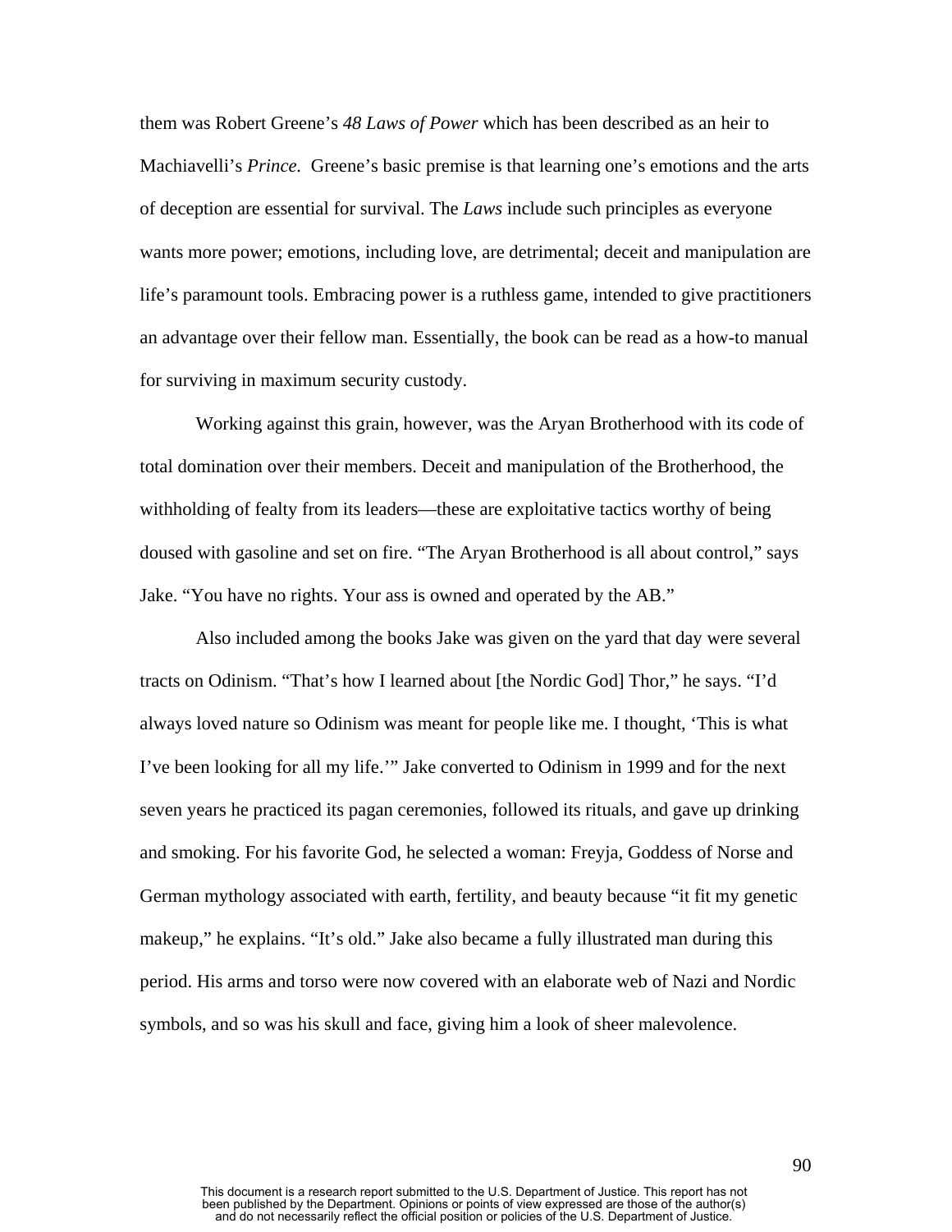them was Robert Greene's *48 Laws of Power* which has been described as an heir to Machiavelli's *Prince.* Greene's basic premise is that learning one's emotions and the arts of deception are essential for survival. The *Laws* include such principles as everyone wants more power; emotions, including love, are detrimental; deceit and manipulation are life's paramount tools. Embracing power is a ruthless game, intended to give practitioners an advantage over their fellow man. Essentially, the book can be read as a how-to manual for surviving in maximum security custody.

Working against this grain, however, was the Aryan Brotherhood with its code of total domination over their members. Deceit and manipulation of the Brotherhood, the withholding of fealty from its leaders—these are exploitative tactics worthy of being doused with gasoline and set on fire. "The Aryan Brotherhood is all about control," says Jake. "You have no rights. Your ass is owned and operated by the AB."

Also included among the books Jake was given on the yard that day were several tracts on Odinism. "That's how I learned about [the Nordic God] Thor," he says. "I'd always loved nature so Odinism was meant for people like me. I thought, 'This is what I've been looking for all my life.'" Jake converted to Odinism in 1999 and for the next seven years he practiced its pagan ceremonies, followed its rituals, and gave up drinking and smoking. For his favorite God, he selected a woman: Freyja, Goddess of Norse and German mythology associated with earth, fertility, and beauty because "it fit my genetic makeup," he explains. "It's old." Jake also became a fully illustrated man during this period. His arms and torso were now covered with an elaborate web of Nazi and Nordic symbols, and so was his skull and face, giving him a look of sheer malevolence.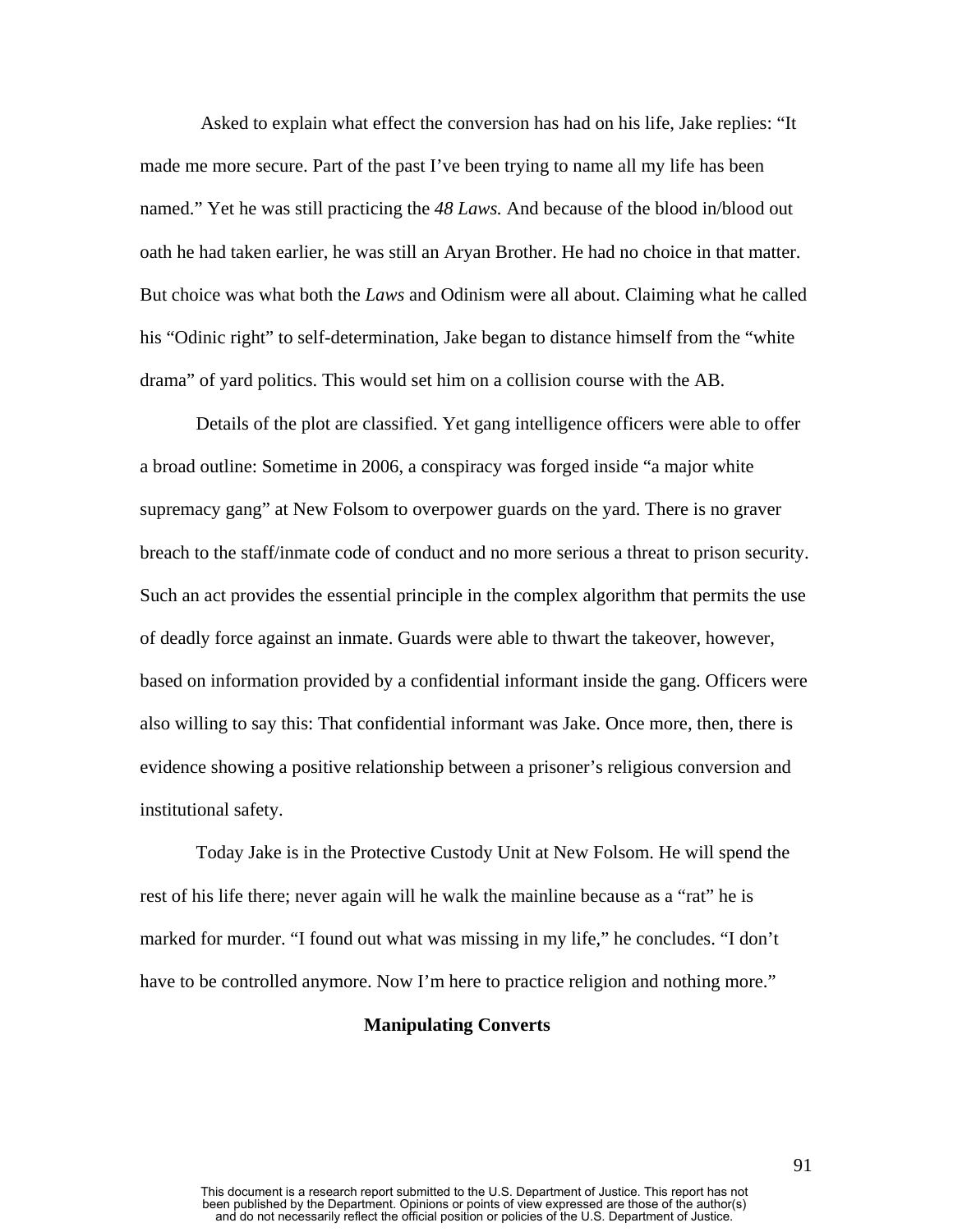Asked to explain what effect the conversion has had on his life, Jake replies: "It made me more secure. Part of the past I've been trying to name all my life has been named." Yet he was still practicing the *48 Laws.* And because of the blood in/blood out oath he had taken earlier, he was still an Aryan Brother. He had no choice in that matter. But choice was what both the *Laws* and Odinism were all about. Claiming what he called his "Odinic right" to self-determination, Jake began to distance himself from the "white drama" of yard politics. This would set him on a collision course with the AB.

Details of the plot are classified. Yet gang intelligence officers were able to offer a broad outline: Sometime in 2006, a conspiracy was forged inside "a major white supremacy gang" at New Folsom to overpower guards on the yard. There is no graver breach to the staff/inmate code of conduct and no more serious a threat to prison security. Such an act provides the essential principle in the complex algorithm that permits the use of deadly force against an inmate. Guards were able to thwart the takeover, however, based on information provided by a confidential informant inside the gang. Officers were also willing to say this: That confidential informant was Jake. Once more, then, there is evidence showing a positive relationship between a prisoner's religious conversion and institutional safety.

Today Jake is in the Protective Custody Unit at New Folsom. He will spend the rest of his life there; never again will he walk the mainline because as a "rat" he is marked for murder. "I found out what was missing in my life," he concludes. "I don't have to be controlled anymore. Now I'm here to practice religion and nothing more."

### Manipulating Converts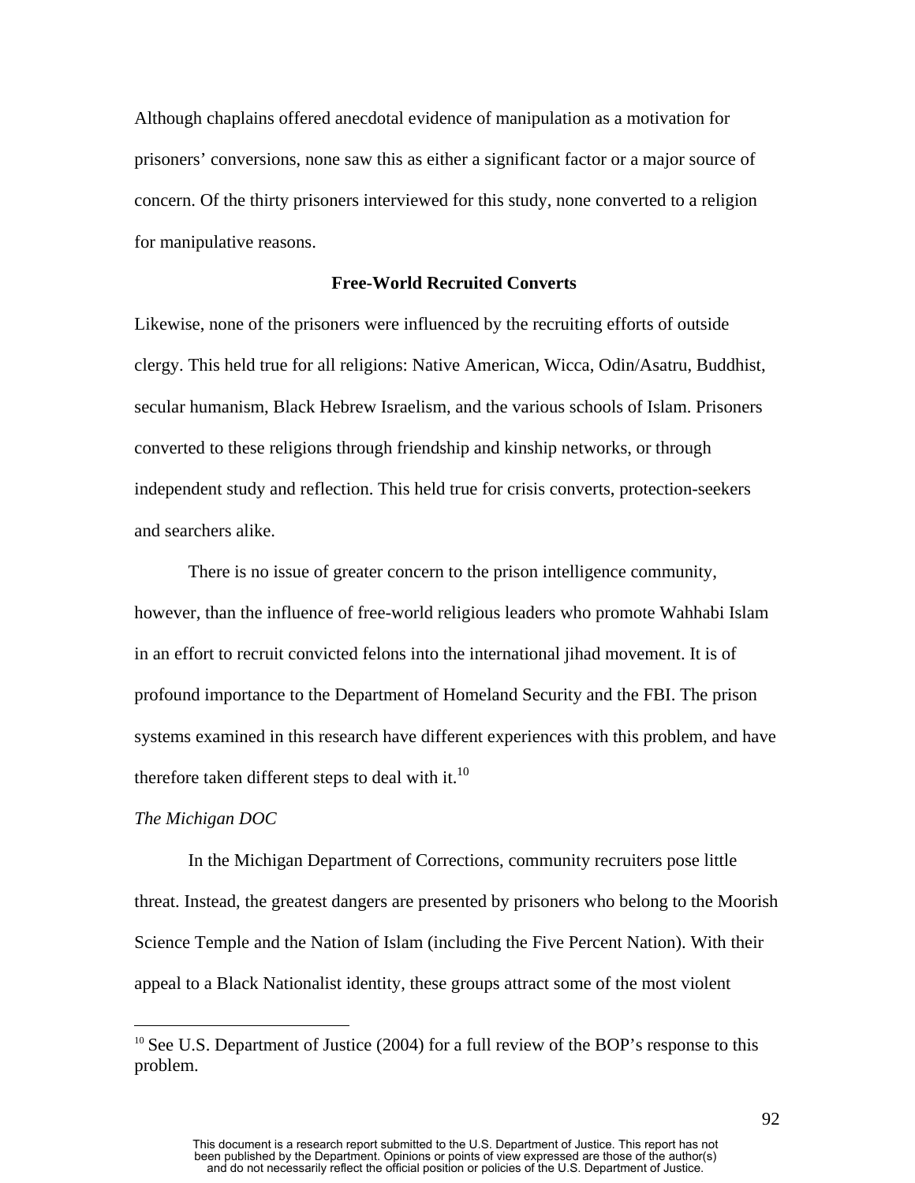Although chaplains offered anecdotal evidence of manipulation as a motivation for prisoners' conversions, none saw this as either a significant factor or a major source of concern. Of the thirty prisoners interviewed for this study, none converted to a religion for manipulative reasons.

### Free-World Recruited Converts

Likewise, none of the prisoners were influenced by the recruiting efforts of outside clergy. This held true for all religions: Native American, Wicca, Odin/Asatru, Buddhist, secular humanism, Black Hebrew Israelism, and the various schools of Islam. Prisoners converted to these religions through friendship and kinship networks, or through independent study and reflection. This held true for crisis converts, protection-seekers and searchers alike.

There is no issue of greater concern to the prison intelligence community, however, than the influence of free-world religious leaders who promote Wahhabi Islam in an effort to recruit convicted felons into the international jihad movement. It is of profound importance to the Department of Homeland Security and the FBI. The prison systems examined in this research have different experiences with this problem, and have therefore taken different steps to deal with it.[10]

*The Michigan DOC*

In the Michigan Department of Corrections, community recruiters pose little threat. Instead, the greatest dangers are presented by prisoners who belong to the Moorish Science Temple and the Nation of Islam (including the Five Percent Nation). With their appeal to a Black Nationalist identity, these groups attract some of the most violent

[10] See U.S. Department of Justice (2004) for a full review of the BOP's response to this problem.

This document is a research report submitted to the U.S. Department of Justice. This report has not been published by the Department. Opinions or points of view expressed are those of the author(s) and do not necessarily reflect the official position or policies of the U.S. Department of Justice.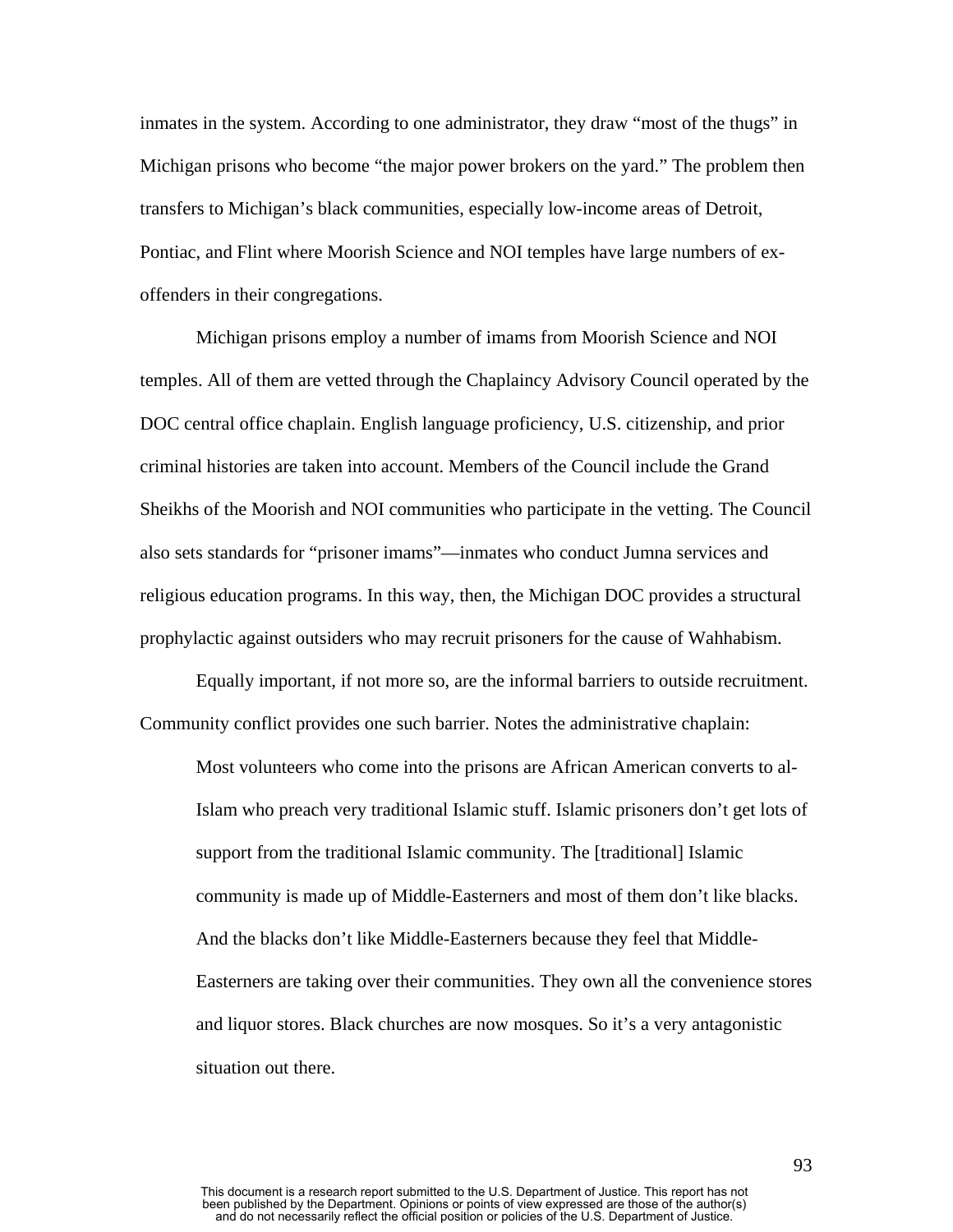inmates in the system. According to one administrator, they draw "most of the thugs" in Michigan prisons who become "the major power brokers on the yard." The problem then transfers to Michigan's black communities, especially low-income areas of Detroit, Pontiac, and Flint where Moorish Science and NOI temples have large numbers of ex-offenders in their congregations.

Michigan prisons employ a number of imams from Moorish Science and NOI temples. All of them are vetted through the Chaplaincy Advisory Council operated by the DOC central office chaplain. English language proficiency, U.S. citizenship, and prior criminal histories are taken into account. Members of the Council include the Grand Sheikhs of the Moorish and NOI communities who participate in the vetting. The Council also sets standards for "prisoner imams"—inmates who conduct Jumna services and religious education programs. In this way, then, the Michigan DOC provides a structural prophylactic against outsiders who may recruit prisoners for the cause of Wahhabism.

Equally important, if not more so, are the informal barriers to outside recruitment. Community conflict provides one such barrier. Notes the administrative chaplain:

> Most volunteers who come into the prisons are African American converts to al-Islam who preach very traditional Islamic stuff. Islamic prisoners don't get lots of support from the traditional Islamic community. The [traditional] Islamic community is made up of Middle-Easterners and most of them don't like blacks. And the blacks don't like Middle-Easterners because they feel that Middle-Easterners are taking over their communities. They own all the convenience stores and liquor stores. Black churches are now mosques. So it's a very antagonistic situation out there.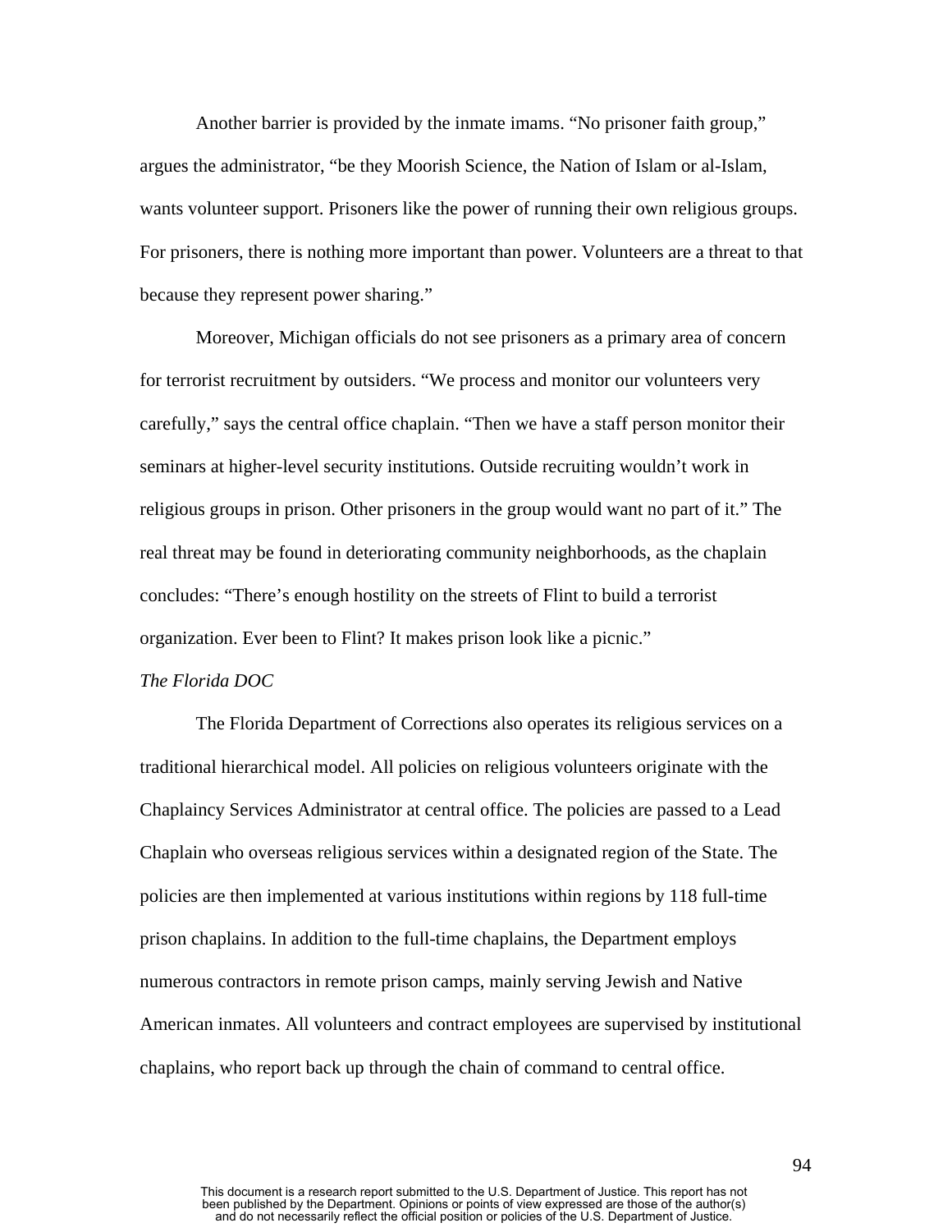Another barrier is provided by the inmate imams. "No prisoner faith group," argues the administrator, "be they Moorish Science, the Nation of Islam or al-Islam, wants volunteer support. Prisoners like the power of running their own religious groups. For prisoners, there is nothing more important than power. Volunteers are a threat to that because they represent power sharing."

Moreover, Michigan officials do not see prisoners as a primary area of concern for terrorist recruitment by outsiders. "We process and monitor our volunteers very carefully," says the central office chaplain. "Then we have a staff person monitor their seminars at higher-level security institutions. Outside recruiting wouldn't work in religious groups in prison. Other prisoners in the group would want no part of it." The real threat may be found in deteriorating community neighborhoods, as the chaplain concludes: "There's enough hostility on the streets of Flint to build a terrorist organization. Ever been to Flint? It makes prison look like a picnic."

*The Florida DOC*

The Florida Department of Corrections also operates its religious services on a traditional hierarchical model. All policies on religious volunteers originate with the Chaplaincy Services Administrator at central office. The policies are passed to a Lead Chaplain who overseas religious services within a designated region of the State. The policies are then implemented at various institutions within regions by 118 full-time prison chaplains. In addition to the full-time chaplains, the Department employs numerous contractors in remote prison camps, mainly serving Jewish and Native American inmates. All volunteers and contract employees are supervised by institutional chaplains, who report back up through the chain of command to central office.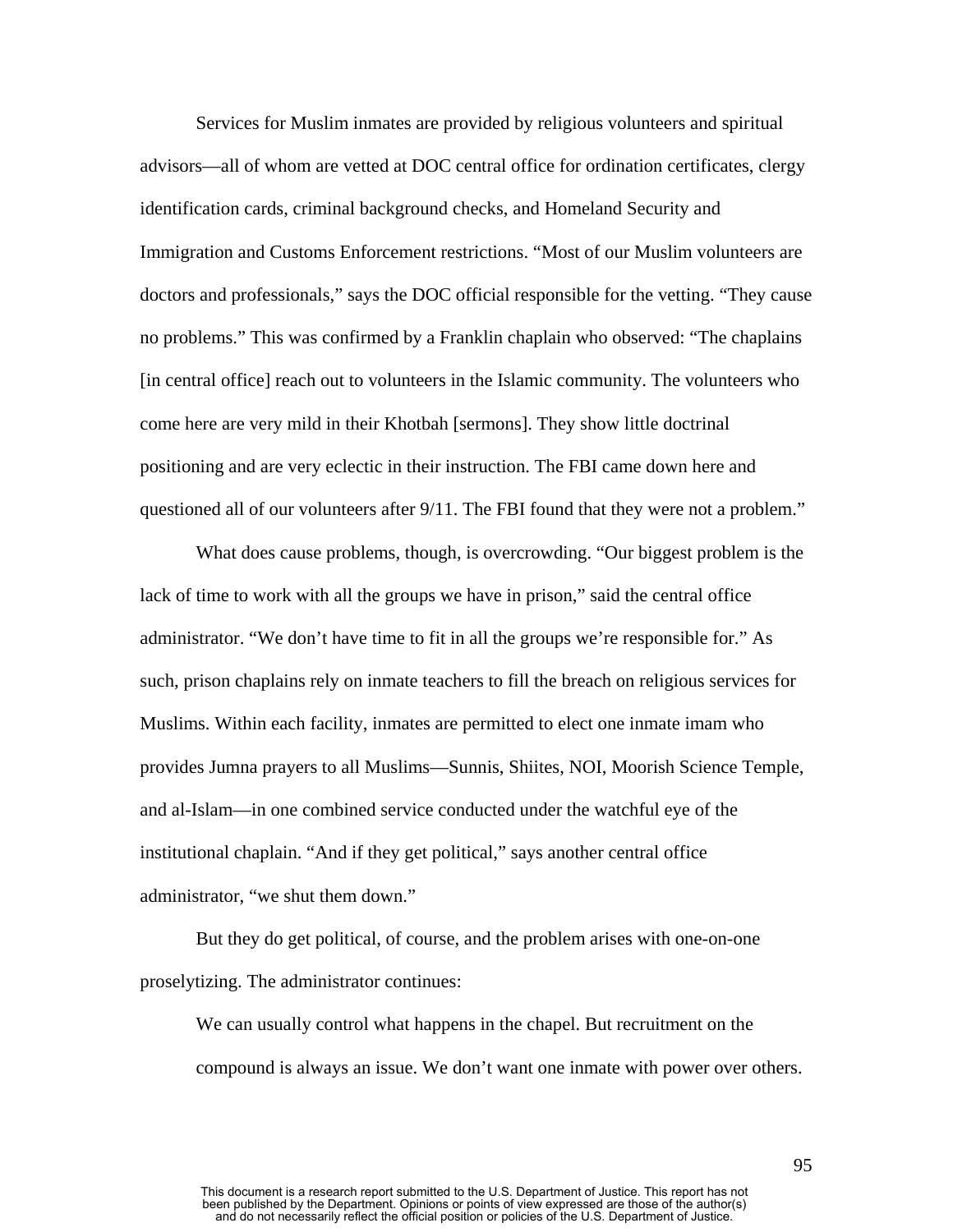Services for Muslim inmates are provided by religious volunteers and spiritual advisors—all of whom are vetted at DOC central office for ordination certificates, clergy identification cards, criminal background checks, and Homeland Security and Immigration and Customs Enforcement restrictions. "Most of our Muslim volunteers are doctors and professionals," says the DOC official responsible for the vetting. "They cause no problems." This was confirmed by a Franklin chaplain who observed: "The chaplains [in central office] reach out to volunteers in the Islamic community. The volunteers who come here are very mild in their Khotbah [sermons]. They show little doctrinal positioning and are very eclectic in their instruction. The FBI came down here and questioned all of our volunteers after 9/11. The FBI found that they were not a problem."

What does cause problems, though, is overcrowding. "Our biggest problem is the lack of time to work with all the groups we have in prison," said the central office administrator. "We don't have time to fit in all the groups we're responsible for." As such, prison chaplains rely on inmate teachers to fill the breach on religious services for Muslims. Within each facility, inmates are permitted to elect one inmate imam who provides Jumna prayers to all Muslims—Sunnis, Shiites, NOI, Moorish Science Temple, and al-Islam—in one combined service conducted under the watchful eye of the institutional chaplain. "And if they get political," says another central office administrator, "we shut them down."

But they do get political, of course, and the problem arises with one-on-one proselytizing. The administrator continues:

> We can usually control what happens in the chapel. But recruitment on the compound is always an issue. We don't want one inmate with power over others.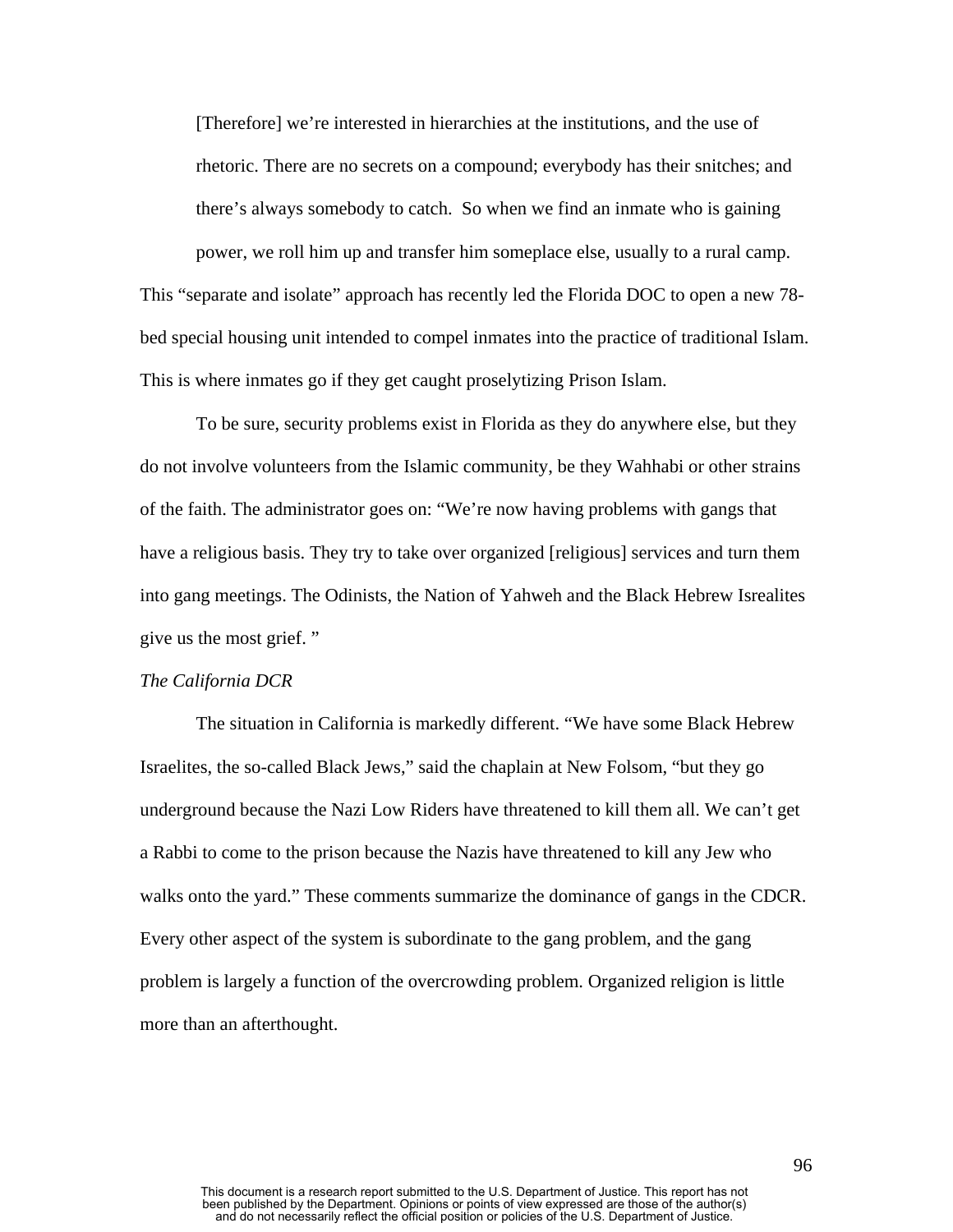[Therefore] we're interested in hierarchies at the institutions, and the use of rhetoric. There are no secrets on a compound; everybody has their snitches; and there's always somebody to catch. So when we find an inmate who is gaining power, we roll him up and transfer him someplace else, usually to a rural camp.

This "separate and isolate" approach has recently led the Florida DOC to open a new 78-bed special housing unit intended to compel inmates into the practice of traditional Islam. This is where inmates go if they get caught proselytizing Prison Islam.

To be sure, security problems exist in Florida as they do anywhere else, but they do not involve volunteers from the Islamic community, be they Wahhabi or other strains of the faith. The administrator goes on: "We're now having problems with gangs that have a religious basis. They try to take over organized [religious] services and turn them into gang meetings. The Odinists, the Nation of Yahweh and the Black Hebrew Isrealites give us the most grief. "

*The California DCR*

The situation in California is markedly different. "We have some Black Hebrew Israelites, the so-called Black Jews," said the chaplain at New Folsom, "but they go underground because the Nazi Low Riders have threatened to kill them all. We can't get a Rabbi to come to the prison because the Nazis have threatened to kill any Jew who walks onto the yard." These comments summarize the dominance of gangs in the CDCR. Every other aspect of the system is subordinate to the gang problem, and the gang problem is largely a function of the overcrowding problem. Organized religion is little more than an afterthought.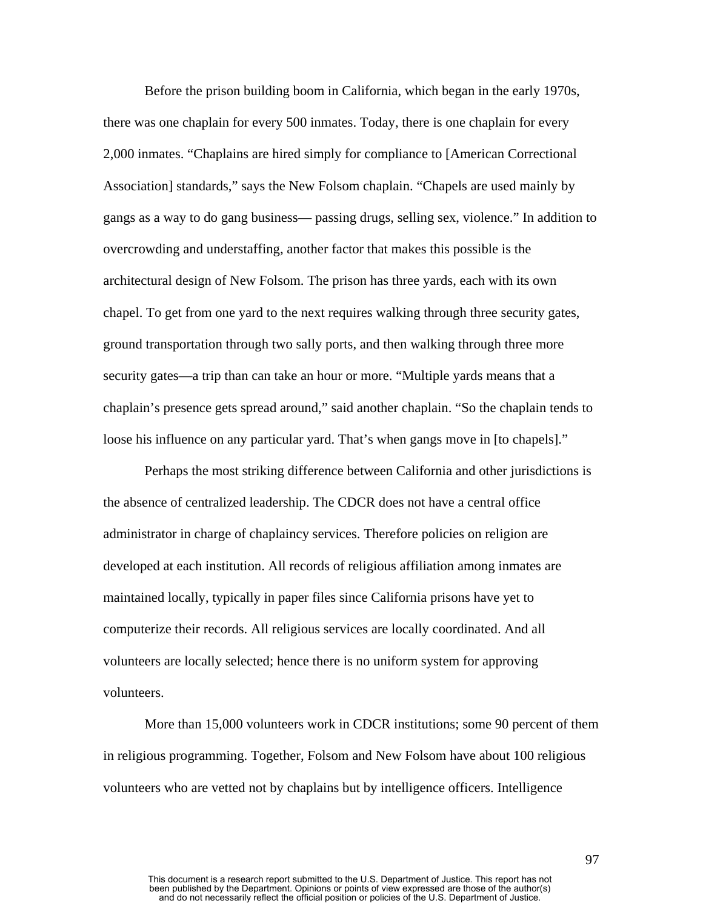Before the prison building boom in California, which began in the early 1970s, there was one chaplain for every 500 inmates. Today, there is one chaplain for every 2,000 inmates. "Chaplains are hired simply for compliance to [American Correctional Association] standards," says the New Folsom chaplain. "Chapels are used mainly by gangs as a way to do gang business— passing drugs, selling sex, violence." In addition to overcrowding and understaffing, another factor that makes this possible is the architectural design of New Folsom. The prison has three yards, each with its own chapel. To get from one yard to the next requires walking through three security gates, ground transportation through two sally ports, and then walking through three more security gates—a trip than can take an hour or more. "Multiple yards means that a chaplain's presence gets spread around," said another chaplain. "So the chaplain tends to loose his influence on any particular yard. That's when gangs move in [to chapels]."

Perhaps the most striking difference between California and other jurisdictions is the absence of centralized leadership. The CDCR does not have a central office administrator in charge of chaplaincy services. Therefore policies on religion are developed at each institution. All records of religious affiliation among inmates are maintained locally, typically in paper files since California prisons have yet to computerize their records. All religious services are locally coordinated. And all volunteers are locally selected; hence there is no uniform system for approving volunteers.

More than 15,000 volunteers work in CDCR institutions; some 90 percent of them in religious programming. Together, Folsom and New Folsom have about 100 religious volunteers who are vetted not by chaplains but by intelligence officers. Intelligence

This document is a research report submitted to the U.S. Department of Justice. This report has not been published by the Department. Opinions or points of view expressed are those of the author(s) and do not necessarily reflect the official position or policies of the U.S. Department of Justice.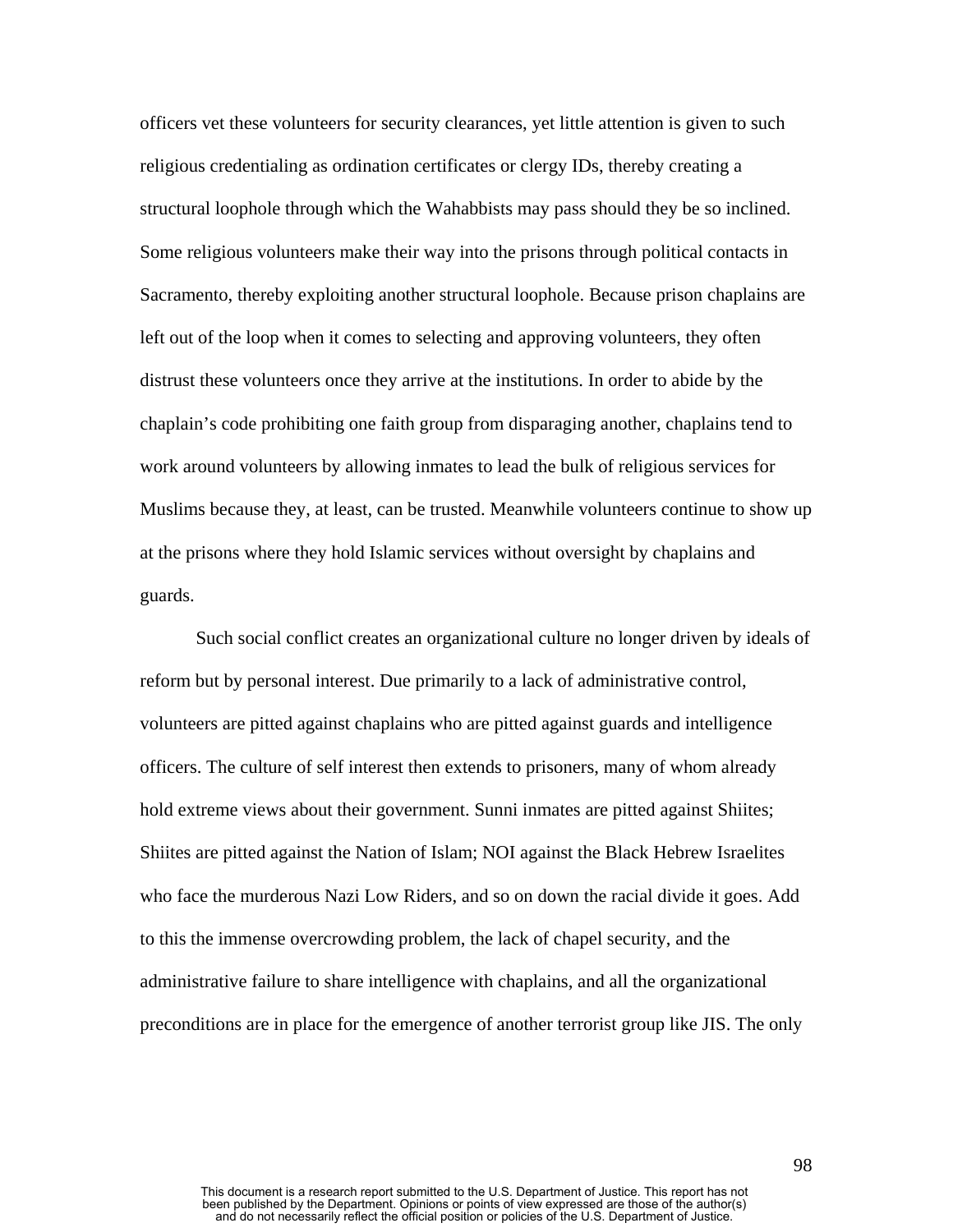officers vet these volunteers for security clearances, yet little attention is given to such religious credentialing as ordination certificates or clergy IDs, thereby creating a structural loophole through which the Wahabbists may pass should they be so inclined. Some religious volunteers make their way into the prisons through political contacts in Sacramento, thereby exploiting another structural loophole. Because prison chaplains are left out of the loop when it comes to selecting and approving volunteers, they often distrust these volunteers once they arrive at the institutions. In order to abide by the chaplain's code prohibiting one faith group from disparaging another, chaplains tend to work around volunteers by allowing inmates to lead the bulk of religious services for Muslims because they, at least, can be trusted. Meanwhile volunteers continue to show up at the prisons where they hold Islamic services without oversight by chaplains and guards.

Such social conflict creates an organizational culture no longer driven by ideals of reform but by personal interest. Due primarily to a lack of administrative control, volunteers are pitted against chaplains who are pitted against guards and intelligence officers. The culture of self interest then extends to prisoners, many of whom already hold extreme views about their government. Sunni inmates are pitted against Shiites; Shiites are pitted against the Nation of Islam; NOI against the Black Hebrew Israelites who face the murderous Nazi Low Riders, and so on down the racial divide it goes. Add to this the immense overcrowding problem, the lack of chapel security, and the administrative failure to share intelligence with chaplains, and all the organizational preconditions are in place for the emergence of another terrorist group like JIS. The only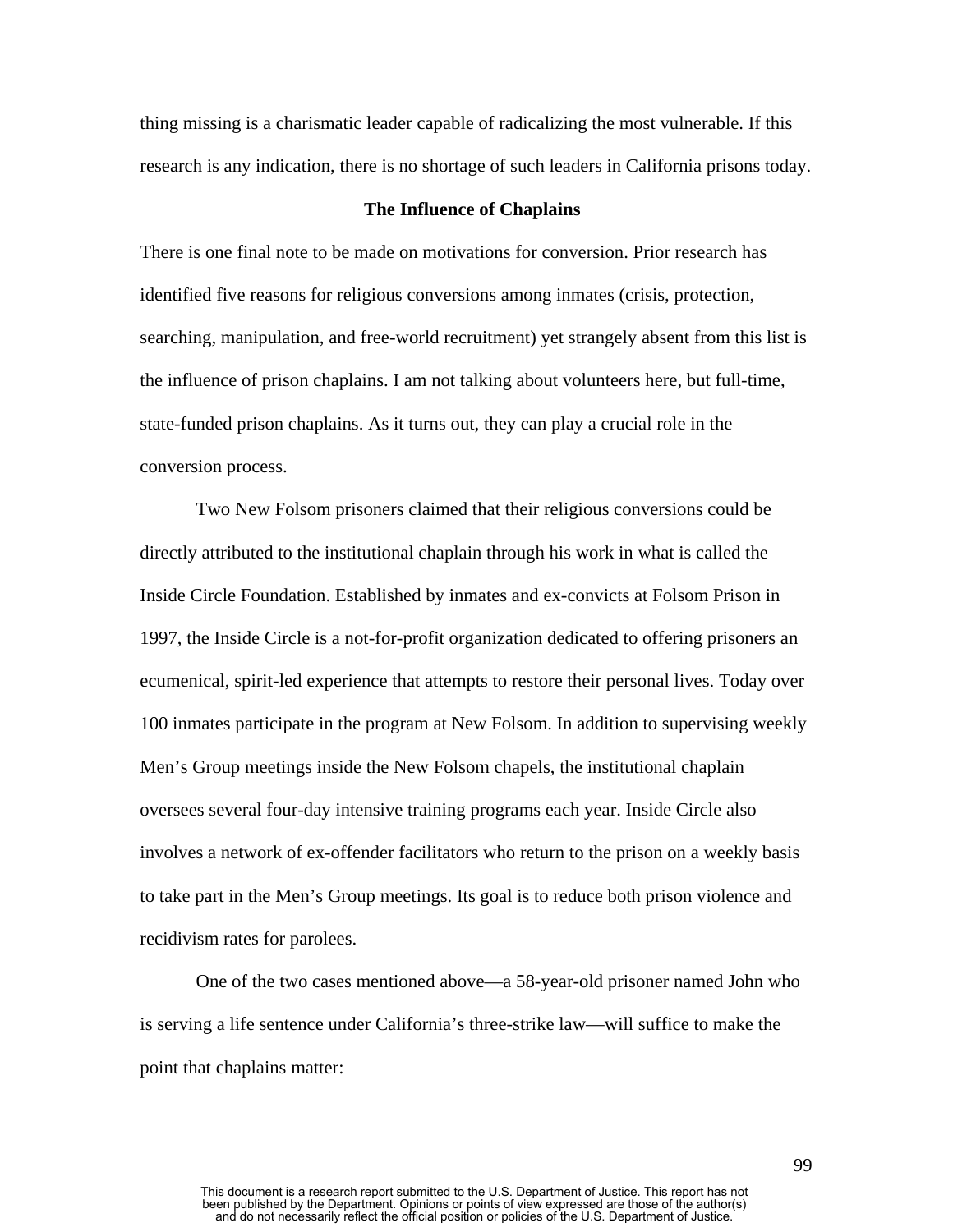thing missing is a charismatic leader capable of radicalizing the most vulnerable. If this research is any indication, there is no shortage of such leaders in California prisons today.

### The Influence of Chaplains

There is one final note to be made on motivations for conversion. Prior research has identified five reasons for religious conversions among inmates (crisis, protection, searching, manipulation, and free-world recruitment) yet strangely absent from this list is the influence of prison chaplains. I am not talking about volunteers here, but full-time, state-funded prison chaplains. As it turns out, they can play a crucial role in the conversion process.

Two New Folsom prisoners claimed that their religious conversions could be directly attributed to the institutional chaplain through his work in what is called the Inside Circle Foundation. Established by inmates and ex-convicts at Folsom Prison in 1997, the Inside Circle is a not-for-profit organization dedicated to offering prisoners an ecumenical, spirit-led experience that attempts to restore their personal lives. Today over 100 inmates participate in the program at New Folsom. In addition to supervising weekly Men's Group meetings inside the New Folsom chapels, the institutional chaplain oversees several four-day intensive training programs each year. Inside Circle also involves a network of ex-offender facilitators who return to the prison on a weekly basis to take part in the Men's Group meetings. Its goal is to reduce both prison violence and recidivism rates for parolees.

One of the two cases mentioned above—a 58-year-old prisoner named John who is serving a life sentence under California's three-strike law—will suffice to make the point that chaplains matter: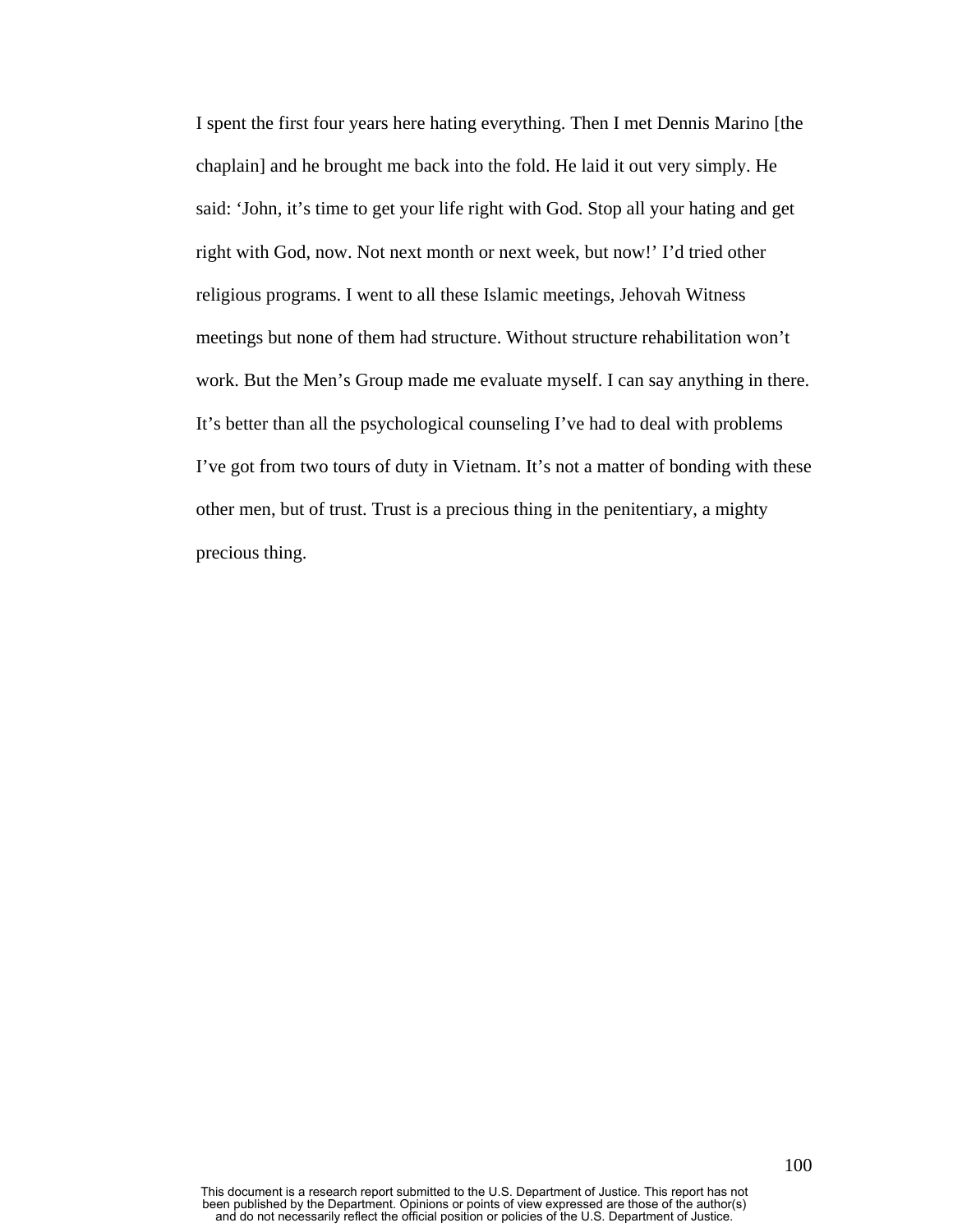I spent the first four years here hating everything. Then I met Dennis Marino [the chaplain] and he brought me back into the fold. He laid it out very simply. He said: 'John, it's time to get your life right with God. Stop all your hating and get right with God, now. Not next month or next week, but now!' I'd tried other religious programs. I went to all these Islamic meetings, Jehovah Witness meetings but none of them had structure. Without structure rehabilitation won't work. But the Men's Group made me evaluate myself. I can say anything in there. It's better than all the psychological counseling I've had to deal with problems I've got from two tours of duty in Vietnam. It's not a matter of bonding with these other men, but of trust. Trust is a precious thing in the penitentiary, a mighty precious thing.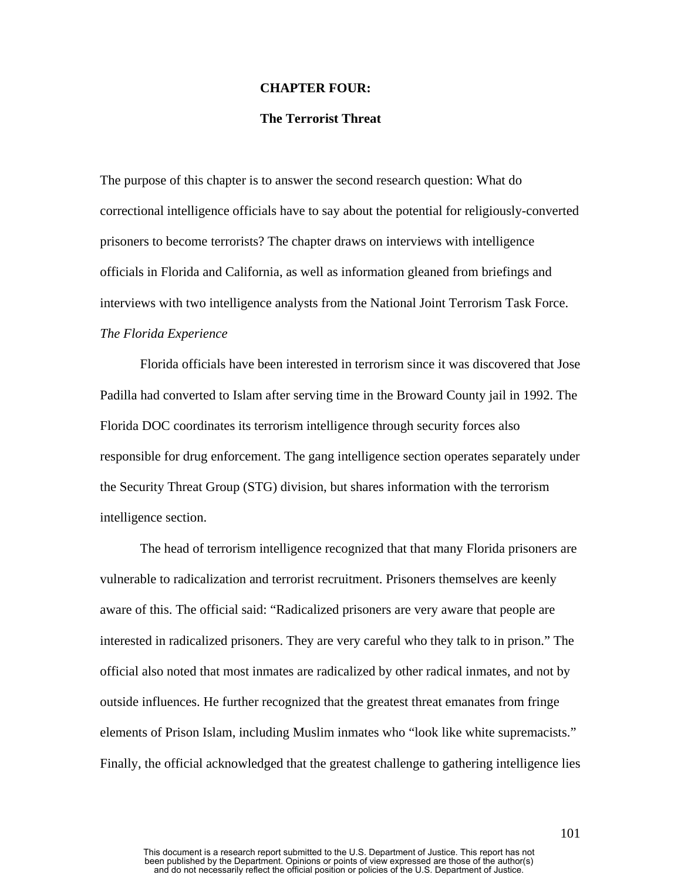# CHAPTER FOUR:

# The Terrorist Threat

The purpose of this chapter is to answer the second research question: What do correctional intelligence officials have to say about the potential for religiously-converted prisoners to become terrorists? The chapter draws on interviews with intelligence officials in Florida and California, as well as information gleaned from briefings and interviews with two intelligence analysts from the National Joint Terrorism Task Force.

*The Florida Experience*

Florida officials have been interested in terrorism since it was discovered that Jose Padilla had converted to Islam after serving time in the Broward County jail in 1992. The Florida DOC coordinates its terrorism intelligence through security forces also responsible for drug enforcement. The gang intelligence section operates separately under the Security Threat Group (STG) division, but shares information with the terrorism intelligence section.

The head of terrorism intelligence recognized that that many Florida prisoners are vulnerable to radicalization and terrorist recruitment. Prisoners themselves are keenly aware of this. The official said: "Radicalized prisoners are very aware that people are interested in radicalized prisoners. They are very careful who they talk to in prison." The official also noted that most inmates are radicalized by other radical inmates, and not by outside influences. He further recognized that the greatest threat emanates from fringe elements of Prison Islam, including Muslim inmates who "look like white supremacists." Finally, the official acknowledged that the greatest challenge to gathering intelligence lies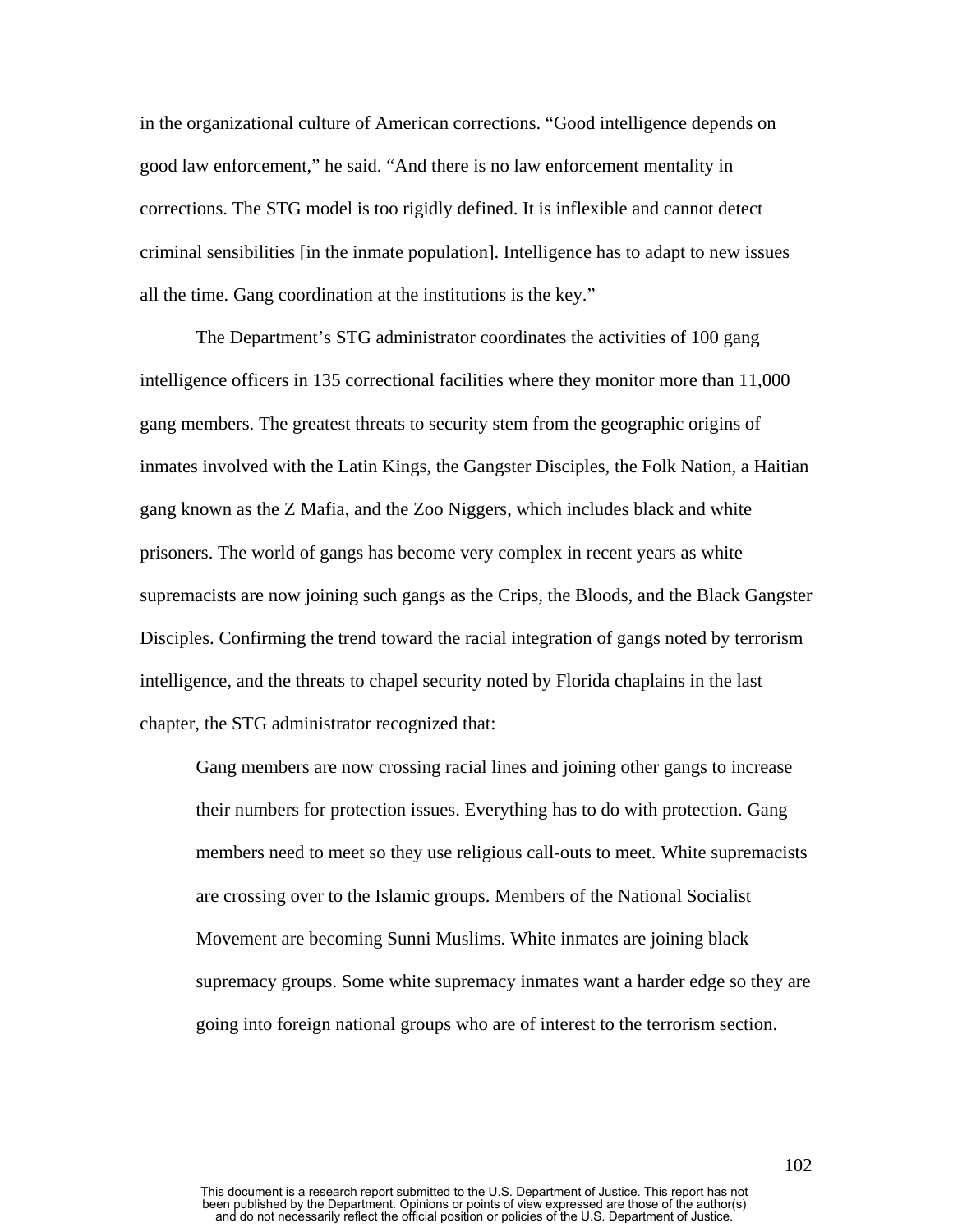in the organizational culture of American corrections. "Good intelligence depends on good law enforcement," he said. "And there is no law enforcement mentality in corrections. The STG model is too rigidly defined. It is inflexible and cannot detect criminal sensibilities [in the inmate population]. Intelligence has to adapt to new issues all the time. Gang coordination at the institutions is the key."

The Department's STG administrator coordinates the activities of 100 gang intelligence officers in 135 correctional facilities where they monitor more than 11,000 gang members. The greatest threats to security stem from the geographic origins of inmates involved with the Latin Kings, the Gangster Disciples, the Folk Nation, a Haitian gang known as the Z Mafia, and the Zoo Niggers, which includes black and white prisoners. The world of gangs has become very complex in recent years as white supremacists are now joining such gangs as the Crips, the Bloods, and the Black Gangster Disciples. Confirming the trend toward the racial integration of gangs noted by terrorism intelligence, and the threats to chapel security noted by Florida chaplains in the last chapter, the STG administrator recognized that:

> Gang members are now crossing racial lines and joining other gangs to increase their numbers for protection issues. Everything has to do with protection. Gang members need to meet so they use religious call-outs to meet. White supremacists are crossing over to the Islamic groups. Members of the National Socialist Movement are becoming Sunni Muslims. White inmates are joining black supremacy groups. Some white supremacy inmates want a harder edge so they are going into foreign national groups who are of interest to the terrorism section.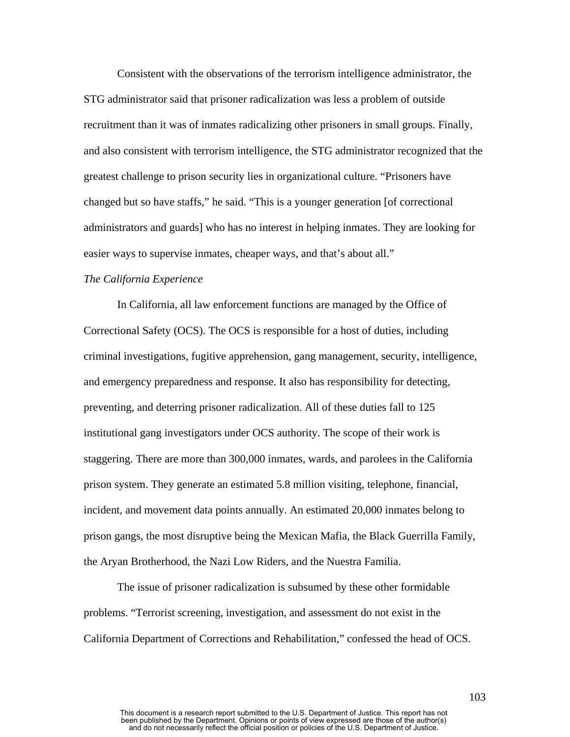Consistent with the observations of the terrorism intelligence administrator, the STG administrator said that prisoner radicalization was less a problem of outside recruitment than it was of inmates radicalizing other prisoners in small groups. Finally, and also consistent with terrorism intelligence, the STG administrator recognized that the greatest challenge to prison security lies in organizational culture. "Prisoners have changed but so have staffs," he said. "This is a younger generation [of correctional administrators and guards] who has no interest in helping inmates. They are looking for easier ways to supervise inmates, cheaper ways, and that's about all."

*The California Experience*

In California, all law enforcement functions are managed by the Office of Correctional Safety (OCS). The OCS is responsible for a host of duties, including criminal investigations, fugitive apprehension, gang management, security, intelligence, and emergency preparedness and response. It also has responsibility for detecting, preventing, and deterring prisoner radicalization. All of these duties fall to 125 institutional gang investigators under OCS authority. The scope of their work is staggering. There are more than 300,000 inmates, wards, and parolees in the California prison system. They generate an estimated 5.8 million visiting, telephone, financial, incident, and movement data points annually. An estimated 20,000 inmates belong to prison gangs, the most disruptive being the Mexican Mafia, the Black Guerrilla Family, the Aryan Brotherhood, the Nazi Low Riders, and the Nuestra Familia.

The issue of prisoner radicalization is subsumed by these other formidable problems. "Terrorist screening, investigation, and assessment do not exist in the California Department of Corrections and Rehabilitation," confessed the head of OCS.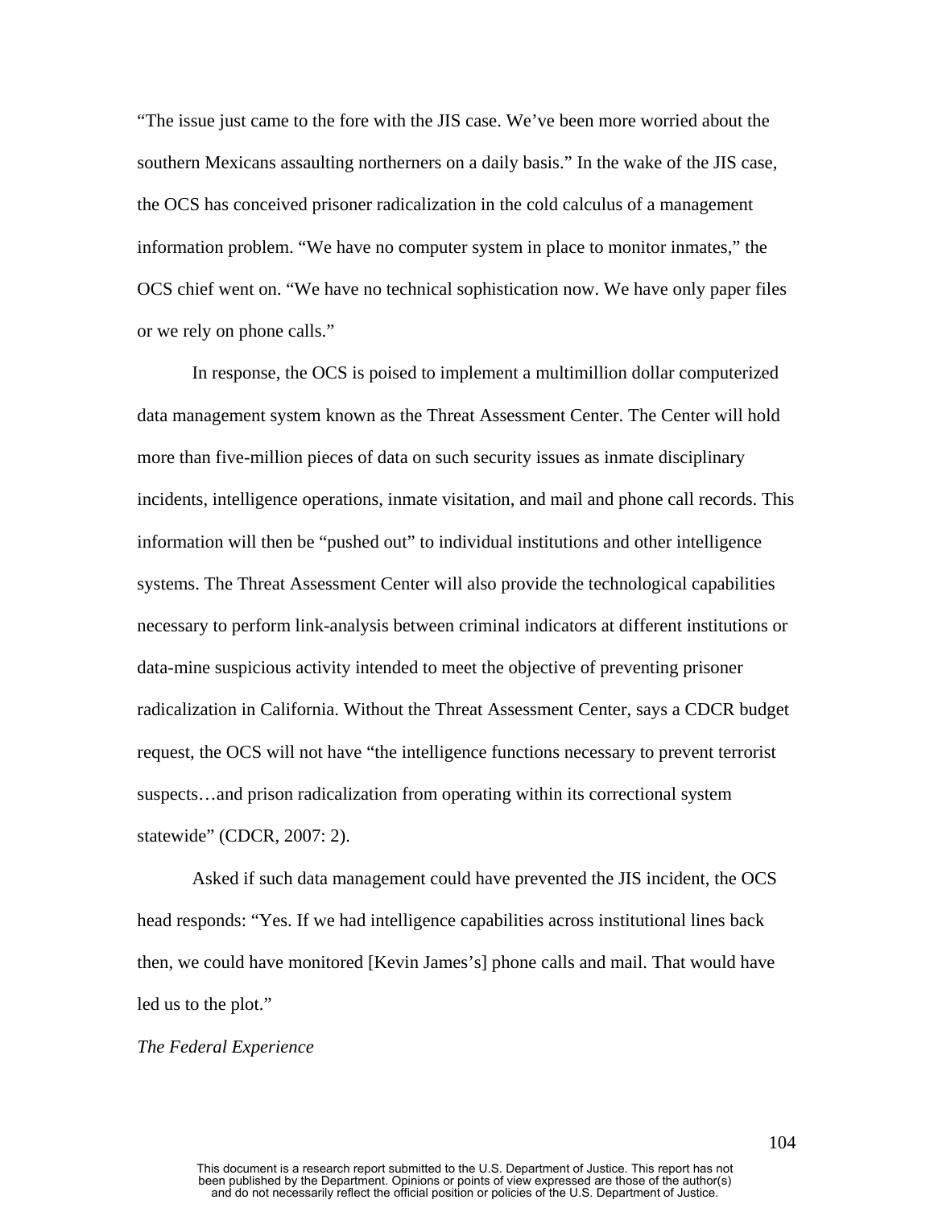"The issue just came to the fore with the JIS case. We've been more worried about the southern Mexicans assaulting northerners on a daily basis." In the wake of the JIS case, the OCS has conceived prisoner radicalization in the cold calculus of a management information problem. "We have no computer system in place to monitor inmates," the OCS chief went on. "We have no technical sophistication now. We have only paper files or we rely on phone calls."

In response, the OCS is poised to implement a multimillion dollar computerized data management system known as the Threat Assessment Center. The Center will hold more than five-million pieces of data on such security issues as inmate disciplinary incidents, intelligence operations, inmate visitation, and mail and phone call records. This information will then be "pushed out" to individual institutions and other intelligence systems. The Threat Assessment Center will also provide the technological capabilities necessary to perform link-analysis between criminal indicators at different institutions or data-mine suspicious activity intended to meet the objective of preventing prisoner radicalization in California. Without the Threat Assessment Center, says a CDCR budget request, the OCS will not have "the intelligence functions necessary to prevent terrorist suspects…and prison radicalization from operating within its correctional system statewide" (CDCR, 2007: 2).

Asked if such data management could have prevented the JIS incident, the OCS head responds: "Yes. If we had intelligence capabilities across institutional lines back then, we could have monitored [Kevin James's] phone calls and mail. That would have led us to the plot."

*The Federal Experience*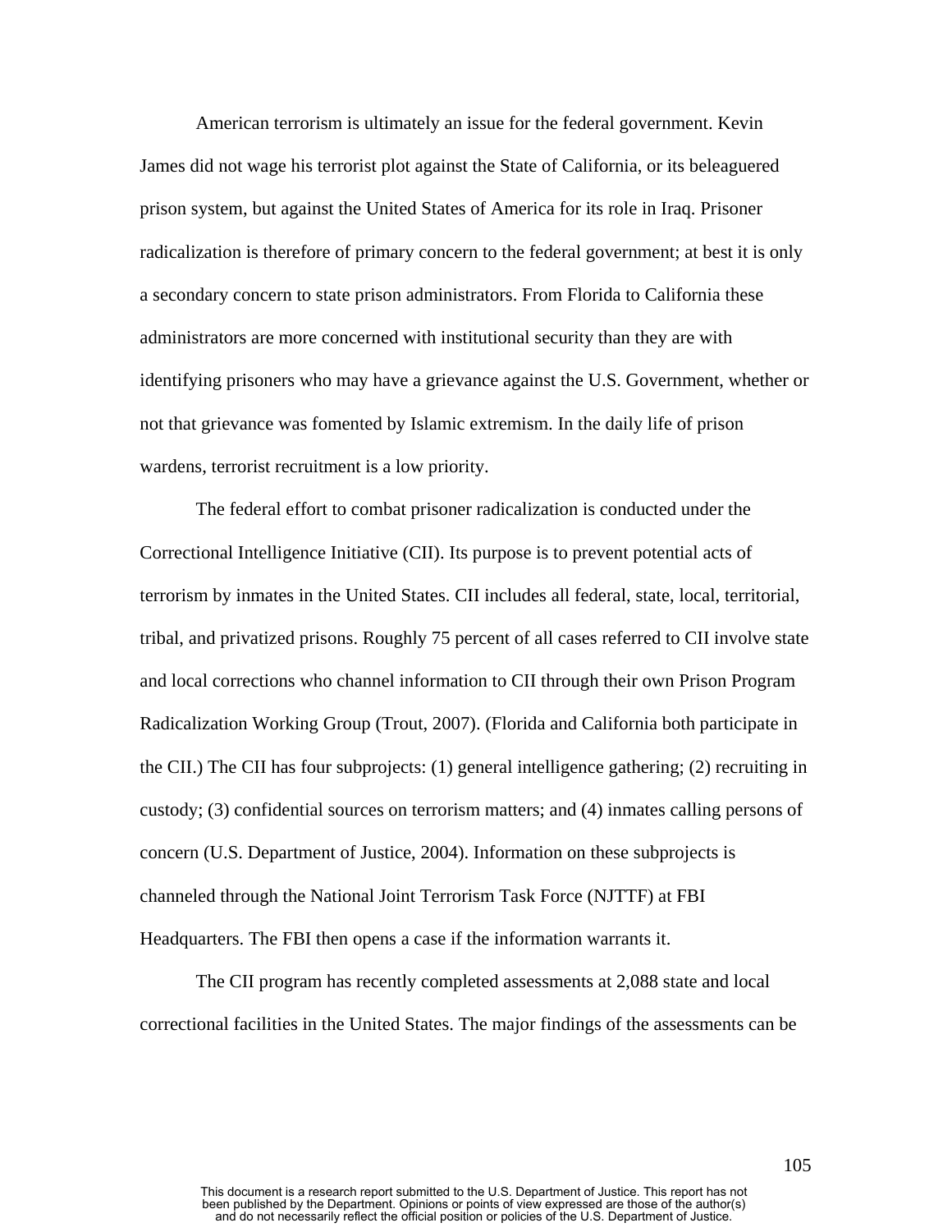American terrorism is ultimately an issue for the federal government. Kevin James did not wage his terrorist plot against the State of California, or its beleaguered prison system, but against the United States of America for its role in Iraq. Prisoner radicalization is therefore of primary concern to the federal government; at best it is only a secondary concern to state prison administrators. From Florida to California these administrators are more concerned with institutional security than they are with identifying prisoners who may have a grievance against the U.S. Government, whether or not that grievance was fomented by Islamic extremism. In the daily life of prison wardens, terrorist recruitment is a low priority.

The federal effort to combat prisoner radicalization is conducted under the Correctional Intelligence Initiative (CII). Its purpose is to prevent potential acts of terrorism by inmates in the United States. CII includes all federal, state, local, territorial, tribal, and privatized prisons. Roughly 75 percent of all cases referred to CII involve state and local corrections who channel information to CII through their own Prison Program Radicalization Working Group (Trout, 2007). (Florida and California both participate in the CII.) The CII has four subprojects: (1) general intelligence gathering; (2) recruiting in custody; (3) confidential sources on terrorism matters; and (4) inmates calling persons of concern (U.S. Department of Justice, 2004). Information on these subprojects is channeled through the National Joint Terrorism Task Force (NJTTF) at FBI Headquarters. The FBI then opens a case if the information warrants it.

The CII program has recently completed assessments at 2,088 state and local correctional facilities in the United States. The major findings of the assessments can be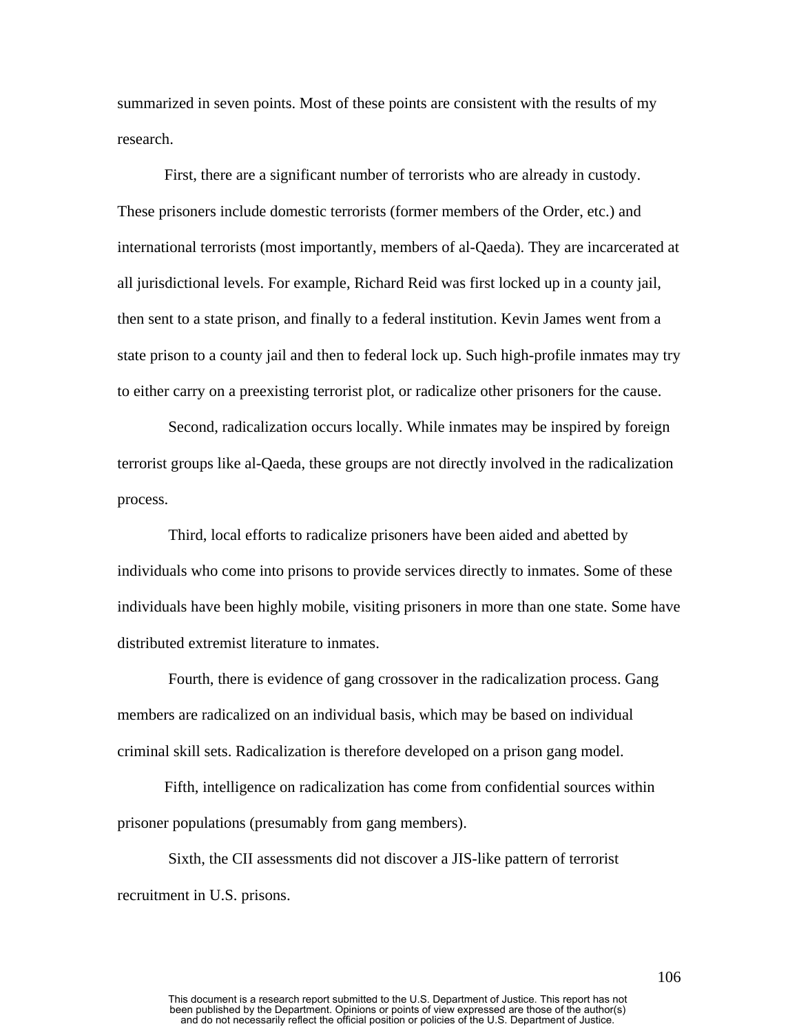summarized in seven points. Most of these points are consistent with the results of my research.

First, there are a significant number of terrorists who are already in custody. These prisoners include domestic terrorists (former members of the Order, etc.) and international terrorists (most importantly, members of al-Qaeda). They are incarcerated at all jurisdictional levels. For example, Richard Reid was first locked up in a county jail, then sent to a state prison, and finally to a federal institution. Kevin James went from a state prison to a county jail and then to federal lock up. Such high-profile inmates may try to either carry on a preexisting terrorist plot, or radicalize other prisoners for the cause.

Second, radicalization occurs locally. While inmates may be inspired by foreign terrorist groups like al-Qaeda, these groups are not directly involved in the radicalization process.

Third, local efforts to radicalize prisoners have been aided and abetted by individuals who come into prisons to provide services directly to inmates. Some of these individuals have been highly mobile, visiting prisoners in more than one state. Some have distributed extremist literature to inmates.

Fourth, there is evidence of gang crossover in the radicalization process. Gang members are radicalized on an individual basis, which may be based on individual criminal skill sets. Radicalization is therefore developed on a prison gang model.

Fifth, intelligence on radicalization has come from confidential sources within prisoner populations (presumably from gang members).

Sixth, the CII assessments did not discover a JIS-like pattern of terrorist recruitment in U.S. prisons.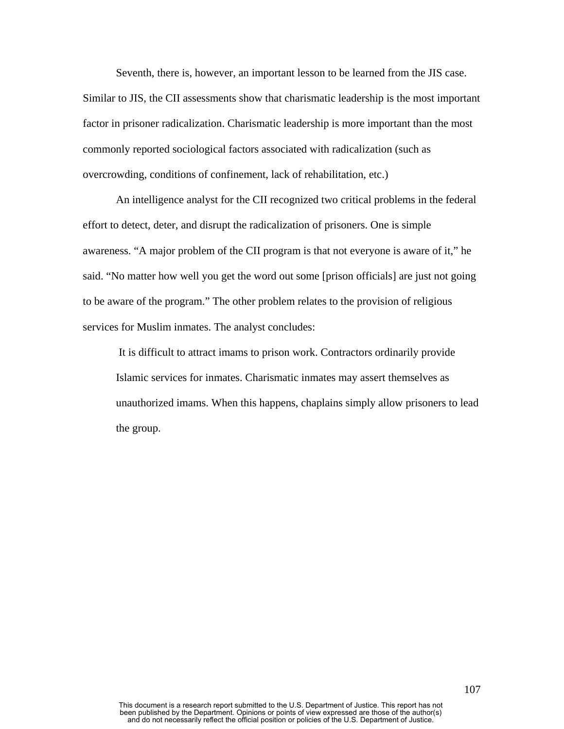Seventh, there is, however, an important lesson to be learned from the JIS case. Similar to JIS, the CII assessments show that charismatic leadership is the most important factor in prisoner radicalization. Charismatic leadership is more important than the most commonly reported sociological factors associated with radicalization (such as overcrowding, conditions of confinement, lack of rehabilitation, etc.)

An intelligence analyst for the CII recognized two critical problems in the federal effort to detect, deter, and disrupt the radicalization of prisoners. One is simple awareness. "A major problem of the CII program is that not everyone is aware of it," he said. "No matter how well you get the word out some [prison officials] are just not going to be aware of the program." The other problem relates to the provision of religious services for Muslim inmates. The analyst concludes:

> It is difficult to attract imams to prison work. Contractors ordinarily provide Islamic services for inmates. Charismatic inmates may assert themselves as unauthorized imams. When this happens, chaplains simply allow prisoners to lead the group.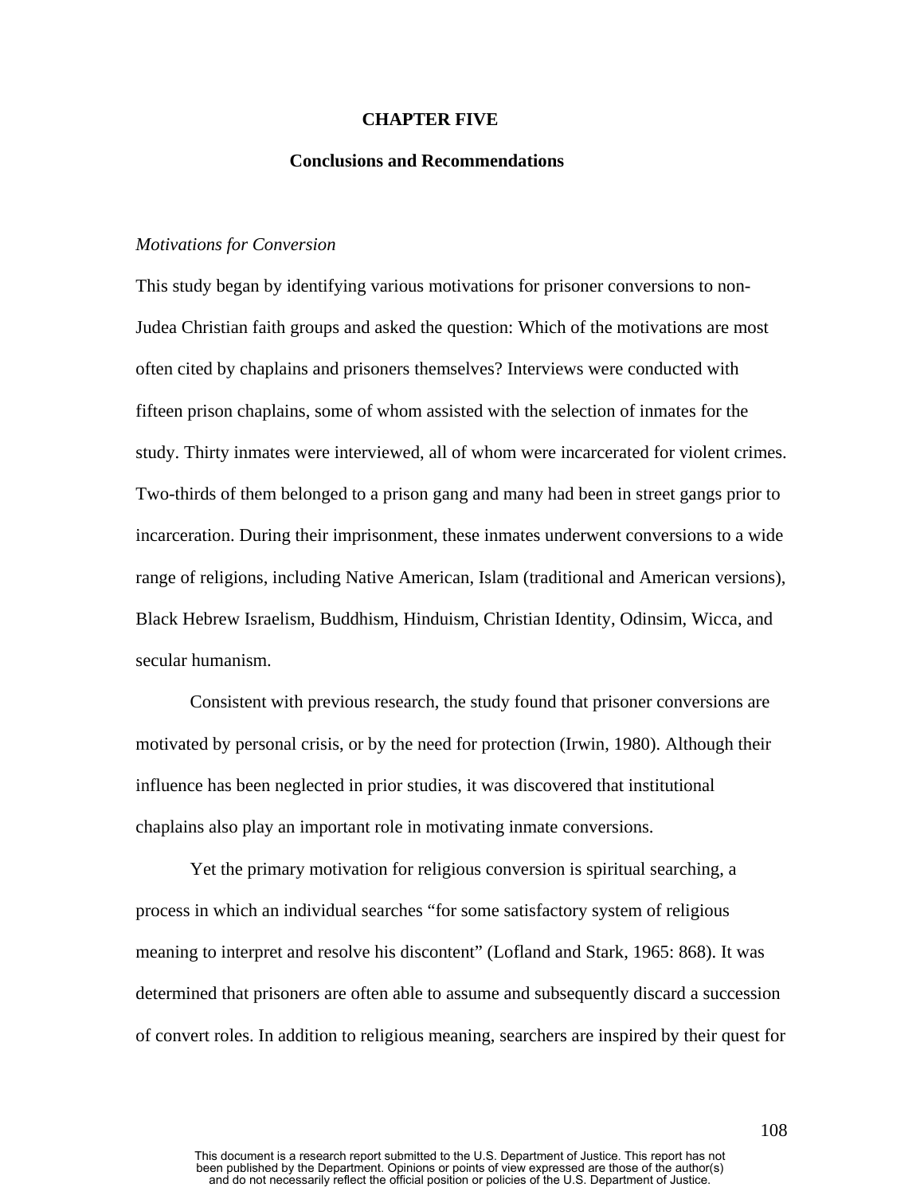# CHAPTER FIVE

## Conclusions and Recommendations

*Motivations for Conversion*

This study began by identifying various motivations for prisoner conversions to non-Judea Christian faith groups and asked the question: Which of the motivations are most often cited by chaplains and prisoners themselves? Interviews were conducted with fifteen prison chaplains, some of whom assisted with the selection of inmates for the study. Thirty inmates were interviewed, all of whom were incarcerated for violent crimes. Two-thirds of them belonged to a prison gang and many had been in street gangs prior to incarceration. During their imprisonment, these inmates underwent conversions to a wide range of religions, including Native American, Islam (traditional and American versions), Black Hebrew Israelism, Buddhism, Hinduism, Christian Identity, Odinsim, Wicca, and secular humanism.

Consistent with previous research, the study found that prisoner conversions are motivated by personal crisis, or by the need for protection (Irwin, 1980). Although their influence has been neglected in prior studies, it was discovered that institutional chaplains also play an important role in motivating inmate conversions.

Yet the primary motivation for religious conversion is spiritual searching, a process in which an individual searches "for some satisfactory system of religious meaning to interpret and resolve his discontent" (Lofland and Stark, 1965: 868). It was determined that prisoners are often able to assume and subsequently discard a succession of convert roles. In addition to religious meaning, searchers are inspired by their quest for

This document is a research report submitted to the U.S. Department of Justice. This report has not been published by the Department. Opinions or points of view expressed are those of the author(s) and do not necessarily reflect the official position or policies of the U.S. Department of Justice.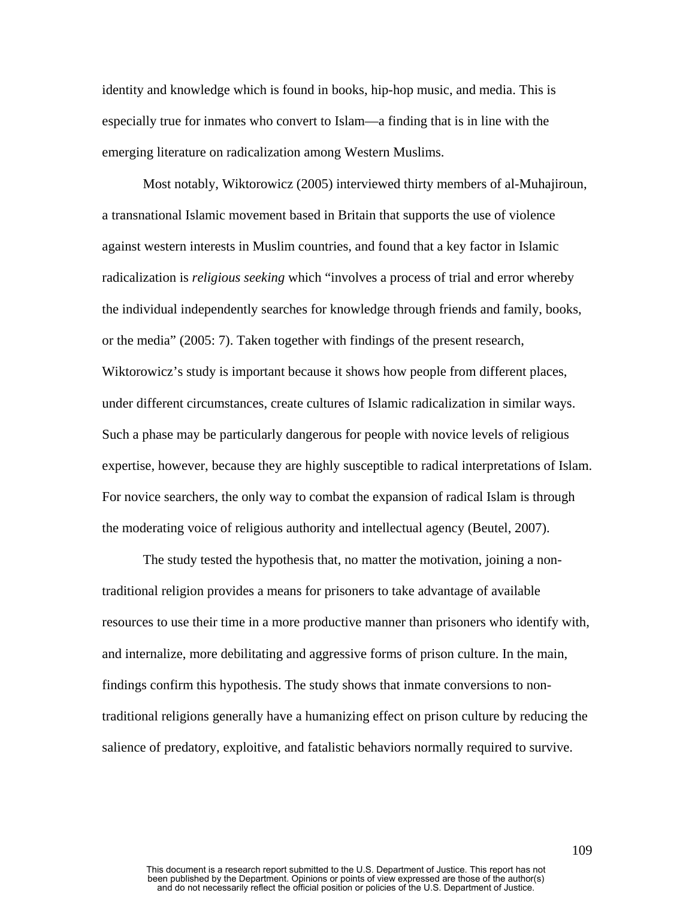identity and knowledge which is found in books, hip-hop music, and media. This is especially true for inmates who convert to Islam—a finding that is in line with the emerging literature on radicalization among Western Muslims.

Most notably, Wiktorowicz (2005) interviewed thirty members of al-Muhajiroun, a transnational Islamic movement based in Britain that supports the use of violence against western interests in Muslim countries, and found that a key factor in Islamic radicalization is *religious seeking* which "involves a process of trial and error whereby the individual independently searches for knowledge through friends and family, books, or the media" (2005: 7). Taken together with findings of the present research, Wiktorowicz's study is important because it shows how people from different places, under different circumstances, create cultures of Islamic radicalization in similar ways. Such a phase may be particularly dangerous for people with novice levels of religious expertise, however, because they are highly susceptible to radical interpretations of Islam. For novice searchers, the only way to combat the expansion of radical Islam is through the moderating voice of religious authority and intellectual agency (Beutel, 2007).

The study tested the hypothesis that, no matter the motivation, joining a non-traditional religion provides a means for prisoners to take advantage of available resources to use their time in a more productive manner than prisoners who identify with, and internalize, more debilitating and aggressive forms of prison culture. In the main, findings confirm this hypothesis. The study shows that inmate conversions to non-traditional religions generally have a humanizing effect on prison culture by reducing the salience of predatory, exploitive, and fatalistic behaviors normally required to survive.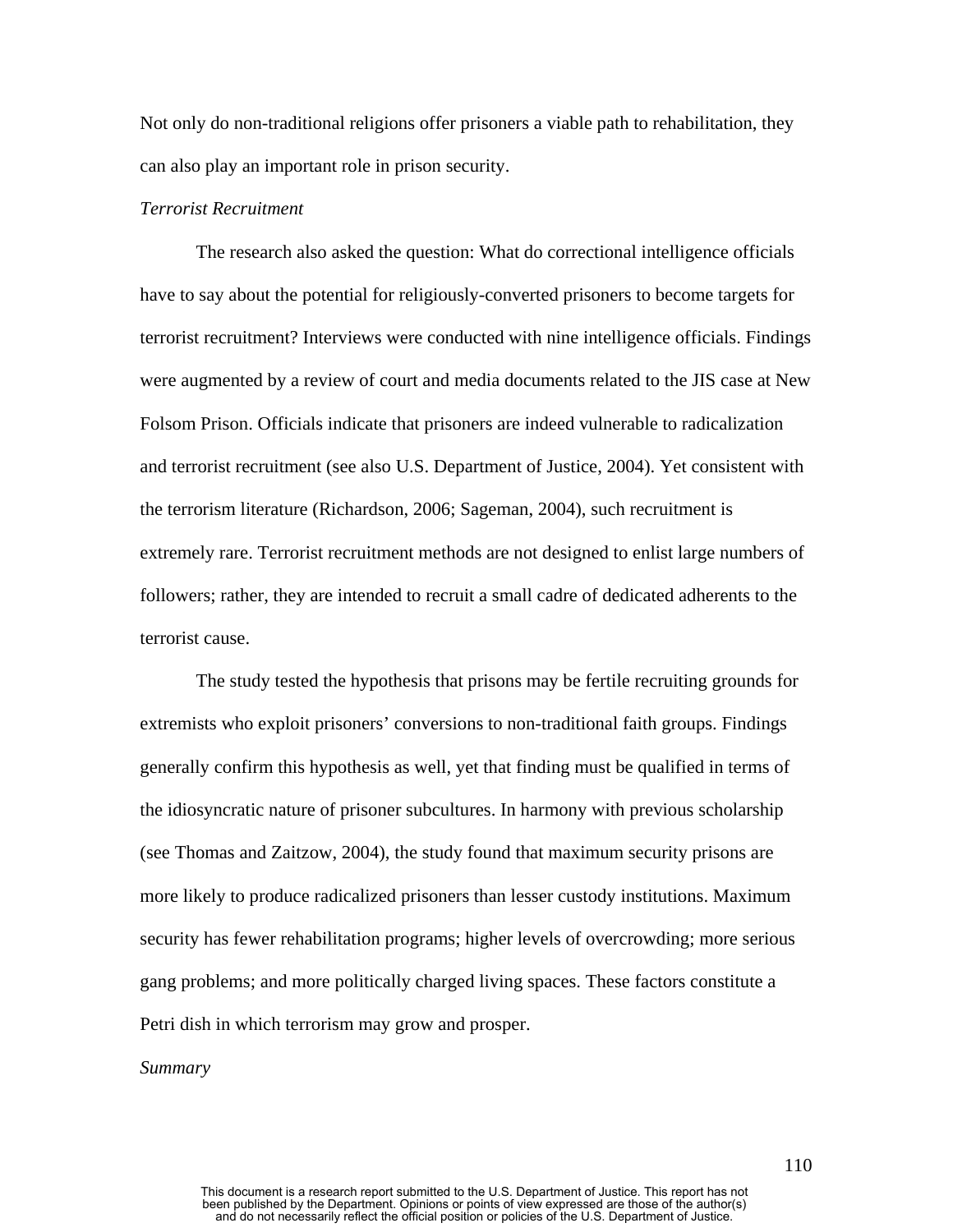Not only do non-traditional religions offer prisoners a viable path to rehabilitation, they can also play an important role in prison security.

*Terrorist Recruitment*

The research also asked the question: What do correctional intelligence officials have to say about the potential for religiously-converted prisoners to become targets for terrorist recruitment? Interviews were conducted with nine intelligence officials. Findings were augmented by a review of court and media documents related to the JIS case at New Folsom Prison. Officials indicate that prisoners are indeed vulnerable to radicalization and terrorist recruitment (see also U.S. Department of Justice, 2004). Yet consistent with the terrorism literature (Richardson, 2006; Sageman, 2004), such recruitment is extremely rare. Terrorist recruitment methods are not designed to enlist large numbers of followers; rather, they are intended to recruit a small cadre of dedicated adherents to the terrorist cause.

The study tested the hypothesis that prisons may be fertile recruiting grounds for extremists who exploit prisoners' conversions to non-traditional faith groups. Findings generally confirm this hypothesis as well, yet that finding must be qualified in terms of the idiosyncratic nature of prisoner subcultures. In harmony with previous scholarship (see Thomas and Zaitzow, 2004), the study found that maximum security prisons are more likely to produce radicalized prisoners than lesser custody institutions. Maximum security has fewer rehabilitation programs; higher levels of overcrowding; more serious gang problems; and more politically charged living spaces. These factors constitute a Petri dish in which terrorism may grow and prosper.

*Summary*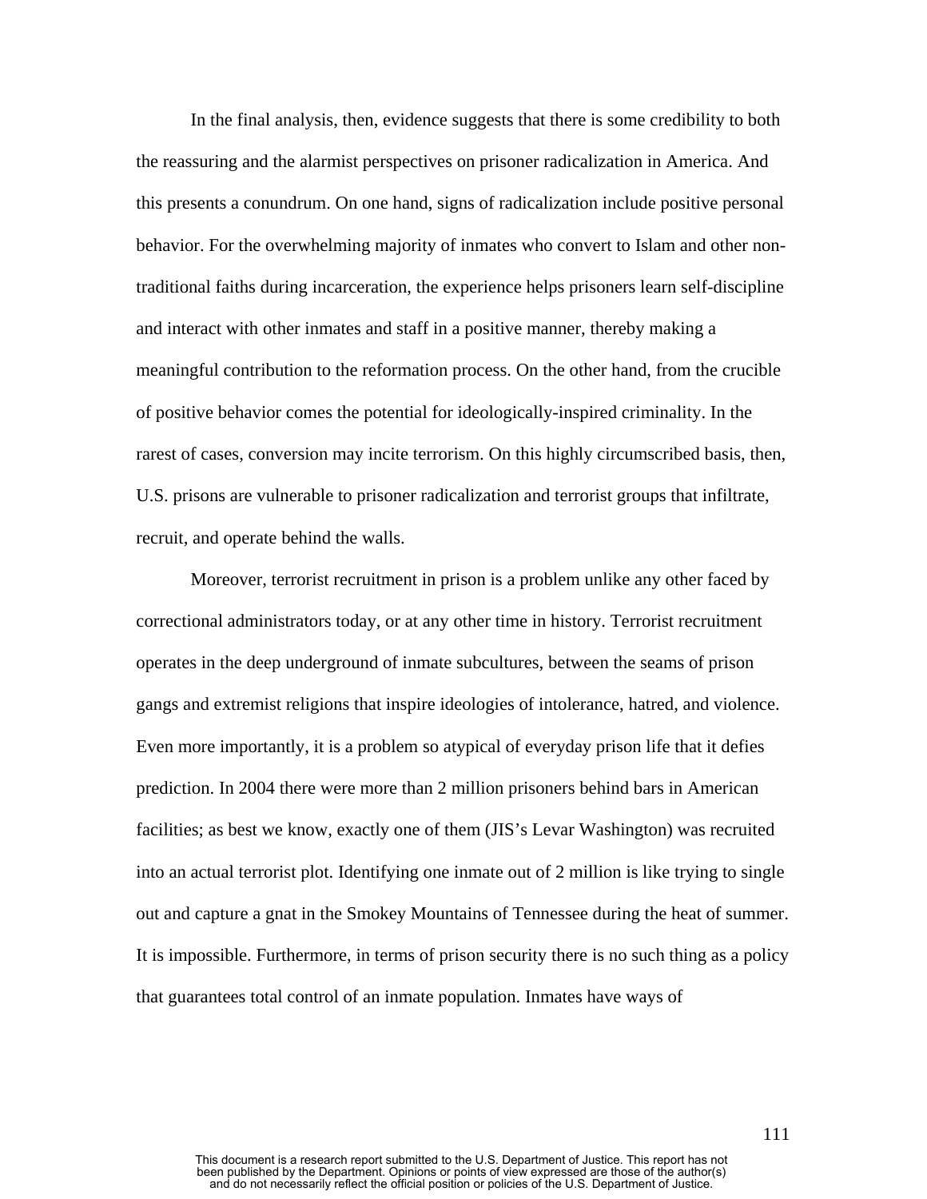In the final analysis, then, evidence suggests that there is some credibility to both the reassuring and the alarmist perspectives on prisoner radicalization in America. And this presents a conundrum. On one hand, signs of radicalization include positive personal behavior. For the overwhelming majority of inmates who convert to Islam and other non-traditional faiths during incarceration, the experience helps prisoners learn self-discipline and interact with other inmates and staff in a positive manner, thereby making a meaningful contribution to the reformation process. On the other hand, from the crucible of positive behavior comes the potential for ideologically-inspired criminality. In the rarest of cases, conversion may incite terrorism. On this highly circumscribed basis, then, U.S. prisons are vulnerable to prisoner radicalization and terrorist groups that infiltrate, recruit, and operate behind the walls.

Moreover, terrorist recruitment in prison is a problem unlike any other faced by correctional administrators today, or at any other time in history. Terrorist recruitment operates in the deep underground of inmate subcultures, between the seams of prison gangs and extremist religions that inspire ideologies of intolerance, hatred, and violence. Even more importantly, it is a problem so atypical of everyday prison life that it defies prediction. In 2004 there were more than 2 million prisoners behind bars in American facilities; as best we know, exactly one of them (JIS's Levar Washington) was recruited into an actual terrorist plot. Identifying one inmate out of 2 million is like trying to single out and capture a gnat in the Smokey Mountains of Tennessee during the heat of summer. It is impossible. Furthermore, in terms of prison security there is no such thing as a policy that guarantees total control of an inmate population. Inmates have ways of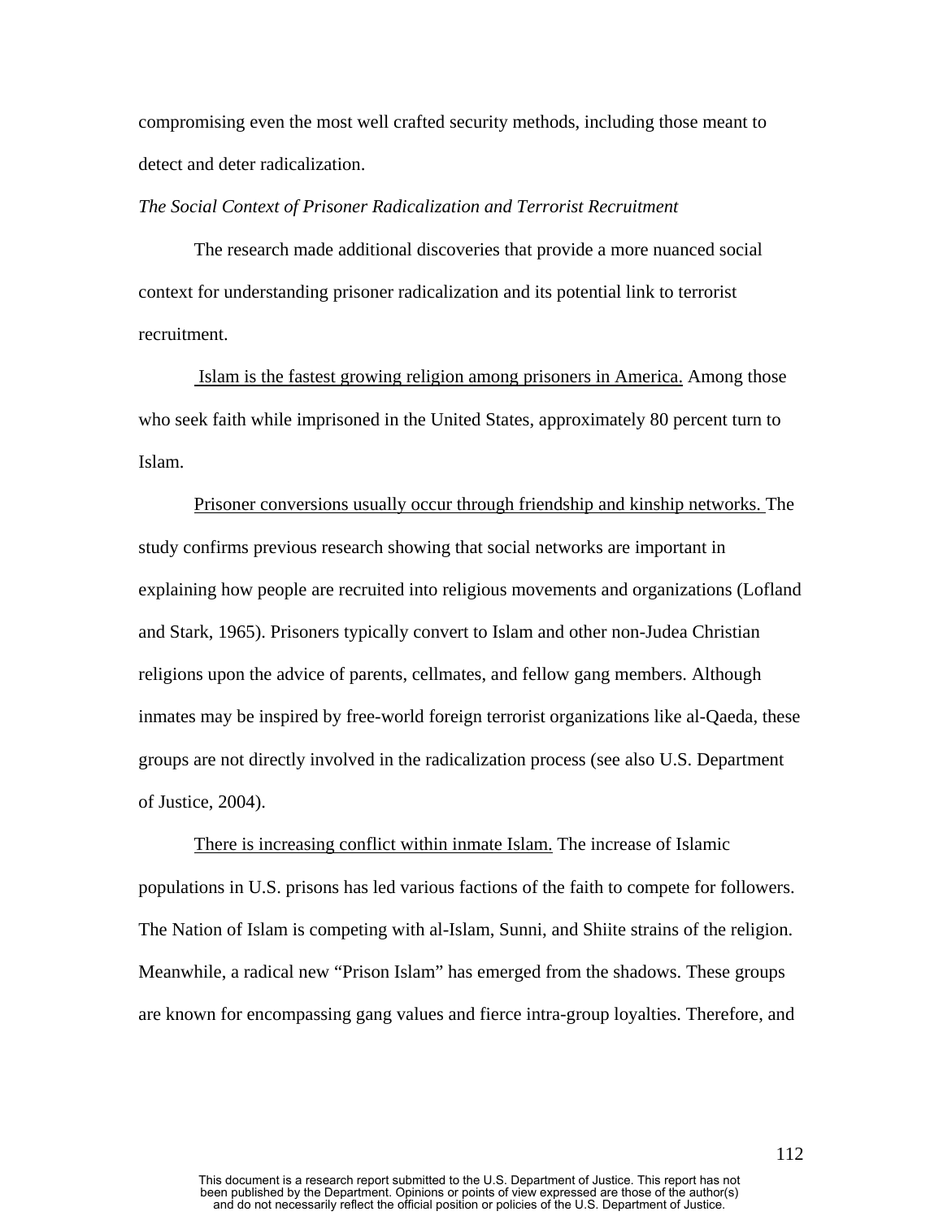compromising even the most well crafted security methods, including those meant to detect and deter radicalization.

*The Social Context of Prisoner Radicalization and Terrorist Recruitment*

The research made additional discoveries that provide a more nuanced social context for understanding prisoner radicalization and its potential link to terrorist recruitment.

<u>Islam is the fastest growing religion among prisoners in America.</u> Among those who seek faith while imprisoned in the United States, approximately 80 percent turn to Islam.

<u>Prisoner conversions usually occur through friendship and kinship networks.</u> The study confirms previous research showing that social networks are important in explaining how people are recruited into religious movements and organizations (Lofland and Stark, 1965). Prisoners typically convert to Islam and other non-Judea Christian religions upon the advice of parents, cellmates, and fellow gang members. Although inmates may be inspired by free-world foreign terrorist organizations like al-Qaeda, these groups are not directly involved in the radicalization process (see also U.S. Department of Justice, 2004).

<u>There is increasing conflict within inmate Islam.</u> The increase of Islamic populations in U.S. prisons has led various factions of the faith to compete for followers. The Nation of Islam is competing with al-Islam, Sunni, and Shiite strains of the religion. Meanwhile, a radical new "Prison Islam" has emerged from the shadows. These groups are known for encompassing gang values and fierce intra-group loyalties. Therefore, and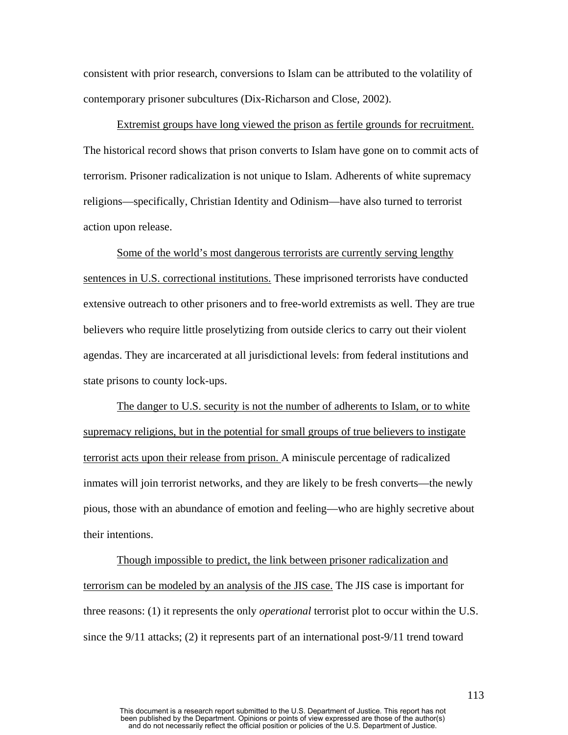consistent with prior research, conversions to Islam can be attributed to the volatility of contemporary prisoner subcultures (Dix-Richarson and Close, 2002).

<u>Extremist groups have long viewed the prison as fertile grounds for recruitment.</u> The historical record shows that prison converts to Islam have gone on to commit acts of terrorism. Prisoner radicalization is not unique to Islam. Adherents of white supremacy religions—specifically, Christian Identity and Odinism—have also turned to terrorist action upon release.

<u>Some of the world's most dangerous terrorists are currently serving lengthy sentences in U.S. correctional institutions.</u> These imprisoned terrorists have conducted extensive outreach to other prisoners and to free-world extremists as well. They are true believers who require little proselytizing from outside clerics to carry out their violent agendas. They are incarcerated at all jurisdictional levels: from federal institutions and state prisons to county lock-ups.

<u>The danger to U.S. security is not the number of adherents to Islam, or to white supremacy religions, but in the potential for small groups of true believers to instigate terrorist acts upon their release from prison.</u> A miniscule percentage of radicalized inmates will join terrorist networks, and they are likely to be fresh converts—the newly pious, those with an abundance of emotion and feeling—who are highly secretive about their intentions.

<u>Though impossible to predict, the link between prisoner radicalization and terrorism can be modeled by an analysis of the JIS case.</u> The JIS case is important for three reasons: (1) it represents the only *operational* terrorist plot to occur within the U.S. since the 9/11 attacks; (2) it represents part of an international post-9/11 trend toward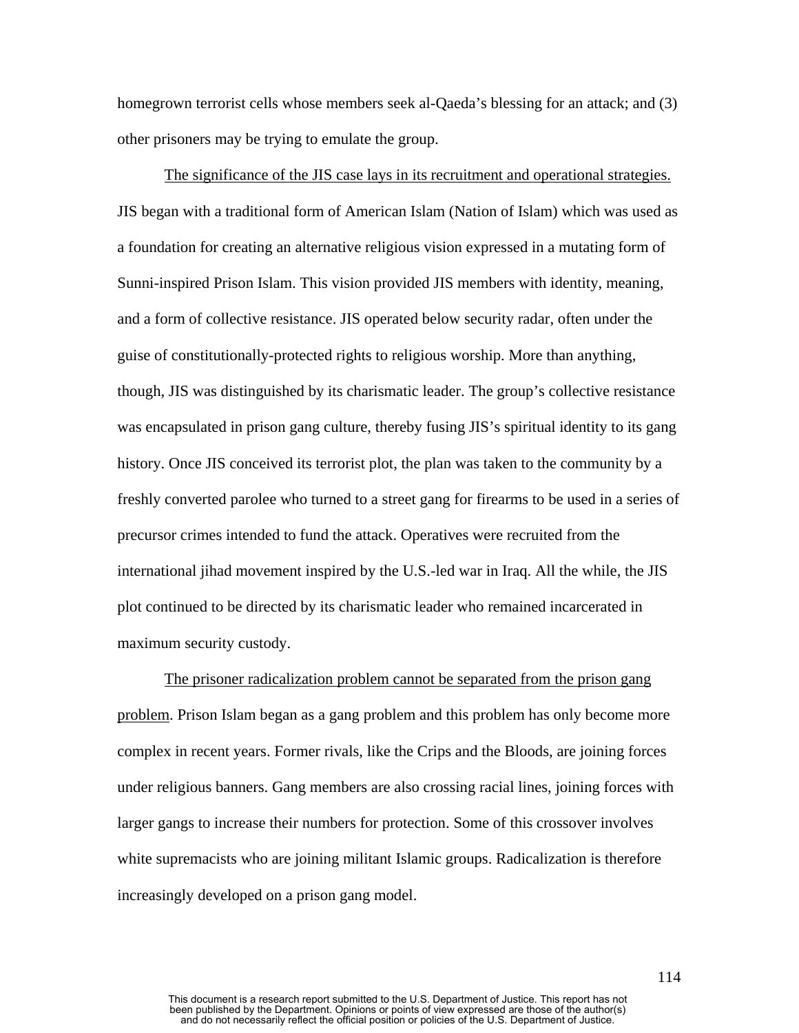homegrown terrorist cells whose members seek al-Qaeda's blessing for an attack; and (3) other prisoners may be trying to emulate the group.

<u>The significance of the JIS case lays in its recruitment and operational strategies.</u> JIS began with a traditional form of American Islam (Nation of Islam) which was used as a foundation for creating an alternative religious vision expressed in a mutating form of Sunni-inspired Prison Islam. This vision provided JIS members with identity, meaning, and a form of collective resistance. JIS operated below security radar, often under the guise of constitutionally-protected rights to religious worship. More than anything, though, JIS was distinguished by its charismatic leader. The group's collective resistance was encapsulated in prison gang culture, thereby fusing JIS's spiritual identity to its gang history. Once JIS conceived its terrorist plot, the plan was taken to the community by a freshly converted parolee who turned to a street gang for firearms to be used in a series of precursor crimes intended to fund the attack. Operatives were recruited from the international jihad movement inspired by the U.S.-led war in Iraq. All the while, the JIS plot continued to be directed by its charismatic leader who remained incarcerated in maximum security custody.

<u>The prisoner radicalization problem cannot be separated from the prison gang problem</u>. Prison Islam began as a gang problem and this problem has only become more complex in recent years. Former rivals, like the Crips and the Bloods, are joining forces under religious banners. Gang members are also crossing racial lines, joining forces with larger gangs to increase their numbers for protection. Some of this crossover involves white supremacists who are joining militant Islamic groups. Radicalization is therefore increasingly developed on a prison gang model.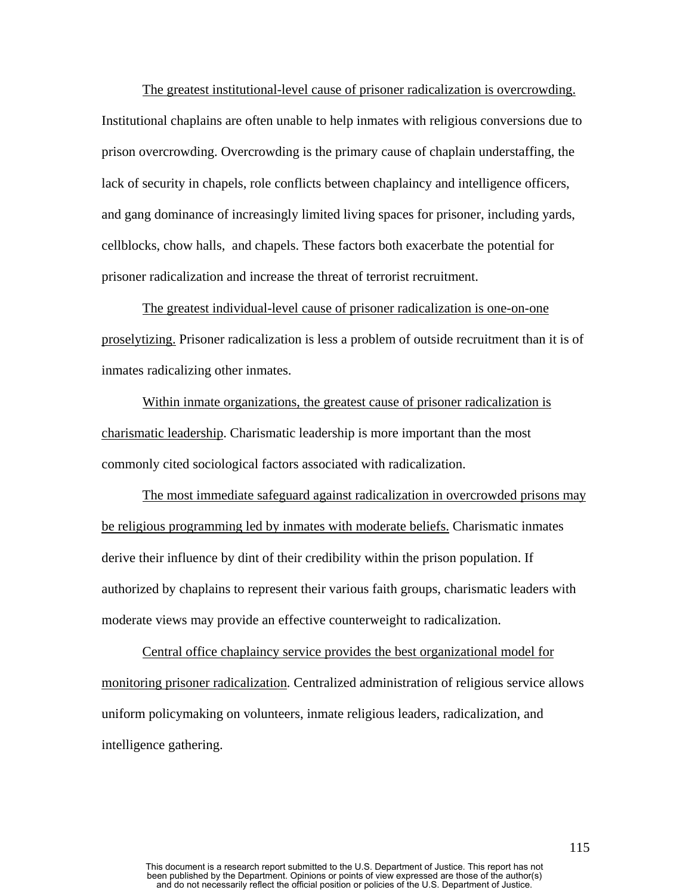The greatest institutional-level cause of prisoner radicalization is overcrowding. Institutional chaplains are often unable to help inmates with religious conversions due to prison overcrowding. Overcrowding is the primary cause of chaplain understaffing, the lack of security in chapels, role conflicts between chaplaincy and intelligence officers, and gang dominance of increasingly limited living spaces for prisoner, including yards, cellblocks, chow halls, and chapels. These factors both exacerbate the potential for prisoner radicalization and increase the threat of terrorist recruitment.

The greatest individual-level cause of prisoner radicalization is one-on-one proselytizing. Prisoner radicalization is less a problem of outside recruitment than it is of inmates radicalizing other inmates.

Within inmate organizations, the greatest cause of prisoner radicalization is charismatic leadership. Charismatic leadership is more important than the most commonly cited sociological factors associated with radicalization.

The most immediate safeguard against radicalization in overcrowded prisons may be religious programming led by inmates with moderate beliefs. Charismatic inmates derive their influence by dint of their credibility within the prison population. If authorized by chaplains to represent their various faith groups, charismatic leaders with moderate views may provide an effective counterweight to radicalization.

Central office chaplaincy service provides the best organizational model for monitoring prisoner radicalization. Centralized administration of religious service allows uniform policymaking on volunteers, inmate religious leaders, radicalization, and intelligence gathering.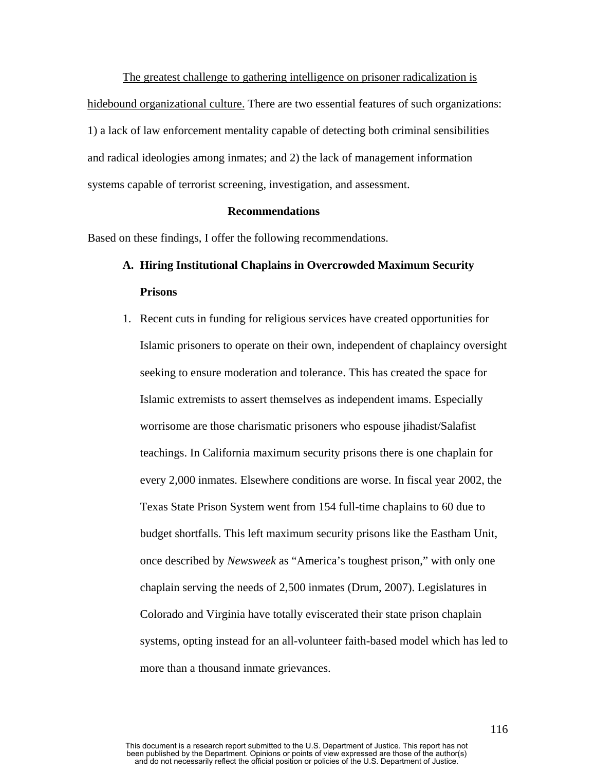The greatest challenge to gathering intelligence on prisoner radicalization is hidebound organizational culture. There are two essential features of such organizations: 1) a lack of law enforcement mentality capable of detecting both criminal sensibilities and radical ideologies among inmates; and 2) the lack of management information systems capable of terrorist screening, investigation, and assessment.

**Recommendations**

Based on these findings, I offer the following recommendations.

**A. Hiring Institutional Chaplains in Overcrowded Maximum Security Prisons**

1. Recent cuts in funding for religious services have created opportunities for Islamic prisoners to operate on their own, independent of chaplaincy oversight seeking to ensure moderation and tolerance. This has created the space for Islamic extremists to assert themselves as independent imams. Especially worrisome are those charismatic prisoners who espouse jihadist/Salafist teachings. In California maximum security prisons there is one chaplain for every 2,000 inmates. Elsewhere conditions are worse. In fiscal year 2002, the Texas State Prison System went from 154 full-time chaplains to 60 due to budget shortfalls. This left maximum security prisons like the Eastham Unit, once described by *Newsweek* as "America's toughest prison," with only one chaplain serving the needs of 2,500 inmates (Drum, 2007). Legislatures in Colorado and Virginia have totally eviscerated their state prison chaplain systems, opting instead for an all-volunteer faith-based model which has led to more than a thousand inmate grievances.

This document is a research report submitted to the U.S. Department of Justice. This report has not been published by the Department. Opinions or points of view expressed are those of the author(s) and do not necessarily reflect the official position or policies of the U.S. Department of Justice.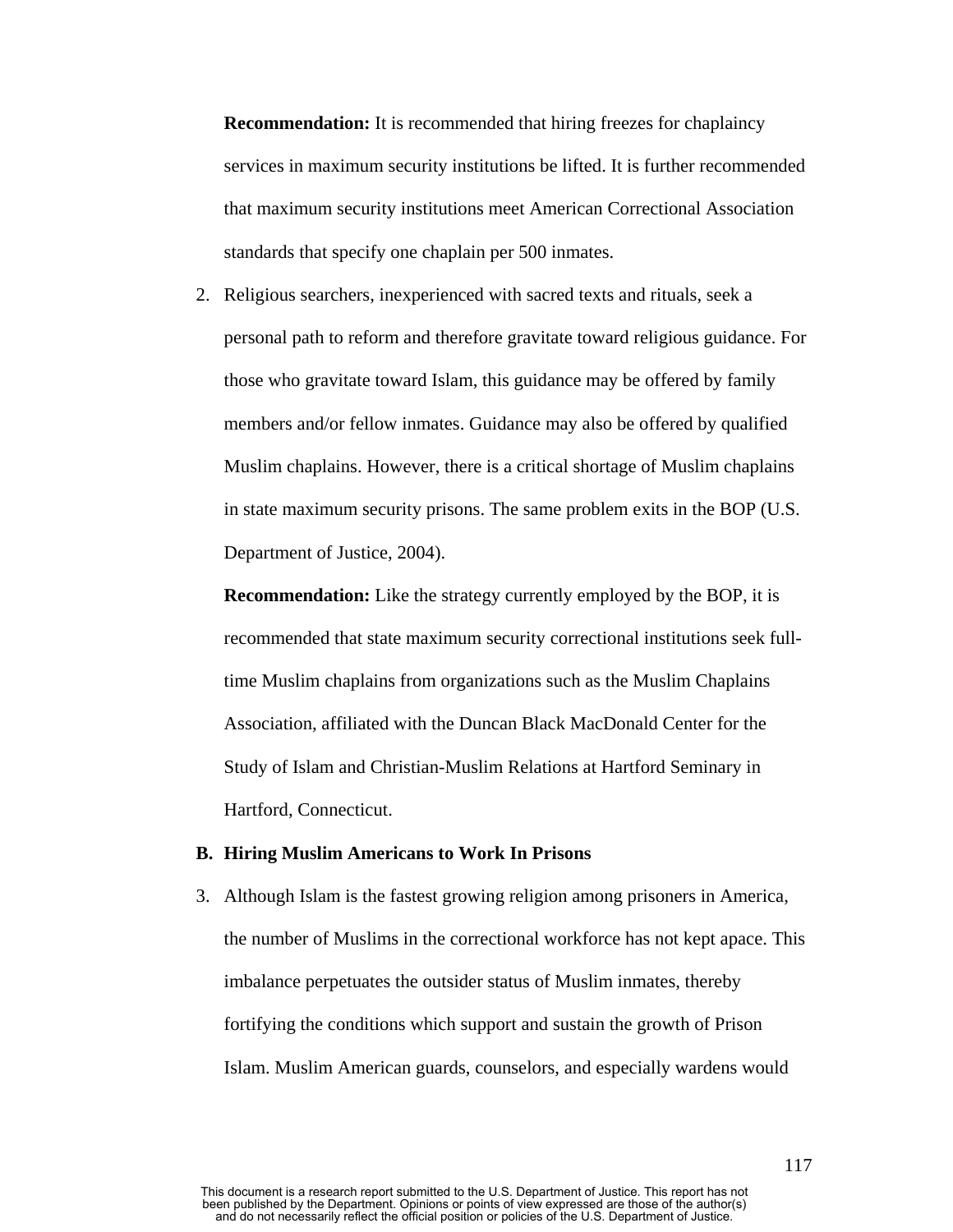**Recommendation:** It is recommended that hiring freezes for chaplaincy services in maximum security institutions be lifted. It is further recommended that maximum security institutions meet American Correctional Association standards that specify one chaplain per 500 inmates.

2. Religious searchers, inexperienced with sacred texts and rituals, seek a personal path to reform and therefore gravitate toward religious guidance. For those who gravitate toward Islam, this guidance may be offered by family members and/or fellow inmates. Guidance may also be offered by qualified Muslim chaplains. However, there is a critical shortage of Muslim chaplains in state maximum security prisons. The same problem exits in the BOP (U.S. Department of Justice, 2004).

   **Recommendation:** Like the strategy currently employed by the BOP, it is recommended that state maximum security correctional institutions seek full-time Muslim chaplains from organizations such as the Muslim Chaplains Association, affiliated with the Duncan Black MacDonald Center for the Study of Islam and Christian-Muslim Relations at Hartford Seminary in Hartford, Connecticut.

**B. Hiring Muslim Americans to Work In Prisons**

3. Although Islam is the fastest growing religion among prisoners in America, the number of Muslims in the correctional workforce has not kept apace. This imbalance perpetuates the outsider status of Muslim inmates, thereby fortifying the conditions which support and sustain the growth of Prison Islam. Muslim American guards, counselors, and especially wardens would

This document is a research report submitted to the U.S. Department of Justice. This report has not been published by the Department. Opinions or points of view expressed are those of the author(s) and do not necessarily reflect the official position or policies of the U.S. Department of Justice.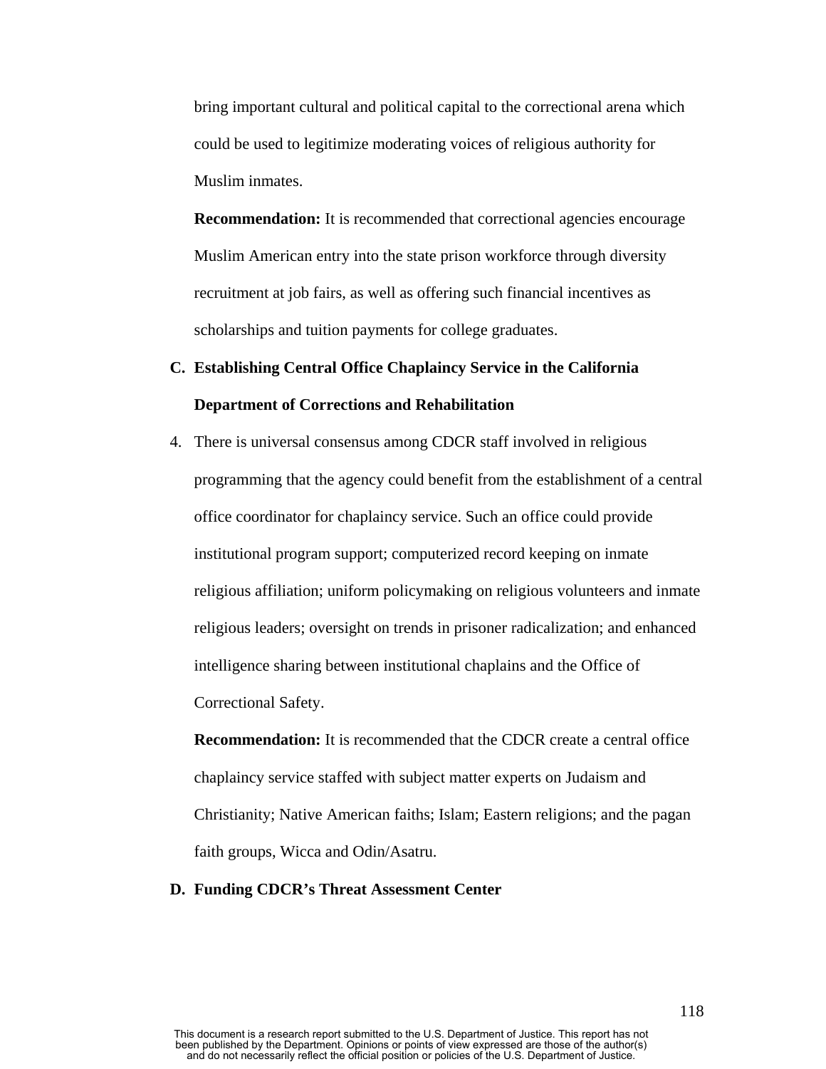bring important cultural and political capital to the correctional arena which could be used to legitimize moderating voices of religious authority for Muslim inmates.

**Recommendation:** It is recommended that correctional agencies encourage Muslim American entry into the state prison workforce through diversity recruitment at job fairs, as well as offering such financial incentives as scholarships and tuition payments for college graduates.

**C. Establishing Central Office Chaplaincy Service in the California Department of Corrections and Rehabilitation**

4. There is universal consensus among CDCR staff involved in religious programming that the agency could benefit from the establishment of a central office coordinator for chaplaincy service. Such an office could provide institutional program support; computerized record keeping on inmate religious affiliation; uniform policymaking on religious volunteers and inmate religious leaders; oversight on trends in prisoner radicalization; and enhanced intelligence sharing between institutional chaplains and the Office of Correctional Safety.

   **Recommendation:** It is recommended that the CDCR create a central office chaplaincy service staffed with subject matter experts on Judaism and Christianity; Native American faiths; Islam; Eastern religions; and the pagan faith groups, Wicca and Odin/Asatru.

**D. Funding CDCR's Threat Assessment Center**

This document is a research report submitted to the U.S. Department of Justice. This report has not been published by the Department. Opinions or points of view expressed are those of the author(s) and do not necessarily reflect the official position or policies of the U.S. Department of Justice.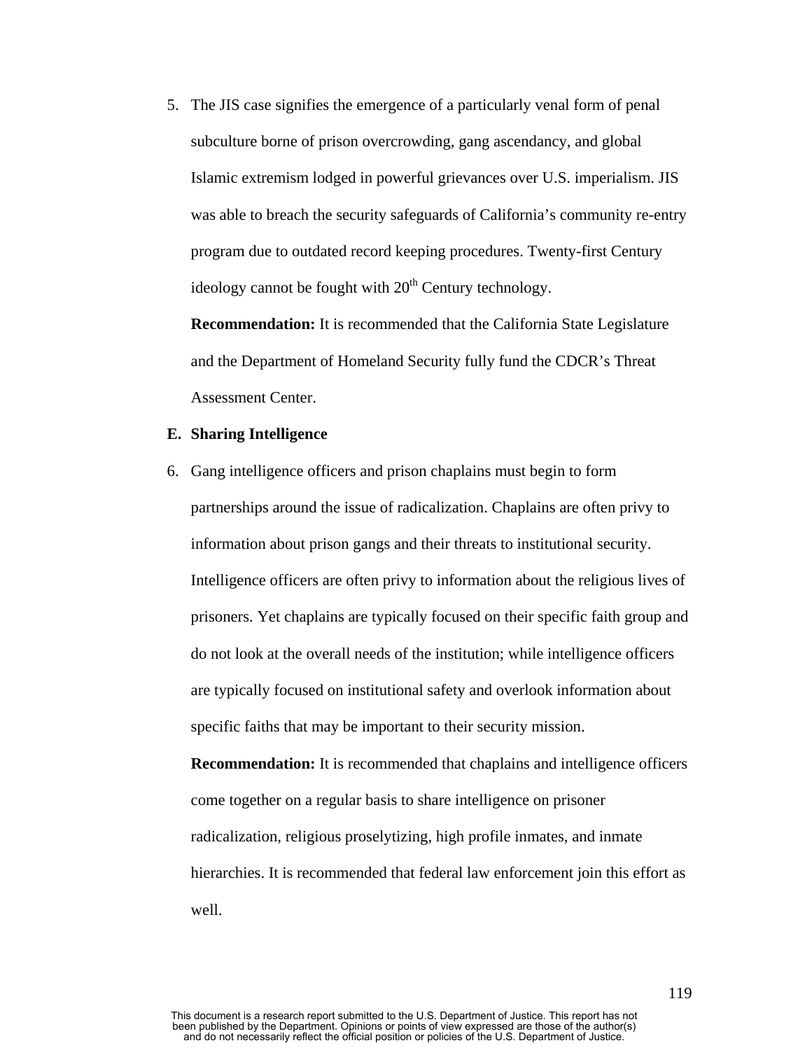5. The JIS case signifies the emergence of a particularly venal form of penal subculture borne of prison overcrowding, gang ascendancy, and global Islamic extremism lodged in powerful grievances over U.S. imperialism. JIS was able to breach the security safeguards of California's community re-entry program due to outdated record keeping procedures. Twenty-first Century ideology cannot be fought with 20th Century technology.

   **Recommendation:** It is recommended that the California State Legislature and the Department of Homeland Security fully fund the CDCR's Threat Assessment Center.

### E. Sharing Intelligence

6. Gang intelligence officers and prison chaplains must begin to form partnerships around the issue of radicalization. Chaplains are often privy to information about prison gangs and their threats to institutional security. Intelligence officers are often privy to information about the religious lives of prisoners. Yet chaplains are typically focused on their specific faith group and do not look at the overall needs of the institution; while intelligence officers are typically focused on institutional safety and overlook information about specific faiths that may be important to their security mission.

   **Recommendation:** It is recommended that chaplains and intelligence officers come together on a regular basis to share intelligence on prisoner radicalization, religious proselytizing, high profile inmates, and inmate hierarchies. It is recommended that federal law enforcement join this effort as well.

This document is a research report submitted to the U.S. Department of Justice. This report has not been published by the Department. Opinions or points of view expressed are those of the author(s) and do not necessarily reflect the official position or policies of the U.S. Department of Justice.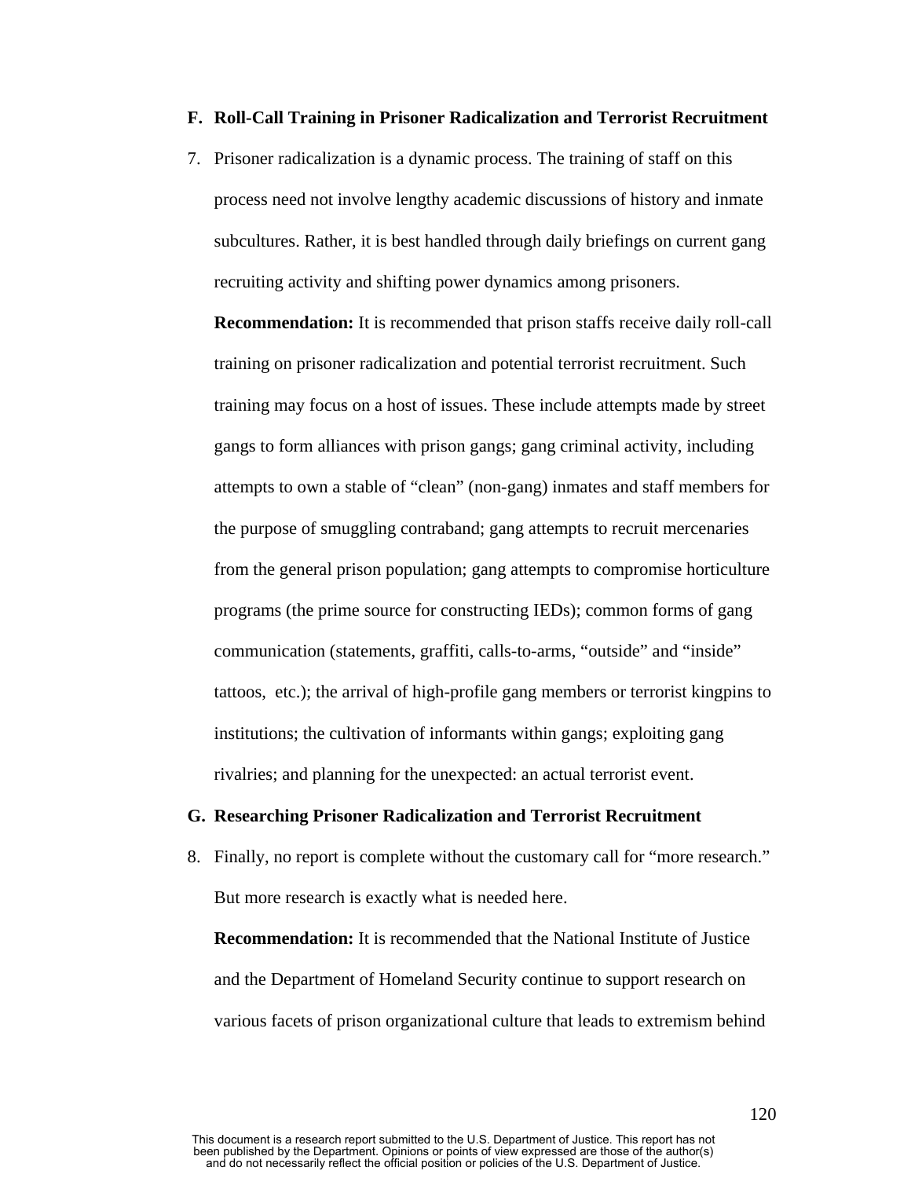**F. Roll-Call Training in Prisoner Radicalization and Terrorist Recruitment**

7. Prisoner radicalization is a dynamic process. The training of staff on this process need not involve lengthy academic discussions of history and inmate subcultures. Rather, it is best handled through daily briefings on current gang recruiting activity and shifting power dynamics among prisoners.

   **Recommendation:** It is recommended that prison staffs receive daily roll-call training on prisoner radicalization and potential terrorist recruitment. Such training may focus on a host of issues. These include attempts made by street gangs to form alliances with prison gangs; gang criminal activity, including attempts to own a stable of "clean" (non-gang) inmates and staff members for the purpose of smuggling contraband; gang attempts to recruit mercenaries from the general prison population; gang attempts to compromise horticulture programs (the prime source for constructing IEDs); common forms of gang communication (statements, graffiti, calls-to-arms, "outside" and "inside" tattoos, etc.); the arrival of high-profile gang members or terrorist kingpins to institutions; the cultivation of informants within gangs; exploiting gang rivalries; and planning for the unexpected: an actual terrorist event.

**G. Researching Prisoner Radicalization and Terrorist Recruitment**

8. Finally, no report is complete without the customary call for "more research." But more research is exactly what is needed here.

   **Recommendation:** It is recommended that the National Institute of Justice and the Department of Homeland Security continue to support research on various facets of prison organizational culture that leads to extremism behind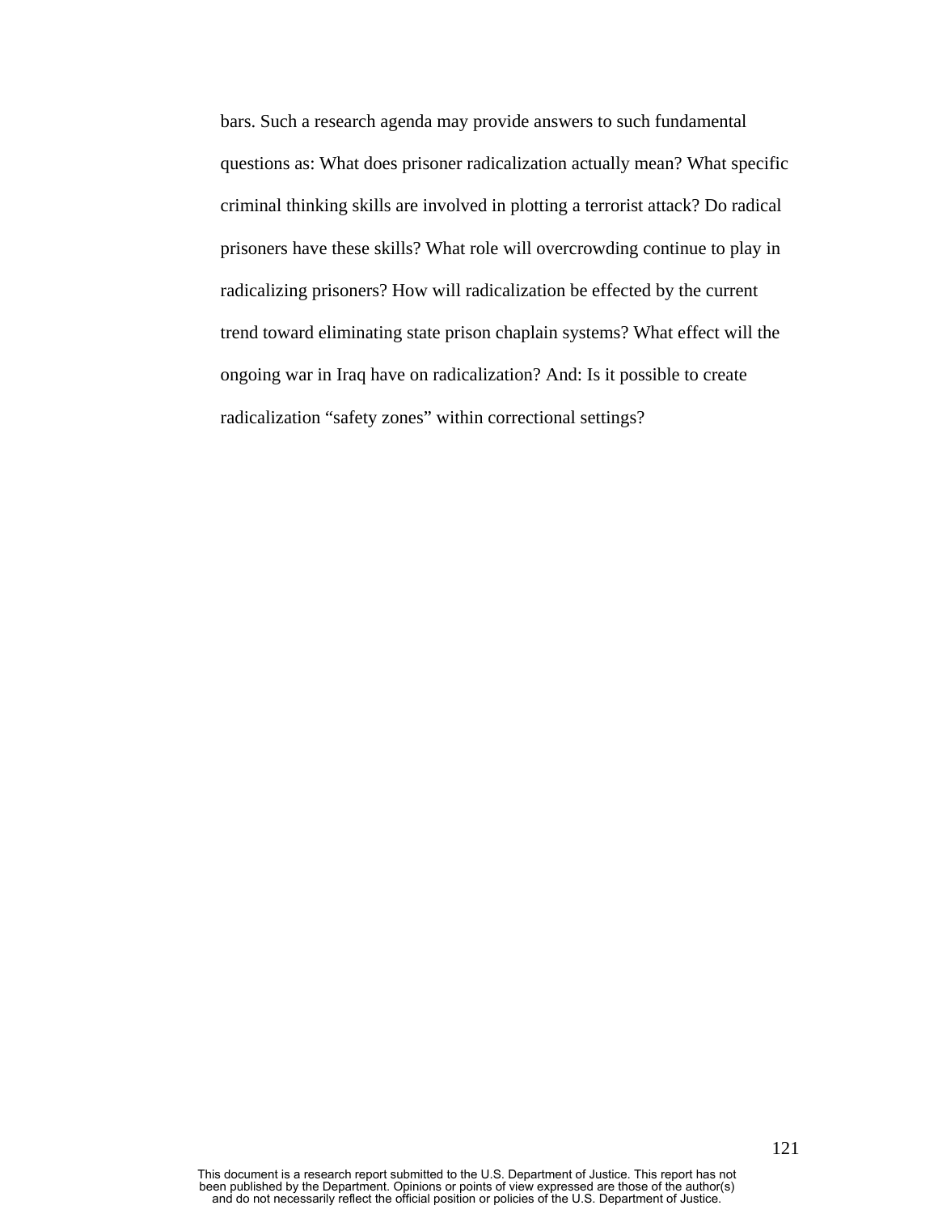bars. Such a research agenda may provide answers to such fundamental questions as: What does prisoner radicalization actually mean? What specific criminal thinking skills are involved in plotting a terrorist attack? Do radical prisoners have these skills? What role will overcrowding continue to play in radicalizing prisoners? How will radicalization be effected by the current trend toward eliminating state prison chaplain systems? What effect will the ongoing war in Iraq have on radicalization? And: Is it possible to create radicalization "safety zones" within correctional settings?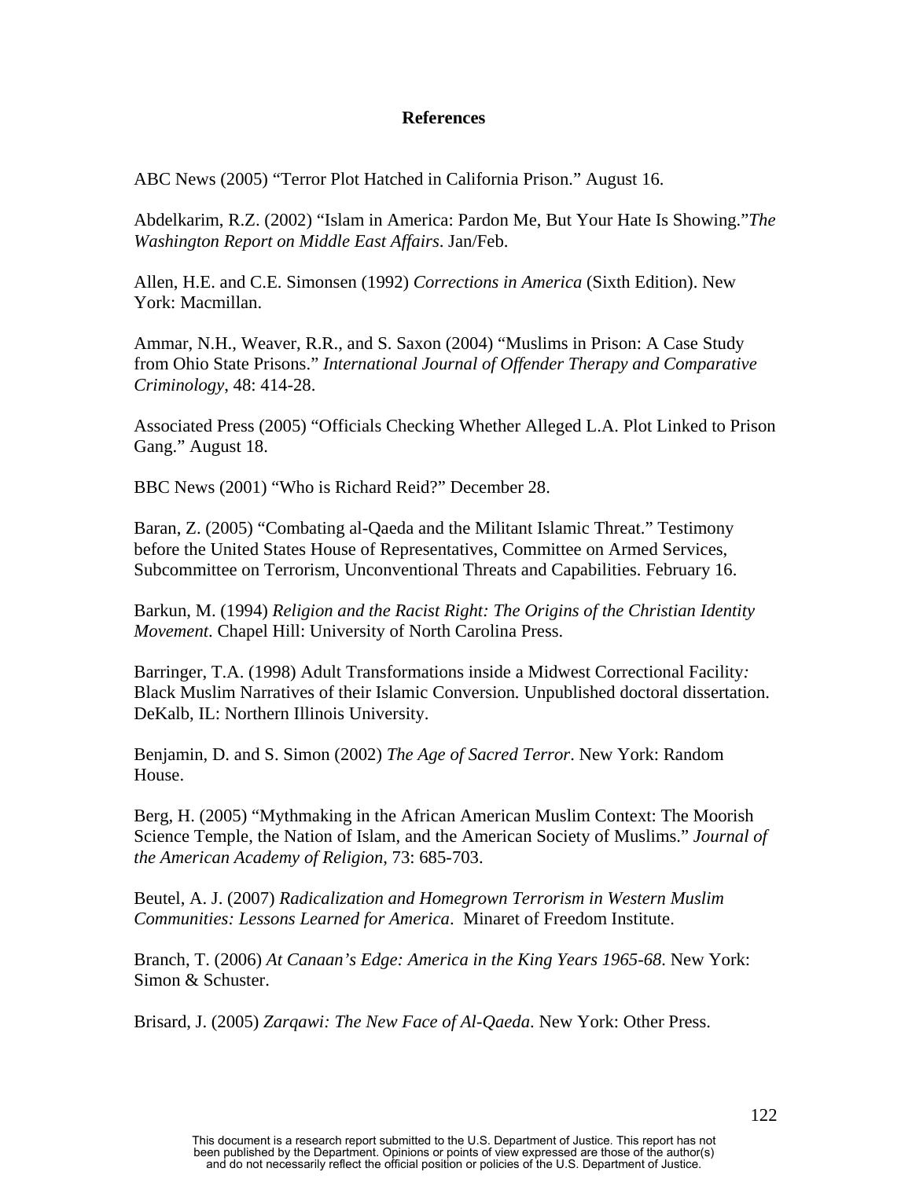## References

ABC News (2005) "Terror Plot Hatched in California Prison." August 16.

Abdelkarim, R.Z. (2002) "Islam in America: Pardon Me, But Your Hate Is Showing."*The Washington Report on Middle East Affairs*. Jan/Feb.

Allen, H.E. and C.E. Simonsen (1992) *Corrections in America* (Sixth Edition). New York: Macmillan.

Ammar, N.H., Weaver, R.R., and S. Saxon (2004) "Muslims in Prison: A Case Study from Ohio State Prisons." *International Journal of Offender Therapy and Comparative Criminology*, 48: 414-28.

Associated Press (2005) "Officials Checking Whether Alleged L.A. Plot Linked to Prison Gang." August 18.

BBC News (2001) "Who is Richard Reid?" December 28.

Baran, Z. (2005) "Combating al-Qaeda and the Militant Islamic Threat." Testimony before the United States House of Representatives, Committee on Armed Services, Subcommittee on Terrorism, Unconventional Threats and Capabilities. February 16.

Barkun, M. (1994) *Religion and the Racist Right: The Origins of the Christian Identity Movement.* Chapel Hill: University of North Carolina Press.

Barringer, T.A. (1998) Adult Transformations inside a Midwest Correctional Facility*:* Black Muslim Narratives of their Islamic Conversion*.* Unpublished doctoral dissertation. DeKalb, IL: Northern Illinois University.

Benjamin, D. and S. Simon (2002) *The Age of Sacred Terror*. New York: Random House.

Berg, H. (2005) "Mythmaking in the African American Muslim Context: The Moorish Science Temple, the Nation of Islam, and the American Society of Muslims." *Journal of the American Academy of Religion*, 73: 685-703.

Beutel, A. J. (2007) *Radicalization and Homegrown Terrorism in Western Muslim Communities: Lessons Learned for America*. Minaret of Freedom Institute.

Branch, T. (2006) *At Canaan's Edge: America in the King Years 1965-68.* New York: Simon & Schuster.

Brisard, J. (2005) *Zarqawi: The New Face of Al-Qaeda*. New York: Other Press.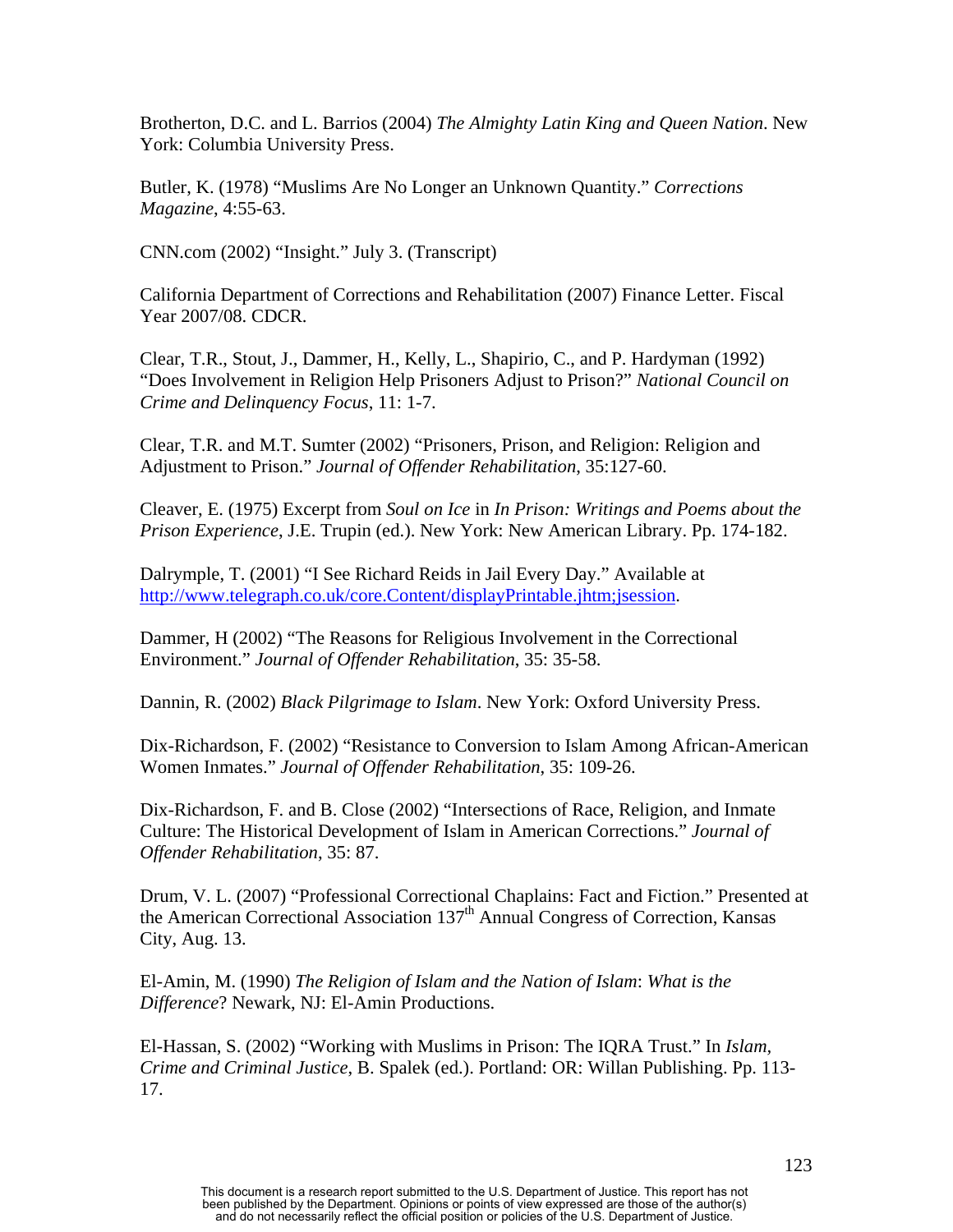Brotherton, D.C. and L. Barrios (2004) *The Almighty Latin King and Queen Nation*. New York: Columbia University Press.

Butler, K. (1978) "Muslims Are No Longer an Unknown Quantity." *Corrections Magazine*, 4:55-63.

CNN.com (2002) "Insight." July 3. (Transcript)

California Department of Corrections and Rehabilitation (2007) Finance Letter. Fiscal Year 2007/08. CDCR.

Clear, T.R., Stout, J., Dammer, H., Kelly, L., Shapirio, C., and P. Hardyman (1992) "Does Involvement in Religion Help Prisoners Adjust to Prison?" *National Council on Crime and Delinquency Focus*, 11: 1-7.

Clear, T.R. and M.T. Sumter (2002) "Prisoners, Prison, and Religion: Religion and Adjustment to Prison." *Journal of Offender Rehabilitation*, 35:127-60.

Cleaver, E. (1975) Excerpt from *Soul on Ice* in *In Prison: Writings and Poems about the Prison Experience*, J.E. Trupin (ed.). New York: New American Library. Pp. 174-182.

Dalrymple, T. (2001) "I See Richard Reids in Jail Every Day." Available at http://www.telegraph.co.uk/core.Content/displayPrintable.jhtm;jsession.

Dammer, H (2002) "The Reasons for Religious Involvement in the Correctional Environment." *Journal of Offender Rehabilitation*, 35: 35-58.

Dannin, R. (2002) *Black Pilgrimage to Islam*. New York: Oxford University Press.

Dix-Richardson, F. (2002) "Resistance to Conversion to Islam Among African-American Women Inmates." *Journal of Offender Rehabilitation*, 35: 109-26.

Dix-Richardson, F. and B. Close (2002) "Intersections of Race, Religion, and Inmate Culture: The Historical Development of Islam in American Corrections." *Journal of Offender Rehabilitation*, 35: 87.

Drum, V. L. (2007) "Professional Correctional Chaplains: Fact and Fiction." Presented at the American Correctional Association 137th Annual Congress of Correction, Kansas City, Aug. 13.

El-Amin, M. (1990) *The Religion of Islam and the Nation of Islam*: *What is the Difference*? Newark, NJ: El-Amin Productions.

El-Hassan, S. (2002) "Working with Muslims in Prison: The IQRA Trust." In *Islam, Crime and Criminal Justice*, B. Spalek (ed.). Portland: OR: Willan Publishing. Pp. 113-17.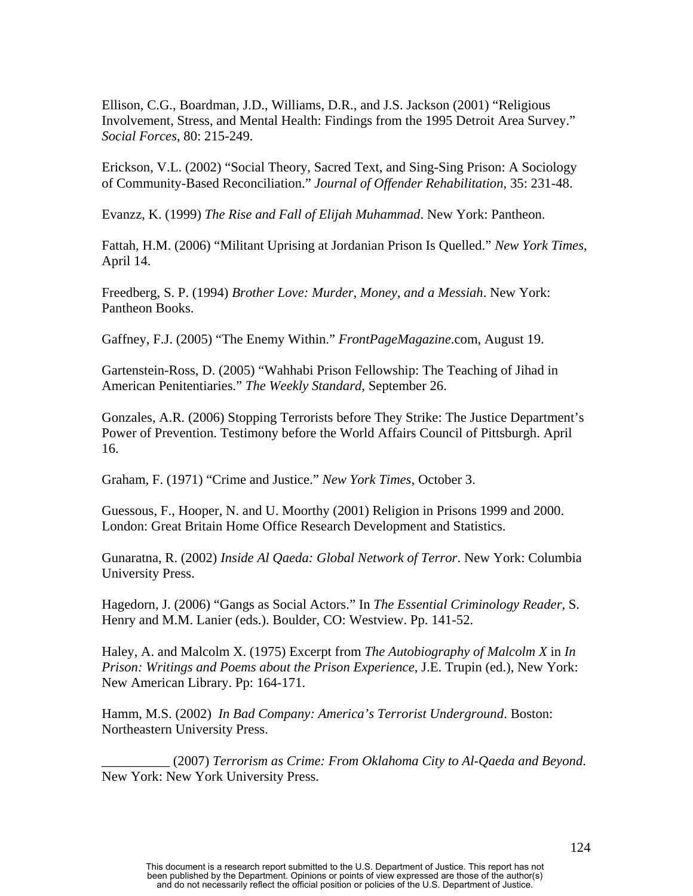Ellison, C.G., Boardman, J.D., Williams, D.R., and J.S. Jackson (2001) “Religious Involvement, Stress, and Mental Health: Findings from the 1995 Detroit Area Survey.” *Social Forces*, 80: 215-249.

Erickson, V.L. (2002) “Social Theory, Sacred Text, and Sing-Sing Prison: A Sociology of Community-Based Reconciliation.” *Journal of Offender Rehabilitation*, 35: 231-48.

Evanzz, K. (1999) *The Rise and Fall of Elijah Muhammad*. New York: Pantheon.

Fattah, H.M. (2006) “Militant Uprising at Jordanian Prison Is Quelled.” *New York Times*, April 14.

Freedberg, S. P. (1994) *Brother Love: Murder, Money, and a Messiah*. New York: Pantheon Books.

Gaffney, F.J. (2005) “The Enemy Within.” *FrontPageMagazine*.com, August 19.

Gartenstein-Ross, D. (2005) “Wahhabi Prison Fellowship: The Teaching of Jihad in American Penitentiaries.” *The Weekly Standard*, September 26.

Gonzales, A.R. (2006) Stopping Terrorists before They Strike: The Justice Department’s Power of Prevention. Testimony before the World Affairs Council of Pittsburgh. April 16.

Graham, F. (1971) “Crime and Justice.” *New York Times*, October 3.

Guessous, F., Hooper, N. and U. Moorthy (2001) Religion in Prisons 1999 and 2000. London: Great Britain Home Office Research Development and Statistics.

Gunaratna, R. (2002) *Inside Al Qaeda: Global Network of Terror*. New York: Columbia University Press.

Hagedorn, J. (2006) “Gangs as Social Actors.” In *The Essential Criminology Reader*, S. Henry and M.M. Lanier (eds.). Boulder, CO: Westview. Pp. 141-52.

Haley, A. and Malcolm X. (1975) Excerpt from *The Autobiography of Malcolm X* in *In Prison: Writings and Poems about the Prison Experience*, J.E. Trupin (ed.), New York: New American Library. Pp: 164-171.

Hamm, M.S. (2002) *In Bad Company: America’s Terrorist Underground*. Boston: Northeastern University Press.

__________ (2007) *Terrorism as Crime: From Oklahoma City to Al-Qaeda and Beyond*. New York: New York University Press.

This document is a research report submitted to the U.S. Department of Justice. This report has not been published by the Department. Opinions or points of view expressed are those of the author(s) and do not necessarily reflect the official position or policies of the U.S. Department of Justice.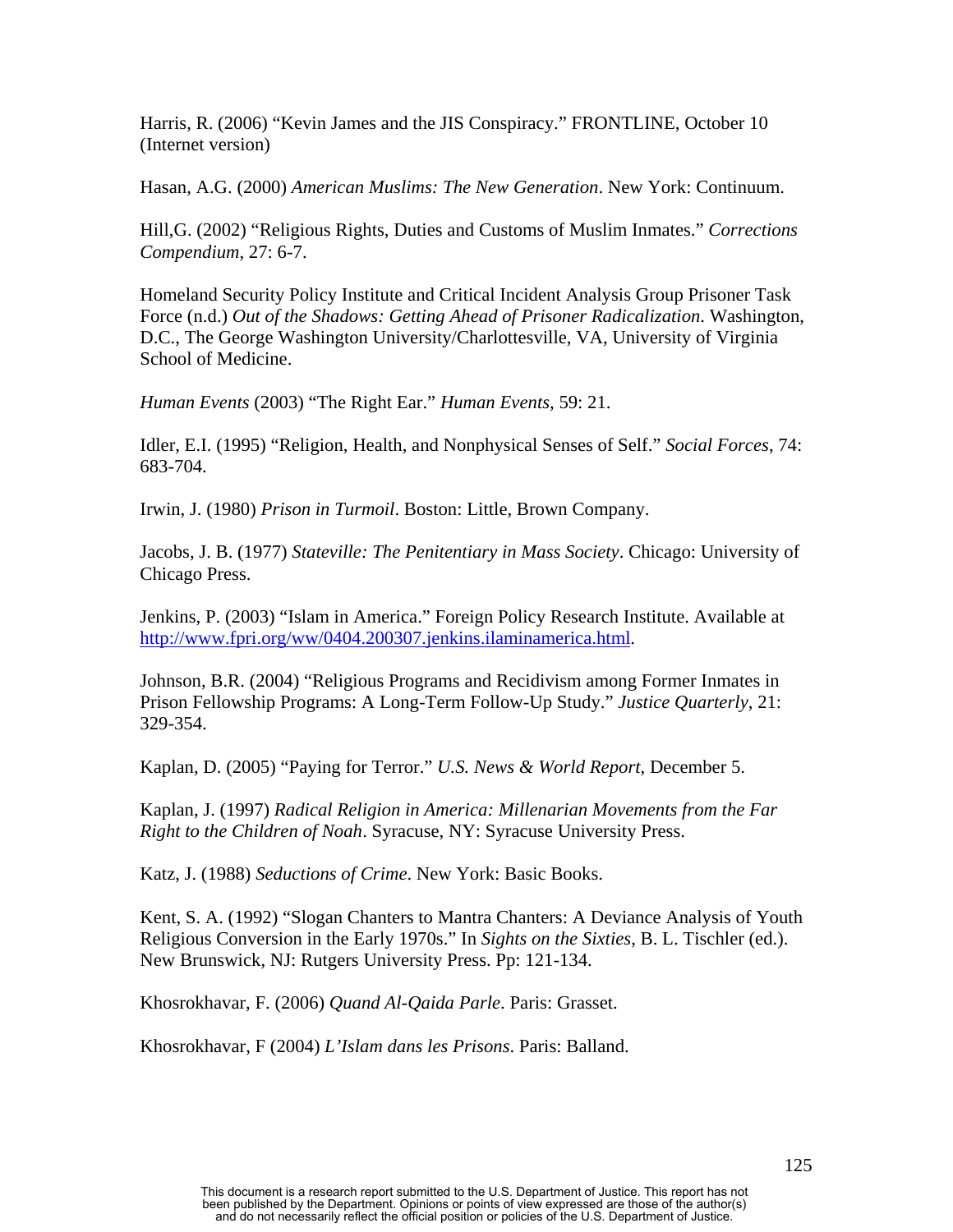Harris, R. (2006) “Kevin James and the JIS Conspiracy.” FRONTLINE, October 10 (Internet version)

Hasan, A.G. (2000) *American Muslims: The New Generation*. New York: Continuum.

Hill,G. (2002) “Religious Rights, Duties and Customs of Muslim Inmates.” *Corrections Compendium*, 27: 6-7.

Homeland Security Policy Institute and Critical Incident Analysis Group Prisoner Task Force (n.d.) *Out of the Shadows: Getting Ahead of Prisoner Radicalization*. Washington, D.C., The George Washington University/Charlottesville, VA, University of Virginia School of Medicine.

*Human Events* (2003) “The Right Ear.” *Human Events*, 59: 21.

Idler, E.I. (1995) “Religion, Health, and Nonphysical Senses of Self.” *Social Forces*, 74: 683-704.

Irwin, J. (1980) *Prison in Turmoil*. Boston: Little, Brown Company.

Jacobs, J. B. (1977) *Stateville: The Penitentiary in Mass Society*. Chicago: University of Chicago Press.

Jenkins, P. (2003) “Islam in America.” Foreign Policy Research Institute. Available at http://www.fpri.org/ww/0404.200307.jenkins.ilaminamerica.html.

Johnson, B.R. (2004) “Religious Programs and Recidivism among Former Inmates in Prison Fellowship Programs: A Long-Term Follow-Up Study.” *Justice Quarterly*, 21: 329-354.

Kaplan, D. (2005) “Paying for Terror.” *U.S. News & World Report*, December 5.

Kaplan, J. (1997) *Radical Religion in America: Millenarian Movements from the Far Right to the Children of Noah*. Syracuse, NY: Syracuse University Press.

Katz, J. (1988) *Seductions of Crime*. New York: Basic Books.

Kent, S. A. (1992) “Slogan Chanters to Mantra Chanters: A Deviance Analysis of Youth Religious Conversion in the Early 1970s.” In *Sights on the Sixties*, B. L. Tischler (ed.). New Brunswick, NJ: Rutgers University Press. Pp: 121-134.

Khosrokhavar, F. (2006) *Quand Al-Qaida Parle*. Paris: Grasset.

Khosrokhavar, F (2004) *L’Islam dans les Prisons*. Paris: Balland.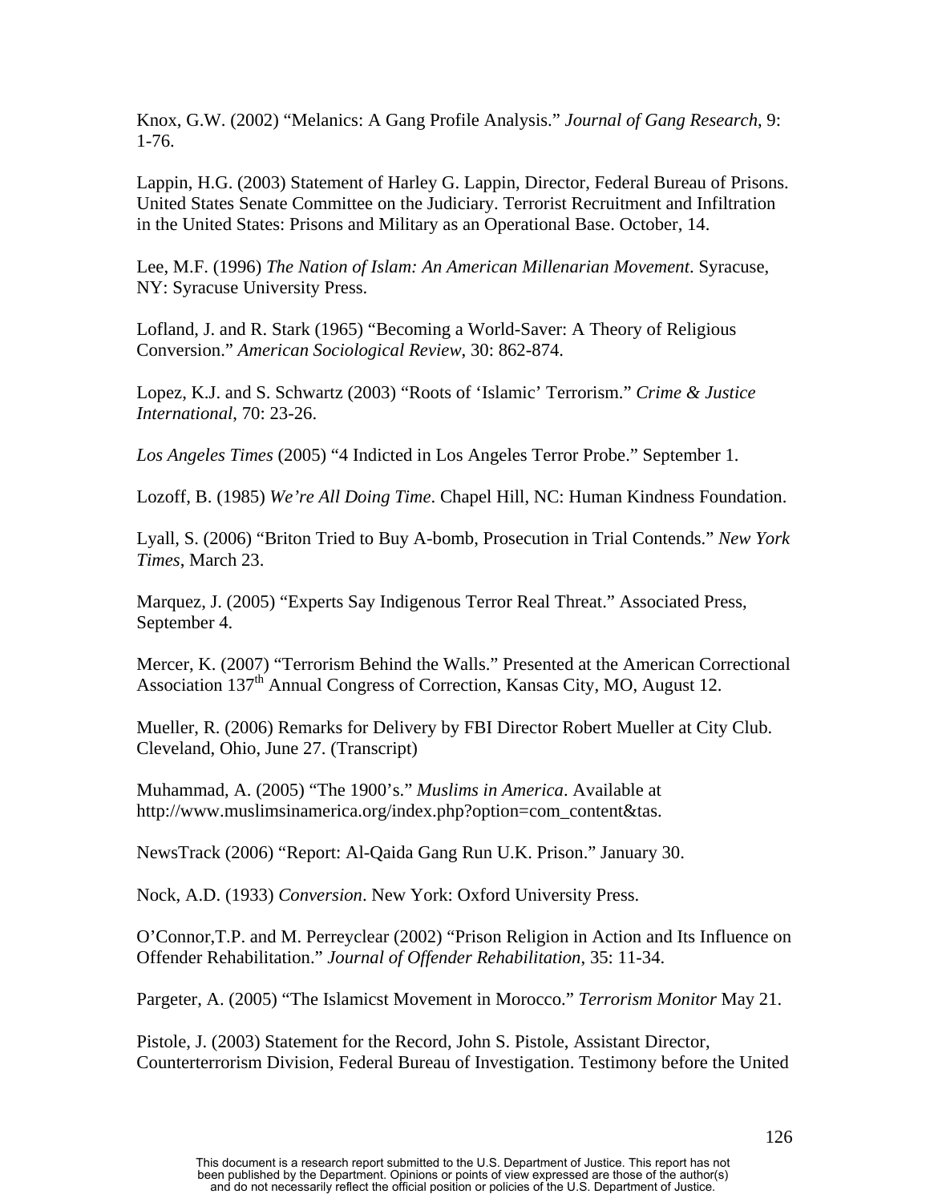Knox, G.W. (2002) "Melanics: A Gang Profile Analysis." *Journal of Gang Research*, 9: 1-76.

Lappin, H.G. (2003) Statement of Harley G. Lappin, Director, Federal Bureau of Prisons. United States Senate Committee on the Judiciary. Terrorist Recruitment and Infiltration in the United States: Prisons and Military as an Operational Base. October, 14.

Lee, M.F. (1996) *The Nation of Islam: An American Millenarian Movement*. Syracuse, NY: Syracuse University Press.

Lofland, J. and R. Stark (1965) "Becoming a World-Saver: A Theory of Religious Conversion." *American Sociological Review*, 30: 862-874.

Lopez, K.J. and S. Schwartz (2003) "Roots of 'Islamic' Terrorism." *Crime & Justice International*, 70: 23-26.

*Los Angeles Times* (2005) "4 Indicted in Los Angeles Terror Probe." September 1.

Lozoff, B. (1985) *We're All Doing Time*. Chapel Hill, NC: Human Kindness Foundation.

Lyall, S. (2006) "Briton Tried to Buy A-bomb, Prosecution in Trial Contends." *New York Times*, March 23.

Marquez, J. (2005) "Experts Say Indigenous Terror Real Threat." Associated Press, September 4.

Mercer, K. (2007) "Terrorism Behind the Walls." Presented at the American Correctional Association 137th Annual Congress of Correction, Kansas City, MO, August 12.

Mueller, R. (2006) Remarks for Delivery by FBI Director Robert Mueller at City Club. Cleveland, Ohio, June 27. (Transcript)

Muhammad, A. (2005) "The 1900's." *Muslims in America*. Available at http://www.muslimsinamerica.org/index.php?option=com_content&tas.

NewsTrack (2006) "Report: Al-Qaida Gang Run U.K. Prison." January 30.

Nock, A.D. (1933) *Conversion*. New York: Oxford University Press.

O'Connor,T.P. and M. Perreyclear (2002) "Prison Religion in Action and Its Influence on Offender Rehabilitation." *Journal of Offender Rehabilitation*, 35: 11-34.

Pargeter, A. (2005) "The Islamicst Movement in Morocco." *Terrorism Monitor* May 21.

Pistole, J. (2003) Statement for the Record, John S. Pistole, Assistant Director, Counterterrorism Division, Federal Bureau of Investigation. Testimony before the United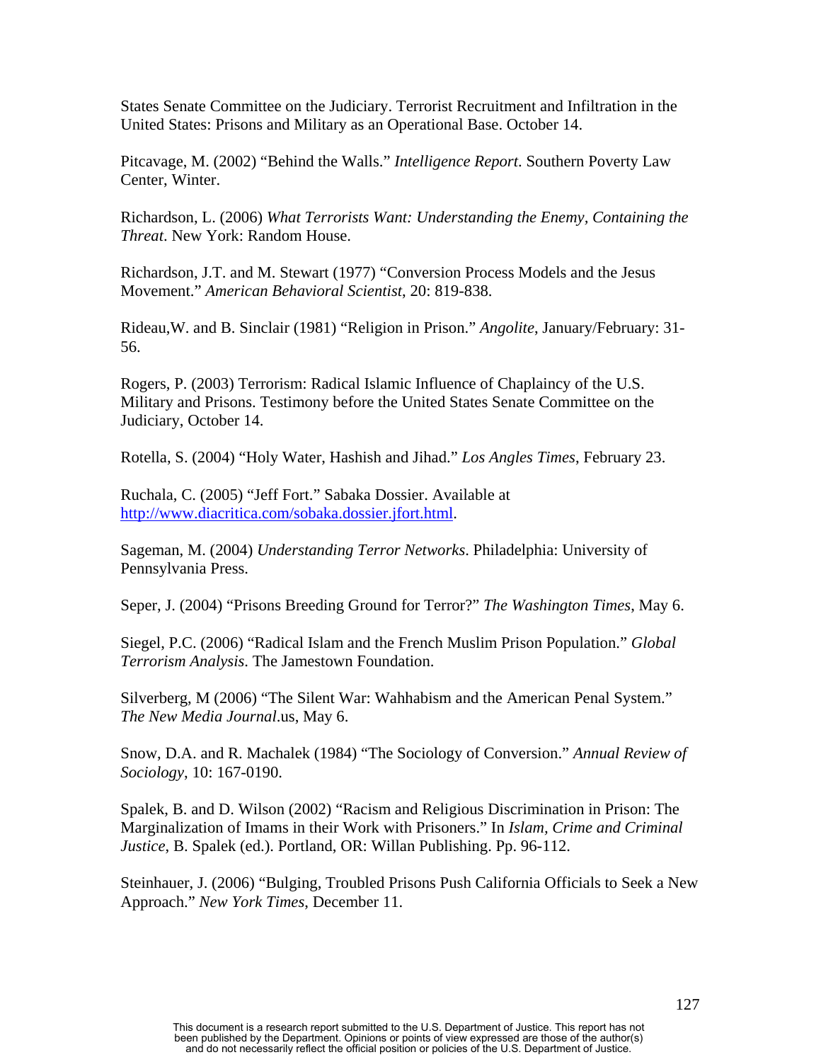States Senate Committee on the Judiciary. Terrorist Recruitment and Infiltration in the United States: Prisons and Military as an Operational Base. October 14.

Pitcavage, M. (2002) "Behind the Walls." *Intelligence Report*. Southern Poverty Law Center, Winter.

Richardson, L. (2006) *What Terrorists Want: Understanding the Enemy, Containing the Threat*. New York: Random House.

Richardson, J.T. and M. Stewart (1977) "Conversion Process Models and the Jesus Movement." *American Behavioral Scientist*, 20: 819-838.

Rideau,W. and B. Sinclair (1981) "Religion in Prison." *Angolite*, January/February: 31-56.

Rogers, P. (2003) Terrorism: Radical Islamic Influence of Chaplaincy of the U.S. Military and Prisons. Testimony before the United States Senate Committee on the Judiciary, October 14.

Rotella, S. (2004) "Holy Water, Hashish and Jihad." *Los Angles Times*, February 23.

Ruchala, C. (2005) "Jeff Fort." Sabaka Dossier. Available at http://www.diacritica.com/sobaka.dossier.jfort.html.

Sageman, M. (2004) *Understanding Terror Networks*. Philadelphia: University of Pennsylvania Press.

Seper, J. (2004) "Prisons Breeding Ground for Terror?" *The Washington Times*, May 6.

Siegel, P.C. (2006) "Radical Islam and the French Muslim Prison Population." *Global Terrorism Analysis*. The Jamestown Foundation.

Silverberg, M (2006) "The Silent War: Wahhabism and the American Penal System." *The New Media Journal*.us, May 6.

Snow, D.A. and R. Machalek (1984) "The Sociology of Conversion." *Annual Review of Sociology*, 10: 167-0190.

Spalek, B. and D. Wilson (2002) "Racism and Religious Discrimination in Prison: The Marginalization of Imams in their Work with Prisoners." In *Islam, Crime and Criminal Justice*, B. Spalek (ed.). Portland, OR: Willan Publishing. Pp. 96-112.

Steinhauer, J. (2006) "Bulging, Troubled Prisons Push California Officials to Seek a New Approach." *New York Times*, December 11.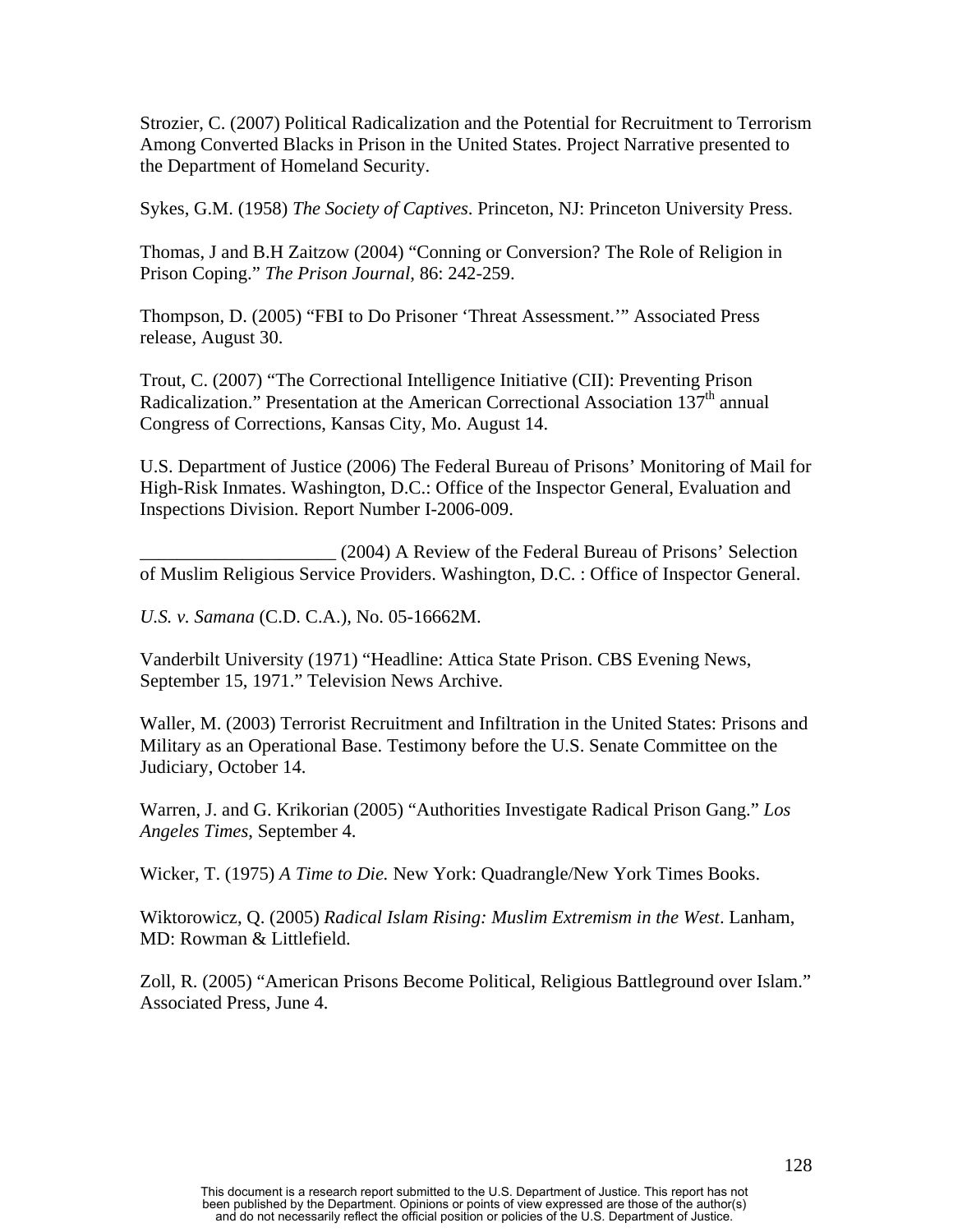Strozier, C. (2007) Political Radicalization and the Potential for Recruitment to Terrorism Among Converted Blacks in Prison in the United States. Project Narrative presented to the Department of Homeland Security.

Sykes, G.M. (1958) *The Society of Captives*. Princeton, NJ: Princeton University Press.

Thomas, J and B.H Zaitzow (2004) "Conning or Conversion? The Role of Religion in Prison Coping." *The Prison Journal*, 86: 242-259.

Thompson, D. (2005) "FBI to Do Prisoner 'Threat Assessment.'" Associated Press release, August 30.

Trout, C. (2007) "The Correctional Intelligence Initiative (CII): Preventing Prison Radicalization." Presentation at the American Correctional Association 137th annual Congress of Corrections, Kansas City, Mo. August 14.

U.S. Department of Justice (2006) The Federal Bureau of Prisons' Monitoring of Mail for High-Risk Inmates. Washington, D.C.: Office of the Inspector General, Evaluation and Inspections Division. Report Number I-2006-009.

____________________ (2004) A Review of the Federal Bureau of Prisons' Selection of Muslim Religious Service Providers. Washington, D.C. : Office of Inspector General.

*U.S. v. Samana* (C.D. C.A.), No. 05-16662M.

Vanderbilt University (1971) "Headline: Attica State Prison. CBS Evening News, September 15, 1971." Television News Archive.

Waller, M. (2003) Terrorist Recruitment and Infiltration in the United States: Prisons and Military as an Operational Base. Testimony before the U.S. Senate Committee on the Judiciary, October 14.

Warren, J. and G. Krikorian (2005) "Authorities Investigate Radical Prison Gang." *Los Angeles Times*, September 4.

Wicker, T. (1975) *A Time to Die.* New York: Quadrangle/New York Times Books.

Wiktorowicz, Q. (2005) *Radical Islam Rising: Muslim Extremism in the West*. Lanham, MD: Rowman & Littlefield.

Zoll, R. (2005) "American Prisons Become Political, Religious Battleground over Islam." Associated Press, June 4.

This document is a research report submitted to the U.S. Department of Justice. This report has not been published by the Department. Opinions or points of view expressed are those of the author(s) and do not necessarily reflect the official position or policies of the U.S. Department of Justice.